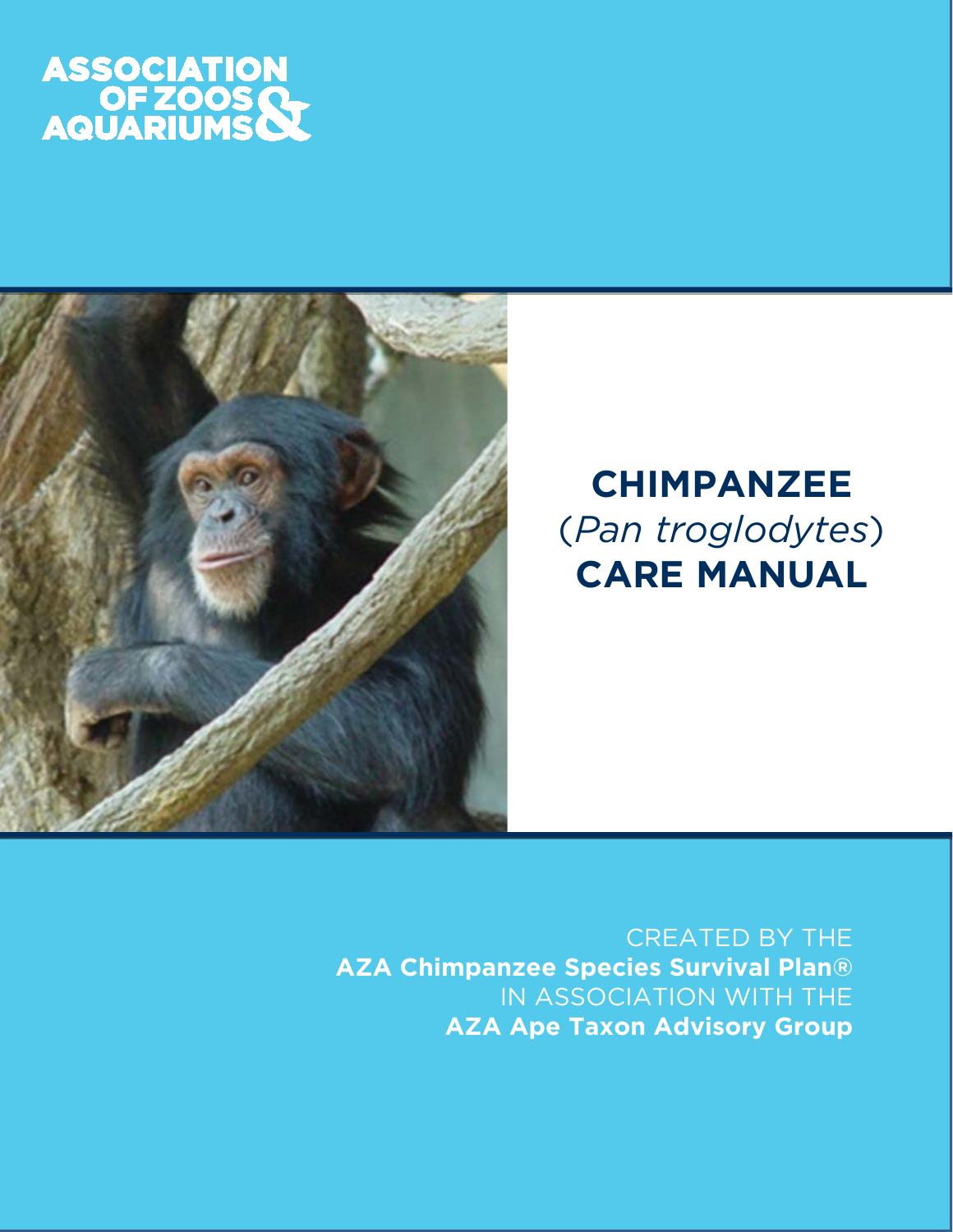ASSOCIATION OF ZOOS & AQUARIUMS

# CHIMPANZEE (*Pan troglodytes*) CARE MANUAL

CREATED BY THE
**AZA Chimpanzee Species Survival Plan®**
IN ASSOCIATION WITH THE
**AZA Ape Taxon Advisory Group**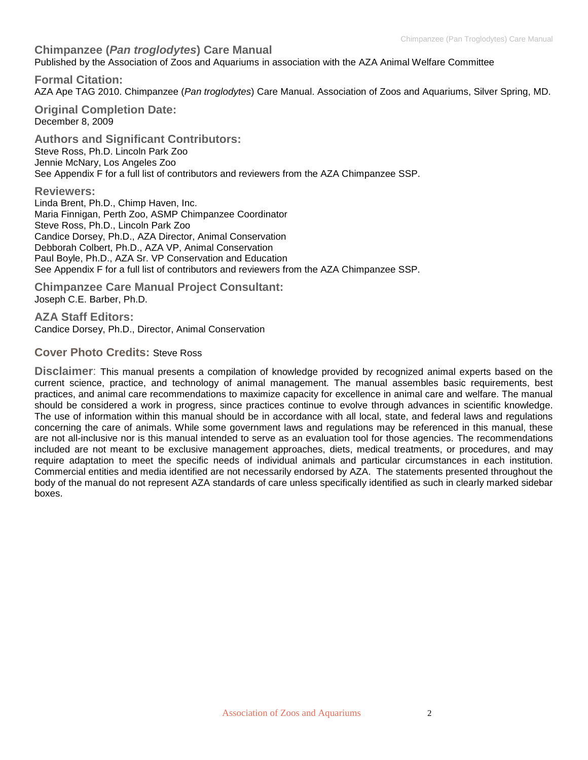## Chimpanzee (*Pan troglodytes*) Care Manual

Published by the Association of Zoos and Aquariums in association with the AZA Animal Welfare Committee

**Formal Citation:**
AZA Ape TAG 2010. Chimpanzee (*Pan troglodytes*) Care Manual. Association of Zoos and Aquariums, Silver Spring, MD.

**Original Completion Date:**
December 8, 2009

**Authors and Significant Contributors:**
Steve Ross, Ph.D. Lincoln Park Zoo
Jennie McNary, Los Angeles Zoo
See Appendix F for a full list of contributors and reviewers from the AZA Chimpanzee SSP.

**Reviewers:**
Linda Brent, Ph.D., Chimp Haven, Inc.
Maria Finnigan, Perth Zoo, ASMP Chimpanzee Coordinator
Steve Ross, Ph.D., Lincoln Park Zoo
Candice Dorsey, Ph.D., AZA Director, Animal Conservation
Debborah Colbert, Ph.D., AZA VP, Animal Conservation
Paul Boyle, Ph.D., AZA Sr. VP Conservation and Education
See Appendix F for a full list of contributors and reviewers from the AZA Chimpanzee SSP.

**Chimpanzee Care Manual Project Consultant:**
Joseph C.E. Barber, Ph.D.

**AZA Staff Editors:**
Candice Dorsey, Ph.D., Director, Animal Conservation

**Cover Photo Credits:** Steve Ross

**Disclaimer**: This manual presents a compilation of knowledge provided by recognized animal experts based on the current science, practice, and technology of animal management. The manual assembles basic requirements, best practices, and animal care recommendations to maximize capacity for excellence in animal care and welfare. The manual should be considered a work in progress, since practices continue to evolve through advances in scientific knowledge. The use of information within this manual should be in accordance with all local, state, and federal laws and regulations concerning the care of animals. While some government laws and regulations may be referenced in this manual, these are not all-inclusive nor is this manual intended to serve as an evaluation tool for those agencies. The recommendations included are not meant to be exclusive management approaches, diets, medical treatments, or procedures, and may require adaptation to meet the specific needs of individual animals and particular circumstances in each institution. Commercial entities and media identified are not necessarily endorsed by AZA. The statements presented throughout the body of the manual do not represent AZA standards of care unless specifically identified as such in clearly marked sidebar boxes.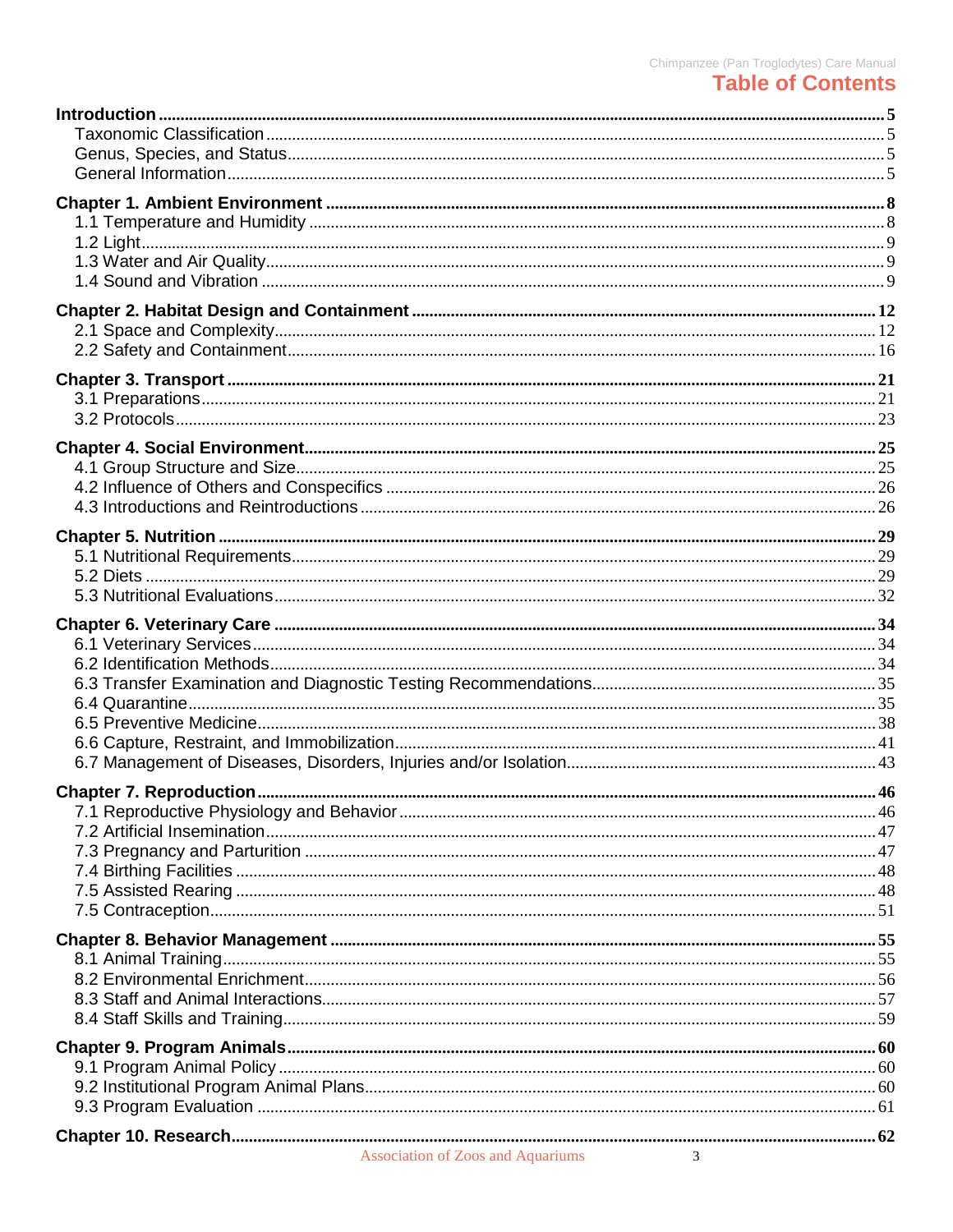# Table of Contents

**Introduction** ..... 5
- Taxonomic Classification ..... 5
- Genus, Species, and Status ..... 5
- General Information ..... 5

**Chapter 1. Ambient Environment** ..... 8
- 1.1 Temperature and Humidity ..... 8
- 1.2 Light ..... 9
- 1.3 Water and Air Quality ..... 9
- 1.4 Sound and Vibration ..... 9

**Chapter 2. Habitat Design and Containment** ..... 12
- 2.1 Space and Complexity ..... 12
- 2.2 Safety and Containment ..... 16

**Chapter 3. Transport** ..... 21
- 3.1 Preparations ..... 21
- 3.2 Protocols ..... 23

**Chapter 4. Social Environment** ..... 25
- 4.1 Group Structure and Size ..... 25
- 4.2 Influence of Others and Conspecifics ..... 26
- 4.3 Introductions and Reintroductions ..... 26

**Chapter 5. Nutrition** ..... 29
- 5.1 Nutritional Requirements ..... 29
- 5.2 Diets ..... 29
- 5.3 Nutritional Evaluations ..... 32

**Chapter 6. Veterinary Care** ..... 34
- 6.1 Veterinary Services ..... 34
- 6.2 Identification Methods ..... 34
- 6.3 Transfer Examination and Diagnostic Testing Recommendations ..... 35
- 6.4 Quarantine ..... 35
- 6.5 Preventive Medicine ..... 38
- 6.6 Capture, Restraint, and Immobilization ..... 41
- 6.7 Management of Diseases, Disorders, Injuries and/or Isolation ..... 43

**Chapter 7. Reproduction** ..... 46
- 7.1 Reproductive Physiology and Behavior ..... 46
- 7.2 Artificial Insemination ..... 47
- 7.3 Pregnancy and Parturition ..... 47
- 7.4 Birthing Facilities ..... 48
- 7.5 Assisted Rearing ..... 48
- 7.5 Contraception ..... 51

**Chapter 8. Behavior Management** ..... 55
- 8.1 Animal Training ..... 55
- 8.2 Environmental Enrichment ..... 56
- 8.3 Staff and Animal Interactions ..... 57
- 8.4 Staff Skills and Training ..... 59

**Chapter 9. Program Animals** ..... 60
- 9.1 Program Animal Policy ..... 60
- 9.2 Institutional Program Animal Plans ..... 60
- 9.3 Program Evaluation ..... 61

**Chapter 10. Research** ..... 62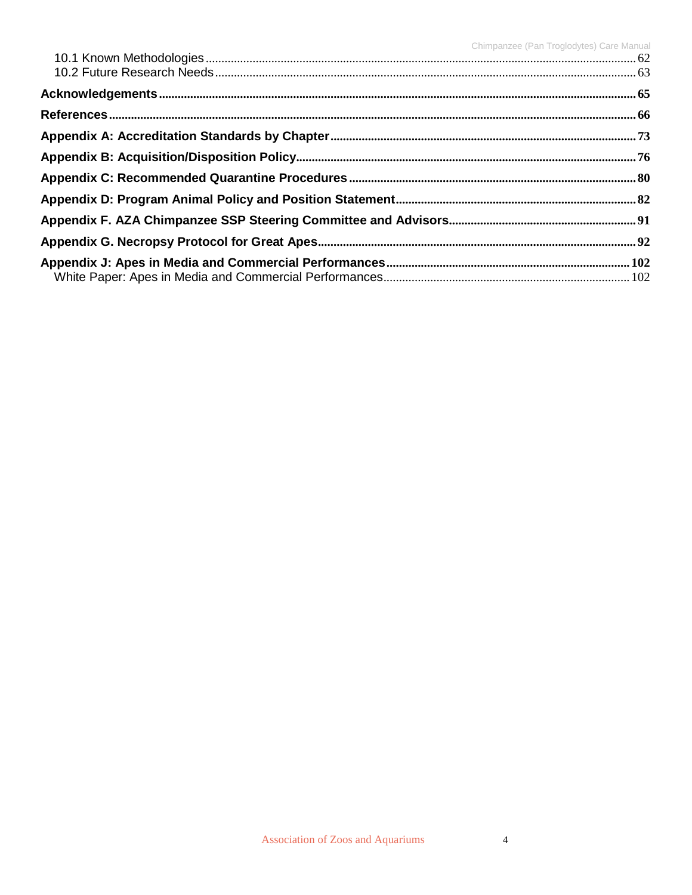10.1 Known Methodologies ........ 62
10.2 Future Research Needs ........ 63

**Acknowledgements ........ 65**

**References ........ 66**

**Appendix A: Accreditation Standards by Chapter ........ 73**

**Appendix B: Acquisition/Disposition Policy ........ 76**

**Appendix C: Recommended Quarantine Procedures ........ 80**

**Appendix D: Program Animal Policy and Position Statement ........ 82**

**Appendix F. AZA Chimpanzee SSP Steering Committee and Advisors ........ 91**

**Appendix G. Necropsy Protocol for Great Apes ........ 92**

**Appendix J: Apes in Media and Commercial Performances ........ 102**
White Paper: Apes in Media and Commercial Performances ........ 102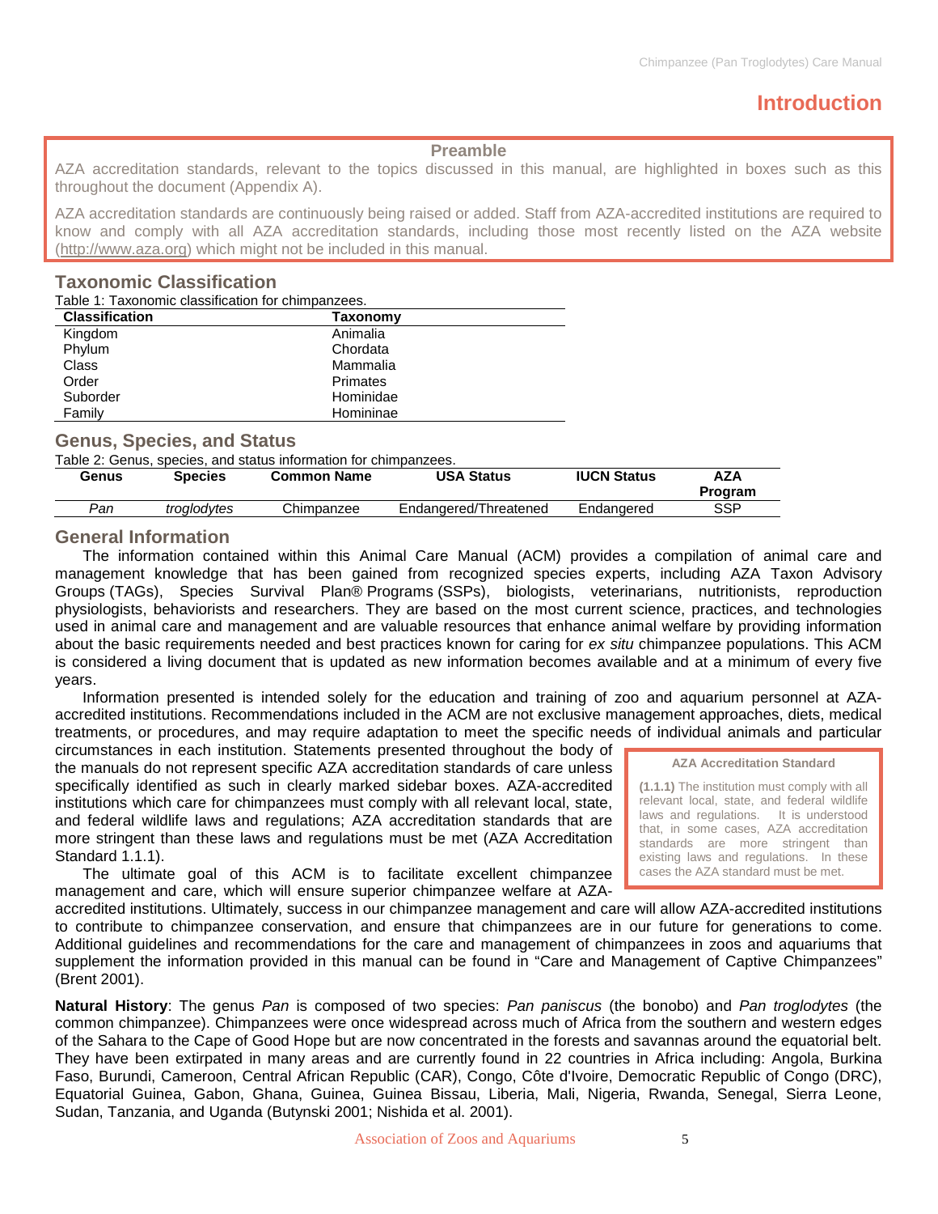# Introduction

> **Preamble**
>
> AZA accreditation standards, relevant to the topics discussed in this manual, are highlighted in boxes such as this throughout the document (Appendix A).
>
> AZA accreditation standards are continuously being raised or added. Staff from AZA-accredited institutions are required to know and comply with all AZA accreditation standards, including those most recently listed on the AZA website (http://www.aza.org) which might not be included in this manual.

## Taxonomic Classification

Table 1: Taxonomic classification for chimpanzees.

| Classification | Taxonomy |
|---|---|
| Kingdom | Animalia |
| Phylum | Chordata |
| Class | Mammalia |
| Order | Primates |
| Suborder | Hominidae |
| Family | Homininae |

## Genus, Species, and Status

Table 2: Genus, species, and status information for chimpanzees.

| Genus | Species | Common Name | USA Status | IUCN Status | AZA Program |
|---|---|---|---|---|---|
| *Pan* | *troglodytes* | Chimpanzee | Endangered/Threatened | Endangered | SSP |

## General Information

The information contained within this Animal Care Manual (ACM) provides a compilation of animal care and management knowledge that has been gained from recognized species experts, including AZA Taxon Advisory Groups (TAGs), Species Survival Plan® Programs (SSPs), biologists, veterinarians, nutritionists, reproduction physiologists, behaviorists and researchers. They are based on the most current science, practices, and technologies used in animal care and management and are valuable resources that enhance animal welfare by providing information about the basic requirements needed and best practices known for caring for *ex situ* chimpanzee populations. This ACM is considered a living document that is updated as new information becomes available and at a minimum of every five years.

Information presented is intended solely for the education and training of zoo and aquarium personnel at AZA-accredited institutions. Recommendations included in the ACM are not exclusive management approaches, diets, medical treatments, or procedures, and may require adaptation to meet the specific needs of individual animals and particular circumstances in each institution. Statements presented throughout the body of the manuals do not represent specific AZA accreditation standards of care unless specifically identified as such in clearly marked sidebar boxes. AZA-accredited institutions which care for chimpanzees must comply with all relevant local, state, and federal wildlife laws and regulations; AZA accreditation standards that are more stringent than these laws and regulations must be met (AZA Accreditation Standard 1.1.1).

> **AZA Accreditation Standard**
>
> **(1.1.1)** The institution must comply with all relevant local, state, and federal wildlife laws and regulations. It is understood that, in some cases, AZA accreditation standards are more stringent than existing laws and regulations. In these cases the AZA standard must be met.

The ultimate goal of this ACM is to facilitate excellent chimpanzee management and care, which will ensure superior chimpanzee welfare at AZA-accredited institutions. Ultimately, success in our chimpanzee management and care will allow AZA-accredited institutions to contribute to chimpanzee conservation, and ensure that chimpanzees are in our future for generations to come. Additional guidelines and recommendations for the care and management of chimpanzees in zoos and aquariums that supplement the information provided in this manual can be found in "Care and Management of Captive Chimpanzees" (Brent 2001).

**Natural History**: The genus *Pan* is composed of two species: *Pan paniscus* (the bonobo) and *Pan troglodytes* (the common chimpanzee). Chimpanzees were once widespread across much of Africa from the southern and western edges of the Sahara to the Cape of Good Hope but are now concentrated in the forests and savannas around the equatorial belt. They have been extirpated in many areas and are currently found in 22 countries in Africa including: Angola, Burkina Faso, Burundi, Cameroon, Central African Republic (CAR), Congo, Côte d'Ivoire, Democratic Republic of Congo (DRC), Equatorial Guinea, Gabon, Ghana, Guinea, Guinea Bissau, Liberia, Mali, Nigeria, Rwanda, Senegal, Sierra Leone, Sudan, Tanzania, and Uganda (Butynski 2001; Nishida et al. 2001).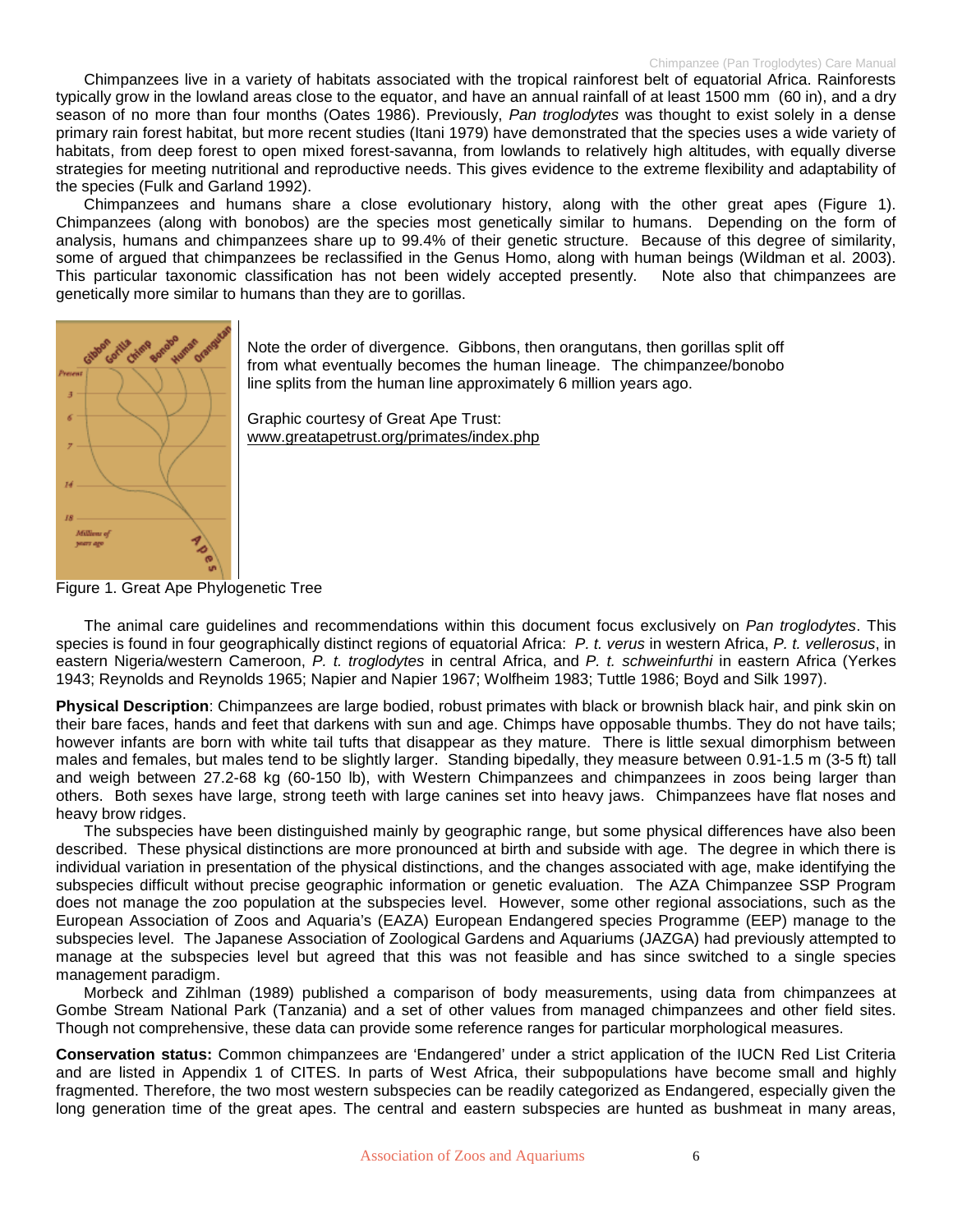Chimpanzees live in a variety of habitats associated with the tropical rainforest belt of equatorial Africa. Rainforests typically grow in the lowland areas close to the equator, and have an annual rainfall of at least 1500 mm (60 in), and a dry season of no more than four months (Oates 1986). Previously, *Pan troglodytes* was thought to exist solely in a dense primary rain forest habitat, but more recent studies (Itani 1979) have demonstrated that the species uses a wide variety of habitats, from deep forest to open mixed forest-savanna, from lowlands to relatively high altitudes, with equally diverse strategies for meeting nutritional and reproductive needs. This gives evidence to the extreme flexibility and adaptability of the species (Fulk and Garland 1992).

Chimpanzees and humans share a close evolutionary history, along with the other great apes (Figure 1). Chimpanzees (along with bonobos) are the species most genetically similar to humans. Depending on the form of analysis, humans and chimpanzees share up to 99.4% of their genetic structure. Because of this degree of similarity, some of argued that chimpanzees be reclassified in the Genus Homo, along with human beings (Wildman et al. 2003). This particular taxonomic classification has not been widely accepted presently. Note also that chimpanzees are genetically more similar to humans than they are to gorillas.

Note the order of divergence. Gibbons, then orangutans, then gorillas split off from what eventually becomes the human lineage. The chimpanzee/bonobo line splits from the human line approximately 6 million years ago.

Graphic courtesy of Great Ape Trust: www.greatapetrust.org/primates/index.php

Figure 1. Great Ape Phylogenetic Tree

The animal care guidelines and recommendations within this document focus exclusively on *Pan troglodytes*. This species is found in four geographically distinct regions of equatorial Africa: *P. t. verus* in western Africa, *P. t. vellerosus*, in eastern Nigeria/western Cameroon, *P. t. troglodytes* in central Africa, and *P. t. schweinfurthi* in eastern Africa (Yerkes 1943; Reynolds and Reynolds 1965; Napier and Napier 1967; Wolfheim 1983; Tuttle 1986; Boyd and Silk 1997).

**Physical Description**: Chimpanzees are large bodied, robust primates with black or brownish black hair, and pink skin on their bare faces, hands and feet that darkens with sun and age. Chimps have opposable thumbs. They do not have tails; however infants are born with white tail tufts that disappear as they mature. There is little sexual dimorphism between males and females, but males tend to be slightly larger. Standing bipedally, they measure between 0.91-1.5 m (3-5 ft) tall and weigh between 27.2-68 kg (60-150 lb), with Western Chimpanzees and chimpanzees in zoos being larger than others. Both sexes have large, strong teeth with large canines set into heavy jaws. Chimpanzees have flat noses and heavy brow ridges.

The subspecies have been distinguished mainly by geographic range, but some physical differences have also been described. These physical distinctions are more pronounced at birth and subside with age. The degree in which there is individual variation in presentation of the physical distinctions, and the changes associated with age, make identifying the subspecies difficult without precise geographic information or genetic evaluation. The AZA Chimpanzee SSP Program does not manage the zoo population at the subspecies level. However, some other regional associations, such as the European Association of Zoos and Aquaria's (EAZA) European Endangered species Programme (EEP) manage to the subspecies level. The Japanese Association of Zoological Gardens and Aquariums (JAZGA) had previously attempted to manage at the subspecies level but agreed that this was not feasible and has since switched to a single species management paradigm.

Morbeck and Zihlman (1989) published a comparison of body measurements, using data from chimpanzees at Gombe Stream National Park (Tanzania) and a set of other values from managed chimpanzees and other field sites. Though not comprehensive, these data can provide some reference ranges for particular morphological measures.

**Conservation status:** Common chimpanzees are 'Endangered' under a strict application of the IUCN Red List Criteria and are listed in Appendix 1 of CITES. In parts of West Africa, their subpopulations have become small and highly fragmented. Therefore, the two most western subspecies can be readily categorized as Endangered, especially given the long generation time of the great apes. The central and eastern subspecies are hunted as bushmeat in many areas,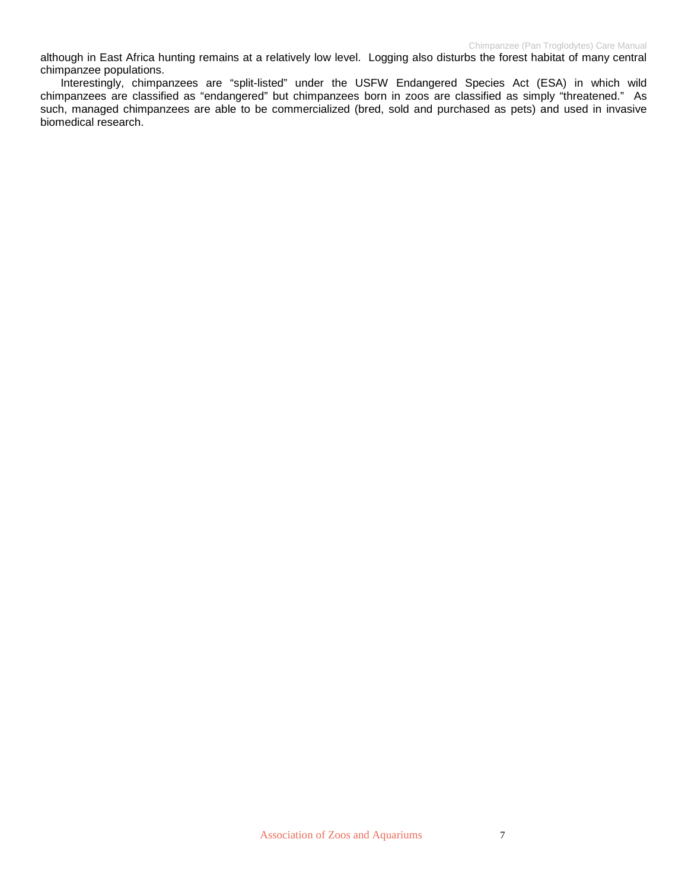although in East Africa hunting remains at a relatively low level. Logging also disturbs the forest habitat of many central chimpanzee populations.

Interestingly, chimpanzees are "split-listed" under the USFW Endangered Species Act (ESA) in which wild chimpanzees are classified as "endangered" but chimpanzees born in zoos are classified as simply "threatened." As such, managed chimpanzees are able to be commercialized (bred, sold and purchased as pets) and used in invasive biomedical research.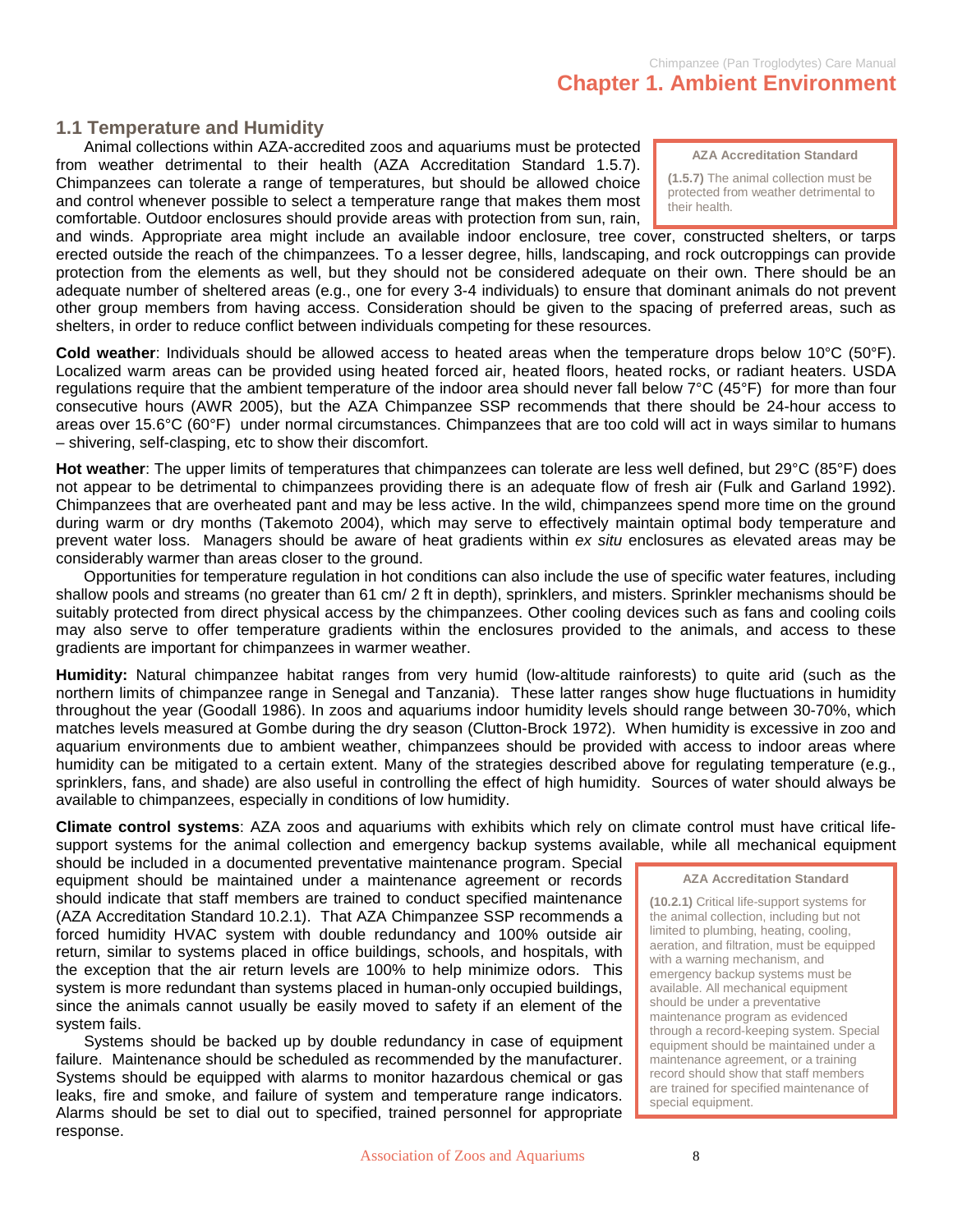# Chapter 1. Ambient Environment

## 1.1 Temperature and Humidity

Animal collections within AZA-accredited zoos and aquariums must be protected from weather detrimental to their health (AZA Accreditation Standard 1.5.7). Chimpanzees can tolerate a range of temperatures, but should be allowed choice and control whenever possible to select a temperature range that makes them most comfortable. Outdoor enclosures should provide areas with protection from sun, rain, and winds. Appropriate area might include an available indoor enclosure, tree cover, constructed shelters, or tarps erected outside the reach of the chimpanzees. To a lesser degree, hills, landscaping, and rock outcroppings can provide protection from the elements as well, but they should not be considered adequate on their own. There should be an adequate number of sheltered areas (e.g., one for every 3-4 individuals) to ensure that dominant animals do not prevent other group members from having access. Consideration should be given to the spacing of preferred areas, such as shelters, in order to reduce conflict between individuals competing for these resources.

> **AZA Accreditation Standard**
>
> **(1.5.7)** The animal collection must be protected from weather detrimental to their health.

**Cold weather**: Individuals should be allowed access to heated areas when the temperature drops below 10°C (50°F). Localized warm areas can be provided using heated forced air, heated floors, heated rocks, or radiant heaters. USDA regulations require that the ambient temperature of the indoor area should never fall below 7°C (45°F) for more than four consecutive hours (AWR 2005), but the AZA Chimpanzee SSP recommends that there should be 24-hour access to areas over 15.6°C (60°F) under normal circumstances. Chimpanzees that are too cold will act in ways similar to humans – shivering, self-clasping, etc to show their discomfort.

**Hot weather**: The upper limits of temperatures that chimpanzees can tolerate are less well defined, but 29°C (85°F) does not appear to be detrimental to chimpanzees providing there is an adequate flow of fresh air (Fulk and Garland 1992). Chimpanzees that are overheated pant and may be less active. In the wild, chimpanzees spend more time on the ground during warm or dry months (Takemoto 2004), which may serve to effectively maintain optimal body temperature and prevent water loss. Managers should be aware of heat gradients within *ex situ* enclosures as elevated areas may be considerably warmer than areas closer to the ground.

Opportunities for temperature regulation in hot conditions can also include the use of specific water features, including shallow pools and streams (no greater than 61 cm/ 2 ft in depth), sprinklers, and misters. Sprinkler mechanisms should be suitably protected from direct physical access by the chimpanzees. Other cooling devices such as fans and cooling coils may also serve to offer temperature gradients within the enclosures provided to the animals, and access to these gradients are important for chimpanzees in warmer weather.

**Humidity:** Natural chimpanzee habitat ranges from very humid (low-altitude rainforests) to quite arid (such as the northern limits of chimpanzee range in Senegal and Tanzania). These latter ranges show huge fluctuations in humidity throughout the year (Goodall 1986). In zoos and aquariums indoor humidity levels should range between 30-70%, which matches levels measured at Gombe during the dry season (Clutton-Brock 1972). When humidity is excessive in zoo and aquarium environments due to ambient weather, chimpanzees should be provided with access to indoor areas where humidity can be mitigated to a certain extent. Many of the strategies described above for regulating temperature (e.g., sprinklers, fans, and shade) are also useful in controlling the effect of high humidity. Sources of water should always be available to chimpanzees, especially in conditions of low humidity.

**Climate control systems**: AZA zoos and aquariums with exhibits which rely on climate control must have critical life-support systems for the animal collection and emergency backup systems available, while all mechanical equipment should be included in a documented preventative maintenance program. Special equipment should be maintained under a maintenance agreement or records should indicate that staff members are trained to conduct specified maintenance (AZA Accreditation Standard 10.2.1). That AZA Chimpanzee SSP recommends a forced humidity HVAC system with double redundancy and 100% outside air return, similar to systems placed in office buildings, schools, and hospitals, with the exception that the air return levels are 100% to help minimize odors. This system is more redundant than systems placed in human-only occupied buildings, since the animals cannot usually be easily moved to safety if an element of the system fails.

Systems should be backed up by double redundancy in case of equipment failure. Maintenance should be scheduled as recommended by the manufacturer. Systems should be equipped with alarms to monitor hazardous chemical or gas leaks, fire and smoke, and failure of system and temperature range indicators. Alarms should be set to dial out to specified, trained personnel for appropriate response.

> **AZA Accreditation Standard**
>
> **(10.2.1)** Critical life-support systems for the animal collection, including but not limited to plumbing, heating, cooling, aeration, and filtration, must be equipped with a warning mechanism, and emergency backup systems must be available. All mechanical equipment should be under a preventative maintenance program as evidenced through a record-keeping system. Special equipment should be maintained under a maintenance agreement, or a training record should show that staff members are trained for specified maintenance of special equipment.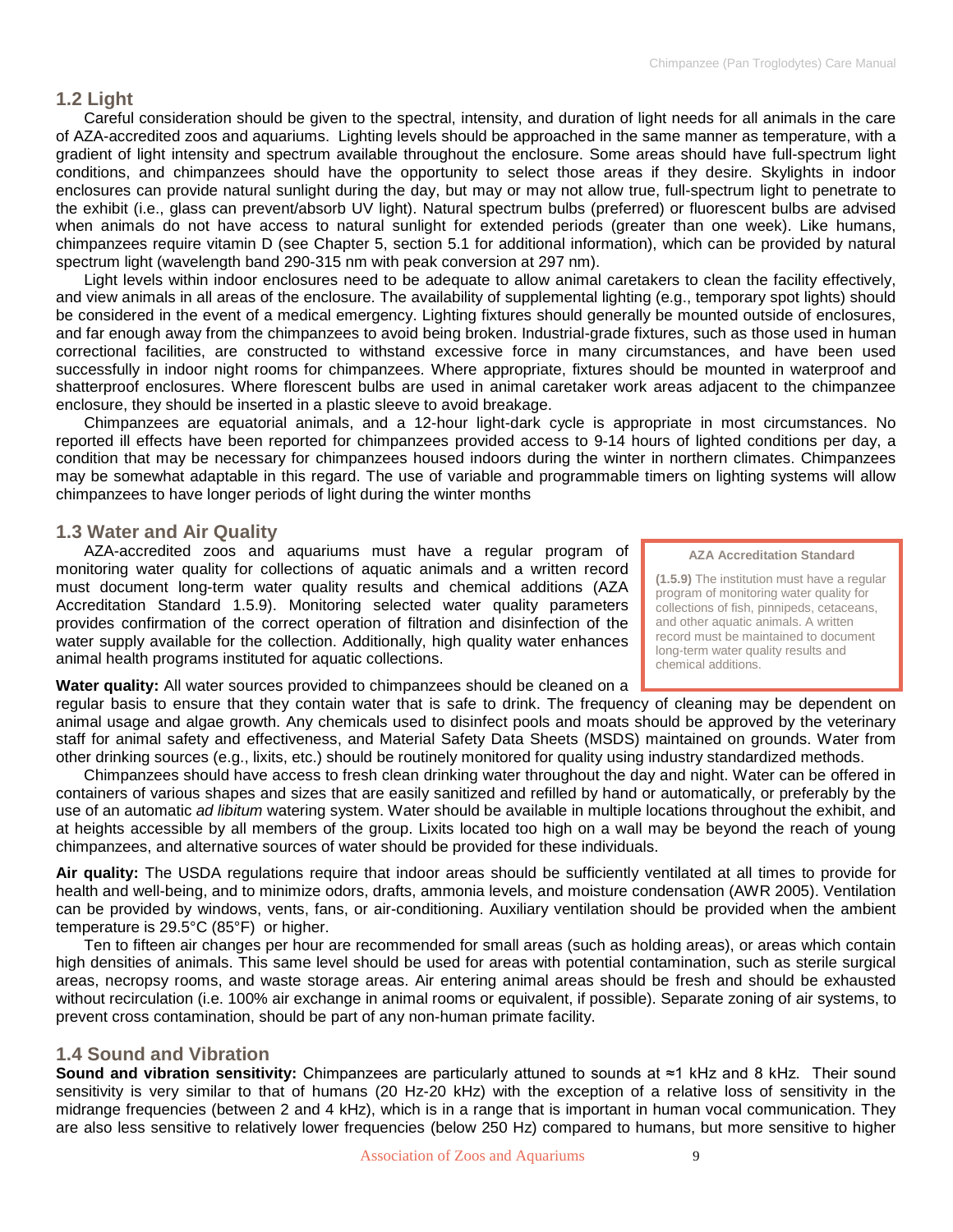## 1.2 Light

Careful consideration should be given to the spectral, intensity, and duration of light needs for all animals in the care of AZA-accredited zoos and aquariums. Lighting levels should be approached in the same manner as temperature, with a gradient of light intensity and spectrum available throughout the enclosure. Some areas should have full-spectrum light conditions, and chimpanzees should have the opportunity to select those areas if they desire. Skylights in indoor enclosures can provide natural sunlight during the day, but may or may not allow true, full-spectrum light to penetrate to the exhibit (i.e., glass can prevent/absorb UV light). Natural spectrum bulbs (preferred) or fluorescent bulbs are advised when animals do not have access to natural sunlight for extended periods (greater than one week). Like humans, chimpanzees require vitamin D (see Chapter 5, section 5.1 for additional information), which can be provided by natural spectrum light (wavelength band 290-315 nm with peak conversion at 297 nm).

Light levels within indoor enclosures need to be adequate to allow animal caretakers to clean the facility effectively, and view animals in all areas of the enclosure. The availability of supplemental lighting (e.g., temporary spot lights) should be considered in the event of a medical emergency. Lighting fixtures should generally be mounted outside of enclosures, and far enough away from the chimpanzees to avoid being broken. Industrial-grade fixtures, such as those used in human correctional facilities, are constructed to withstand excessive force in many circumstances, and have been used successfully in indoor night rooms for chimpanzees. Where appropriate, fixtures should be mounted in waterproof and shatterproof enclosures. Where florescent bulbs are used in animal caretaker work areas adjacent to the chimpanzee enclosure, they should be inserted in a plastic sleeve to avoid breakage.

Chimpanzees are equatorial animals, and a 12-hour light-dark cycle is appropriate in most circumstances. No reported ill effects have been reported for chimpanzees provided access to 9-14 hours of lighted conditions per day, a condition that may be necessary for chimpanzees housed indoors during the winter in northern climates. Chimpanzees may be somewhat adaptable in this regard. The use of variable and programmable timers on lighting systems will allow chimpanzees to have longer periods of light during the winter months

## 1.3 Water and Air Quality

AZA-accredited zoos and aquariums must have a regular program of monitoring water quality for collections of aquatic animals and a written record must document long-term water quality results and chemical additions (AZA Accreditation Standard 1.5.9). Monitoring selected water quality parameters provides confirmation of the correct operation of filtration and disinfection of the water supply available for the collection. Additionally, high quality water enhances animal health programs instituted for aquatic collections.

> **AZA Accreditation Standard**
>
> **(1.5.9)** The institution must have a regular program of monitoring water quality for collections of fish, pinnipeds, cetaceans, and other aquatic animals. A written record must be maintained to document long-term water quality results and chemical additions.

**Water quality:** All water sources provided to chimpanzees should be cleaned on a regular basis to ensure that they contain water that is safe to drink. The frequency of cleaning may be dependent on animal usage and algae growth. Any chemicals used to disinfect pools and moats should be approved by the veterinary staff for animal safety and effectiveness, and Material Safety Data Sheets (MSDS) maintained on grounds. Water from other drinking sources (e.g., lixits, etc.) should be routinely monitored for quality using industry standardized methods.

Chimpanzees should have access to fresh clean drinking water throughout the day and night. Water can be offered in containers of various shapes and sizes that are easily sanitized and refilled by hand or automatically, or preferably by the use of an automatic *ad libitum* watering system. Water should be available in multiple locations throughout the exhibit, and at heights accessible by all members of the group. Lixits located too high on a wall may be beyond the reach of young chimpanzees, and alternative sources of water should be provided for these individuals.

**Air quality:** The USDA regulations require that indoor areas should be sufficiently ventilated at all times to provide for health and well-being, and to minimize odors, drafts, ammonia levels, and moisture condensation (AWR 2005). Ventilation can be provided by windows, vents, fans, or air-conditioning. Auxiliary ventilation should be provided when the ambient temperature is 29.5°C (85°F) or higher.

Ten to fifteen air changes per hour are recommended for small areas (such as holding areas), or areas which contain high densities of animals. This same level should be used for areas with potential contamination, such as sterile surgical areas, necropsy rooms, and waste storage areas. Air entering animal areas should be fresh and should be exhausted without recirculation (i.e. 100% air exchange in animal rooms or equivalent, if possible). Separate zoning of air systems, to prevent cross contamination, should be part of any non-human primate facility.

## 1.4 Sound and Vibration

**Sound and vibration sensitivity:** Chimpanzees are particularly attuned to sounds at ≈1 kHz and 8 kHz. Their sound sensitivity is very similar to that of humans (20 Hz-20 kHz) with the exception of a relative loss of sensitivity in the midrange frequencies (between 2 and 4 kHz), which is in a range that is important in human vocal communication. They are also less sensitive to relatively lower frequencies (below 250 Hz) compared to humans, but more sensitive to higher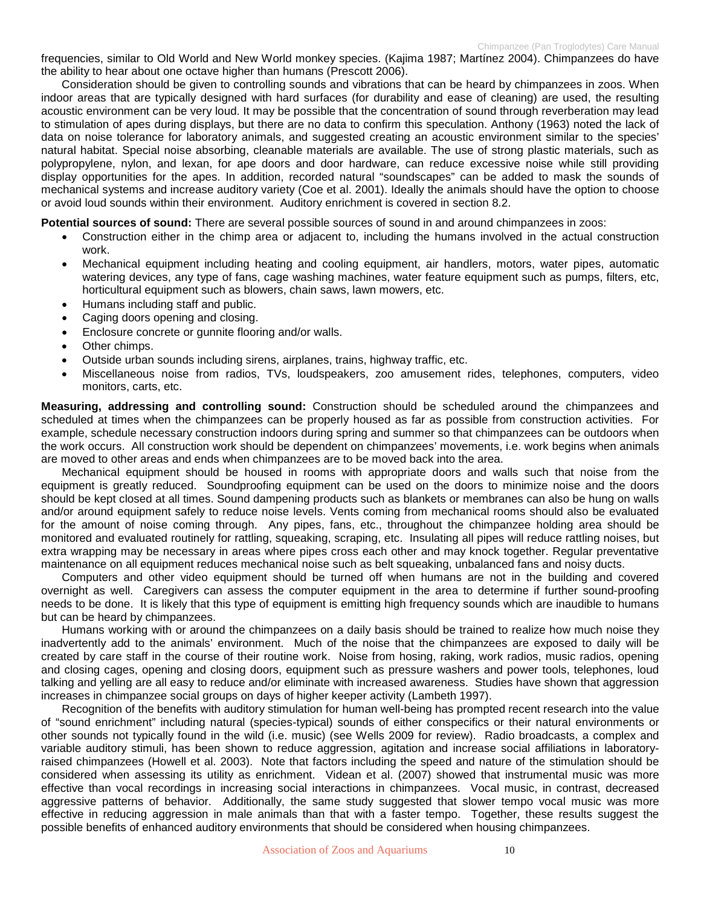frequencies, similar to Old World and New World monkey species. (Kajima 1987; Martínez 2004). Chimpanzees do have the ability to hear about one octave higher than humans (Prescott 2006).

Consideration should be given to controlling sounds and vibrations that can be heard by chimpanzees in zoos. When indoor areas that are typically designed with hard surfaces (for durability and ease of cleaning) are used, the resulting acoustic environment can be very loud. It may be possible that the concentration of sound through reverberation may lead to stimulation of apes during displays, but there are no data to confirm this speculation. Anthony (1963) noted the lack of data on noise tolerance for laboratory animals, and suggested creating an acoustic environment similar to the species' natural habitat. Special noise absorbing, cleanable materials are available. The use of strong plastic materials, such as polypropylene, nylon, and lexan, for ape doors and door hardware, can reduce excessive noise while still providing display opportunities for the apes. In addition, recorded natural "soundscapes" can be added to mask the sounds of mechanical systems and increase auditory variety (Coe et al. 2001). Ideally the animals should have the option to choose or avoid loud sounds within their environment. Auditory enrichment is covered in section 8.2.

**Potential sources of sound:** There are several possible sources of sound in and around chimpanzees in zoos:

- Construction either in the chimp area or adjacent to, including the humans involved in the actual construction work.
- Mechanical equipment including heating and cooling equipment, air handlers, motors, water pipes, automatic watering devices, any type of fans, cage washing machines, water feature equipment such as pumps, filters, etc, horticultural equipment such as blowers, chain saws, lawn mowers, etc.
- Humans including staff and public.
- Caging doors opening and closing.
- Enclosure concrete or gunnite flooring and/or walls.
- Other chimps.
- Outside urban sounds including sirens, airplanes, trains, highway traffic, etc.
- Miscellaneous noise from radios, TVs, loudspeakers, zoo amusement rides, telephones, computers, video monitors, carts, etc.

**Measuring, addressing and controlling sound:** Construction should be scheduled around the chimpanzees and scheduled at times when the chimpanzees can be properly housed as far as possible from construction activities. For example, schedule necessary construction indoors during spring and summer so that chimpanzees can be outdoors when the work occurs. All construction work should be dependent on chimpanzees' movements, i.e. work begins when animals are moved to other areas and ends when chimpanzees are to be moved back into the area.

Mechanical equipment should be housed in rooms with appropriate doors and walls such that noise from the equipment is greatly reduced. Soundproofing equipment can be used on the doors to minimize noise and the doors should be kept closed at all times. Sound dampening products such as blankets or membranes can also be hung on walls and/or around equipment safely to reduce noise levels. Vents coming from mechanical rooms should also be evaluated for the amount of noise coming through. Any pipes, fans, etc., throughout the chimpanzee holding area should be monitored and evaluated routinely for rattling, squeaking, scraping, etc. Insulating all pipes will reduce rattling noises, but extra wrapping may be necessary in areas where pipes cross each other and may knock together. Regular preventative maintenance on all equipment reduces mechanical noise such as belt squeaking, unbalanced fans and noisy ducts.

Computers and other video equipment should be turned off when humans are not in the building and covered overnight as well. Caregivers can assess the computer equipment in the area to determine if further sound-proofing needs to be done. It is likely that this type of equipment is emitting high frequency sounds which are inaudible to humans but can be heard by chimpanzees.

Humans working with or around the chimpanzees on a daily basis should be trained to realize how much noise they inadvertently add to the animals' environment. Much of the noise that the chimpanzees are exposed to daily will be created by care staff in the course of their routine work. Noise from hosing, raking, work radios, music radios, opening and closing cages, opening and closing doors, equipment such as pressure washers and power tools, telephones, loud talking and yelling are all easy to reduce and/or eliminate with increased awareness. Studies have shown that aggression increases in chimpanzee social groups on days of higher keeper activity (Lambeth 1997).

Recognition of the benefits with auditory stimulation for human well-being has prompted recent research into the value of "sound enrichment" including natural (species-typical) sounds of either conspecifics or their natural environments or other sounds not typically found in the wild (i.e. music) (see Wells 2009 for review). Radio broadcasts, a complex and variable auditory stimuli, has been shown to reduce aggression, agitation and increase social affiliations in laboratory-raised chimpanzees (Howell et al. 2003). Note that factors including the speed and nature of the stimulation should be considered when assessing its utility as enrichment. Videan et al. (2007) showed that instrumental music was more effective than vocal recordings in increasing social interactions in chimpanzees. Vocal music, in contrast, decreased aggressive patterns of behavior. Additionally, the same study suggested that slower tempo vocal music was more effective in reducing aggression in male animals than that with a faster tempo. Together, these results suggest the possible benefits of enhanced auditory environments that should be considered when housing chimpanzees.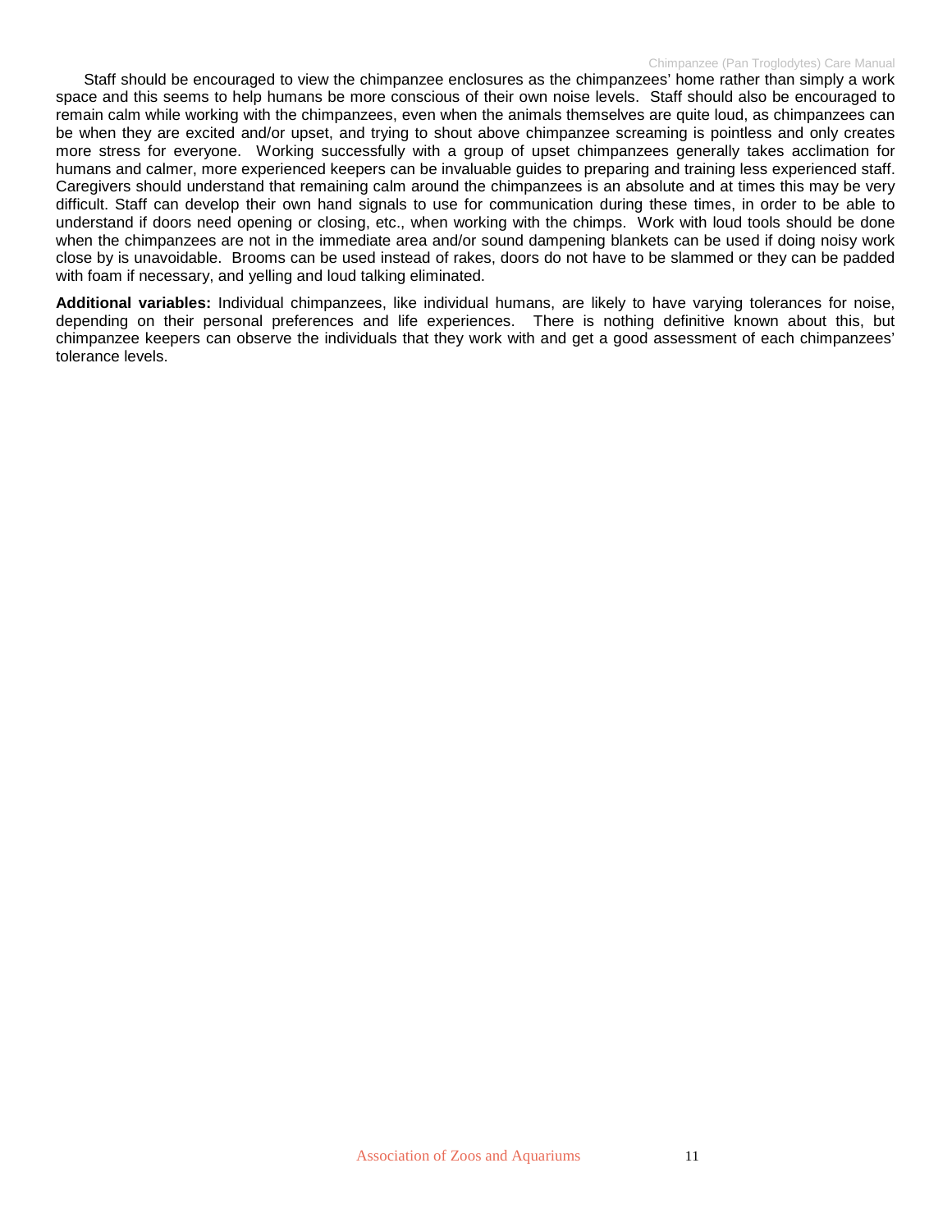Staff should be encouraged to view the chimpanzee enclosures as the chimpanzees' home rather than simply a work space and this seems to help humans be more conscious of their own noise levels. Staff should also be encouraged to remain calm while working with the chimpanzees, even when the animals themselves are quite loud, as chimpanzees can be when they are excited and/or upset, and trying to shout above chimpanzee screaming is pointless and only creates more stress for everyone. Working successfully with a group of upset chimpanzees generally takes acclimation for humans and calmer, more experienced keepers can be invaluable guides to preparing and training less experienced staff. Caregivers should understand that remaining calm around the chimpanzees is an absolute and at times this may be very difficult. Staff can develop their own hand signals to use for communication during these times, in order to be able to understand if doors need opening or closing, etc., when working with the chimps. Work with loud tools should be done when the chimpanzees are not in the immediate area and/or sound dampening blankets can be used if doing noisy work close by is unavoidable. Brooms can be used instead of rakes, doors do not have to be slammed or they can be padded with foam if necessary, and yelling and loud talking eliminated.

**Additional variables:** Individual chimpanzees, like individual humans, are likely to have varying tolerances for noise, depending on their personal preferences and life experiences. There is nothing definitive known about this, but chimpanzee keepers can observe the individuals that they work with and get a good assessment of each chimpanzees' tolerance levels.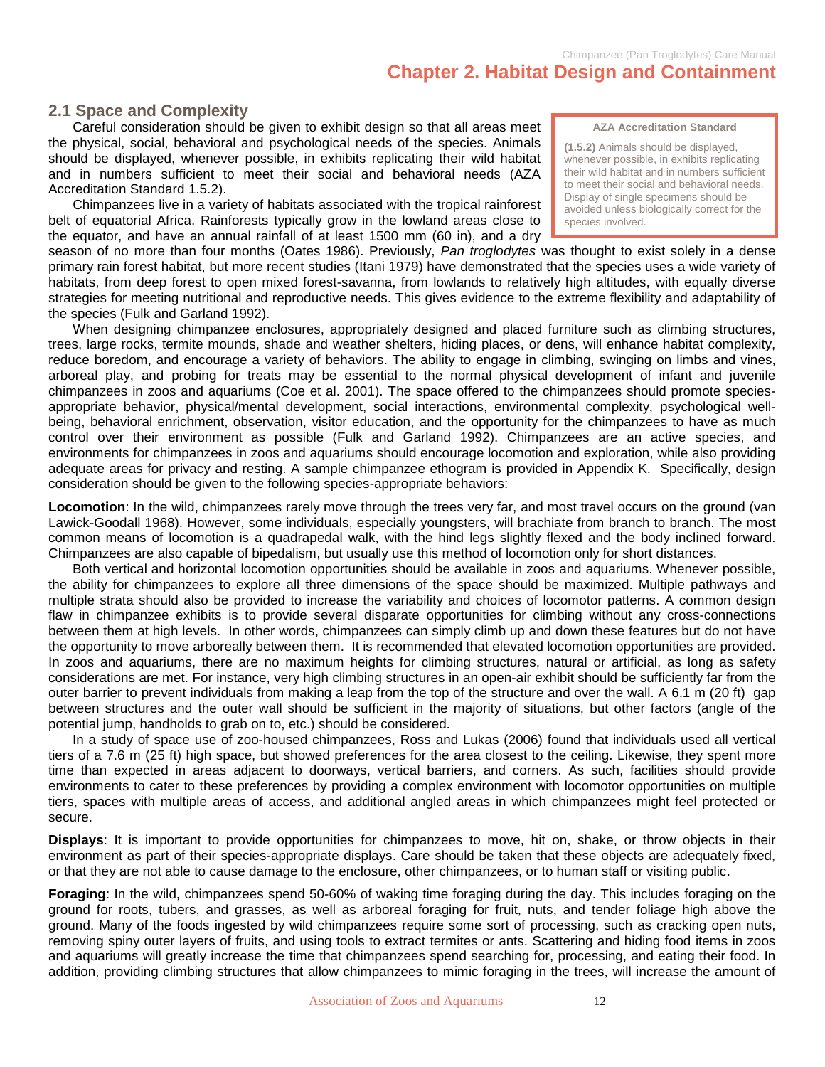# Chapter 2. Habitat Design and Containment

## 2.1 Space and Complexity

Careful consideration should be given to exhibit design so that all areas meet the physical, social, behavioral and psychological needs of the species. Animals should be displayed, whenever possible, in exhibits replicating their wild habitat and in numbers sufficient to meet their social and behavioral needs (AZA Accreditation Standard 1.5.2).

> **AZA Accreditation Standard**
>
> **(1.5.2)** Animals should be displayed, whenever possible, in exhibits replicating their wild habitat and in numbers sufficient to meet their social and behavioral needs. Display of single specimens should be avoided unless biologically correct for the species involved.

Chimpanzees live in a variety of habitats associated with the tropical rainforest belt of equatorial Africa. Rainforests typically grow in the lowland areas close to the equator, and have an annual rainfall of at least 1500 mm (60 in), and a dry season of no more than four months (Oates 1986). Previously, *Pan troglodytes* was thought to exist solely in a dense primary rain forest habitat, but more recent studies (Itani 1979) have demonstrated that the species uses a wide variety of habitats, from deep forest to open mixed forest-savanna, from lowlands to relatively high altitudes, with equally diverse strategies for meeting nutritional and reproductive needs. This gives evidence to the extreme flexibility and adaptability of the species (Fulk and Garland 1992).

When designing chimpanzee enclosures, appropriately designed and placed furniture such as climbing structures, trees, large rocks, termite mounds, shade and weather shelters, hiding places, or dens, will enhance habitat complexity, reduce boredom, and encourage a variety of behaviors. The ability to engage in climbing, swinging on limbs and vines, arboreal play, and probing for treats may be essential to the normal physical development of infant and juvenile chimpanzees in zoos and aquariums (Coe et al. 2001). The space offered to the chimpanzees should promote species-appropriate behavior, physical/mental development, social interactions, environmental complexity, psychological well-being, behavioral enrichment, observation, visitor education, and the opportunity for the chimpanzees to have as much control over their environment as possible (Fulk and Garland 1992). Chimpanzees are an active species, and environments for chimpanzees in zoos and aquariums should encourage locomotion and exploration, while also providing adequate areas for privacy and resting. A sample chimpanzee ethogram is provided in Appendix K. Specifically, design consideration should be given to the following species-appropriate behaviors:

**Locomotion**: In the wild, chimpanzees rarely move through the trees very far, and most travel occurs on the ground (van Lawick-Goodall 1968). However, some individuals, especially youngsters, will brachiate from branch to branch. The most common means of locomotion is a quadrapedal walk, with the hind legs slightly flexed and the body inclined forward. Chimpanzees are also capable of bipedalism, but usually use this method of locomotion only for short distances.

Both vertical and horizontal locomotion opportunities should be available in zoos and aquariums. Whenever possible, the ability for chimpanzees to explore all three dimensions of the space should be maximized. Multiple pathways and multiple strata should also be provided to increase the variability and choices of locomotor patterns. A common design flaw in chimpanzee exhibits is to provide several disparate opportunities for climbing without any cross-connections between them at high levels. In other words, chimpanzees can simply climb up and down these features but do not have the opportunity to move arboreally between them. It is recommended that elevated locomotion opportunities are provided. In zoos and aquariums, there are no maximum heights for climbing structures, natural or artificial, as long as safety considerations are met. For instance, very high climbing structures in an open-air exhibit should be sufficiently far from the outer barrier to prevent individuals from making a leap from the top of the structure and over the wall. A 6.1 m (20 ft) gap between structures and the outer wall should be sufficient in the majority of situations, but other factors (angle of the potential jump, handholds to grab on to, etc.) should be considered.

In a study of space use of zoo-housed chimpanzees, Ross and Lukas (2006) found that individuals used all vertical tiers of a 7.6 m (25 ft) high space, but showed preferences for the area closest to the ceiling. Likewise, they spent more time than expected in areas adjacent to doorways, vertical barriers, and corners. As such, facilities should provide environments to cater to these preferences by providing a complex environment with locomotor opportunities on multiple tiers, spaces with multiple areas of access, and additional angled areas in which chimpanzees might feel protected or secure.

**Displays**: It is important to provide opportunities for chimpanzees to move, hit on, shake, or throw objects in their environment as part of their species-appropriate displays. Care should be taken that these objects are adequately fixed, or that they are not able to cause damage to the enclosure, other chimpanzees, or to human staff or visiting public.

**Foraging**: In the wild, chimpanzees spend 50-60% of waking time foraging during the day. This includes foraging on the ground for roots, tubers, and grasses, as well as arboreal foraging for fruit, nuts, and tender foliage high above the ground. Many of the foods ingested by wild chimpanzees require some sort of processing, such as cracking open nuts, removing spiny outer layers of fruits, and using tools to extract termites or ants. Scattering and hiding food items in zoos and aquariums will greatly increase the time that chimpanzees spend searching for, processing, and eating their food. In addition, providing climbing structures that allow chimpanzees to mimic foraging in the trees, will increase the amount of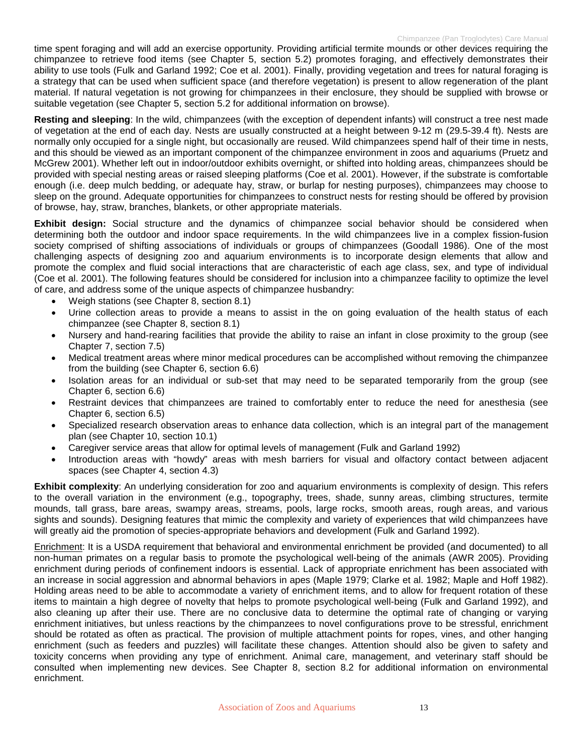time spent foraging and will add an exercise opportunity. Providing artificial termite mounds or other devices requiring the chimpanzee to retrieve food items (see Chapter 5, section 5.2) promotes foraging, and effectively demonstrates their ability to use tools (Fulk and Garland 1992; Coe et al. 2001). Finally, providing vegetation and trees for natural foraging is a strategy that can be used when sufficient space (and therefore vegetation) is present to allow regeneration of the plant material. If natural vegetation is not growing for chimpanzees in their enclosure, they should be supplied with browse or suitable vegetation (see Chapter 5, section 5.2 for additional information on browse).

**Resting and sleeping**: In the wild, chimpanzees (with the exception of dependent infants) will construct a tree nest made of vegetation at the end of each day. Nests are usually constructed at a height between 9-12 m (29.5-39.4 ft). Nests are normally only occupied for a single night, but occasionally are reused. Wild chimpanzees spend half of their time in nests, and this should be viewed as an important component of the chimpanzee environment in zoos and aquariums (Pruetz and McGrew 2001). Whether left out in indoor/outdoor exhibits overnight, or shifted into holding areas, chimpanzees should be provided with special nesting areas or raised sleeping platforms (Coe et al. 2001). However, if the substrate is comfortable enough (i.e. deep mulch bedding, or adequate hay, straw, or burlap for nesting purposes), chimpanzees may choose to sleep on the ground. Adequate opportunities for chimpanzees to construct nests for resting should be offered by provision of browse, hay, straw, branches, blankets, or other appropriate materials.

**Exhibit design:** Social structure and the dynamics of chimpanzee social behavior should be considered when determining both the outdoor and indoor space requirements. In the wild chimpanzees live in a complex fission-fusion society comprised of shifting associations of individuals or groups of chimpanzees (Goodall 1986). One of the most challenging aspects of designing zoo and aquarium environments is to incorporate design elements that allow and promote the complex and fluid social interactions that are characteristic of each age class, sex, and type of individual (Coe et al. 2001). The following features should be considered for inclusion into a chimpanzee facility to optimize the level of care, and address some of the unique aspects of chimpanzee husbandry:

- Weigh stations (see Chapter 8, section 8.1)
- Urine collection areas to provide a means to assist in the on going evaluation of the health status of each chimpanzee (see Chapter 8, section 8.1)
- Nursery and hand-rearing facilities that provide the ability to raise an infant in close proximity to the group (see Chapter 7, section 7.5)
- Medical treatment areas where minor medical procedures can be accomplished without removing the chimpanzee from the building (see Chapter 6, section 6.6)
- Isolation areas for an individual or sub-set that may need to be separated temporarily from the group (see Chapter 6, section 6.6)
- Restraint devices that chimpanzees are trained to comfortably enter to reduce the need for anesthesia (see Chapter 6, section 6.5)
- Specialized research observation areas to enhance data collection, which is an integral part of the management plan (see Chapter 10, section 10.1)
- Caregiver service areas that allow for optimal levels of management (Fulk and Garland 1992)
- Introduction areas with "howdy" areas with mesh barriers for visual and olfactory contact between adjacent spaces (see Chapter 4, section 4.3)

**Exhibit complexity**: An underlying consideration for zoo and aquarium environments is complexity of design. This refers to the overall variation in the environment (e.g., topography, trees, shade, sunny areas, climbing structures, termite mounds, tall grass, bare areas, swampy areas, streams, pools, large rocks, smooth areas, rough areas, and various sights and sounds). Designing features that mimic the complexity and variety of experiences that wild chimpanzees have will greatly aid the promotion of species-appropriate behaviors and development (Fulk and Garland 1992).

<u>Enrichment</u>: It is a USDA requirement that behavioral and environmental enrichment be provided (and documented) to all non-human primates on a regular basis to promote the psychological well-being of the animals (AWR 2005). Providing enrichment during periods of confinement indoors is essential. Lack of appropriate enrichment has been associated with an increase in social aggression and abnormal behaviors in apes (Maple 1979; Clarke et al. 1982; Maple and Hoff 1982). Holding areas need to be able to accommodate a variety of enrichment items, and to allow for frequent rotation of these items to maintain a high degree of novelty that helps to promote psychological well-being (Fulk and Garland 1992), and also cleaning up after their use. There are no conclusive data to determine the optimal rate of changing or varying enrichment initiatives, but unless reactions by the chimpanzees to novel configurations prove to be stressful, enrichment should be rotated as often as practical. The provision of multiple attachment points for ropes, vines, and other hanging enrichment (such as feeders and puzzles) will facilitate these changes. Attention should also be given to safety and toxicity concerns when providing any type of enrichment. Animal care, management, and veterinary staff should be consulted when implementing new devices. See Chapter 8, section 8.2 for additional information on environmental enrichment.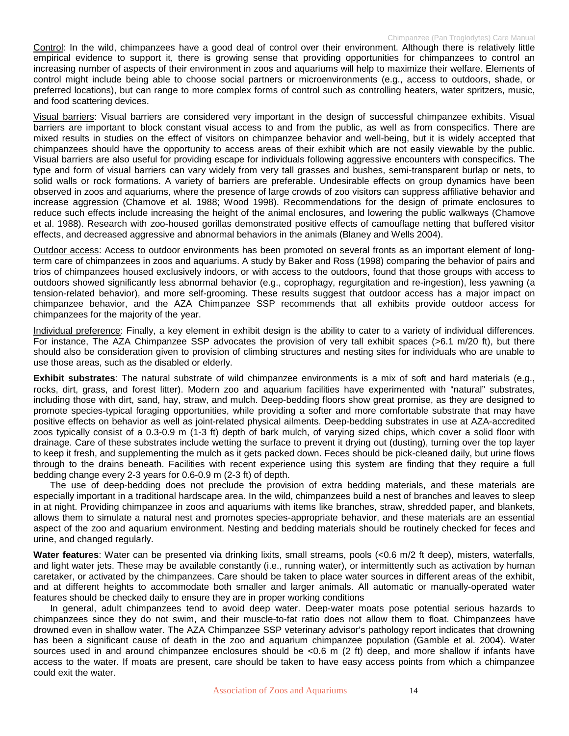Control: In the wild, chimpanzees have a good deal of control over their environment. Although there is relatively little empirical evidence to support it, there is growing sense that providing opportunities for chimpanzees to control an increasing number of aspects of their environment in zoos and aquariums will help to maximize their welfare. Elements of control might include being able to choose social partners or microenvironments (e.g., access to outdoors, shade, or preferred locations), but can range to more complex forms of control such as controlling heaters, water spritzers, music, and food scattering devices.

Visual barriers: Visual barriers are considered very important in the design of successful chimpanzee exhibits. Visual barriers are important to block constant visual access to and from the public, as well as from conspecifics. There are mixed results in studies on the effect of visitors on chimpanzee behavior and well-being, but it is widely accepted that chimpanzees should have the opportunity to access areas of their exhibit which are not easily viewable by the public. Visual barriers are also useful for providing escape for individuals following aggressive encounters with conspecifics. The type and form of visual barriers can vary widely from very tall grasses and bushes, semi-transparent burlap or nets, to solid walls or rock formations. A variety of barriers are preferable. Undesirable effects on group dynamics have been observed in zoos and aquariums, where the presence of large crowds of zoo visitors can suppress affiliative behavior and increase aggression (Chamove et al. 1988; Wood 1998). Recommendations for the design of primate enclosures to reduce such effects include increasing the height of the animal enclosures, and lowering the public walkways (Chamove et al. 1988). Research with zoo-housed gorillas demonstrated positive effects of camouflage netting that buffered visitor effects, and decreased aggressive and abnormal behaviors in the animals (Blaney and Wells 2004).

Outdoor access: Access to outdoor environments has been promoted on several fronts as an important element of long-term care of chimpanzees in zoos and aquariums. A study by Baker and Ross (1998) comparing the behavior of pairs and trios of chimpanzees housed exclusively indoors, or with access to the outdoors, found that those groups with access to outdoors showed significantly less abnormal behavior (e.g., coprophagy, regurgitation and re-ingestion), less yawning (a tension-related behavior), and more self-grooming. These results suggest that outdoor access has a major impact on chimpanzee behavior, and the AZA Chimpanzee SSP recommends that all exhibits provide outdoor access for chimpanzees for the majority of the year.

Individual preference: Finally, a key element in exhibit design is the ability to cater to a variety of individual differences. For instance, The AZA Chimpanzee SSP advocates the provision of very tall exhibit spaces (>6.1 m/20 ft), but there should also be consideration given to provision of climbing structures and nesting sites for individuals who are unable to use those areas, such as the disabled or elderly.

**Exhibit substrates**: The natural substrate of wild chimpanzee environments is a mix of soft and hard materials (e.g., rocks, dirt, grass, and forest litter). Modern zoo and aquarium facilities have experimented with "natural" substrates, including those with dirt, sand, hay, straw, and mulch. Deep-bedding floors show great promise, as they are designed to promote species-typical foraging opportunities, while providing a softer and more comfortable substrate that may have positive effects on behavior as well as joint-related physical ailments. Deep-bedding substrates in use at AZA-accredited zoos typically consist of a 0.3-0.9 m (1-3 ft) depth of bark mulch, of varying sized chips, which cover a solid floor with drainage. Care of these substrates include wetting the surface to prevent it drying out (dusting), turning over the top layer to keep it fresh, and supplementing the mulch as it gets packed down. Feces should be pick-cleaned daily, but urine flows through to the drains beneath. Facilities with recent experience using this system are finding that they require a full bedding change every 2-3 years for 0.6-0.9 m (2-3 ft) of depth.

The use of deep-bedding does not preclude the provision of extra bedding materials, and these materials are especially important in a traditional hardscape area. In the wild, chimpanzees build a nest of branches and leaves to sleep in at night. Providing chimpanzee in zoos and aquariums with items like branches, straw, shredded paper, and blankets, allows them to simulate a natural nest and promotes species-appropriate behavior, and these materials are an essential aspect of the zoo and aquarium environment. Nesting and bedding materials should be routinely checked for feces and urine, and changed regularly.

**Water features**: Water can be presented via drinking lixits, small streams, pools (<0.6 m/2 ft deep), misters, waterfalls, and light water jets. These may be available constantly (i.e., running water), or intermittently such as activation by human caretaker, or activated by the chimpanzees. Care should be taken to place water sources in different areas of the exhibit, and at different heights to accommodate both smaller and larger animals. All automatic or manually-operated water features should be checked daily to ensure they are in proper working conditions

In general, adult chimpanzees tend to avoid deep water. Deep-water moats pose potential serious hazards to chimpanzees since they do not swim, and their muscle-to-fat ratio does not allow them to float. Chimpanzees have drowned even in shallow water. The AZA Chimpanzee SSP veterinary advisor's pathology report indicates that drowning has been a significant cause of death in the zoo and aquarium chimpanzee population (Gamble et al. 2004). Water sources used in and around chimpanzee enclosures should be <0.6 m (2 ft) deep, and more shallow if infants have access to the water. If moats are present, care should be taken to have easy access points from which a chimpanzee could exit the water.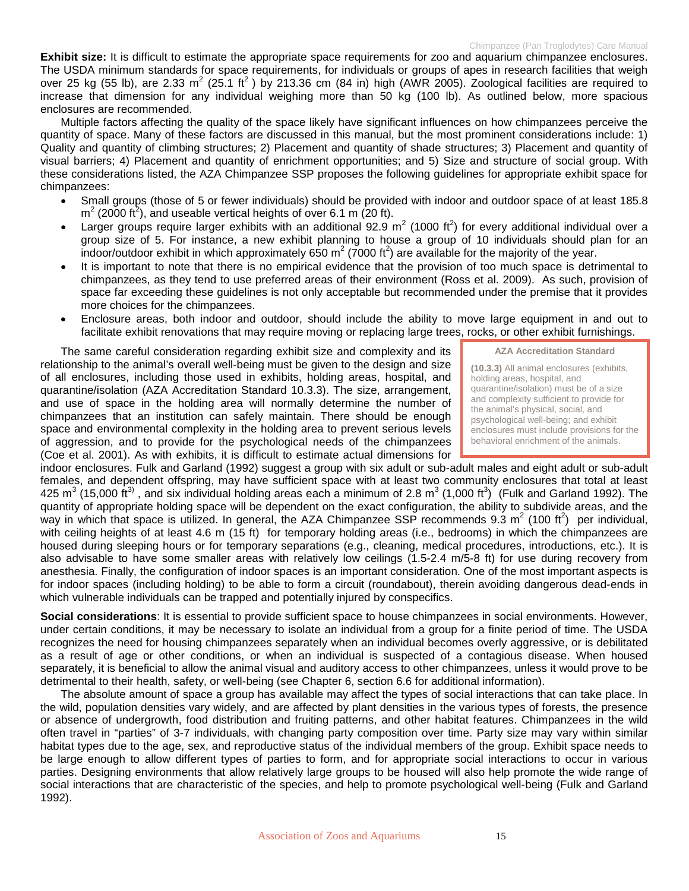**Exhibit size:** It is difficult to estimate the appropriate space requirements for zoo and aquarium chimpanzee enclosures. The USDA minimum standards for space requirements, for individuals or groups of apes in research facilities that weigh over 25 kg (55 lb), are 2.33 $m^2$ (25.1 $ft^2$ ) by 213.36 cm (84 in) high (AWR 2005). Zoological facilities are required to increase that dimension for any individual weighing more than 50 kg (100 lb). As outlined below, more spacious enclosures are recommended.

Multiple factors affecting the quality of the space likely have significant influences on how chimpanzees perceive the quantity of space. Many of these factors are discussed in this manual, but the most prominent considerations include: 1) Quality and quantity of climbing structures; 2) Placement and quantity of shade structures; 3) Placement and quantity of visual barriers; 4) Placement and quantity of enrichment opportunities; and 5) Size and structure of social group. With these considerations listed, the AZA Chimpanzee SSP proposes the following guidelines for appropriate exhibit space for chimpanzees:

- Small groups (those of 5 or fewer individuals) should be provided with indoor and outdoor space of at least 185.8 $m^2$ (2000 $ft^2$), and useable vertical heights of over 6.1 m (20 ft).
- Larger groups require larger exhibits with an additional 92.9 $m^2$ (1000 $ft^2$) for every additional individual over a group size of 5. For instance, a new exhibit planning to house a group of 10 individuals should plan for an indoor/outdoor exhibit in which approximately 650 $m^2$ (7000 $ft^2$) are available for the majority of the year.
- It is important to note that there is no empirical evidence that the provision of too much space is detrimental to chimpanzees, as they tend to use preferred areas of their environment (Ross et al. 2009). As such, provision of space far exceeding these guidelines is not only acceptable but recommended under the premise that it provides more choices for the chimpanzees.
- Enclosure areas, both indoor and outdoor, should include the ability to move large equipment in and out to facilitate exhibit renovations that may require moving or replacing large trees, rocks, or other exhibit furnishings.

> **AZA Accreditation Standard**
>
> **(10.3.3)** All animal enclosures (exhibits, holding areas, hospital, and quarantine/isolation) must be of a size and complexity sufficient to provide for the animal's physical, social, and psychological well-being; and exhibit enclosures must include provisions for the behavioral enrichment of the animals.

The same careful consideration regarding exhibit size and complexity and its relationship to the animal's overall well-being must be given to the design and size of all enclosures, including those used in exhibits, holding areas, hospital, and quarantine/isolation (AZA Accreditation Standard 10.3.3). The size, arrangement, and use of space in the holding area will normally determine the number of chimpanzees that an institution can safely maintain. There should be enough space and environmental complexity in the holding area to prevent serious levels of aggression, and to provide for the psychological needs of the chimpanzees (Coe et al. 2001). As with exhibits, it is difficult to estimate actual dimensions for indoor enclosures. Fulk and Garland (1992) suggest a group with six adult or sub-adult males and eight adult or sub-adult females, and dependent offspring, may have sufficient space with at least two community enclosures that total at least 425 $m^3$ (15,000 $ft^3$) , and six individual holding areas each a minimum of 2.8 $m^3$ (1,000 $ft^3$) (Fulk and Garland 1992). The quantity of appropriate holding space will be dependent on the exact configuration, the ability to subdivide areas, and the way in which that space is utilized. In general, the AZA Chimpanzee SSP recommends 9.3 $m^2$ (100 $ft^2$) per individual, with ceiling heights of at least 4.6 m (15 ft) for temporary holding areas (i.e., bedrooms) in which the chimpanzees are housed during sleeping hours or for temporary separations (e.g., cleaning, medical procedures, introductions, etc.). It is also advisable to have some smaller areas with relatively low ceilings (1.5-2.4 m/5-8 ft) for use during recovery from anesthesia. Finally, the configuration of indoor spaces is an important consideration. One of the most important aspects is for indoor spaces (including holding) to be able to form a circuit (roundabout), therein avoiding dangerous dead-ends in which vulnerable individuals can be trapped and potentially injured by conspecifics.

**Social considerations**: It is essential to provide sufficient space to house chimpanzees in social environments. However, under certain conditions, it may be necessary to isolate an individual from a group for a finite period of time. The USDA recognizes the need for housing chimpanzees separately when an individual becomes overly aggressive, or is debilitated as a result of age or other conditions, or when an individual is suspected of a contagious disease. When housed separately, it is beneficial to allow the animal visual and auditory access to other chimpanzees, unless it would prove to be detrimental to their health, safety, or well-being (see Chapter 6, section 6.6 for additional information).

The absolute amount of space a group has available may affect the types of social interactions that can take place. In the wild, population densities vary widely, and are affected by plant densities in the various types of forests, the presence or absence of undergrowth, food distribution and fruiting patterns, and other habitat features. Chimpanzees in the wild often travel in "parties" of 3-7 individuals, with changing party composition over time. Party size may vary within similar habitat types due to the age, sex, and reproductive status of the individual members of the group. Exhibit space needs to be large enough to allow different types of parties to form, and for appropriate social interactions to occur in various parties. Designing environments that allow relatively large groups to be housed will also help promote the wide range of social interactions that are characteristic of the species, and help to promote psychological well-being (Fulk and Garland 1992).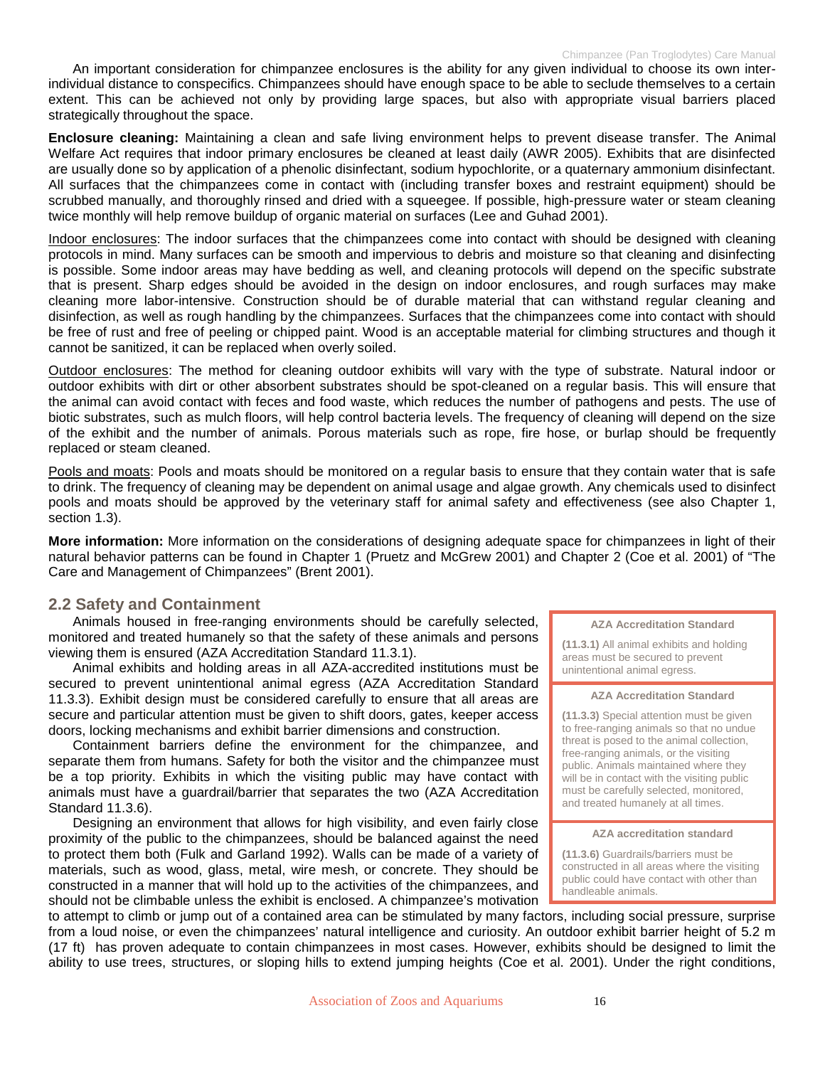An important consideration for chimpanzee enclosures is the ability for any given individual to choose its own inter-individual distance to conspecifics. Chimpanzees should have enough space to be able to seclude themselves to a certain extent. This can be achieved not only by providing large spaces, but also with appropriate visual barriers placed strategically throughout the space.

**Enclosure cleaning:** Maintaining a clean and safe living environment helps to prevent disease transfer. The Animal Welfare Act requires that indoor primary enclosures be cleaned at least daily (AWR 2005). Exhibits that are disinfected are usually done so by application of a phenolic disinfectant, sodium hypochlorite, or a quaternary ammonium disinfectant. All surfaces that the chimpanzees come in contact with (including transfer boxes and restraint equipment) should be scrubbed manually, and thoroughly rinsed and dried with a squeegee. If possible, high-pressure water or steam cleaning twice monthly will help remove buildup of organic material on surfaces (Lee and Guhad 2001).

<u>Indoor enclosures</u>: The indoor surfaces that the chimpanzees come into contact with should be designed with cleaning protocols in mind. Many surfaces can be smooth and impervious to debris and moisture so that cleaning and disinfecting is possible. Some indoor areas may have bedding as well, and cleaning protocols will depend on the specific substrate that is present. Sharp edges should be avoided in the design on indoor enclosures, and rough surfaces may make cleaning more labor-intensive. Construction should be of durable material that can withstand regular cleaning and disinfection, as well as rough handling by the chimpanzees. Surfaces that the chimpanzees come into contact with should be free of rust and free of peeling or chipped paint. Wood is an acceptable material for climbing structures and though it cannot be sanitized, it can be replaced when overly soiled.

<u>Outdoor enclosures</u>: The method for cleaning outdoor exhibits will vary with the type of substrate. Natural indoor or outdoor exhibits with dirt or other absorbent substrates should be spot-cleaned on a regular basis. This will ensure that the animal can avoid contact with feces and food waste, which reduces the number of pathogens and pests. The use of biotic substrates, such as mulch floors, will help control bacteria levels. The frequency of cleaning will depend on the size of the exhibit and the number of animals. Porous materials such as rope, fire hose, or burlap should be frequently replaced or steam cleaned.

<u>Pools and moats</u>: Pools and moats should be monitored on a regular basis to ensure that they contain water that is safe to drink. The frequency of cleaning may be dependent on animal usage and algae growth. Any chemicals used to disinfect pools and moats should be approved by the veterinary staff for animal safety and effectiveness (see also Chapter 1, section 1.3).

**More information:** More information on the considerations of designing adequate space for chimpanzees in light of their natural behavior patterns can be found in Chapter 1 (Pruetz and McGrew 2001) and Chapter 2 (Coe et al. 2001) of "The Care and Management of Chimpanzees" (Brent 2001).

## 2.2 Safety and Containment

Animals housed in free-ranging environments should be carefully selected, monitored and treated humanely so that the safety of these animals and persons viewing them is ensured (AZA Accreditation Standard 11.3.1).

Animal exhibits and holding areas in all AZA-accredited institutions must be secured to prevent unintentional animal egress (AZA Accreditation Standard 11.3.3). Exhibit design must be considered carefully to ensure that all areas are secure and particular attention must be given to shift doors, gates, keeper access doors, locking mechanisms and exhibit barrier dimensions and construction.

Containment barriers define the environment for the chimpanzee, and separate them from humans. Safety for both the visitor and the chimpanzee must be a top priority. Exhibits in which the visiting public may have contact with animals must have a guardrail/barrier that separates the two (AZA Accreditation Standard 11.3.6).

Designing an environment that allows for high visibility, and even fairly close proximity of the public to the chimpanzees, should be balanced against the need to protect them both (Fulk and Garland 1992). Walls can be made of a variety of materials, such as wood, glass, metal, wire mesh, or concrete. They should be constructed in a manner that will hold up to the activities of the chimpanzees, and should not be climbable unless the exhibit is enclosed. A chimpanzee's motivation to attempt to climb or jump out of a contained area can be stimulated by many factors, including social pressure, surprise from a loud noise, or even the chimpanzees' natural intelligence and curiosity. An outdoor exhibit barrier height of 5.2 m (17 ft) has proven adequate to contain chimpanzees in most cases. However, exhibits should be designed to limit the ability to use trees, structures, or sloping hills to extend jumping heights (Coe et al. 2001). Under the right conditions,

> **AZA Accreditation Standard**
>
> **(11.3.1)** All animal exhibits and holding areas must be secured to prevent unintentional animal egress.

> **AZA Accreditation Standard**
>
> **(11.3.3)** Special attention must be given to free-ranging animals so that no undue threat is posed to the animal collection, free-ranging animals, or the visiting public. Animals maintained where they will be in contact with the visiting public must be carefully selected, monitored, and treated humanely at all times.

> **AZA accreditation standard**
>
> **(11.3.6)** Guardrails/barriers must be constructed in all areas where the visiting public could have contact with other than handleable animals.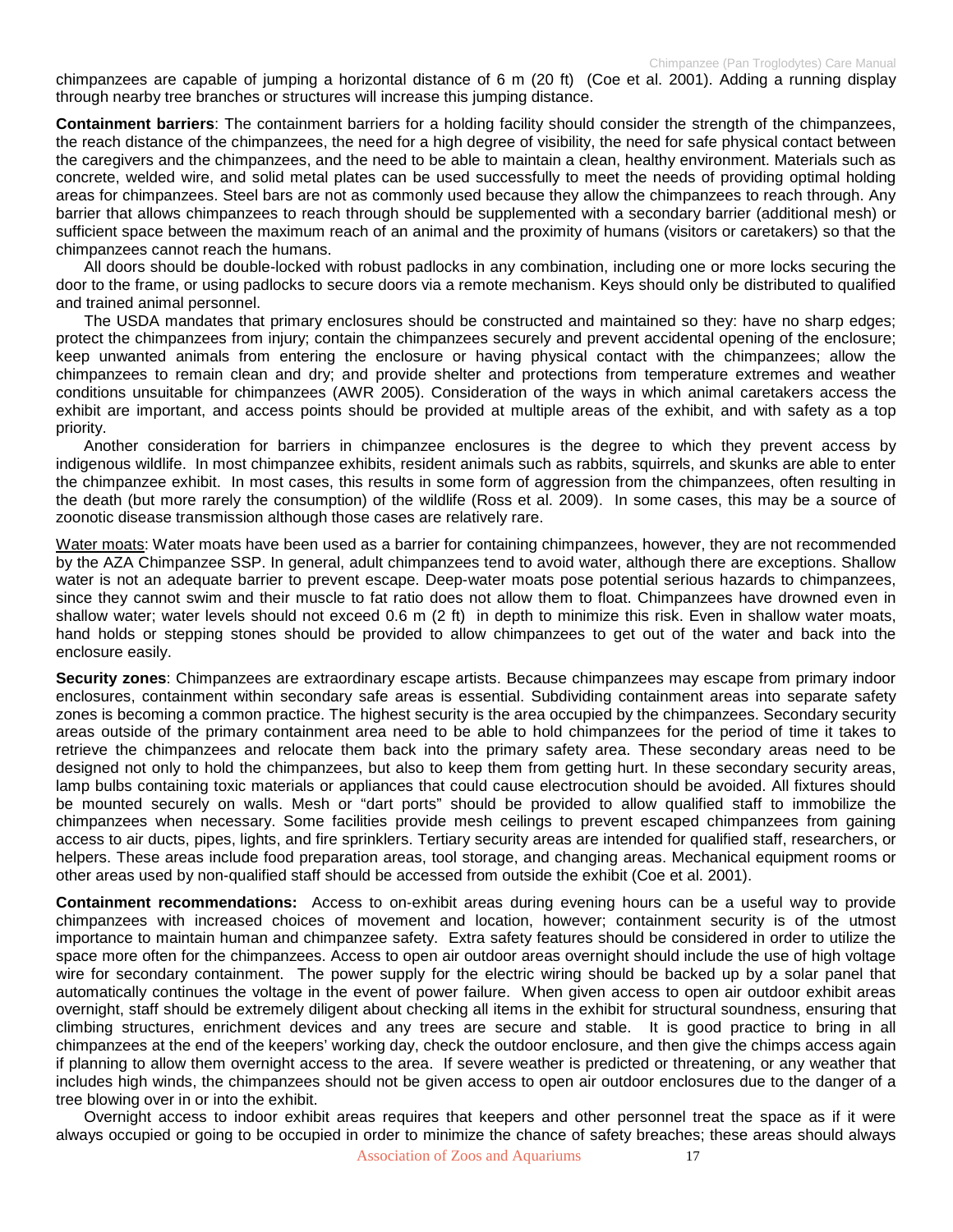chimpanzees are capable of jumping a horizontal distance of 6 m (20 ft) (Coe et al. 2001). Adding a running display through nearby tree branches or structures will increase this jumping distance.

**Containment barriers**: The containment barriers for a holding facility should consider the strength of the chimpanzees, the reach distance of the chimpanzees, the need for a high degree of visibility, the need for safe physical contact between the caregivers and the chimpanzees, and the need to be able to maintain a clean, healthy environment. Materials such as concrete, welded wire, and solid metal plates can be used successfully to meet the needs of providing optimal holding areas for chimpanzees. Steel bars are not as commonly used because they allow the chimpanzees to reach through. Any barrier that allows chimpanzees to reach through should be supplemented with a secondary barrier (additional mesh) or sufficient space between the maximum reach of an animal and the proximity of humans (visitors or caretakers) so that the chimpanzees cannot reach the humans.

All doors should be double-locked with robust padlocks in any combination, including one or more locks securing the door to the frame, or using padlocks to secure doors via a remote mechanism. Keys should only be distributed to qualified and trained animal personnel.

The USDA mandates that primary enclosures should be constructed and maintained so they: have no sharp edges; protect the chimpanzees from injury; contain the chimpanzees securely and prevent accidental opening of the enclosure; keep unwanted animals from entering the enclosure or having physical contact with the chimpanzees; allow the chimpanzees to remain clean and dry; and provide shelter and protections from temperature extremes and weather conditions unsuitable for chimpanzees (AWR 2005). Consideration of the ways in which animal caretakers access the exhibit are important, and access points should be provided at multiple areas of the exhibit, and with safety as a top priority.

Another consideration for barriers in chimpanzee enclosures is the degree to which they prevent access by indigenous wildlife. In most chimpanzee exhibits, resident animals such as rabbits, squirrels, and skunks are able to enter the chimpanzee exhibit. In most cases, this results in some form of aggression from the chimpanzees, often resulting in the death (but more rarely the consumption) of the wildlife (Ross et al. 2009). In some cases, this may be a source of zoonotic disease transmission although those cases are relatively rare.

<u>Water moats</u>: Water moats have been used as a barrier for containing chimpanzees, however, they are not recommended by the AZA Chimpanzee SSP. In general, adult chimpanzees tend to avoid water, although there are exceptions. Shallow water is not an adequate barrier to prevent escape. Deep-water moats pose potential serious hazards to chimpanzees, since they cannot swim and their muscle to fat ratio does not allow them to float. Chimpanzees have drowned even in shallow water; water levels should not exceed 0.6 m (2 ft) in depth to minimize this risk. Even in shallow water moats, hand holds or stepping stones should be provided to allow chimpanzees to get out of the water and back into the enclosure easily.

**Security zones**: Chimpanzees are extraordinary escape artists. Because chimpanzees may escape from primary indoor enclosures, containment within secondary safe areas is essential. Subdividing containment areas into separate safety zones is becoming a common practice. The highest security is the area occupied by the chimpanzees. Secondary security areas outside of the primary containment area need to be able to hold chimpanzees for the period of time it takes to retrieve the chimpanzees and relocate them back into the primary safety area. These secondary areas need to be designed not only to hold the chimpanzees, but also to keep them from getting hurt. In these secondary security areas, lamp bulbs containing toxic materials or appliances that could cause electrocution should be avoided. All fixtures should be mounted securely on walls. Mesh or "dart ports" should be provided to allow qualified staff to immobilize the chimpanzees when necessary. Some facilities provide mesh ceilings to prevent escaped chimpanzees from gaining access to air ducts, pipes, lights, and fire sprinklers. Tertiary security areas are intended for qualified staff, researchers, or helpers. These areas include food preparation areas, tool storage, and changing areas. Mechanical equipment rooms or other areas used by non-qualified staff should be accessed from outside the exhibit (Coe et al. 2001).

**Containment recommendations:** Access to on-exhibit areas during evening hours can be a useful way to provide chimpanzees with increased choices of movement and location, however; containment security is of the utmost importance to maintain human and chimpanzee safety. Extra safety features should be considered in order to utilize the space more often for the chimpanzees. Access to open air outdoor areas overnight should include the use of high voltage wire for secondary containment. The power supply for the electric wiring should be backed up by a solar panel that automatically continues the voltage in the event of power failure. When given access to open air outdoor exhibit areas overnight, staff should be extremely diligent about checking all items in the exhibit for structural soundness, ensuring that climbing structures, enrichment devices and any trees are secure and stable. It is good practice to bring in all chimpanzees at the end of the keepers' working day, check the outdoor enclosure, and then give the chimps access again if planning to allow them overnight access to the area. If severe weather is predicted or threatening, or any weather that includes high winds, the chimpanzees should not be given access to open air outdoor enclosures due to the danger of a tree blowing over in or into the exhibit.

Overnight access to indoor exhibit areas requires that keepers and other personnel treat the space as if it were always occupied or going to be occupied in order to minimize the chance of safety breaches; these areas should always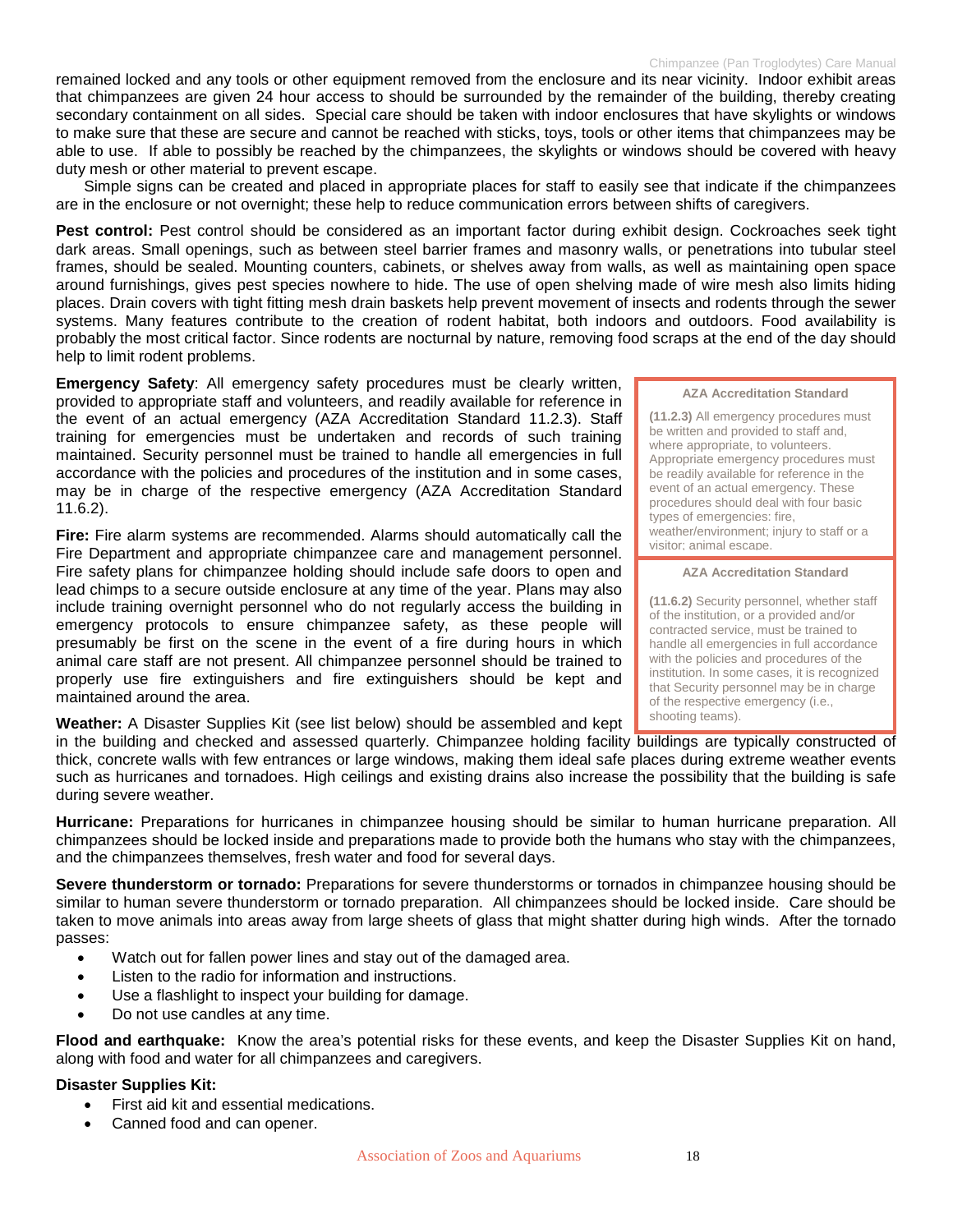remained locked and any tools or other equipment removed from the enclosure and its near vicinity. Indoor exhibit areas that chimpanzees are given 24 hour access to should be surrounded by the remainder of the building, thereby creating secondary containment on all sides. Special care should be taken with indoor enclosures that have skylights or windows to make sure that these are secure and cannot be reached with sticks, toys, tools or other items that chimpanzees may be able to use. If able to possibly be reached by the chimpanzees, the skylights or windows should be covered with heavy duty mesh or other material to prevent escape.

Simple signs can be created and placed in appropriate places for staff to easily see that indicate if the chimpanzees are in the enclosure or not overnight; these help to reduce communication errors between shifts of caregivers.

**Pest control:** Pest control should be considered as an important factor during exhibit design. Cockroaches seek tight dark areas. Small openings, such as between steel barrier frames and masonry walls, or penetrations into tubular steel frames, should be sealed. Mounting counters, cabinets, or shelves away from walls, as well as maintaining open space around furnishings, gives pest species nowhere to hide. The use of open shelving made of wire mesh also limits hiding places. Drain covers with tight fitting mesh drain baskets help prevent movement of insects and rodents through the sewer systems. Many features contribute to the creation of rodent habitat, both indoors and outdoors. Food availability is probably the most critical factor. Since rodents are nocturnal by nature, removing food scraps at the end of the day should help to limit rodent problems.

**Emergency Safety**: All emergency safety procedures must be clearly written, provided to appropriate staff and volunteers, and readily available for reference in the event of an actual emergency (AZA Accreditation Standard 11.2.3). Staff training for emergencies must be undertaken and records of such training maintained. Security personnel must be trained to handle all emergencies in full accordance with the policies and procedures of the institution and in some cases, may be in charge of the respective emergency (AZA Accreditation Standard 11.6.2).

> **AZA Accreditation Standard**
>
> **(11.2.3)** All emergency procedures must be written and provided to staff and, where appropriate, to volunteers. Appropriate emergency procedures must be readily available for reference in the event of an actual emergency. These procedures should deal with four basic types of emergencies: fire, weather/environment; injury to staff or a visitor; animal escape.

> **AZA Accreditation Standard**
>
> **(11.6.2)** Security personnel, whether staff of the institution, or a provided and/or contracted service, must be trained to handle all emergencies in full accordance with the policies and procedures of the institution. In some cases, it is recognized that Security personnel may be in charge of the respective emergency (i.e., shooting teams).

**Fire:** Fire alarm systems are recommended. Alarms should automatically call the Fire Department and appropriate chimpanzee care and management personnel. Fire safety plans for chimpanzee holding should include safe doors to open and lead chimps to a secure outside enclosure at any time of the year. Plans may also include training overnight personnel who do not regularly access the building in emergency protocols to ensure chimpanzee safety, as these people will presumably be first on the scene in the event of a fire during hours in which animal care staff are not present. All chimpanzee personnel should be trained to properly use fire extinguishers and fire extinguishers should be kept and maintained around the area.

**Weather:** A Disaster Supplies Kit (see list below) should be assembled and kept in the building and checked and assessed quarterly. Chimpanzee holding facility buildings are typically constructed of thick, concrete walls with few entrances or large windows, making them ideal safe places during extreme weather events such as hurricanes and tornadoes. High ceilings and existing drains also increase the possibility that the building is safe during severe weather.

**Hurricane:** Preparations for hurricanes in chimpanzee housing should be similar to human hurricane preparation. All chimpanzees should be locked inside and preparations made to provide both the humans who stay with the chimpanzees, and the chimpanzees themselves, fresh water and food for several days.

**Severe thunderstorm or tornado:** Preparations for severe thunderstorms or tornados in chimpanzee housing should be similar to human severe thunderstorm or tornado preparation. All chimpanzees should be locked inside. Care should be taken to move animals into areas away from large sheets of glass that might shatter during high winds. After the tornado passes:

- Watch out for fallen power lines and stay out of the damaged area.
- Listen to the radio for information and instructions.
- Use a flashlight to inspect your building for damage.
- Do not use candles at any time.

**Flood and earthquake:** Know the area's potential risks for these events, and keep the Disaster Supplies Kit on hand, along with food and water for all chimpanzees and caregivers.

**Disaster Supplies Kit:**

- First aid kit and essential medications.
- Canned food and can opener.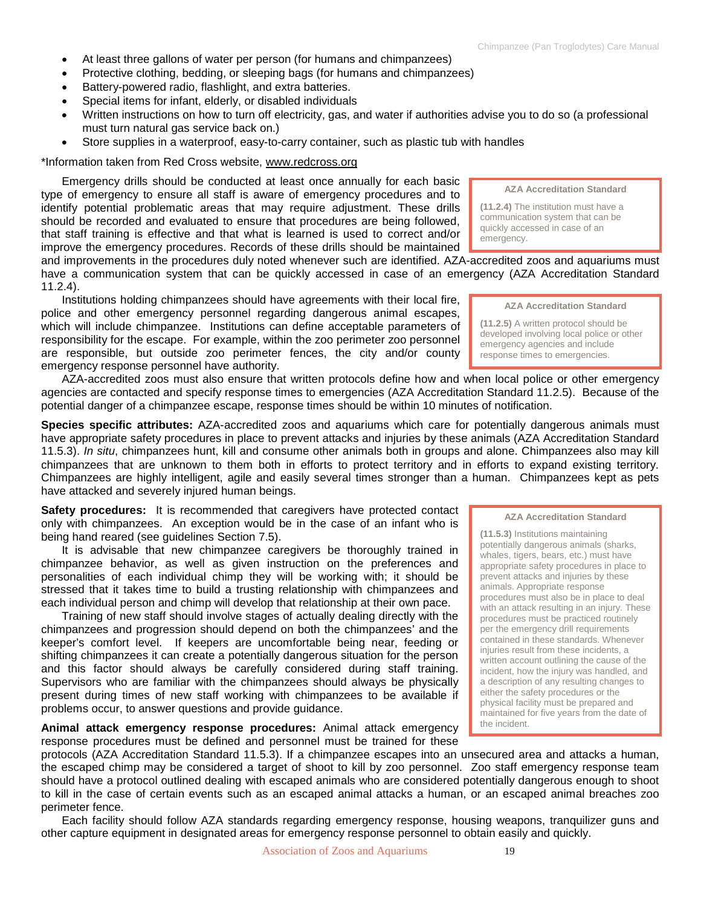- At least three gallons of water per person (for humans and chimpanzees)
- Protective clothing, bedding, or sleeping bags (for humans and chimpanzees)
- Battery-powered radio, flashlight, and extra batteries.
- Special items for infant, elderly, or disabled individuals
- Written instructions on how to turn off electricity, gas, and water if authorities advise you to do so (a professional must turn natural gas service back on.)
- Store supplies in a waterproof, easy-to-carry container, such as plastic tub with handles

*Information taken from Red Cross website, www.redcross.org

Emergency drills should be conducted at least once annually for each basic type of emergency to ensure all staff is aware of emergency procedures and to identify potential problematic areas that may require adjustment. These drills should be recorded and evaluated to ensure that procedures are being followed, that staff training is effective and that what is learned is used to correct and/or improve the emergency procedures. Records of these drills should be maintained and improvements in the procedures duly noted whenever such are identified. AZA-accredited zoos and aquariums must have a communication system that can be quickly accessed in case of an emergency (AZA Accreditation Standard 11.2.4).

> **AZA Accreditation Standard**
>
> **(11.2.4)** The institution must have a communication system that can be quickly accessed in case of an emergency.

Institutions holding chimpanzees should have agreements with their local fire, police and other emergency personnel regarding dangerous animal escapes, which will include chimpanzee. Institutions can define acceptable parameters of responsibility for the escape. For example, within the zoo perimeter zoo personnel are responsible, but outside zoo perimeter fences, the city and/or county emergency response personnel have authority.

> **AZA Accreditation Standard**
>
> **(11.2.5)** A written protocol should be developed involving local police or other emergency agencies and include response times to emergencies.

AZA-accredited zoos must also ensure that written protocols define how and when local police or other emergency agencies are contacted and specify response times to emergencies (AZA Accreditation Standard 11.2.5). Because of the potential danger of a chimpanzee escape, response times should be within 10 minutes of notification.

**Species specific attributes:** AZA-accredited zoos and aquariums which care for potentially dangerous animals must have appropriate safety procedures in place to prevent attacks and injuries by these animals (AZA Accreditation Standard 11.5.3). *In situ*, chimpanzees hunt, kill and consume other animals both in groups and alone. Chimpanzees also may kill chimpanzees that are unknown to them both in efforts to protect territory and in efforts to expand existing territory. Chimpanzees are highly intelligent, agile and easily several times stronger than a human. Chimpanzees kept as pets have attacked and severely injured human beings.

**Safety procedures:** It is recommended that caregivers have protected contact only with chimpanzees. An exception would be in the case of an infant who is being hand reared (see guidelines Section 7.5).

It is advisable that new chimpanzee caregivers be thoroughly trained in chimpanzee behavior, as well as given instruction on the preferences and personalities of each individual chimp they will be working with; it should be stressed that it takes time to build a trusting relationship with chimpanzees and each individual person and chimp will develop that relationship at their own pace.

Training of new staff should involve stages of actually dealing directly with the chimpanzees and progression should depend on both the chimpanzees' and the keeper's comfort level. If keepers are uncomfortable being near, feeding or shifting chimpanzees it can create a potentially dangerous situation for the person and this factor should always be carefully considered during staff training. Supervisors who are familiar with the chimpanzees should always be physically present during times of new staff working with chimpanzees to be available if problems occur, to answer questions and provide guidance.

> **AZA Accreditation Standard**
>
> **(11.5.3)** Institutions maintaining potentially dangerous animals (sharks, whales, tigers, bears, etc.) must have appropriate safety procedures in place to prevent attacks and injuries by these animals. Appropriate response procedures must also be in place to deal with an attack resulting in an injury. These procedures must be practiced routinely per the emergency drill requirements contained in these standards. Whenever injuries result from these incidents, a written account outlining the cause of the incident, how the injury was handled, and a description of any resulting changes to either the safety procedures or the physical facility must be prepared and maintained for five years from the date of the incident.

**Animal attack emergency response procedures:** Animal attack emergency response procedures must be defined and personnel must be trained for these protocols (AZA Accreditation Standard 11.5.3). If a chimpanzee escapes into an unsecured area and attacks a human, the escaped chimp may be considered a target of shoot to kill by zoo personnel. Zoo staff emergency response team should have a protocol outlined dealing with escaped animals who are considered potentially dangerous enough to shoot to kill in the case of certain events such as an escaped animal attacks a human, or an escaped animal breaches zoo perimeter fence.

Each facility should follow AZA standards regarding emergency response, housing weapons, tranquilizer guns and other capture equipment in designated areas for emergency response personnel to obtain easily and quickly.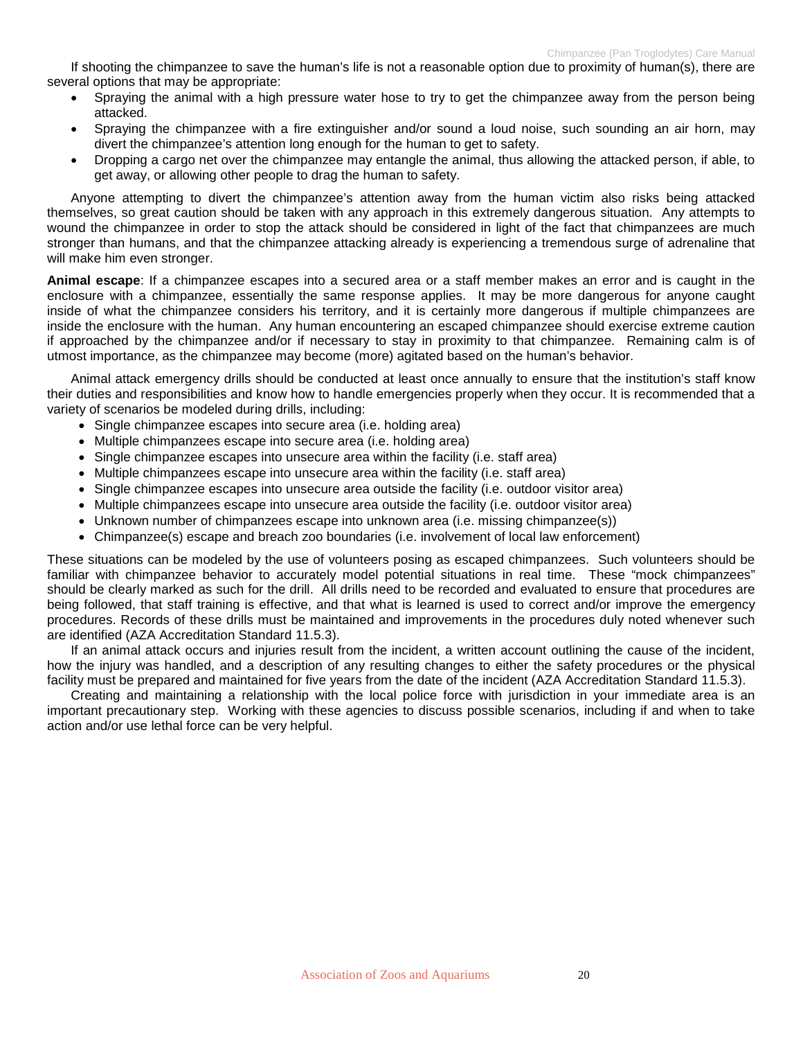If shooting the chimpanzee to save the human's life is not a reasonable option due to proximity of human(s), there are several options that may be appropriate:

- Spraying the animal with a high pressure water hose to try to get the chimpanzee away from the person being attacked.
- Spraying the chimpanzee with a fire extinguisher and/or sound a loud noise, such sounding an air horn, may divert the chimpanzee's attention long enough for the human to get to safety.
- Dropping a cargo net over the chimpanzee may entangle the animal, thus allowing the attacked person, if able, to get away, or allowing other people to drag the human to safety.

Anyone attempting to divert the chimpanzee's attention away from the human victim also risks being attacked themselves, so great caution should be taken with any approach in this extremely dangerous situation. Any attempts to wound the chimpanzee in order to stop the attack should be considered in light of the fact that chimpanzees are much stronger than humans, and that the chimpanzee attacking already is experiencing a tremendous surge of adrenaline that will make him even stronger.

**Animal escape**: If a chimpanzee escapes into a secured area or a staff member makes an error and is caught in the enclosure with a chimpanzee, essentially the same response applies. It may be more dangerous for anyone caught inside of what the chimpanzee considers his territory, and it is certainly more dangerous if multiple chimpanzees are inside the enclosure with the human. Any human encountering an escaped chimpanzee should exercise extreme caution if approached by the chimpanzee and/or if necessary to stay in proximity to that chimpanzee. Remaining calm is of utmost importance, as the chimpanzee may become (more) agitated based on the human's behavior.

Animal attack emergency drills should be conducted at least once annually to ensure that the institution's staff know their duties and responsibilities and know how to handle emergencies properly when they occur. It is recommended that a variety of scenarios be modeled during drills, including:

- Single chimpanzee escapes into secure area (i.e. holding area)
- Multiple chimpanzees escape into secure area (i.e. holding area)
- Single chimpanzee escapes into unsecure area within the facility (i.e. staff area)
- Multiple chimpanzees escape into unsecure area within the facility (i.e. staff area)
- Single chimpanzee escapes into unsecure area outside the facility (i.e. outdoor visitor area)
- Multiple chimpanzees escape into unsecure area outside the facility (i.e. outdoor visitor area)
- Unknown number of chimpanzees escape into unknown area (i.e. missing chimpanzee(s))
- Chimpanzee(s) escape and breach zoo boundaries (i.e. involvement of local law enforcement)

These situations can be modeled by the use of volunteers posing as escaped chimpanzees. Such volunteers should be familiar with chimpanzee behavior to accurately model potential situations in real time. These "mock chimpanzees" should be clearly marked as such for the drill. All drills need to be recorded and evaluated to ensure that procedures are being followed, that staff training is effective, and that what is learned is used to correct and/or improve the emergency procedures. Records of these drills must be maintained and improvements in the procedures duly noted whenever such are identified (AZA Accreditation Standard 11.5.3).

If an animal attack occurs and injuries result from the incident, a written account outlining the cause of the incident, how the injury was handled, and a description of any resulting changes to either the safety procedures or the physical facility must be prepared and maintained for five years from the date of the incident (AZA Accreditation Standard 11.5.3).

Creating and maintaining a relationship with the local police force with jurisdiction in your immediate area is an important precautionary step. Working with these agencies to discuss possible scenarios, including if and when to take action and/or use lethal force can be very helpful.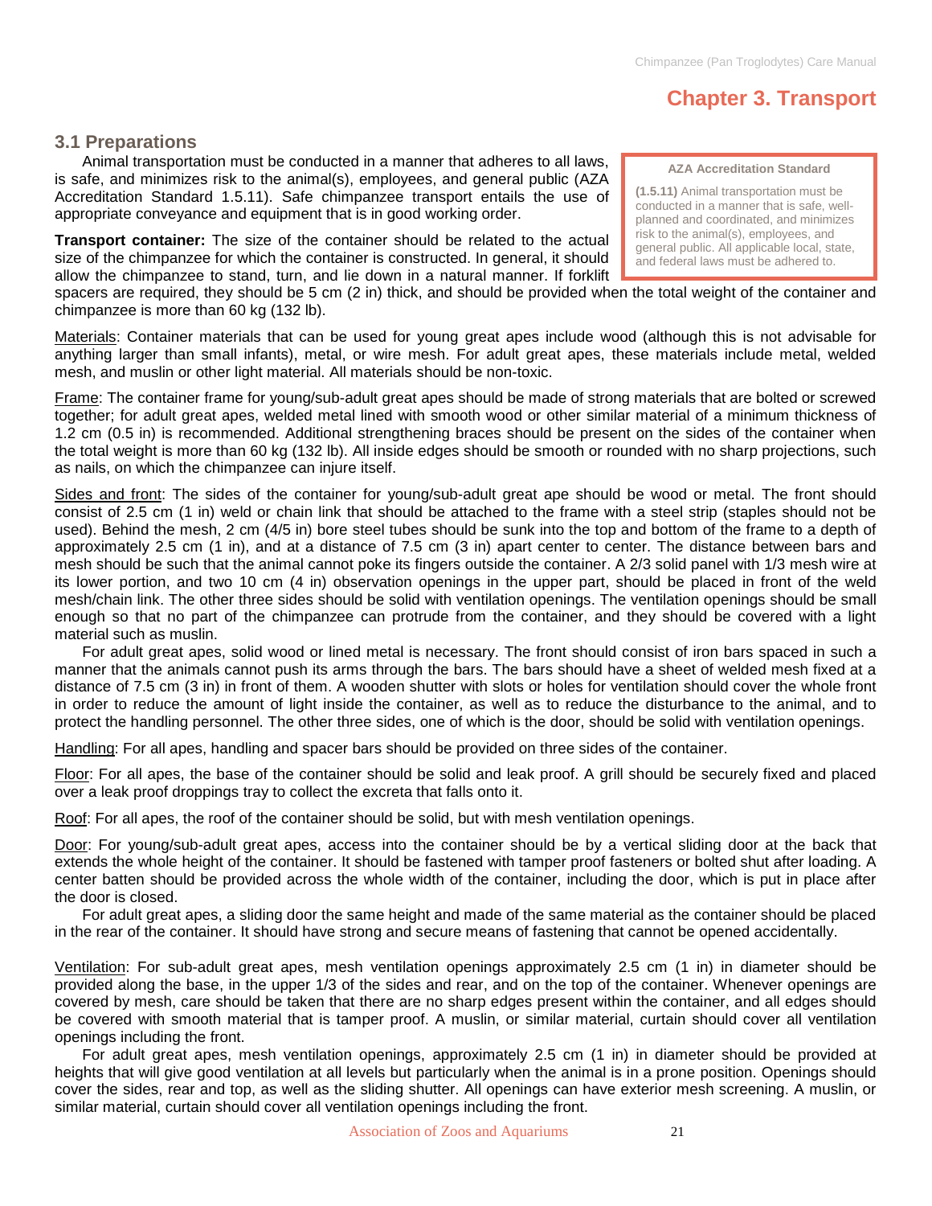# Chapter 3. Transport

## 3.1 Preparations

Animal transportation must be conducted in a manner that adheres to all laws, is safe, and minimizes risk to the animal(s), employees, and general public (AZA Accreditation Standard 1.5.11). Safe chimpanzee transport entails the use of appropriate conveyance and equipment that is in good working order.

> **AZA Accreditation Standard**
>
> **(1.5.11)** Animal transportation must be conducted in a manner that is safe, well-planned and coordinated, and minimizes risk to the animal(s), employees, and general public. All applicable local, state, and federal laws must be adhered to.

**Transport container:** The size of the container should be related to the actual size of the chimpanzee for which the container is constructed. In general, it should allow the chimpanzee to stand, turn, and lie down in a natural manner. If forklift spacers are required, they should be 5 cm (2 in) thick, and should be provided when the total weight of the container and chimpanzee is more than 60 kg (132 lb).

Materials: Container materials that can be used for young great apes include wood (although this is not advisable for anything larger than small infants), metal, or wire mesh. For adult great apes, these materials include metal, welded mesh, and muslin or other light material. All materials should be non-toxic.

Frame: The container frame for young/sub-adult great apes should be made of strong materials that are bolted or screwed together; for adult great apes, welded metal lined with smooth wood or other similar material of a minimum thickness of 1.2 cm (0.5 in) is recommended. Additional strengthening braces should be present on the sides of the container when the total weight is more than 60 kg (132 lb). All inside edges should be smooth or rounded with no sharp projections, such as nails, on which the chimpanzee can injure itself.

Sides and front: The sides of the container for young/sub-adult great ape should be wood or metal. The front should consist of 2.5 cm (1 in) weld or chain link that should be attached to the frame with a steel strip (staples should not be used). Behind the mesh, 2 cm (4/5 in) bore steel tubes should be sunk into the top and bottom of the frame to a depth of approximately 2.5 cm (1 in), and at a distance of 7.5 cm (3 in) apart center to center. The distance between bars and mesh should be such that the animal cannot poke its fingers outside the container. A 2/3 solid panel with 1/3 mesh wire at its lower portion, and two 10 cm (4 in) observation openings in the upper part, should be placed in front of the weld mesh/chain link. The other three sides should be solid with ventilation openings. The ventilation openings should be small enough so that no part of the chimpanzee can protrude from the container, and they should be covered with a light material such as muslin.

For adult great apes, solid wood or lined metal is necessary. The front should consist of iron bars spaced in such a manner that the animals cannot push its arms through the bars. The bars should have a sheet of welded mesh fixed at a distance of 7.5 cm (3 in) in front of them. A wooden shutter with slots or holes for ventilation should cover the whole front in order to reduce the amount of light inside the container, as well as to reduce the disturbance to the animal, and to protect the handling personnel. The other three sides, one of which is the door, should be solid with ventilation openings.

Handling: For all apes, handling and spacer bars should be provided on three sides of the container.

Floor: For all apes, the base of the container should be solid and leak proof. A grill should be securely fixed and placed over a leak proof droppings tray to collect the excreta that falls onto it.

Roof: For all apes, the roof of the container should be solid, but with mesh ventilation openings.

Door: For young/sub-adult great apes, access into the container should be by a vertical sliding door at the back that extends the whole height of the container. It should be fastened with tamper proof fasteners or bolted shut after loading. A center batten should be provided across the whole width of the container, including the door, which is put in place after the door is closed.

For adult great apes, a sliding door the same height and made of the same material as the container should be placed in the rear of the container. It should have strong and secure means of fastening that cannot be opened accidentally.

Ventilation: For sub-adult great apes, mesh ventilation openings approximately 2.5 cm (1 in) in diameter should be provided along the base, in the upper 1/3 of the sides and rear, and on the top of the container. Whenever openings are covered by mesh, care should be taken that there are no sharp edges present within the container, and all edges should be covered with smooth material that is tamper proof. A muslin, or similar material, curtain should cover all ventilation openings including the front.

For adult great apes, mesh ventilation openings, approximately 2.5 cm (1 in) in diameter should be provided at heights that will give good ventilation at all levels but particularly when the animal is in a prone position. Openings should cover the sides, rear and top, as well as the sliding shutter. All openings can have exterior mesh screening. A muslin, or similar material, curtain should cover all ventilation openings including the front.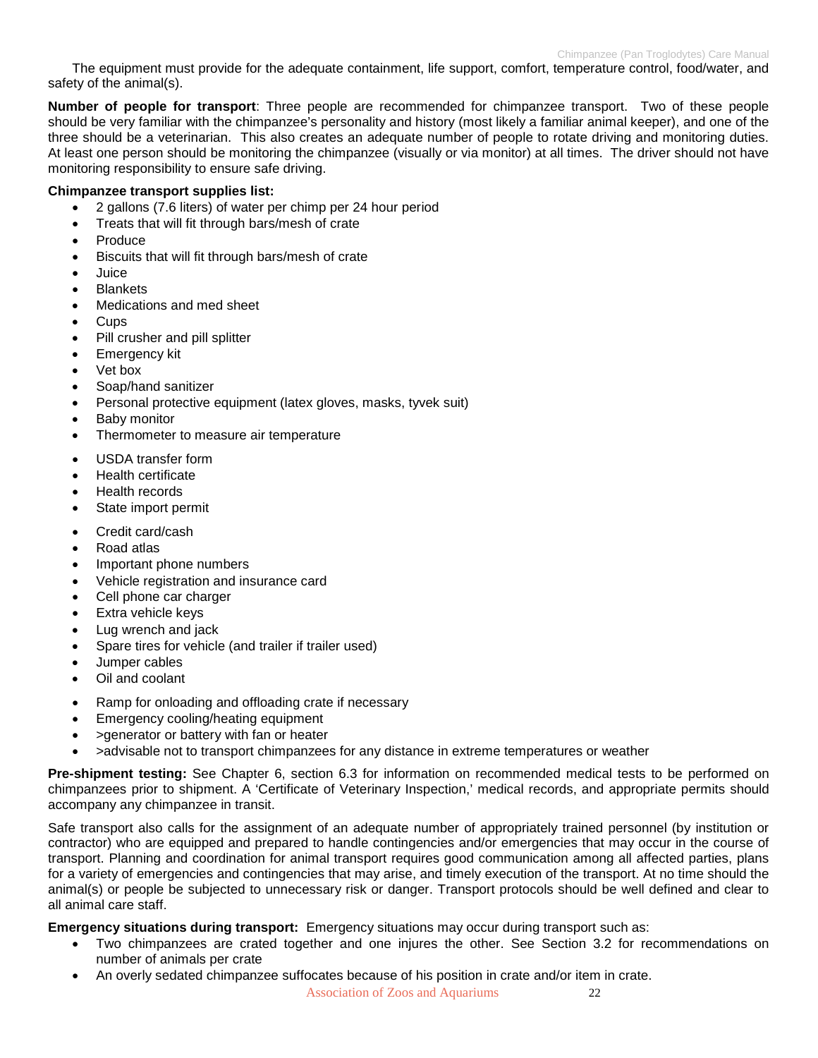The equipment must provide for the adequate containment, life support, comfort, temperature control, food/water, and safety of the animal(s).

**Number of people for transport**: Three people are recommended for chimpanzee transport. Two of these people should be very familiar with the chimpanzee's personality and history (most likely a familiar animal keeper), and one of the three should be a veterinarian. This also creates an adequate number of people to rotate driving and monitoring duties. At least one person should be monitoring the chimpanzee (visually or via monitor) at all times. The driver should not have monitoring responsibility to ensure safe driving.

**Chimpanzee transport supplies list:**

- 2 gallons (7.6 liters) of water per chimp per 24 hour period
- Treats that will fit through bars/mesh of crate
- Produce
- Biscuits that will fit through bars/mesh of crate
- Juice
- Blankets
- Medications and med sheet
- Cups
- Pill crusher and pill splitter
- Emergency kit
- Vet box
- Soap/hand sanitizer
- Personal protective equipment (latex gloves, masks, tyvek suit)
- Baby monitor
- Thermometer to measure air temperature

- USDA transfer form
- Health certificate
- Health records
- State import permit

- Credit card/cash
- Road atlas
- Important phone numbers
- Vehicle registration and insurance card
- Cell phone car charger
- Extra vehicle keys
- Lug wrench and jack
- Spare tires for vehicle (and trailer if trailer used)
- Jumper cables
- Oil and coolant

- Ramp for onloading and offloading crate if necessary
- Emergency cooling/heating equipment
- >generator or battery with fan or heater
- >advisable not to transport chimpanzees for any distance in extreme temperatures or weather

**Pre-shipment testing:** See Chapter 6, section 6.3 for information on recommended medical tests to be performed on chimpanzees prior to shipment. A 'Certificate of Veterinary Inspection,' medical records, and appropriate permits should accompany any chimpanzee in transit.

Safe transport also calls for the assignment of an adequate number of appropriately trained personnel (by institution or contractor) who are equipped and prepared to handle contingencies and/or emergencies that may occur in the course of transport. Planning and coordination for animal transport requires good communication among all affected parties, plans for a variety of emergencies and contingencies that may arise, and timely execution of the transport. At no time should the animal(s) or people be subjected to unnecessary risk or danger. Transport protocols should be well defined and clear to all animal care staff.

**Emergency situations during transport:** Emergency situations may occur during transport such as:

- Two chimpanzees are crated together and one injures the other. See Section 3.2 for recommendations on number of animals per crate
- An overly sedated chimpanzee suffocates because of his position in crate and/or item in crate.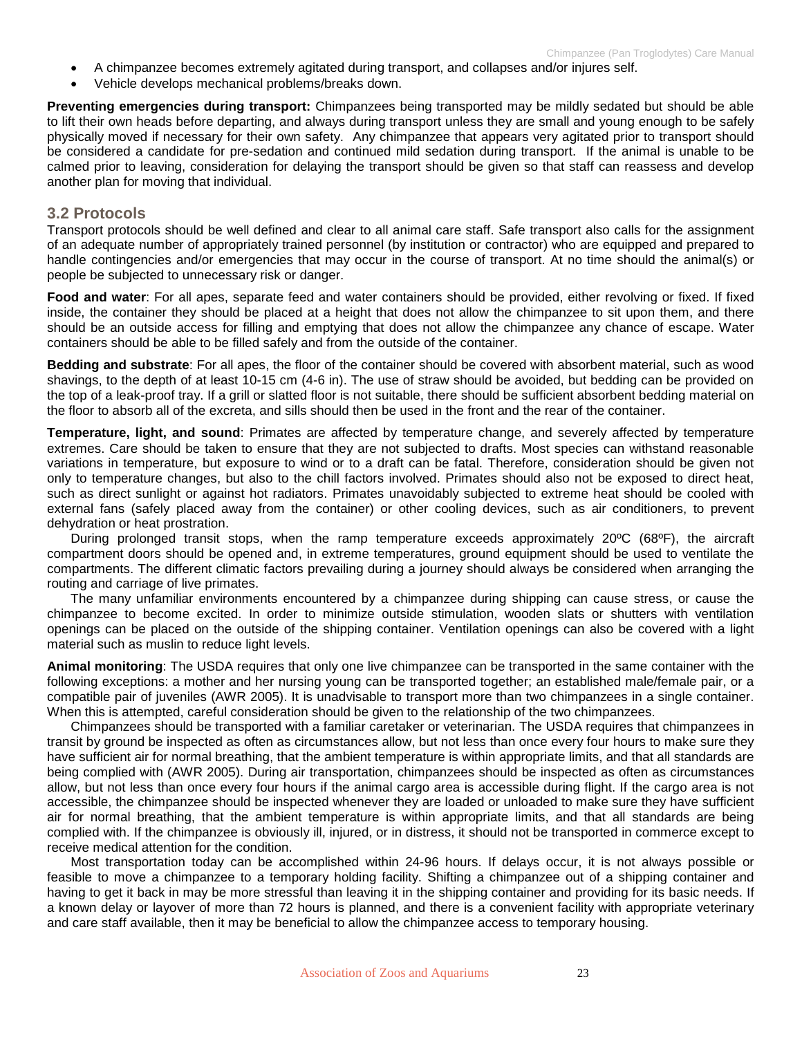- A chimpanzee becomes extremely agitated during transport, and collapses and/or injures self.
- Vehicle develops mechanical problems/breaks down.

**Preventing emergencies during transport:** Chimpanzees being transported may be mildly sedated but should be able to lift their own heads before departing, and always during transport unless they are small and young enough to be safely physically moved if necessary for their own safety. Any chimpanzee that appears very agitated prior to transport should be considered a candidate for pre-sedation and continued mild sedation during transport. If the animal is unable to be calmed prior to leaving, consideration for delaying the transport should be given so that staff can reassess and develop another plan for moving that individual.

## 3.2 Protocols

Transport protocols should be well defined and clear to all animal care staff. Safe transport also calls for the assignment of an adequate number of appropriately trained personnel (by institution or contractor) who are equipped and prepared to handle contingencies and/or emergencies that may occur in the course of transport. At no time should the animal(s) or people be subjected to unnecessary risk or danger.

**Food and water**: For all apes, separate feed and water containers should be provided, either revolving or fixed. If fixed inside, the container they should be placed at a height that does not allow the chimpanzee to sit upon them, and there should be an outside access for filling and emptying that does not allow the chimpanzee any chance of escape. Water containers should be able to be filled safely and from the outside of the container.

**Bedding and substrate**: For all apes, the floor of the container should be covered with absorbent material, such as wood shavings, to the depth of at least 10-15 cm (4-6 in). The use of straw should be avoided, but bedding can be provided on the top of a leak-proof tray. If a grill or slatted floor is not suitable, there should be sufficient absorbent bedding material on the floor to absorb all of the excreta, and sills should then be used in the front and the rear of the container.

**Temperature, light, and sound**: Primates are affected by temperature change, and severely affected by temperature extremes. Care should be taken to ensure that they are not subjected to drafts. Most species can withstand reasonable variations in temperature, but exposure to wind or to a draft can be fatal. Therefore, consideration should be given not only to temperature changes, but also to the chill factors involved. Primates should also not be exposed to direct heat, such as direct sunlight or against hot radiators. Primates unavoidably subjected to extreme heat should be cooled with external fans (safely placed away from the container) or other cooling devices, such as air conditioners, to prevent dehydration or heat prostration.

During prolonged transit stops, when the ramp temperature exceeds approximately 20ºC (68ºF), the aircraft compartment doors should be opened and, in extreme temperatures, ground equipment should be used to ventilate the compartments. The different climatic factors prevailing during a journey should always be considered when arranging the routing and carriage of live primates.

The many unfamiliar environments encountered by a chimpanzee during shipping can cause stress, or cause the chimpanzee to become excited. In order to minimize outside stimulation, wooden slats or shutters with ventilation openings can be placed on the outside of the shipping container. Ventilation openings can also be covered with a light material such as muslin to reduce light levels.

**Animal monitoring**: The USDA requires that only one live chimpanzee can be transported in the same container with the following exceptions: a mother and her nursing young can be transported together; an established male/female pair, or a compatible pair of juveniles (AWR 2005). It is unadvisable to transport more than two chimpanzees in a single container. When this is attempted, careful consideration should be given to the relationship of the two chimpanzees.

Chimpanzees should be transported with a familiar caretaker or veterinarian. The USDA requires that chimpanzees in transit by ground be inspected as often as circumstances allow, but not less than once every four hours to make sure they have sufficient air for normal breathing, that the ambient temperature is within appropriate limits, and that all standards are being complied with (AWR 2005). During air transportation, chimpanzees should be inspected as often as circumstances allow, but not less than once every four hours if the animal cargo area is accessible during flight. If the cargo area is not accessible, the chimpanzee should be inspected whenever they are loaded or unloaded to make sure they have sufficient air for normal breathing, that the ambient temperature is within appropriate limits, and that all standards are being complied with. If the chimpanzee is obviously ill, injured, or in distress, it should not be transported in commerce except to receive medical attention for the condition.

Most transportation today can be accomplished within 24-96 hours. If delays occur, it is not always possible or feasible to move a chimpanzee to a temporary holding facility. Shifting a chimpanzee out of a shipping container and having to get it back in may be more stressful than leaving it in the shipping container and providing for its basic needs. If a known delay or layover of more than 72 hours is planned, and there is a convenient facility with appropriate veterinary and care staff available, then it may be beneficial to allow the chimpanzee access to temporary housing.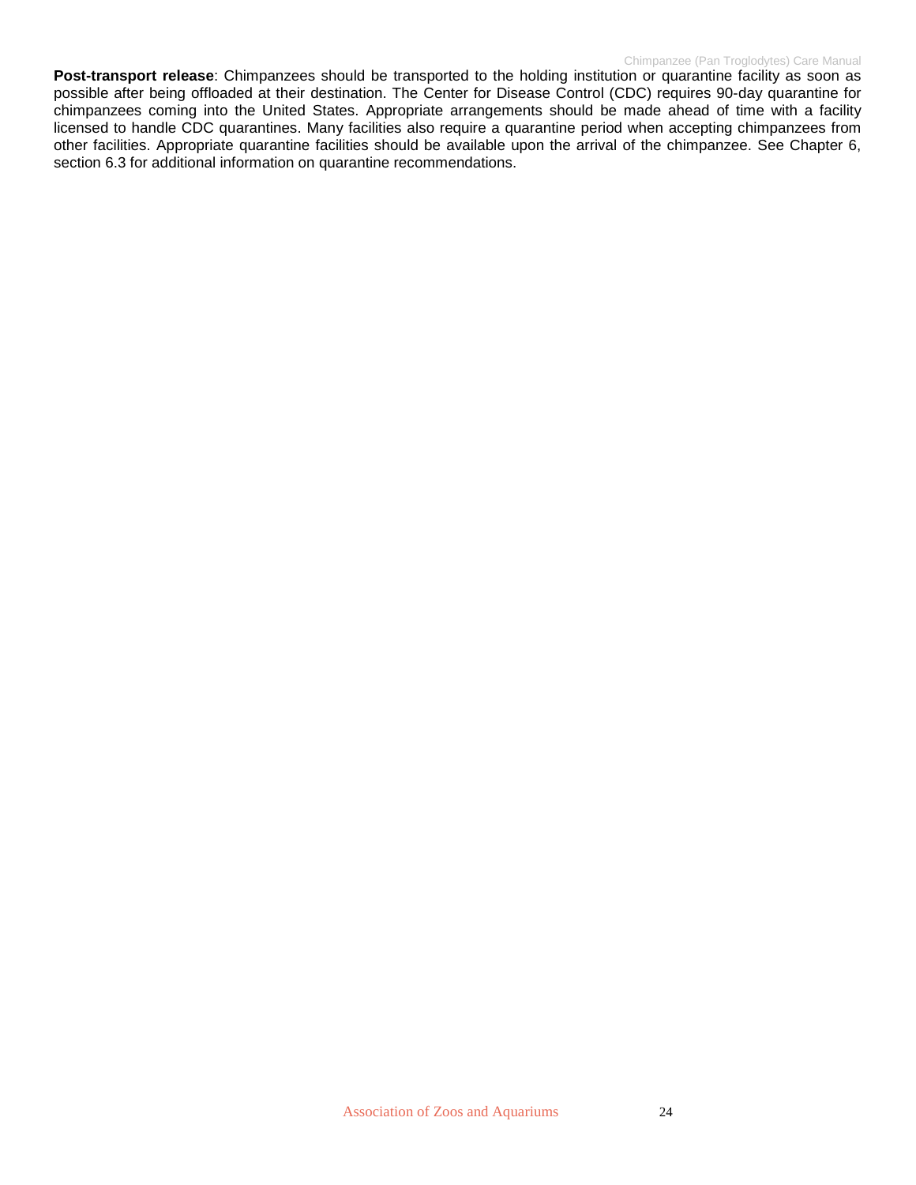**Post-transport release**: Chimpanzees should be transported to the holding institution or quarantine facility as soon as possible after being offloaded at their destination. The Center for Disease Control (CDC) requires 90-day quarantine for chimpanzees coming into the United States. Appropriate arrangements should be made ahead of time with a facility licensed to handle CDC quarantines. Many facilities also require a quarantine period when accepting chimpanzees from other facilities. Appropriate quarantine facilities should be available upon the arrival of the chimpanzee. See Chapter 6, section 6.3 for additional information on quarantine recommendations.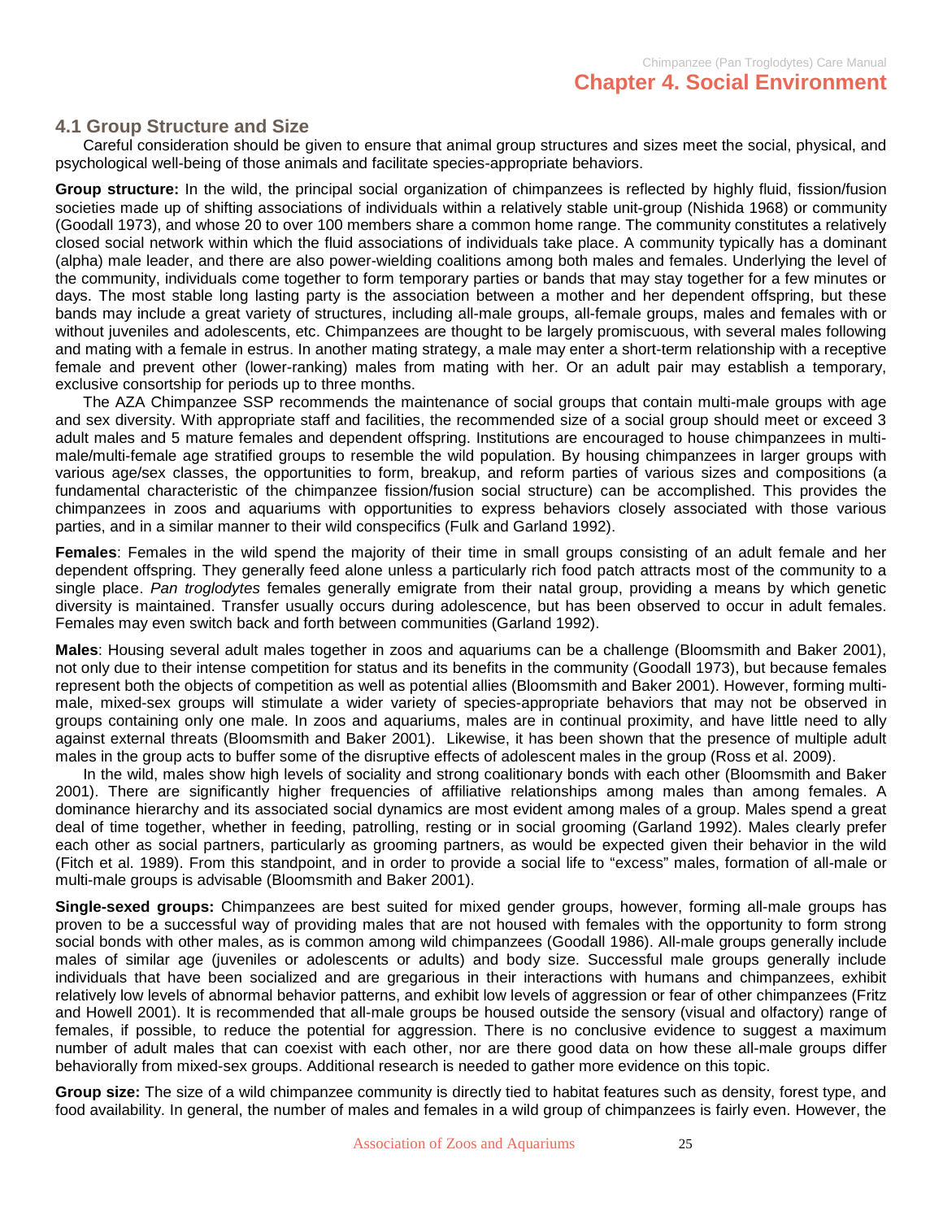# Chapter 4. Social Environment

## 4.1 Group Structure and Size

Careful consideration should be given to ensure that animal group structures and sizes meet the social, physical, and psychological well-being of those animals and facilitate species-appropriate behaviors.

**Group structure:** In the wild, the principal social organization of chimpanzees is reflected by highly fluid, fission/fusion societies made up of shifting associations of individuals within a relatively stable unit-group (Nishida 1968) or community (Goodall 1973), and whose 20 to over 100 members share a common home range. The community constitutes a relatively closed social network within which the fluid associations of individuals take place. A community typically has a dominant (alpha) male leader, and there are also power-wielding coalitions among both males and females. Underlying the level of the community, individuals come together to form temporary parties or bands that may stay together for a few minutes or days. The most stable long lasting party is the association between a mother and her dependent offspring, but these bands may include a great variety of structures, including all-male groups, all-female groups, males and females with or without juveniles and adolescents, etc. Chimpanzees are thought to be largely promiscuous, with several males following and mating with a female in estrus. In another mating strategy, a male may enter a short-term relationship with a receptive female and prevent other (lower-ranking) males from mating with her. Or an adult pair may establish a temporary, exclusive consortship for periods up to three months.

The AZA Chimpanzee SSP recommends the maintenance of social groups that contain multi-male groups with age and sex diversity. With appropriate staff and facilities, the recommended size of a social group should meet or exceed 3 adult males and 5 mature females and dependent offspring. Institutions are encouraged to house chimpanzees in multi-male/multi-female age stratified groups to resemble the wild population. By housing chimpanzees in larger groups with various age/sex classes, the opportunities to form, breakup, and reform parties of various sizes and compositions (a fundamental characteristic of the chimpanzee fission/fusion social structure) can be accomplished. This provides the chimpanzees in zoos and aquariums with opportunities to express behaviors closely associated with those various parties, and in a similar manner to their wild conspecifics (Fulk and Garland 1992).

**Females**: Females in the wild spend the majority of their time in small groups consisting of an adult female and her dependent offspring. They generally feed alone unless a particularly rich food patch attracts most of the community to a single place. *Pan troglodytes* females generally emigrate from their natal group, providing a means by which genetic diversity is maintained. Transfer usually occurs during adolescence, but has been observed to occur in adult females. Females may even switch back and forth between communities (Garland 1992).

**Males**: Housing several adult males together in zoos and aquariums can be a challenge (Bloomsmith and Baker 2001), not only due to their intense competition for status and its benefits in the community (Goodall 1973), but because females represent both the objects of competition as well as potential allies (Bloomsmith and Baker 2001). However, forming multi-male, mixed-sex groups will stimulate a wider variety of species-appropriate behaviors that may not be observed in groups containing only one male. In zoos and aquariums, males are in continual proximity, and have little need to ally against external threats (Bloomsmith and Baker 2001). Likewise, it has been shown that the presence of multiple adult males in the group acts to buffer some of the disruptive effects of adolescent males in the group (Ross et al. 2009).

In the wild, males show high levels of sociality and strong coalitionary bonds with each other (Bloomsmith and Baker 2001). There are significantly higher frequencies of affiliative relationships among males than among females. A dominance hierarchy and its associated social dynamics are most evident among males of a group. Males spend a great deal of time together, whether in feeding, patrolling, resting or in social grooming (Garland 1992). Males clearly prefer each other as social partners, particularly as grooming partners, as would be expected given their behavior in the wild (Fitch et al. 1989). From this standpoint, and in order to provide a social life to "excess" males, formation of all-male or multi-male groups is advisable (Bloomsmith and Baker 2001).

**Single-sexed groups:** Chimpanzees are best suited for mixed gender groups, however, forming all-male groups has proven to be a successful way of providing males that are not housed with females with the opportunity to form strong social bonds with other males, as is common among wild chimpanzees (Goodall 1986). All-male groups generally include males of similar age (juveniles or adolescents or adults) and body size. Successful male groups generally include individuals that have been socialized and are gregarious in their interactions with humans and chimpanzees, exhibit relatively low levels of abnormal behavior patterns, and exhibit low levels of aggression or fear of other chimpanzees (Fritz and Howell 2001). It is recommended that all-male groups be housed outside the sensory (visual and olfactory) range of females, if possible, to reduce the potential for aggression. There is no conclusive evidence to suggest a maximum number of adult males that can coexist with each other, nor are there good data on how these all-male groups differ behaviorally from mixed-sex groups. Additional research is needed to gather more evidence on this topic.

**Group size:** The size of a wild chimpanzee community is directly tied to habitat features such as density, forest type, and food availability. In general, the number of males and females in a wild group of chimpanzees is fairly even. However, the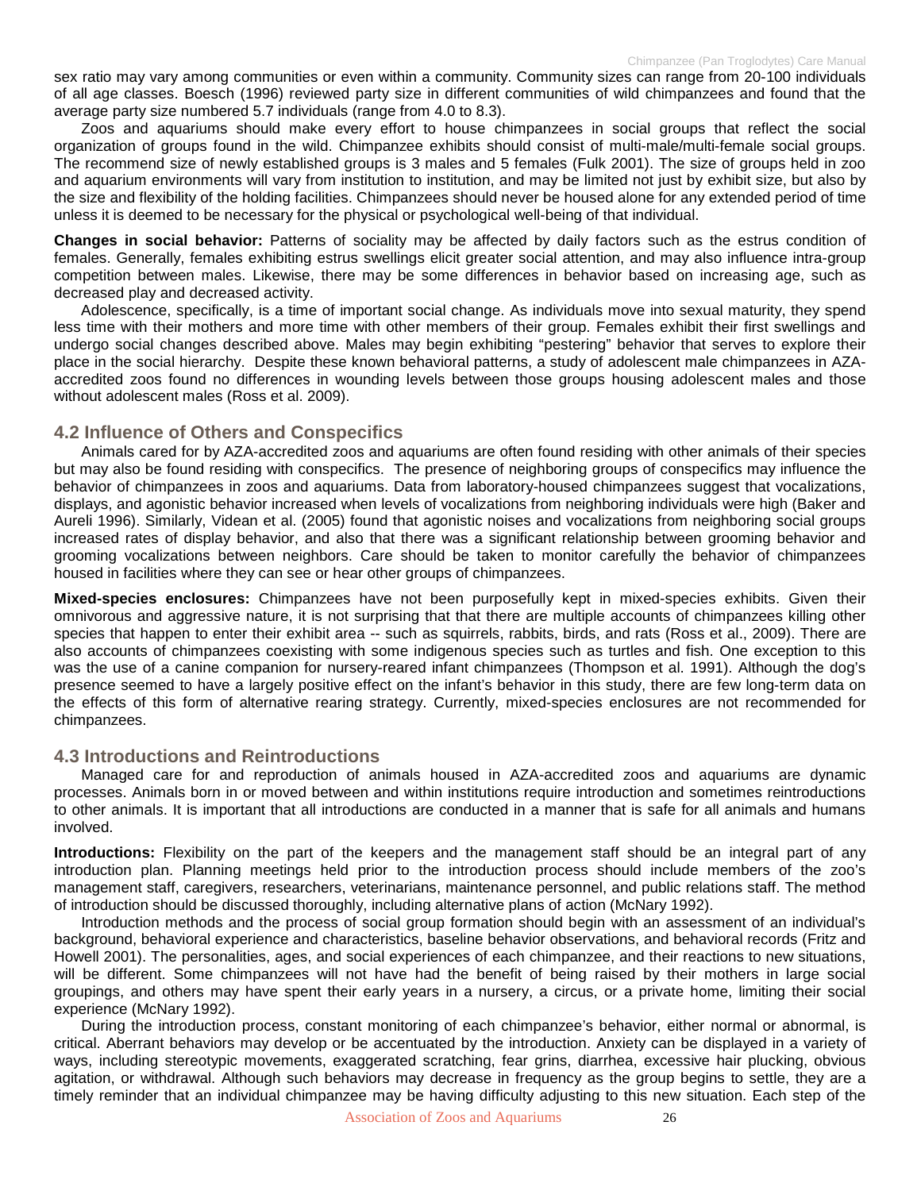sex ratio may vary among communities or even within a community. Community sizes can range from 20-100 individuals of all age classes. Boesch (1996) reviewed party size in different communities of wild chimpanzees and found that the average party size numbered 5.7 individuals (range from 4.0 to 8.3).

Zoos and aquariums should make every effort to house chimpanzees in social groups that reflect the social organization of groups found in the wild. Chimpanzee exhibits should consist of multi-male/multi-female social groups. The recommend size of newly established groups is 3 males and 5 females (Fulk 2001). The size of groups held in zoo and aquarium environments will vary from institution to institution, and may be limited not just by exhibit size, but also by the size and flexibility of the holding facilities. Chimpanzees should never be housed alone for any extended period of time unless it is deemed to be necessary for the physical or psychological well-being of that individual.

**Changes in social behavior:** Patterns of sociality may be affected by daily factors such as the estrus condition of females. Generally, females exhibiting estrus swellings elicit greater social attention, and may also influence intra-group competition between males. Likewise, there may be some differences in behavior based on increasing age, such as decreased play and decreased activity.

Adolescence, specifically, is a time of important social change. As individuals move into sexual maturity, they spend less time with their mothers and more time with other members of their group. Females exhibit their first swellings and undergo social changes described above. Males may begin exhibiting "pestering" behavior that serves to explore their place in the social hierarchy. Despite these known behavioral patterns, a study of adolescent male chimpanzees in AZA-accredited zoos found no differences in wounding levels between those groups housing adolescent males and those without adolescent males (Ross et al. 2009).

## 4.2 Influence of Others and Conspecifics

Animals cared for by AZA-accredited zoos and aquariums are often found residing with other animals of their species but may also be found residing with conspecifics. The presence of neighboring groups of conspecifics may influence the behavior of chimpanzees in zoos and aquariums. Data from laboratory-housed chimpanzees suggest that vocalizations, displays, and agonistic behavior increased when levels of vocalizations from neighboring individuals were high (Baker and Aureli 1996). Similarly, Videan et al. (2005) found that agonistic noises and vocalizations from neighboring social groups increased rates of display behavior, and also that there was a significant relationship between grooming behavior and grooming vocalizations between neighbors. Care should be taken to monitor carefully the behavior of chimpanzees housed in facilities where they can see or hear other groups of chimpanzees.

**Mixed-species enclosures:** Chimpanzees have not been purposefully kept in mixed-species exhibits. Given their omnivorous and aggressive nature, it is not surprising that that there are multiple accounts of chimpanzees killing other species that happen to enter their exhibit area -- such as squirrels, rabbits, birds, and rats (Ross et al., 2009). There are also accounts of chimpanzees coexisting with some indigenous species such as turtles and fish. One exception to this was the use of a canine companion for nursery-reared infant chimpanzees (Thompson et al. 1991). Although the dog's presence seemed to have a largely positive effect on the infant's behavior in this study, there are few long-term data on the effects of this form of alternative rearing strategy. Currently, mixed-species enclosures are not recommended for chimpanzees.

## 4.3 Introductions and Reintroductions

Managed care for and reproduction of animals housed in AZA-accredited zoos and aquariums are dynamic processes. Animals born in or moved between and within institutions require introduction and sometimes reintroductions to other animals. It is important that all introductions are conducted in a manner that is safe for all animals and humans involved.

**Introductions:** Flexibility on the part of the keepers and the management staff should be an integral part of any introduction plan. Planning meetings held prior to the introduction process should include members of the zoo's management staff, caregivers, researchers, veterinarians, maintenance personnel, and public relations staff. The method of introduction should be discussed thoroughly, including alternative plans of action (McNary 1992).

Introduction methods and the process of social group formation should begin with an assessment of an individual's background, behavioral experience and characteristics, baseline behavior observations, and behavioral records (Fritz and Howell 2001). The personalities, ages, and social experiences of each chimpanzee, and their reactions to new situations, will be different. Some chimpanzees will not have had the benefit of being raised by their mothers in large social groupings, and others may have spent their early years in a nursery, a circus, or a private home, limiting their social experience (McNary 1992).

During the introduction process, constant monitoring of each chimpanzee's behavior, either normal or abnormal, is critical. Aberrant behaviors may develop or be accentuated by the introduction. Anxiety can be displayed in a variety of ways, including stereotypic movements, exaggerated scratching, fear grins, diarrhea, excessive hair plucking, obvious agitation, or withdrawal. Although such behaviors may decrease in frequency as the group begins to settle, they are a timely reminder that an individual chimpanzee may be having difficulty adjusting to this new situation. Each step of the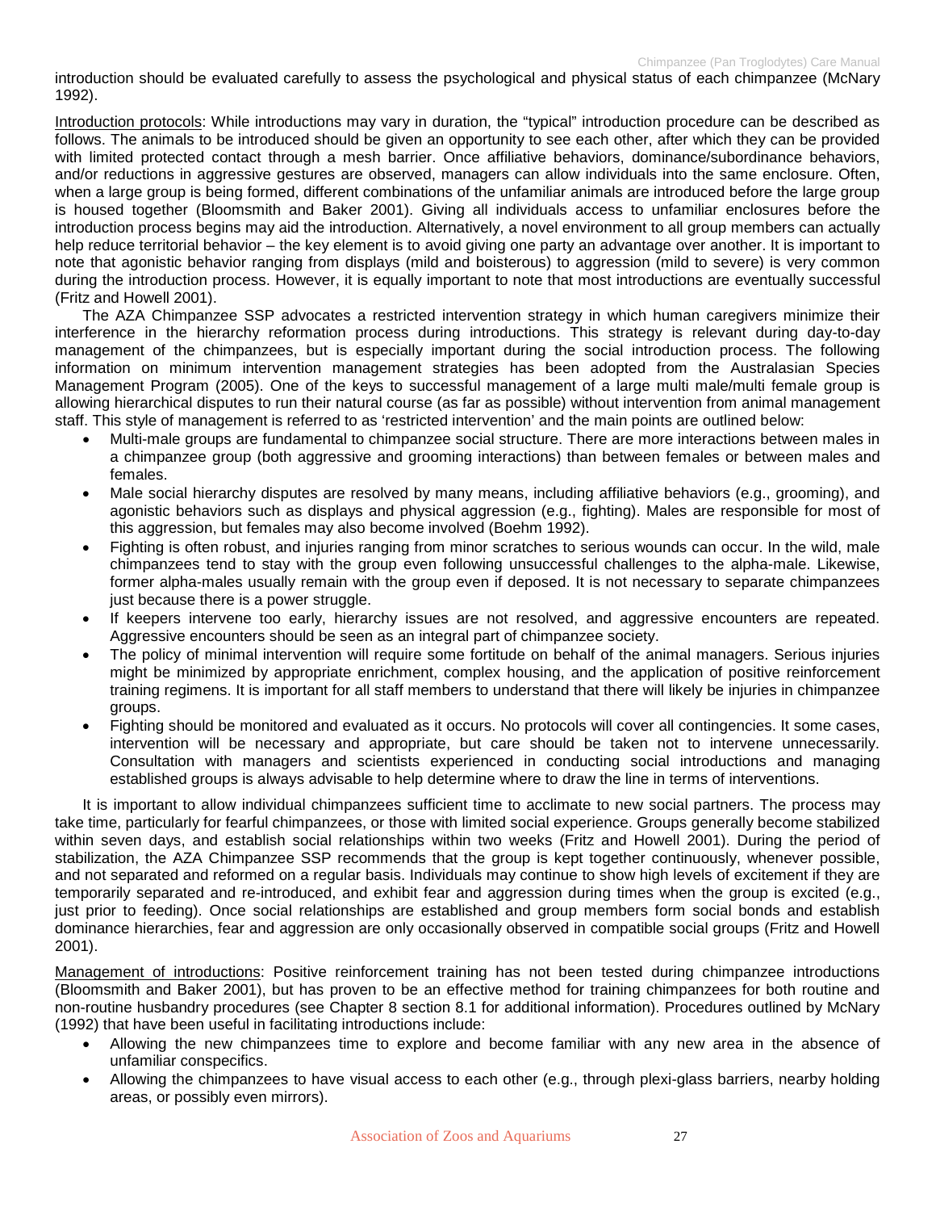introduction should be evaluated carefully to assess the psychological and physical status of each chimpanzee (McNary 1992).

Introduction protocols: While introductions may vary in duration, the "typical" introduction procedure can be described as follows. The animals to be introduced should be given an opportunity to see each other, after which they can be provided with limited protected contact through a mesh barrier. Once affiliative behaviors, dominance/subordinance behaviors, and/or reductions in aggressive gestures are observed, managers can allow individuals into the same enclosure. Often, when a large group is being formed, different combinations of the unfamiliar animals are introduced before the large group is housed together (Bloomsmith and Baker 2001). Giving all individuals access to unfamiliar enclosures before the introduction process begins may aid the introduction. Alternatively, a novel environment to all group members can actually help reduce territorial behavior – the key element is to avoid giving one party an advantage over another. It is important to note that agonistic behavior ranging from displays (mild and boisterous) to aggression (mild to severe) is very common during the introduction process. However, it is equally important to note that most introductions are eventually successful (Fritz and Howell 2001).

The AZA Chimpanzee SSP advocates a restricted intervention strategy in which human caregivers minimize their interference in the hierarchy reformation process during introductions. This strategy is relevant during day-to-day management of the chimpanzees, but is especially important during the social introduction process. The following information on minimum intervention management strategies has been adopted from the Australasian Species Management Program (2005). One of the keys to successful management of a large multi male/multi female group is allowing hierarchical disputes to run their natural course (as far as possible) without intervention from animal management staff. This style of management is referred to as 'restricted intervention' and the main points are outlined below:

- Multi-male groups are fundamental to chimpanzee social structure. There are more interactions between males in a chimpanzee group (both aggressive and grooming interactions) than between females or between males and females.
- Male social hierarchy disputes are resolved by many means, including affiliative behaviors (e.g., grooming), and agonistic behaviors such as displays and physical aggression (e.g., fighting). Males are responsible for most of this aggression, but females may also become involved (Boehm 1992).
- Fighting is often robust, and injuries ranging from minor scratches to serious wounds can occur. In the wild, male chimpanzees tend to stay with the group even following unsuccessful challenges to the alpha-male. Likewise, former alpha-males usually remain with the group even if deposed. It is not necessary to separate chimpanzees just because there is a power struggle.
- If keepers intervene too early, hierarchy issues are not resolved, and aggressive encounters are repeated. Aggressive encounters should be seen as an integral part of chimpanzee society.
- The policy of minimal intervention will require some fortitude on behalf of the animal managers. Serious injuries might be minimized by appropriate enrichment, complex housing, and the application of positive reinforcement training regimens. It is important for all staff members to understand that there will likely be injuries in chimpanzee groups.
- Fighting should be monitored and evaluated as it occurs. No protocols will cover all contingencies. It some cases, intervention will be necessary and appropriate, but care should be taken not to intervene unnecessarily. Consultation with managers and scientists experienced in conducting social introductions and managing established groups is always advisable to help determine where to draw the line in terms of interventions.

It is important to allow individual chimpanzees sufficient time to acclimate to new social partners. The process may take time, particularly for fearful chimpanzees, or those with limited social experience. Groups generally become stabilized within seven days, and establish social relationships within two weeks (Fritz and Howell 2001). During the period of stabilization, the AZA Chimpanzee SSP recommends that the group is kept together continuously, whenever possible, and not separated and reformed on a regular basis. Individuals may continue to show high levels of excitement if they are temporarily separated and re-introduced, and exhibit fear and aggression during times when the group is excited (e.g., just prior to feeding). Once social relationships are established and group members form social bonds and establish dominance hierarchies, fear and aggression are only occasionally observed in compatible social groups (Fritz and Howell 2001).

Management of introductions: Positive reinforcement training has not been tested during chimpanzee introductions (Bloomsmith and Baker 2001), but has proven to be an effective method for training chimpanzees for both routine and non-routine husbandry procedures (see Chapter 8 section 8.1 for additional information). Procedures outlined by McNary (1992) that have been useful in facilitating introductions include:

- Allowing the new chimpanzees time to explore and become familiar with any new area in the absence of unfamiliar conspecifics.
- Allowing the chimpanzees to have visual access to each other (e.g., through plexi-glass barriers, nearby holding areas, or possibly even mirrors).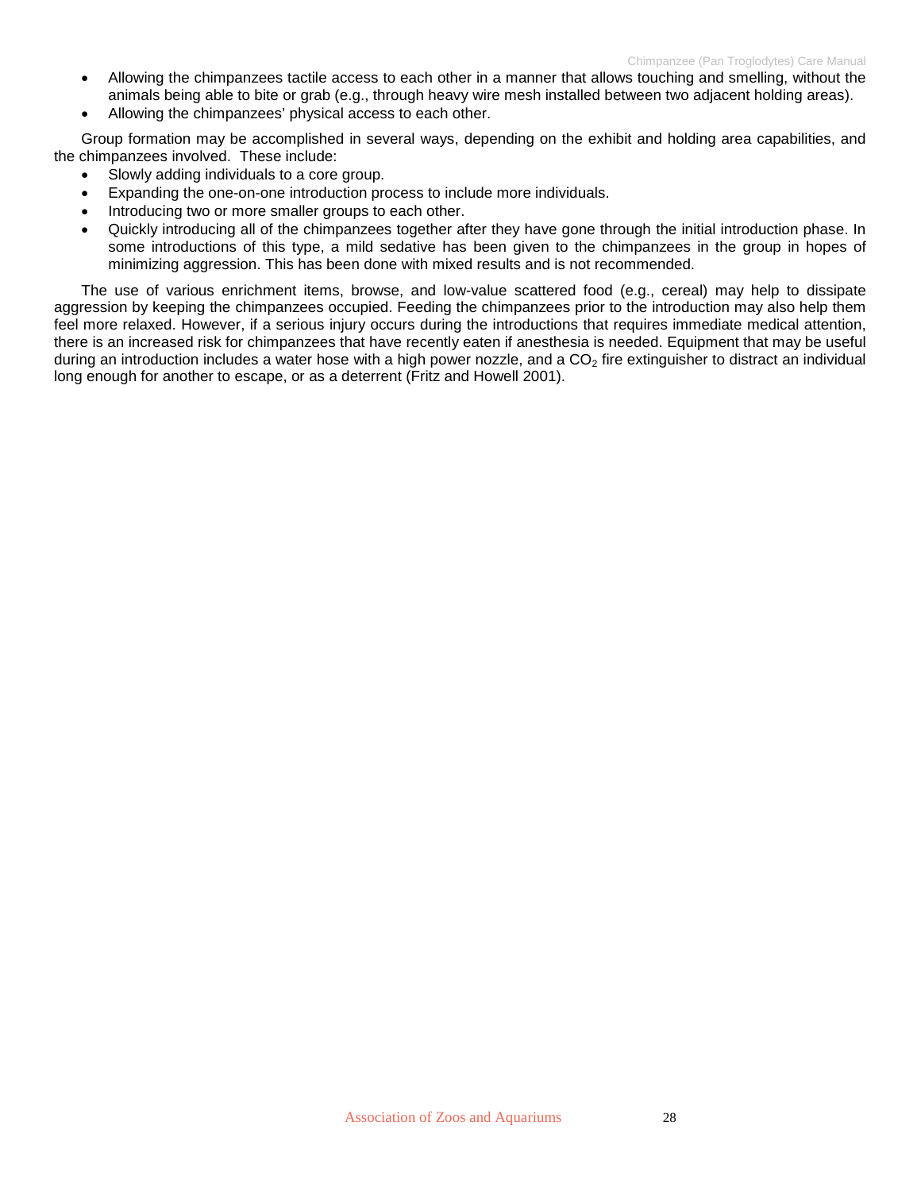- Allowing the chimpanzees tactile access to each other in a manner that allows touching and smelling, without the animals being able to bite or grab (e.g., through heavy wire mesh installed between two adjacent holding areas).
- Allowing the chimpanzees' physical access to each other.

Group formation may be accomplished in several ways, depending on the exhibit and holding area capabilities, and the chimpanzees involved. These include:

- Slowly adding individuals to a core group.
- Expanding the one-on-one introduction process to include more individuals.
- Introducing two or more smaller groups to each other.
- Quickly introducing all of the chimpanzees together after they have gone through the initial introduction phase. In some introductions of this type, a mild sedative has been given to the chimpanzees in the group in hopes of minimizing aggression. This has been done with mixed results and is not recommended.

The use of various enrichment items, browse, and low-value scattered food (e.g., cereal) may help to dissipate aggression by keeping the chimpanzees occupied. Feeding the chimpanzees prior to the introduction may also help them feel more relaxed. However, if a serious injury occurs during the introductions that requires immediate medical attention, there is an increased risk for chimpanzees that have recently eaten if anesthesia is needed. Equipment that may be useful during an introduction includes a water hose with a high power nozzle, and a $CO_2$ fire extinguisher to distract an individual long enough for another to escape, or as a deterrent (Fritz and Howell 2001).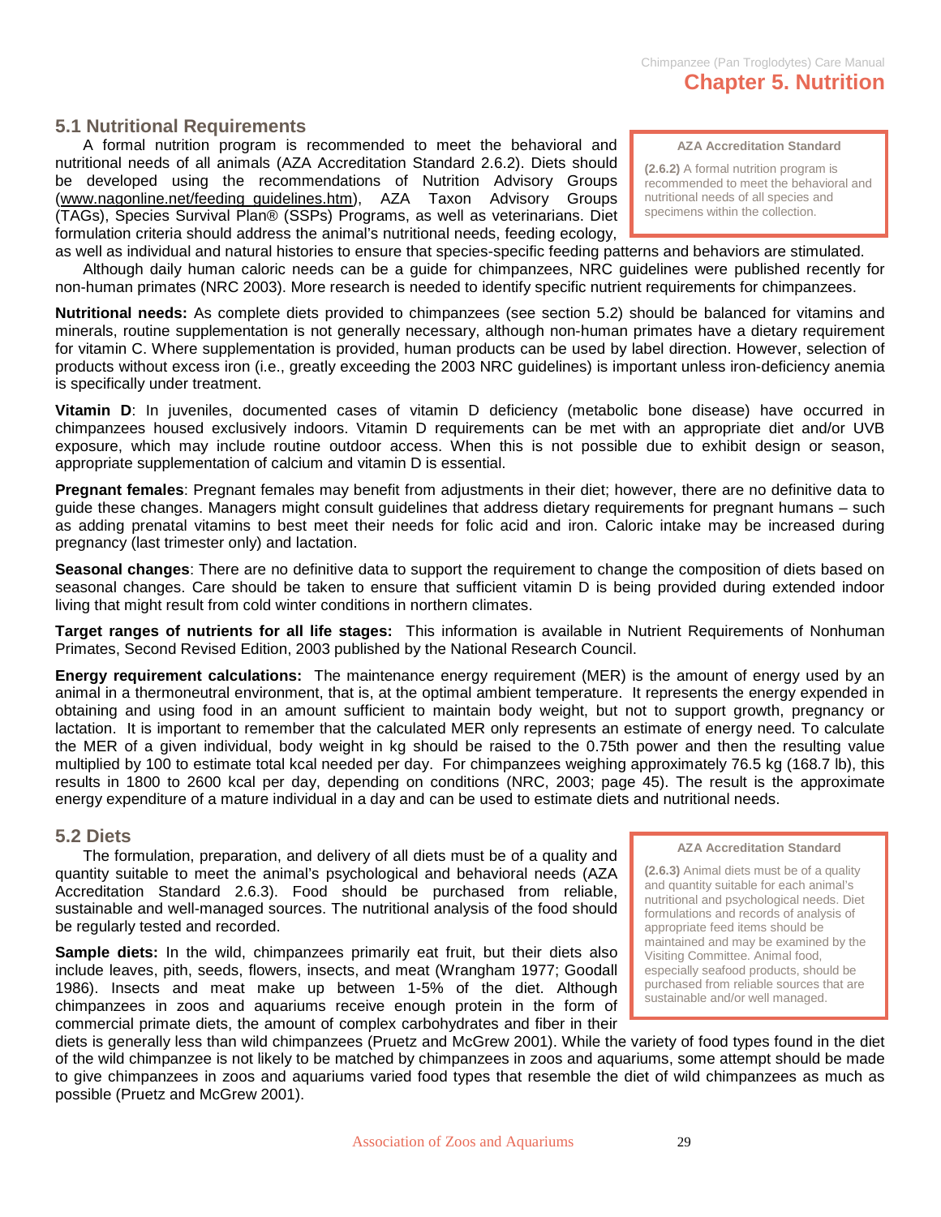# Chapter 5. Nutrition

## 5.1 Nutritional Requirements

A formal nutrition program is recommended to meet the behavioral and nutritional needs of all animals (AZA Accreditation Standard 2.6.2). Diets should be developed using the recommendations of Nutrition Advisory Groups (www.nagonline.net/feeding_guidelines.htm), AZA Taxon Advisory Groups (TAGs), Species Survival Plan® (SSPs) Programs, as well as veterinarians. Diet formulation criteria should address the animal's nutritional needs, feeding ecology, as well as individual and natural histories to ensure that species-specific feeding patterns and behaviors are stimulated.

> **AZA Accreditation Standard**
>
> **(2.6.2)** A formal nutrition program is recommended to meet the behavioral and nutritional needs of all species and specimens within the collection.

Although daily human caloric needs can be a guide for chimpanzees, NRC guidelines were published recently for non-human primates (NRC 2003). More research is needed to identify specific nutrient requirements for chimpanzees.

**Nutritional needs:** As complete diets provided to chimpanzees (see section 5.2) should be balanced for vitamins and minerals, routine supplementation is not generally necessary, although non-human primates have a dietary requirement for vitamin C. Where supplementation is provided, human products can be used by label direction. However, selection of products without excess iron (i.e., greatly exceeding the 2003 NRC guidelines) is important unless iron-deficiency anemia is specifically under treatment.

**Vitamin D**: In juveniles, documented cases of vitamin D deficiency (metabolic bone disease) have occurred in chimpanzees housed exclusively indoors. Vitamin D requirements can be met with an appropriate diet and/or UVB exposure, which may include routine outdoor access. When this is not possible due to exhibit design or season, appropriate supplementation of calcium and vitamin D is essential.

**Pregnant females**: Pregnant females may benefit from adjustments in their diet; however, there are no definitive data to guide these changes. Managers might consult guidelines that address dietary requirements for pregnant humans – such as adding prenatal vitamins to best meet their needs for folic acid and iron. Caloric intake may be increased during pregnancy (last trimester only) and lactation.

**Seasonal changes**: There are no definitive data to support the requirement to change the composition of diets based on seasonal changes. Care should be taken to ensure that sufficient vitamin D is being provided during extended indoor living that might result from cold winter conditions in northern climates.

**Target ranges of nutrients for all life stages:** This information is available in Nutrient Requirements of Nonhuman Primates, Second Revised Edition, 2003 published by the National Research Council.

**Energy requirement calculations:** The maintenance energy requirement (MER) is the amount of energy used by an animal in a thermoneutral environment, that is, at the optimal ambient temperature. It represents the energy expended in obtaining and using food in an amount sufficient to maintain body weight, but not to support growth, pregnancy or lactation. It is important to remember that the calculated MER only represents an estimate of energy need. To calculate the MER of a given individual, body weight in kg should be raised to the 0.75th power and then the resulting value multiplied by 100 to estimate total kcal needed per day. For chimpanzees weighing approximately 76.5 kg (168.7 lb), this results in 1800 to 2600 kcal per day, depending on conditions (NRC, 2003; page 45). The result is the approximate energy expenditure of a mature individual in a day and can be used to estimate diets and nutritional needs.

## 5.2 Diets

The formulation, preparation, and delivery of all diets must be of a quality and quantity suitable to meet the animal's psychological and behavioral needs (AZA Accreditation Standard 2.6.3). Food should be purchased from reliable, sustainable and well-managed sources. The nutritional analysis of the food should be regularly tested and recorded.

> **AZA Accreditation Standard**
>
> **(2.6.3)** Animal diets must be of a quality and quantity suitable for each animal's nutritional and psychological needs. Diet formulations and records of analysis of appropriate feed items should be maintained and may be examined by the Visiting Committee. Animal food, especially seafood products, should be purchased from reliable sources that are sustainable and/or well managed.

**Sample diets:** In the wild, chimpanzees primarily eat fruit, but their diets also include leaves, pith, seeds, flowers, insects, and meat (Wrangham 1977; Goodall 1986). Insects and meat make up between 1-5% of the diet. Although chimpanzees in zoos and aquariums receive enough protein in the form of commercial primate diets, the amount of complex carbohydrates and fiber in their diets is generally less than wild chimpanzees (Pruetz and McGrew 2001). While the variety of food types found in the diet of the wild chimpanzee is not likely to be matched by chimpanzees in zoos and aquariums, some attempt should be made to give chimpanzees in zoos and aquariums varied food types that resemble the diet of wild chimpanzees as much as possible (Pruetz and McGrew 2001).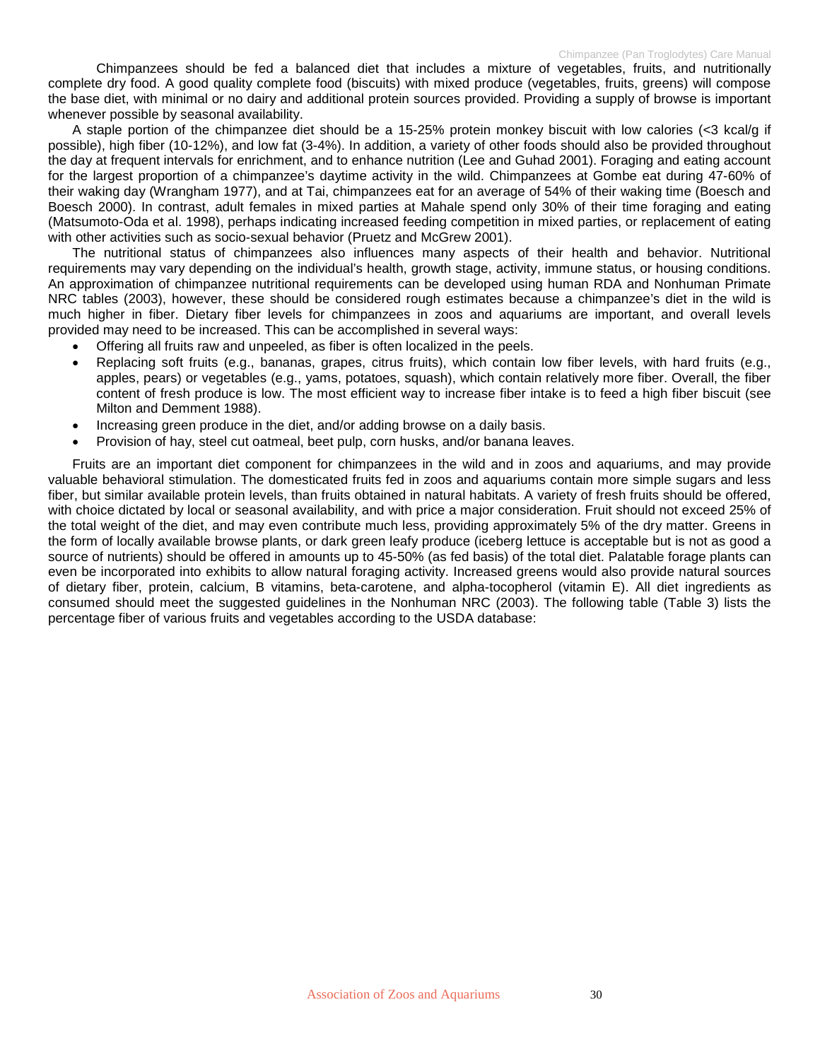Chimpanzees should be fed a balanced diet that includes a mixture of vegetables, fruits, and nutritionally complete dry food. A good quality complete food (biscuits) with mixed produce (vegetables, fruits, greens) will compose the base diet, with minimal or no dairy and additional protein sources provided. Providing a supply of browse is important whenever possible by seasonal availability.

A staple portion of the chimpanzee diet should be a 15-25% protein monkey biscuit with low calories (<3 kcal/g if possible), high fiber (10-12%), and low fat (3-4%). In addition, a variety of other foods should also be provided throughout the day at frequent intervals for enrichment, and to enhance nutrition (Lee and Guhad 2001). Foraging and eating account for the largest proportion of a chimpanzee's daytime activity in the wild. Chimpanzees at Gombe eat during 47-60% of their waking day (Wrangham 1977), and at Tai, chimpanzees eat for an average of 54% of their waking time (Boesch and Boesch 2000). In contrast, adult females in mixed parties at Mahale spend only 30% of their time foraging and eating (Matsumoto-Oda et al. 1998), perhaps indicating increased feeding competition in mixed parties, or replacement of eating with other activities such as socio-sexual behavior (Pruetz and McGrew 2001).

The nutritional status of chimpanzees also influences many aspects of their health and behavior. Nutritional requirements may vary depending on the individual's health, growth stage, activity, immune status, or housing conditions. An approximation of chimpanzee nutritional requirements can be developed using human RDA and Nonhuman Primate NRC tables (2003), however, these should be considered rough estimates because a chimpanzee's diet in the wild is much higher in fiber. Dietary fiber levels for chimpanzees in zoos and aquariums are important, and overall levels provided may need to be increased. This can be accomplished in several ways:

- Offering all fruits raw and unpeeled, as fiber is often localized in the peels.
- Replacing soft fruits (e.g., bananas, grapes, citrus fruits), which contain low fiber levels, with hard fruits (e.g., apples, pears) or vegetables (e.g., yams, potatoes, squash), which contain relatively more fiber. Overall, the fiber content of fresh produce is low. The most efficient way to increase fiber intake is to feed a high fiber biscuit (see Milton and Demment 1988).
- Increasing green produce in the diet, and/or adding browse on a daily basis.
- Provision of hay, steel cut oatmeal, beet pulp, corn husks, and/or banana leaves.

Fruits are an important diet component for chimpanzees in the wild and in zoos and aquariums, and may provide valuable behavioral stimulation. The domesticated fruits fed in zoos and aquariums contain more simple sugars and less fiber, but similar available protein levels, than fruits obtained in natural habitats. A variety of fresh fruits should be offered, with choice dictated by local or seasonal availability, and with price a major consideration. Fruit should not exceed 25% of the total weight of the diet, and may even contribute much less, providing approximately 5% of the dry matter. Greens in the form of locally available browse plants, or dark green leafy produce (iceberg lettuce is acceptable but is not as good a source of nutrients) should be offered in amounts up to 45-50% (as fed basis) of the total diet. Palatable forage plants can even be incorporated into exhibits to allow natural foraging activity. Increased greens would also provide natural sources of dietary fiber, protein, calcium, B vitamins, beta-carotene, and alpha-tocopherol (vitamin E). All diet ingredients as consumed should meet the suggested guidelines in the Nonhuman NRC (2003). The following table (Table 3) lists the percentage fiber of various fruits and vegetables according to the USDA database: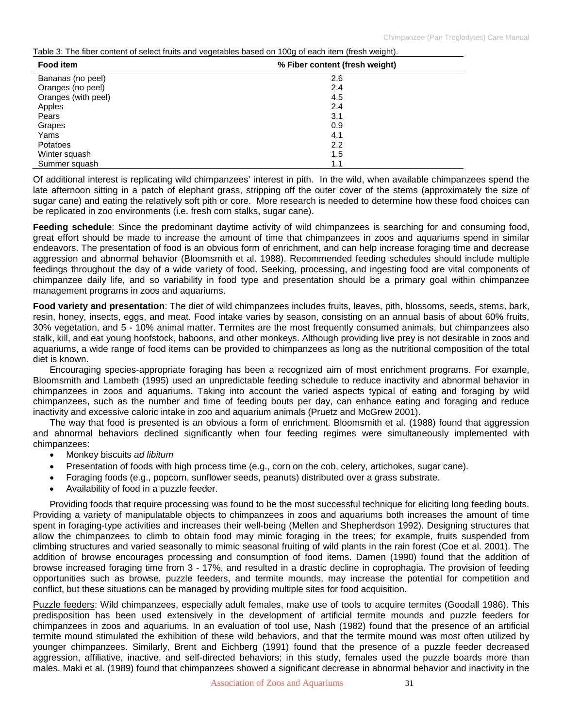Table 3: The fiber content of select fruits and vegetables based on 100g of each item (fresh weight).

| Food item | % Fiber content (fresh weight) |
|---|---|
| Bananas (no peel) | 2.6 |
| Oranges (no peel) | 2.4 |
| Oranges (with peel) | 4.5 |
| Apples | 2.4 |
| Pears | 3.1 |
| Grapes | 0.9 |
| Yams | 4.1 |
| Potatoes | 2.2 |
| Winter squash | 1.5 |
| Summer squash | 1.1 |

Of additional interest is replicating wild chimpanzees' interest in pith. In the wild, when available chimpanzees spend the late afternoon sitting in a patch of elephant grass, stripping off the outer cover of the stems (approximately the size of sugar cane) and eating the relatively soft pith or core. More research is needed to determine how these food choices can be replicated in zoo environments (i.e. fresh corn stalks, sugar cane).

**Feeding schedule**: Since the predominant daytime activity of wild chimpanzees is searching for and consuming food, great effort should be made to increase the amount of time that chimpanzees in zoos and aquariums spend in similar endeavors. The presentation of food is an obvious form of enrichment, and can help increase foraging time and decrease aggression and abnormal behavior (Bloomsmith et al. 1988). Recommended feeding schedules should include multiple feedings throughout the day of a wide variety of food. Seeking, processing, and ingesting food are vital components of chimpanzee daily life, and so variability in food type and presentation should be a primary goal within chimpanzee management programs in zoos and aquariums.

**Food variety and presentation**: The diet of wild chimpanzees includes fruits, leaves, pith, blossoms, seeds, stems, bark, resin, honey, insects, eggs, and meat. Food intake varies by season, consisting on an annual basis of about 60% fruits, 30% vegetation, and 5 - 10% animal matter. Termites are the most frequently consumed animals, but chimpanzees also stalk, kill, and eat young hoofstock, baboons, and other monkeys. Although providing live prey is not desirable in zoos and aquariums, a wide range of food items can be provided to chimpanzees as long as the nutritional composition of the total diet is known.

Encouraging species-appropriate foraging has been a recognized aim of most enrichment programs. For example, Bloomsmith and Lambeth (1995) used an unpredictable feeding schedule to reduce inactivity and abnormal behavior in chimpanzees in zoos and aquariums. Taking into account the varied aspects typical of eating and foraging by wild chimpanzees, such as the number and time of feeding bouts per day, can enhance eating and foraging and reduce inactivity and excessive caloric intake in zoo and aquarium animals (Pruetz and McGrew 2001).

The way that food is presented is an obvious a form of enrichment. Bloomsmith et al. (1988) found that aggression and abnormal behaviors declined significantly when four feeding regimes were simultaneously implemented with chimpanzees:

- Monkey biscuits *ad libitum*
- Presentation of foods with high process time (e.g., corn on the cob, celery, artichokes, sugar cane).
- Foraging foods (e.g., popcorn, sunflower seeds, peanuts) distributed over a grass substrate.
- Availability of food in a puzzle feeder.

Providing foods that require processing was found to be the most successful technique for eliciting long feeding bouts. Providing a variety of manipulatable objects to chimpanzees in zoos and aquariums both increases the amount of time spent in foraging-type activities and increases their well-being (Mellen and Shepherdson 1992). Designing structures that allow the chimpanzees to climb to obtain food may mimic foraging in the trees; for example, fruits suspended from climbing structures and varied seasonally to mimic seasonal fruiting of wild plants in the rain forest (Coe et al. 2001). The addition of browse encourages processing and consumption of food items. Damen (1990) found that the addition of browse increased foraging time from 3 - 17%, and resulted in a drastic decline in coprophagia. The provision of feeding opportunities such as browse, puzzle feeders, and termite mounds, may increase the potential for competition and conflict, but these situations can be managed by providing multiple sites for food acquisition.

Puzzle feeders: Wild chimpanzees, especially adult females, make use of tools to acquire termites (Goodall 1986). This predisposition has been used extensively in the development of artificial termite mounds and puzzle feeders for chimpanzees in zoos and aquariums. In an evaluation of tool use, Nash (1982) found that the presence of an artificial termite mound stimulated the exhibition of these wild behaviors, and that the termite mound was most often utilized by younger chimpanzees. Similarly, Brent and Eichberg (1991) found that the presence of a puzzle feeder decreased aggression, affiliative, inactive, and self-directed behaviors; in this study, females used the puzzle boards more than males. Maki et al. (1989) found that chimpanzees showed a significant decrease in abnormal behavior and inactivity in the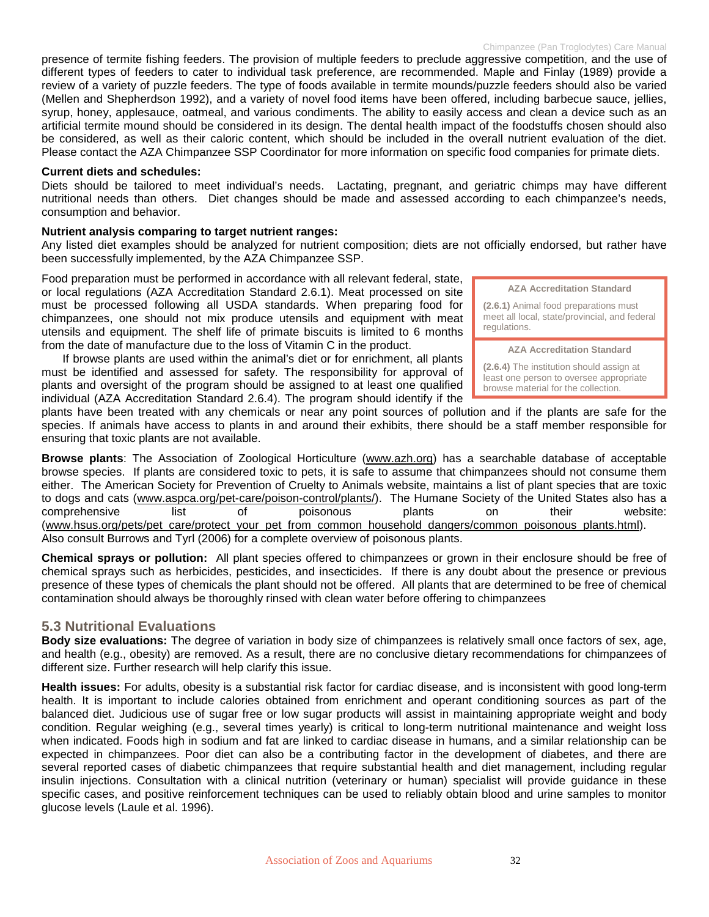presence of termite fishing feeders. The provision of multiple feeders to preclude aggressive competition, and the use of different types of feeders to cater to individual task preference, are recommended. Maple and Finlay (1989) provide a review of a variety of puzzle feeders. The type of foods available in termite mounds/puzzle feeders should also be varied (Mellen and Shepherdson 1992), and a variety of novel food items have been offered, including barbecue sauce, jellies, syrup, honey, applesauce, oatmeal, and various condiments. The ability to easily access and clean a device such as an artificial termite mound should be considered in its design. The dental health impact of the foodstuffs chosen should also be considered, as well as their caloric content, which should be included in the overall nutrient evaluation of the diet. Please contact the AZA Chimpanzee SSP Coordinator for more information on specific food companies for primate diets.

**Current diets and schedules:**
Diets should be tailored to meet individual's needs. Lactating, pregnant, and geriatric chimps may have different nutritional needs than others. Diet changes should be made and assessed according to each chimpanzee's needs, consumption and behavior.

**Nutrient analysis comparing to target nutrient ranges:**
Any listed diet examples should be analyzed for nutrient composition; diets are not officially endorsed, but rather have been successfully implemented, by the AZA Chimpanzee SSP.

Food preparation must be performed in accordance with all relevant federal, state, or local regulations (AZA Accreditation Standard 2.6.1). Meat processed on site must be processed following all USDA standards. When preparing food for chimpanzees, one should not mix produce utensils and equipment with meat utensils and equipment. The shelf life of primate biscuits is limited to 6 months from the date of manufacture due to the loss of Vitamin C in the product.

> **AZA Accreditation Standard**
>
> **(2.6.1)** Animal food preparations must meet all local, state/provincial, and federal regulations.

> **AZA Accreditation Standard**
>
> **(2.6.4)** The institution should assign at least one person to oversee appropriate browse material for the collection.

If browse plants are used within the animal's diet or for enrichment, all plants must be identified and assessed for safety. The responsibility for approval of plants and oversight of the program should be assigned to at least one qualified individual (AZA Accreditation Standard 2.6.4). The program should identify if the plants have been treated with any chemicals or near any point sources of pollution and if the plants are safe for the species. If animals have access to plants in and around their exhibits, there should be a staff member responsible for ensuring that toxic plants are not available.

**Browse plants**: The Association of Zoological Horticulture (www.azh.org) has a searchable database of acceptable browse species. If plants are considered toxic to pets, it is safe to assume that chimpanzees should not consume them either. The American Society for Prevention of Cruelty to Animals website, maintains a list of plant species that are toxic to dogs and cats (www.aspca.org/pet-care/poison-control/plants/). The Humane Society of the United States also has a comprehensive list of poisonous plants on their website: (www.hsus.org/pets/pet_care/protect_your_pet_from_common_household_dangers/common_poisonous_plants.html). Also consult Burrows and Tyrl (2006) for a complete overview of poisonous plants.

**Chemical sprays or pollution:** All plant species offered to chimpanzees or grown in their enclosure should be free of chemical sprays such as herbicides, pesticides, and insecticides. If there is any doubt about the presence or previous presence of these types of chemicals the plant should not be offered. All plants that are determined to be free of chemical contamination should always be thoroughly rinsed with clean water before offering to chimpanzees

## 5.3 Nutritional Evaluations

**Body size evaluations:** The degree of variation in body size of chimpanzees is relatively small once factors of sex, age, and health (e.g., obesity) are removed. As a result, there are no conclusive dietary recommendations for chimpanzees of different size. Further research will help clarify this issue.

**Health issues:** For adults, obesity is a substantial risk factor for cardiac disease, and is inconsistent with good long-term health. It is important to include calories obtained from enrichment and operant conditioning sources as part of the balanced diet. Judicious use of sugar free or low sugar products will assist in maintaining appropriate weight and body condition. Regular weighing (e.g., several times yearly) is critical to long-term nutritional maintenance and weight loss when indicated. Foods high in sodium and fat are linked to cardiac disease in humans, and a similar relationship can be expected in chimpanzees. Poor diet can also be a contributing factor in the development of diabetes, and there are several reported cases of diabetic chimpanzees that require substantial health and diet management, including regular insulin injections. Consultation with a clinical nutrition (veterinary or human) specialist will provide guidance in these specific cases, and positive reinforcement techniques can be used to reliably obtain blood and urine samples to monitor glucose levels (Laule et al. 1996).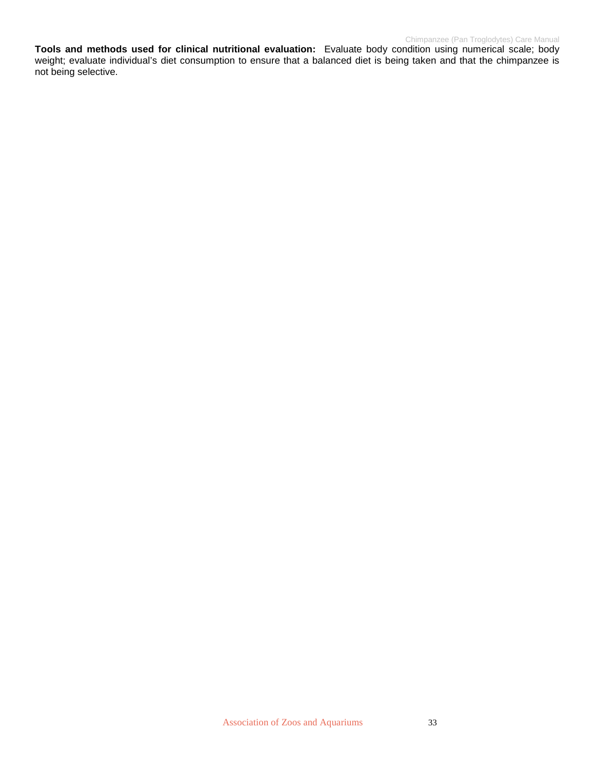**Tools and methods used for clinical nutritional evaluation:** Evaluate body condition using numerical scale; body weight; evaluate individual's diet consumption to ensure that a balanced diet is being taken and that the chimpanzee is not being selective.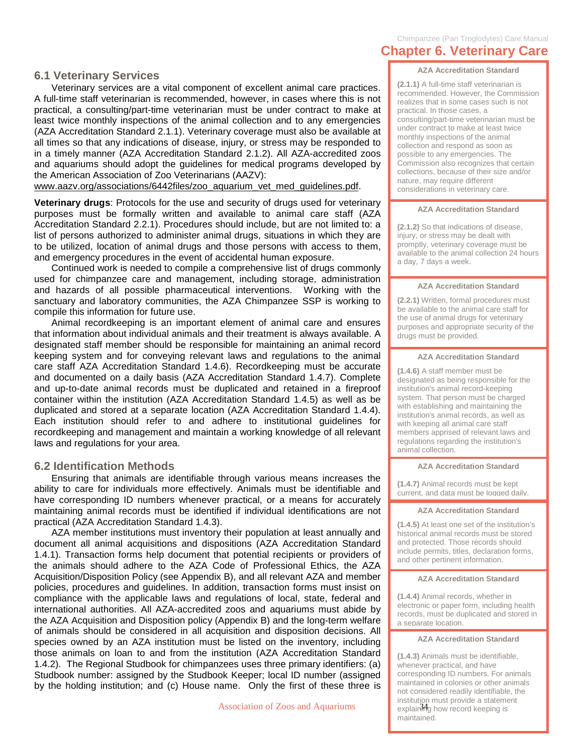# Chapter 6. Veterinary Care

## 6.1 Veterinary Services

Veterinary services are a vital component of excellent animal care practices. A full-time staff veterinarian is recommended, however, in cases where this is not practical, a consulting/part-time veterinarian must be under contract to make at least twice monthly inspections of the animal collection and to any emergencies (AZA Accreditation Standard 2.1.1). Veterinary coverage must also be available at all times so that any indications of disease, injury, or stress may be responded to in a timely manner (AZA Accreditation Standard 2.1.2). All AZA-accredited zoos and aquariums should adopt the guidelines for medical programs developed by the American Association of Zoo Veterinarians (AAZV): www.aazv.org/associations/6442files/zoo_aquarium_vet_med_guidelines.pdf.

**Veterinary drugs**: Protocols for the use and security of drugs used for veterinary purposes must be formally written and available to animal care staff (AZA Accreditation Standard 2.2.1). Procedures should include, but are not limited to: a list of persons authorized to administer animal drugs, situations in which they are to be utilized, location of animal drugs and those persons with access to them, and emergency procedures in the event of accidental human exposure.

Continued work is needed to compile a comprehensive list of drugs commonly used for chimpanzee care and management, including storage, administration and hazards of all possible pharmaceutical interventions. Working with the sanctuary and laboratory communities, the AZA Chimpanzee SSP is working to compile this information for future use.

Animal recordkeeping is an important element of animal care and ensures that information about individual animals and their treatment is always available. A designated staff member should be responsible for maintaining an animal record keeping system and for conveying relevant laws and regulations to the animal care staff AZA Accreditation Standard 1.4.6). Recordkeeping must be accurate and documented on a daily basis (AZA Accreditation Standard 1.4.7). Complete and up-to-date animal records must be duplicated and retained in a fireproof container within the institution (AZA Accreditation Standard 1.4.5) as well as be duplicated and stored at a separate location (AZA Accreditation Standard 1.4.4). Each institution should refer to and adhere to institutional guidelines for recordkeeping and management and maintain a working knowledge of all relevant laws and regulations for your area.

## 6.2 Identification Methods

Ensuring that animals are identifiable through various means increases the ability to care for individuals more effectively. Animals must be identifiable and have corresponding ID numbers whenever practical, or a means for accurately maintaining animal records must be identified if individual identifications are not practical (AZA Accreditation Standard 1.4.3).

AZA member institutions must inventory their population at least annually and document all animal acquisitions and dispositions (AZA Accreditation Standard 1.4.1). Transaction forms help document that potential recipients or providers of the animals should adhere to the AZA Code of Professional Ethics, the AZA Acquisition/Disposition Policy (see Appendix B), and all relevant AZA and member policies, procedures and guidelines. In addition, transaction forms must insist on compliance with the applicable laws and regulations of local, state, federal and international authorities. All AZA-accredited zoos and aquariums must abide by the AZA Acquisition and Disposition policy (Appendix B) and the long-term welfare of animals should be considered in all acquisition and disposition decisions. All species owned by an AZA institution must be listed on the inventory, including those animals on loan to and from the institution (AZA Accreditation Standard 1.4.2). The Regional Studbook for chimpanzees uses three primary identifiers: (a) Studbook number: assigned by the Studbook Keeper; local ID number (assigned by the holding institution; and (c) House name. Only the first of these three is

> **AZA Accreditation Standard**
>
> **(2.1.1)** A full-time staff veterinarian is recommended. However, the Commission realizes that in some cases such is not practical. In those cases, a consulting/part-time veterinarian must be under contract to make at least twice monthly inspections of the animal collection and respond as soon as possible to any emergencies. The Commission also recognizes that certain collections, because of their size and/or nature, may require different considerations in veterinary care.

> **AZA Accreditation Standard**
>
> **(2.1.2)** So that indications of disease, injury, or stress may be dealt with promptly, veterinary coverage must be available to the animal collection 24 hours a day, 7 days a week.

> **AZA Accreditation Standard**
>
> **(2.2.1)** Written, formal procedures must be available to the animal care staff for the use of animal drugs for veterinary purposes and appropriate security of the drugs must be provided.

> **AZA Accreditation Standard**
>
> **(1.4.6)** A staff member must be designated as being responsible for the institution's animal record-keeping system. That person must be charged with establishing and maintaining the institution's animal records, as well as with keeping all animal care staff members apprised of relevant laws and regulations regarding the institution's animal collection.

> **AZA Accreditation Standard**
>
> **(1.4.7)** Animal records must be kept current, and data must be logged daily.

> **AZA Accreditation Standard**
>
> **(1.4.5)** At least one set of the institution's historical animal records must be stored and protected. Those records should include permits, titles, declaration forms, and other pertinent information.

> **AZA Accreditation Standard**
>
> **(1.4.4)** Animal records, whether in electronic or paper form, including health records, must be duplicated and stored in a separate location.

> **AZA Accreditation Standard**
>
> **(1.4.3)** Animals must be identifiable, whenever practical, and have corresponding ID numbers. For animals maintained in colonies or other animals not considered readily identifiable, the institution must provide a statement explaining how record keeping is maintained.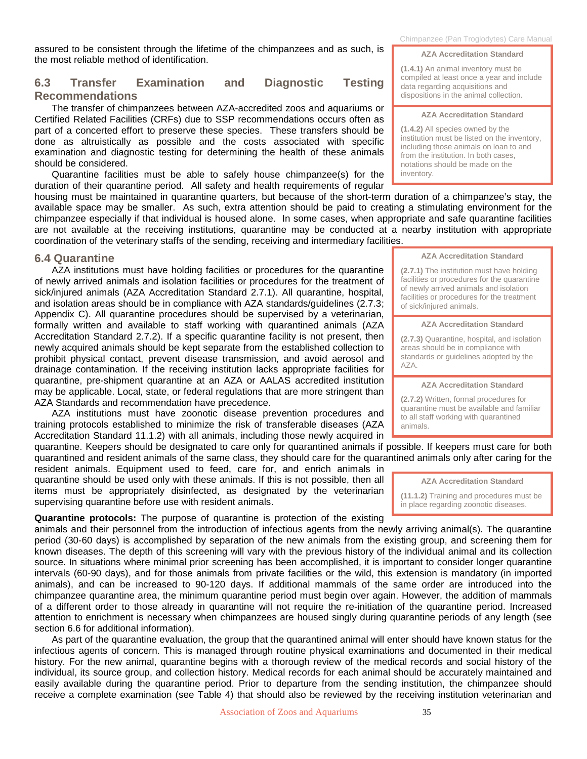assured to be consistent through the lifetime of the chimpanzees and as such, is the most reliable method of identification.

> **AZA Accreditation Standard**
>
> **(1.4.1)** An animal inventory must be compiled at least once a year and include data regarding acquisitions and dispositions in the animal collection.

> **AZA Accreditation Standard**
>
> **(1.4.2)** All species owned by the institution must be listed on the inventory, including those animals on loan to and from the institution. In both cases, notations should be made on the inventory.

## 6.3 Transfer Examination and Diagnostic Testing Recommendations

The transfer of chimpanzees between AZA-accredited zoos and aquariums or Certified Related Facilities (CRFs) due to SSP recommendations occurs often as part of a concerted effort to preserve these species. These transfers should be done as altruistically as possible and the costs associated with specific examination and diagnostic testing for determining the health of these animals should be considered.

Quarantine facilities must be able to safely house chimpanzee(s) for the duration of their quarantine period. All safety and health requirements of regular housing must be maintained in quarantine quarters, but because of the short-term duration of a chimpanzee's stay, the available space may be smaller. As such, extra attention should be paid to creating a stimulating environment for the chimpanzee especially if that individual is housed alone. In some cases, when appropriate and safe quarantine facilities are not available at the receiving institutions, quarantine may be conducted at a nearby institution with appropriate coordination of the veterinary staffs of the sending, receiving and intermediary facilities.

## 6.4 Quarantine

AZA institutions must have holding facilities or procedures for the quarantine of newly arrived animals and isolation facilities or procedures for the treatment of sick/injured animals (AZA Accreditation Standard 2.7.1). All quarantine, hospital, and isolation areas should be in compliance with AZA standards/guidelines (2.7.3; Appendix C). All quarantine procedures should be supervised by a veterinarian, formally written and available to staff working with quarantined animals (AZA Accreditation Standard 2.7.2). If a specific quarantine facility is not present, then newly acquired animals should be kept separate from the established collection to prohibit physical contact, prevent disease transmission, and avoid aerosol and drainage contamination. If the receiving institution lacks appropriate facilities for quarantine, pre-shipment quarantine at an AZA or AALAS accredited institution may be applicable. Local, state, or federal regulations that are more stringent than AZA Standards and recommendation have precedence.

> **AZA Accreditation Standard**
>
> **(2.7.1)** The institution must have holding facilities or procedures for the quarantine of newly arrived animals and isolation facilities or procedures for the treatment of sick/injured animals.

> **AZA Accreditation Standard**
>
> **(2.7.3)** Quarantine, hospital, and isolation areas should be in compliance with standards or guidelines adopted by the AZA.

> **AZA Accreditation Standard**
>
> **(2.7.2)** Written, formal procedures for quarantine must be available and familiar to all staff working with quarantined animals.

AZA institutions must have zoonotic disease prevention procedures and training protocols established to minimize the risk of transferable diseases (AZA Accreditation Standard 11.1.2) with all animals, including those newly acquired in quarantine. Keepers should be designated to care only for quarantined animals if possible. If keepers must care for both quarantined and resident animals of the same class, they should care for the quarantined animals only after caring for the resident animals. Equipment used to feed, care for, and enrich animals in quarantine should be used only with these animals. If this is not possible, then all items must be appropriately disinfected, as designated by the veterinarian supervising quarantine before use with resident animals.

> **AZA Accreditation Standard**
>
> **(11.1.2)** Training and procedures must be in place regarding zoonotic diseases.

**Quarantine protocols:** The purpose of quarantine is protection of the existing animals and their personnel from the introduction of infectious agents from the newly arriving animal(s). The quarantine period (30-60 days) is accomplished by separation of the new animals from the existing group, and screening them for known diseases. The depth of this screening will vary with the previous history of the individual animal and its collection source. In situations where minimal prior screening has been accomplished, it is important to consider longer quarantine intervals (60-90 days), and for those animals from private facilities or the wild, this extension is mandatory (in imported animals), and can be increased to 90-120 days. If additional mammals of the same order are introduced into the chimpanzee quarantine area, the minimum quarantine period must begin over again. However, the addition of mammals of a different order to those already in quarantine will not require the re-initiation of the quarantine period. Increased attention to enrichment is necessary when chimpanzees are housed singly during quarantine periods of any length (see section 6.6 for additional information).

As part of the quarantine evaluation, the group that the quarantined animal will enter should have known status for the infectious agents of concern. This is managed through routine physical examinations and documented in their medical history. For the new animal, quarantine begins with a thorough review of the medical records and social history of the individual, its source group, and collection history. Medical records for each animal should be accurately maintained and easily available during the quarantine period. Prior to departure from the sending institution, the chimpanzee should receive a complete examination (see Table 4) that should also be reviewed by the receiving institution veterinarian and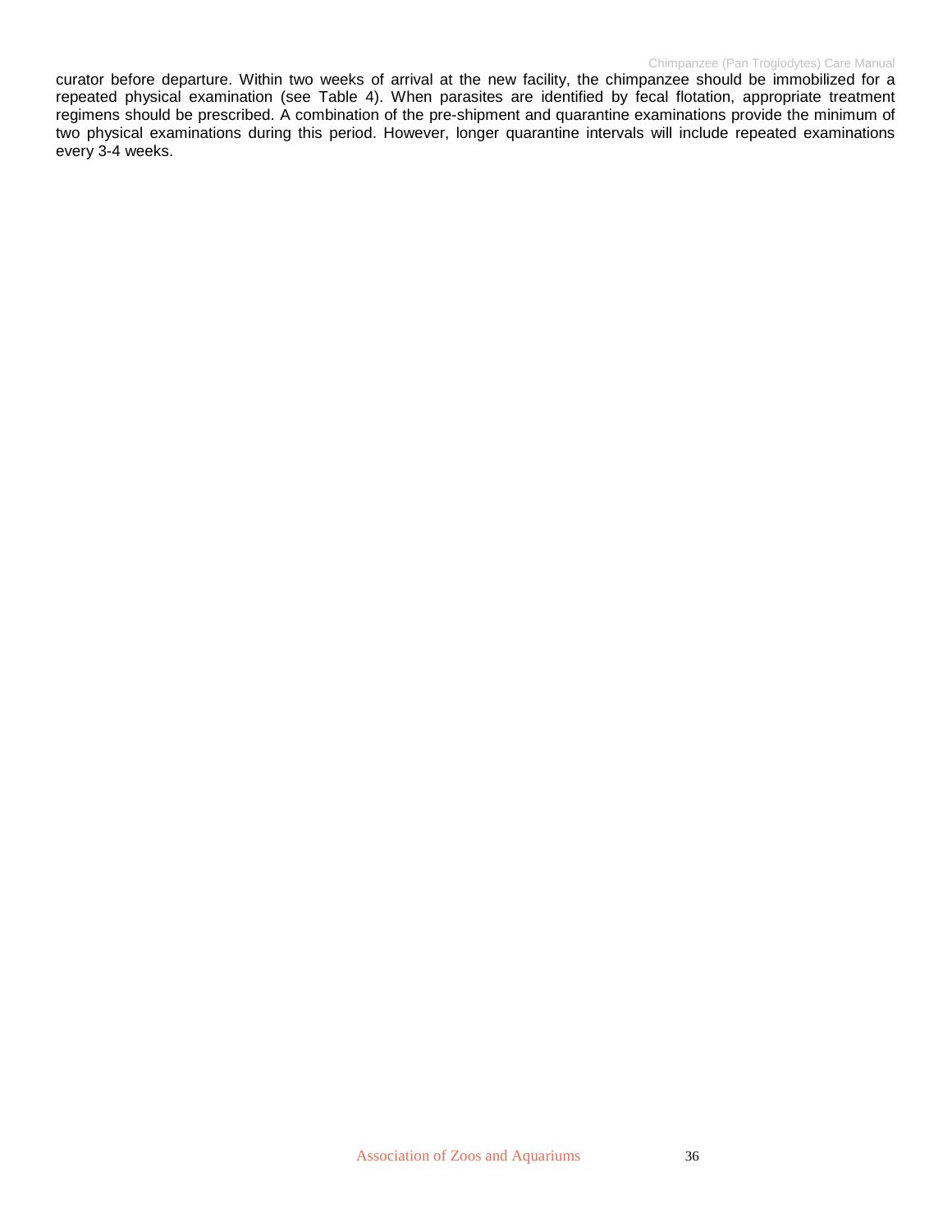curator before departure. Within two weeks of arrival at the new facility, the chimpanzee should be immobilized for a repeated physical examination (see Table 4). When parasites are identified by fecal flotation, appropriate treatment regimens should be prescribed. A combination of the pre-shipment and quarantine examinations provide the minimum of two physical examinations during this period. However, longer quarantine intervals will include repeated examinations every 3-4 weeks.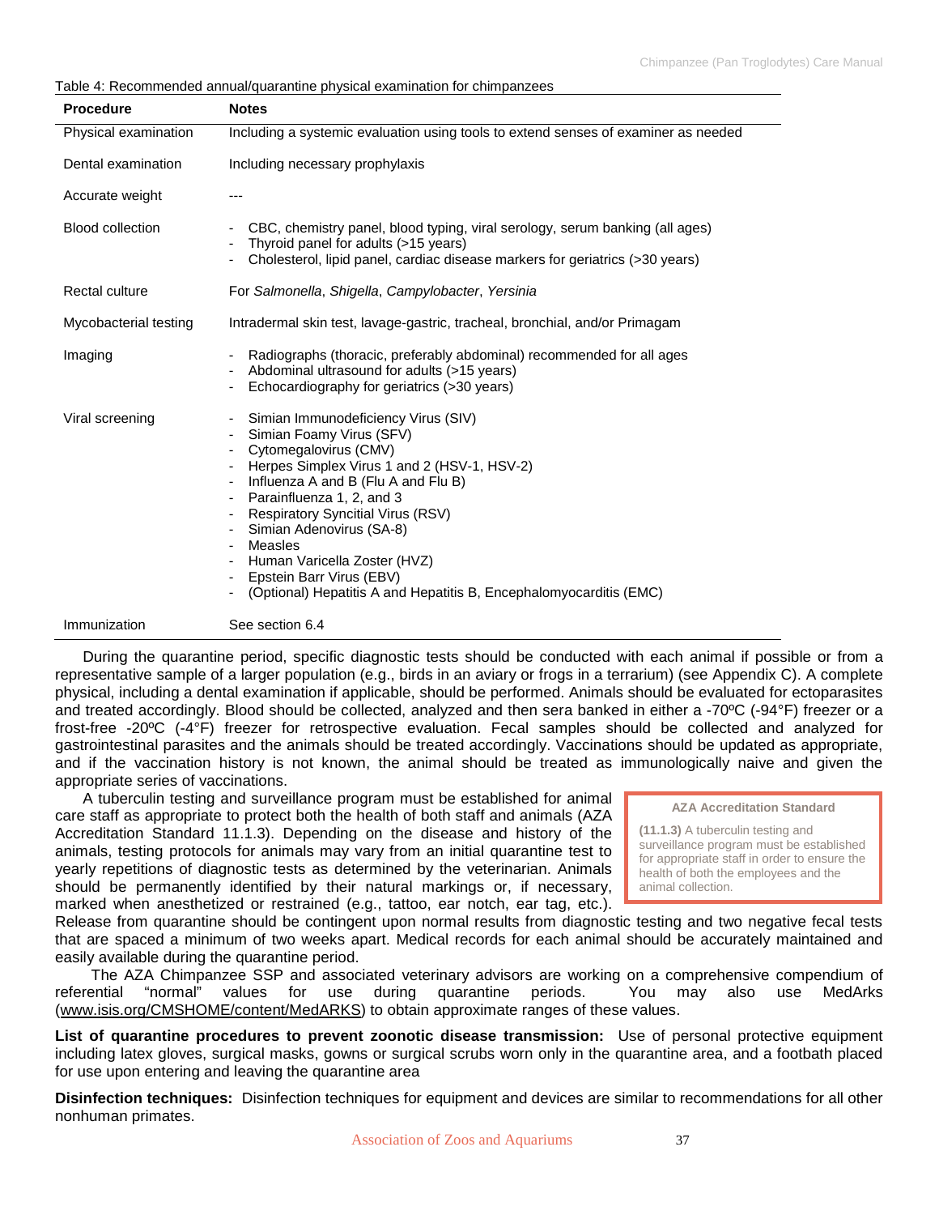Table 4: Recommended annual/quarantine physical examination for chimpanzees

| Procedure | Notes |
|---|---|
| Physical examination | Including a systemic evaluation using tools to extend senses of examiner as needed |
| Dental examination | Including necessary prophylaxis |
| Accurate weight | --- |
| Blood collection | - CBC, chemistry panel, blood typing, viral serology, serum banking (all ages)<br>- Thyroid panel for adults (>15 years)<br>- Cholesterol, lipid panel, cardiac disease markers for geriatrics (>30 years) |
| Rectal culture | For *Salmonella*, *Shigella*, *Campylobacter*, *Yersinia* |
| Mycobacterial testing | Intradermal skin test, lavage-gastric, tracheal, bronchial, and/or Primagam |
| Imaging | - Radiographs (thoracic, preferably abdominal) recommended for all ages<br>- Abdominal ultrasound for adults (>15 years)<br>- Echocardiography for geriatrics (>30 years) |
| Viral screening | - Simian Immunodeficiency Virus (SIV)<br>- Simian Foamy Virus (SFV)<br>- Cytomegalovirus (CMV)<br>- Herpes Simplex Virus 1 and 2 (HSV-1, HSV-2)<br>- Influenza A and B (Flu A and Flu B)<br>- Parainfluenza 1, 2, and 3<br>- Respiratory Syncitial Virus (RSV)<br>- Simian Adenovirus (SA-8)<br>- Measles<br>- Human Varicella Zoster (HVZ)<br>- Epstein Barr Virus (EBV)<br>- (Optional) Hepatitis A and Hepatitis B, Encephalomyocarditis (EMC) |
| Immunization | See section 6.4 |

During the quarantine period, specific diagnostic tests should be conducted with each animal if possible or from a representative sample of a larger population (e.g., birds in an aviary or frogs in a terrarium) (see Appendix C). A complete physical, including a dental examination if applicable, should be performed. Animals should be evaluated for ectoparasites and treated accordingly. Blood should be collected, analyzed and then sera banked in either a -70ºC (-94°F) freezer or a frost-free -20ºC (-4°F) freezer for retrospective evaluation. Fecal samples should be collected and analyzed for gastrointestinal parasites and the animals should be treated accordingly. Vaccinations should be updated as appropriate, and if the vaccination history is not known, the animal should be treated as immunologically naive and given the appropriate series of vaccinations.

A tuberculin testing and surveillance program must be established for animal care staff as appropriate to protect both the health of both staff and animals (AZA Accreditation Standard 11.1.3). Depending on the disease and history of the animals, testing protocols for animals may vary from an initial quarantine test to yearly repetitions of diagnostic tests as determined by the veterinarian. Animals should be permanently identified by their natural markings or, if necessary, marked when anesthetized or restrained (e.g., tattoo, ear notch, ear tag, etc.). Release from quarantine should be contingent upon normal results from diagnostic testing and two negative fecal tests that are spaced a minimum of two weeks apart. Medical records for each animal should be accurately maintained and easily available during the quarantine period.

> **AZA Accreditation Standard**
>
> **(11.1.3)** A tuberculin testing and surveillance program must be established for appropriate staff in order to ensure the health of both the employees and the animal collection.

The AZA Chimpanzee SSP and associated veterinary advisors are working on a comprehensive compendium of referential "normal" values for use during quarantine periods. You may also use MedArks (www.isis.org/CMSHOME/content/MedARKS) to obtain approximate ranges of these values.

**List of quarantine procedures to prevent zoonotic disease transmission:** Use of personal protective equipment including latex gloves, surgical masks, gowns or surgical scrubs worn only in the quarantine area, and a footbath placed for use upon entering and leaving the quarantine area

**Disinfection techniques:** Disinfection techniques for equipment and devices are similar to recommendations for all other nonhuman primates.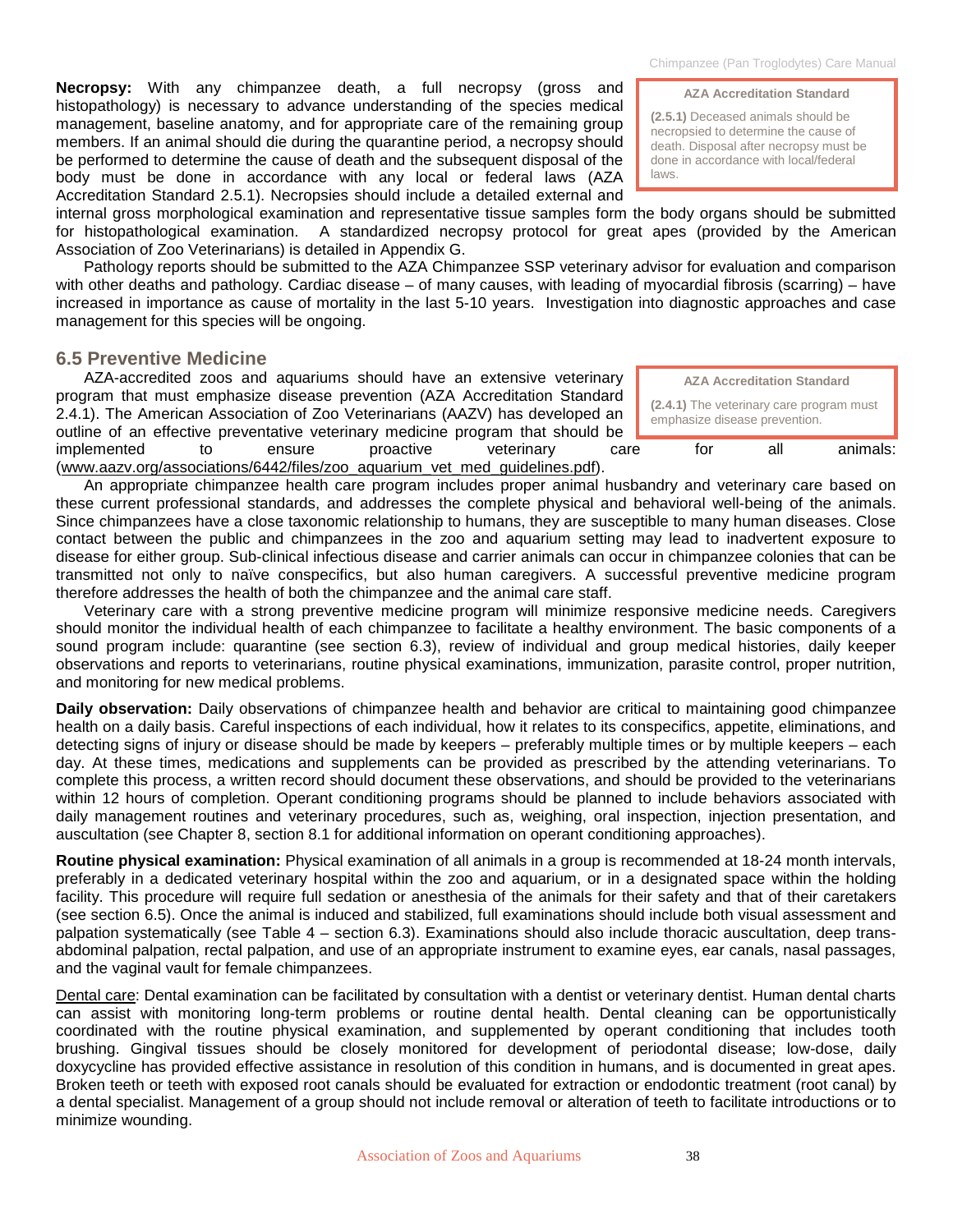**Necropsy:** With any chimpanzee death, a full necropsy (gross and histopathology) is necessary to advance understanding of the species medical management, baseline anatomy, and for appropriate care of the remaining group members. If an animal should die during the quarantine period, a necropsy should be performed to determine the cause of death and the subsequent disposal of the body must be done in accordance with any local or federal laws (AZA Accreditation Standard 2.5.1). Necropsies should include a detailed external and internal gross morphological examination and representative tissue samples form the body organs should be submitted for histopathological examination. A standardized necropsy protocol for great apes (provided by the American Association of Zoo Veterinarians) is detailed in Appendix G.

> **AZA Accreditation Standard**
>
> **(2.5.1)** Deceased animals should be necropsied to determine the cause of death. Disposal after necropsy must be done in accordance with local/federal laws.

Pathology reports should be submitted to the AZA Chimpanzee SSP veterinary advisor for evaluation and comparison with other deaths and pathology. Cardiac disease – of many causes, with leading of myocardial fibrosis (scarring) – have increased in importance as cause of mortality in the last 5-10 years. Investigation into diagnostic approaches and case management for this species will be ongoing.

## 6.5 Preventive Medicine

AZA-accredited zoos and aquariums should have an extensive veterinary program that must emphasize disease prevention (AZA Accreditation Standard 2.4.1). The American Association of Zoo Veterinarians (AAZV) has developed an outline of an effective preventative veterinary medicine program that should be implemented to ensure proactive veterinary care for all animals: (www.aazv.org/associations/6442/files/zoo_aquarium_vet_med_guidelines.pdf).

> **AZA Accreditation Standard**
>
> **(2.4.1)** The veterinary care program must emphasize disease prevention.

An appropriate chimpanzee health care program includes proper animal husbandry and veterinary care based on these current professional standards, and addresses the complete physical and behavioral well-being of the animals. Since chimpanzees have a close taxonomic relationship to humans, they are susceptible to many human diseases. Close contact between the public and chimpanzees in the zoo and aquarium setting may lead to inadvertent exposure to disease for either group. Sub-clinical infectious disease and carrier animals can occur in chimpanzee colonies that can be transmitted not only to naïve conspecifics, but also human caregivers. A successful preventive medicine program therefore addresses the health of both the chimpanzee and the animal care staff.

Veterinary care with a strong preventive medicine program will minimize responsive medicine needs. Caregivers should monitor the individual health of each chimpanzee to facilitate a healthy environment. The basic components of a sound program include: quarantine (see section 6.3), review of individual and group medical histories, daily keeper observations and reports to veterinarians, routine physical examinations, immunization, parasite control, proper nutrition, and monitoring for new medical problems.

**Daily observation:** Daily observations of chimpanzee health and behavior are critical to maintaining good chimpanzee health on a daily basis. Careful inspections of each individual, how it relates to its conspecifics, appetite, eliminations, and detecting signs of injury or disease should be made by keepers – preferably multiple times or by multiple keepers – each day. At these times, medications and supplements can be provided as prescribed by the attending veterinarians. To complete this process, a written record should document these observations, and should be provided to the veterinarians within 12 hours of completion. Operant conditioning programs should be planned to include behaviors associated with daily management routines and veterinary procedures, such as, weighing, oral inspection, injection presentation, and auscultation (see Chapter 8, section 8.1 for additional information on operant conditioning approaches).

**Routine physical examination:** Physical examination of all animals in a group is recommended at 18-24 month intervals, preferably in a dedicated veterinary hospital within the zoo and aquarium, or in a designated space within the holding facility. This procedure will require full sedation or anesthesia of the animals for their safety and that of their caretakers (see section 6.5). Once the animal is induced and stabilized, full examinations should include both visual assessment and palpation systematically (see Table 4 – section 6.3). Examinations should also include thoracic auscultation, deep trans-abdominal palpation, rectal palpation, and use of an appropriate instrument to examine eyes, ear canals, nasal passages, and the vaginal vault for female chimpanzees.

<u>Dental care</u>: Dental examination can be facilitated by consultation with a dentist or veterinary dentist. Human dental charts can assist with monitoring long-term problems or routine dental health. Dental cleaning can be opportunistically coordinated with the routine physical examination, and supplemented by operant conditioning that includes tooth brushing. Gingival tissues should be closely monitored for development of periodontal disease; low-dose, daily doxycycline has provided effective assistance in resolution of this condition in humans, and is documented in great apes. Broken teeth or teeth with exposed root canals should be evaluated for extraction or endodontic treatment (root canal) by a dental specialist. Management of a group should not include removal or alteration of teeth to facilitate introductions or to minimize wounding.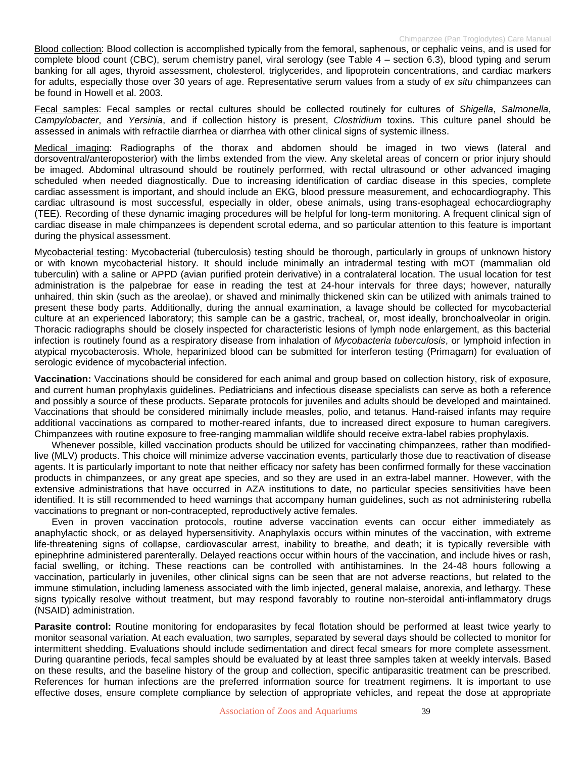Blood collection: Blood collection is accomplished typically from the femoral, saphenous, or cephalic veins, and is used for complete blood count (CBC), serum chemistry panel, viral serology (see Table 4 – section 6.3), blood typing and serum banking for all ages, thyroid assessment, cholesterol, triglycerides, and lipoprotein concentrations, and cardiac markers for adults, especially those over 30 years of age. Representative serum values from a study of *ex situ* chimpanzees can be found in Howell et al. 2003.

Fecal samples: Fecal samples or rectal cultures should be collected routinely for cultures of *Shigella*, *Salmonella*, *Campylobacter*, and *Yersinia*, and if collection history is present, *Clostridium* toxins. This culture panel should be assessed in animals with refractile diarrhea or diarrhea with other clinical signs of systemic illness.

Medical imaging: Radiographs of the thorax and abdomen should be imaged in two views (lateral and dorsoventral/anteroposterior) with the limbs extended from the view. Any skeletal areas of concern or prior injury should be imaged. Abdominal ultrasound should be routinely performed, with rectal ultrasound or other advanced imaging scheduled when needed diagnostically. Due to increasing identification of cardiac disease in this species, complete cardiac assessment is important, and should include an EKG, blood pressure measurement, and echocardiography. This cardiac ultrasound is most successful, especially in older, obese animals, using trans-esophageal echocardiography (TEE). Recording of these dynamic imaging procedures will be helpful for long-term monitoring. A frequent clinical sign of cardiac disease in male chimpanzees is dependent scrotal edema, and so particular attention to this feature is important during the physical assessment.

Mycobacterial testing: Mycobacterial (tuberculosis) testing should be thorough, particularly in groups of unknown history or with known mycobacterial history. It should include minimally an intradermal testing with mOT (mammalian old tuberculin) with a saline or APPD (avian purified protein derivative) in a contralateral location. The usual location for test administration is the palpebrae for ease in reading the test at 24-hour intervals for three days; however, naturally unhaired, thin skin (such as the areolae), or shaved and minimally thickened skin can be utilized with animals trained to present these body parts. Additionally, during the annual examination, a lavage should be collected for mycobacterial culture at an experienced laboratory; this sample can be a gastric, tracheal, or, most ideally, bronchoalveolar in origin. Thoracic radiographs should be closely inspected for characteristic lesions of lymph node enlargement, as this bacterial infection is routinely found as a respiratory disease from inhalation of *Mycobacteria tuberculosis*, or lymphoid infection in atypical mycobacterosis. Whole, heparinized blood can be submitted for interferon testing (Primagam) for evaluation of serologic evidence of mycobacterial infection.

**Vaccination:** Vaccinations should be considered for each animal and group based on collection history, risk of exposure, and current human prophylaxis guidelines. Pediatricians and infectious disease specialists can serve as both a reference and possibly a source of these products. Separate protocols for juveniles and adults should be developed and maintained. Vaccinations that should be considered minimally include measles, polio, and tetanus. Hand-raised infants may require additional vaccinations as compared to mother-reared infants, due to increased direct exposure to human caregivers. Chimpanzees with routine exposure to free-ranging mammalian wildlife should receive extra-label rabies prophylaxis.

Whenever possible, killed vaccination products should be utilized for vaccinating chimpanzees, rather than modified-live (MLV) products. This choice will minimize adverse vaccination events, particularly those due to reactivation of disease agents. It is particularly important to note that neither efficacy nor safety has been confirmed formally for these vaccination products in chimpanzees, or any great ape species, and so they are used in an extra-label manner. However, with the extensive administrations that have occurred in AZA institutions to date, no particular species sensitivities have been identified. It is still recommended to heed warnings that accompany human guidelines, such as not administering rubella vaccinations to pregnant or non-contracepted, reproductively active females.

Even in proven vaccination protocols, routine adverse vaccination events can occur either immediately as anaphylactic shock, or as delayed hypersensitivity. Anaphylaxis occurs within minutes of the vaccination, with extreme life-threatening signs of collapse, cardiovascular arrest, inability to breathe, and death; it is typically reversible with epinephrine administered parenterally. Delayed reactions occur within hours of the vaccination, and include hives or rash, facial swelling, or itching. These reactions can be controlled with antihistamines. In the 24-48 hours following a vaccination, particularly in juveniles, other clinical signs can be seen that are not adverse reactions, but related to the immune stimulation, including lameness associated with the limb injected, general malaise, anorexia, and lethargy. These signs typically resolve without treatment, but may respond favorably to routine non-steroidal anti-inflammatory drugs (NSAID) administration.

**Parasite control:** Routine monitoring for endoparasites by fecal flotation should be performed at least twice yearly to monitor seasonal variation. At each evaluation, two samples, separated by several days should be collected to monitor for intermittent shedding. Evaluations should include sedimentation and direct fecal smears for more complete assessment. During quarantine periods, fecal samples should be evaluated by at least three samples taken at weekly intervals. Based on these results, and the baseline history of the group and collection, specific antiparasitic treatment can be prescribed. References for human infections are the preferred information source for treatment regimens. It is important to use effective doses, ensure complete compliance by selection of appropriate vehicles, and repeat the dose at appropriate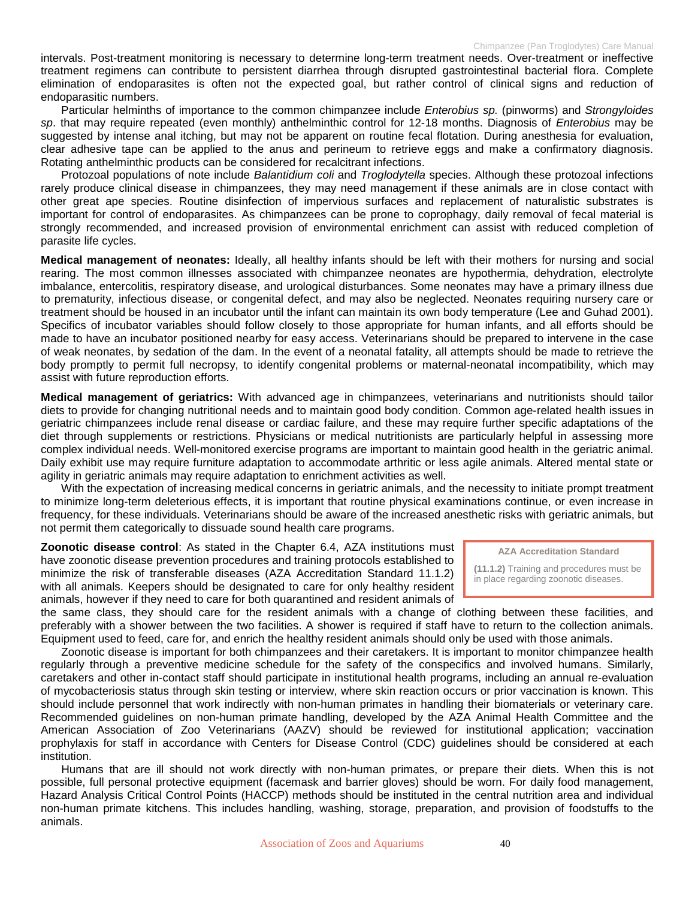intervals. Post-treatment monitoring is necessary to determine long-term treatment needs. Over-treatment or ineffective treatment regimens can contribute to persistent diarrhea through disrupted gastrointestinal bacterial flora. Complete elimination of endoparasites is often not the expected goal, but rather control of clinical signs and reduction of endoparasitic numbers.

Particular helminths of importance to the common chimpanzee include *Enterobius sp.* (pinworms) and *Strongyloides sp*. that may require repeated (even monthly) anthelminthic control for 12-18 months. Diagnosis of *Enterobius* may be suggested by intense anal itching, but may not be apparent on routine fecal flotation. During anesthesia for evaluation, clear adhesive tape can be applied to the anus and perineum to retrieve eggs and make a confirmatory diagnosis. Rotating anthelminthic products can be considered for recalcitrant infections.

Protozoal populations of note include *Balantidium coli* and *Troglodytella* species. Although these protozoal infections rarely produce clinical disease in chimpanzees, they may need management if these animals are in close contact with other great ape species. Routine disinfection of impervious surfaces and replacement of naturalistic substrates is important for control of endoparasites. As chimpanzees can be prone to coprophagy, daily removal of fecal material is strongly recommended, and increased provision of environmental enrichment can assist with reduced completion of parasite life cycles.

**Medical management of neonates:** Ideally, all healthy infants should be left with their mothers for nursing and social rearing. The most common illnesses associated with chimpanzee neonates are hypothermia, dehydration, electrolyte imbalance, entercolitis, respiratory disease, and urological disturbances. Some neonates may have a primary illness due to prematurity, infectious disease, or congenital defect, and may also be neglected. Neonates requiring nursery care or treatment should be housed in an incubator until the infant can maintain its own body temperature (Lee and Guhad 2001). Specifics of incubator variables should follow closely to those appropriate for human infants, and all efforts should be made to have an incubator positioned nearby for easy access. Veterinarians should be prepared to intervene in the case of weak neonates, by sedation of the dam. In the event of a neonatal fatality, all attempts should be made to retrieve the body promptly to permit full necropsy, to identify congenital problems or maternal-neonatal incompatibility, which may assist with future reproduction efforts.

**Medical management of geriatrics:** With advanced age in chimpanzees, veterinarians and nutritionists should tailor diets to provide for changing nutritional needs and to maintain good body condition. Common age-related health issues in geriatric chimpanzees include renal disease or cardiac failure, and these may require further specific adaptations of the diet through supplements or restrictions. Physicians or medical nutritionists are particularly helpful in assessing more complex individual needs. Well-monitored exercise programs are important to maintain good health in the geriatric animal. Daily exhibit use may require furniture adaptation to accommodate arthritic or less agile animals. Altered mental state or agility in geriatric animals may require adaptation to enrichment activities as well.

With the expectation of increasing medical concerns in geriatric animals, and the necessity to initiate prompt treatment to minimize long-term deleterious effects, it is important that routine physical examinations continue, or even increase in frequency, for these individuals. Veterinarians should be aware of the increased anesthetic risks with geriatric animals, but not permit them categorically to dissuade sound health care programs.

> **AZA Accreditation Standard**
>
> **(11.1.2)** Training and procedures must be in place regarding zoonotic diseases.

**Zoonotic disease control**: As stated in the Chapter 6.4, AZA institutions must have zoonotic disease prevention procedures and training protocols established to minimize the risk of transferable diseases (AZA Accreditation Standard 11.1.2) with all animals. Keepers should be designated to care for only healthy resident animals, however if they need to care for both quarantined and resident animals of the same class, they should care for the resident animals with a change of clothing between these facilities, and preferably with a shower between the two facilities. A shower is required if staff have to return to the collection animals. Equipment used to feed, care for, and enrich the healthy resident animals should only be used with those animals.

Zoonotic disease is important for both chimpanzees and their caretakers. It is important to monitor chimpanzee health regularly through a preventive medicine schedule for the safety of the conspecifics and involved humans. Similarly, caretakers and other in-contact staff should participate in institutional health programs, including an annual re-evaluation of mycobacteriosis status through skin testing or interview, where skin reaction occurs or prior vaccination is known. This should include personnel that work indirectly with non-human primates in handling their biomaterials or veterinary care. Recommended guidelines on non-human primate handling, developed by the AZA Animal Health Committee and the American Association of Zoo Veterinarians (AAZV) should be reviewed for institutional application; vaccination prophylaxis for staff in accordance with Centers for Disease Control (CDC) guidelines should be considered at each institution.

Humans that are ill should not work directly with non-human primates, or prepare their diets. When this is not possible, full personal protective equipment (facemask and barrier gloves) should be worn. For daily food management, Hazard Analysis Critical Control Points (HACCP) methods should be instituted in the central nutrition area and individual non-human primate kitchens. This includes handling, washing, storage, preparation, and provision of foodstuffs to the animals.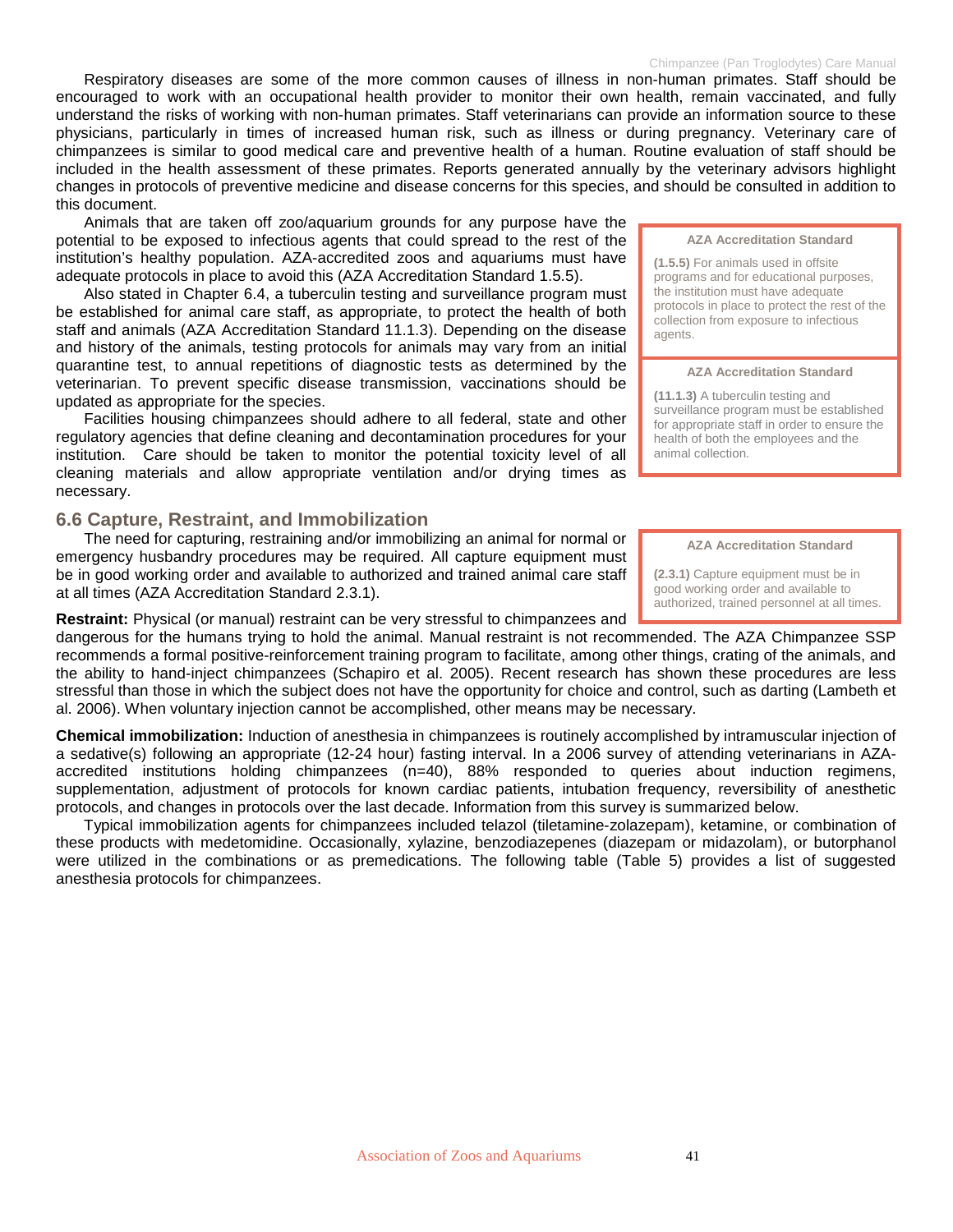Respiratory diseases are some of the more common causes of illness in non-human primates. Staff should be encouraged to work with an occupational health provider to monitor their own health, remain vaccinated, and fully understand the risks of working with non-human primates. Staff veterinarians can provide an information source to these physicians, particularly in times of increased human risk, such as illness or during pregnancy. Veterinary care of chimpanzees is similar to good medical care and preventive health of a human. Routine evaluation of staff should be included in the health assessment of these primates. Reports generated annually by the veterinary advisors highlight changes in protocols of preventive medicine and disease concerns for this species, and should be consulted in addition to this document.

Animals that are taken off zoo/aquarium grounds for any purpose have the potential to be exposed to infectious agents that could spread to the rest of the institution's healthy population. AZA-accredited zoos and aquariums must have adequate protocols in place to avoid this (AZA Accreditation Standard 1.5.5).

> **AZA Accreditation Standard**
>
> **(1.5.5)** For animals used in offsite programs and for educational purposes, the institution must have adequate protocols in place to protect the rest of the collection from exposure to infectious agents.

Also stated in Chapter 6.4, a tuberculin testing and surveillance program must be established for animal care staff, as appropriate, to protect the health of both staff and animals (AZA Accreditation Standard 11.1.3). Depending on the disease and history of the animals, testing protocols for animals may vary from an initial quarantine test, to annual repetitions of diagnostic tests as determined by the veterinarian. To prevent specific disease transmission, vaccinations should be updated as appropriate for the species.

> **AZA Accreditation Standard**
>
> **(11.1.3)** A tuberculin testing and surveillance program must be established for appropriate staff in order to ensure the health of both the employees and the animal collection.

Facilities housing chimpanzees should adhere to all federal, state and other regulatory agencies that define cleaning and decontamination procedures for your institution. Care should be taken to monitor the potential toxicity level of all cleaning materials and allow appropriate ventilation and/or drying times as necessary.

## 6.6 Capture, Restraint, and Immobilization

The need for capturing, restraining and/or immobilizing an animal for normal or emergency husbandry procedures may be required. All capture equipment must be in good working order and available to authorized and trained animal care staff at all times (AZA Accreditation Standard 2.3.1).

> **AZA Accreditation Standard**
>
> **(2.3.1)** Capture equipment must be in good working order and available to authorized, trained personnel at all times.

**Restraint:** Physical (or manual) restraint can be very stressful to chimpanzees and dangerous for the humans trying to hold the animal. Manual restraint is not recommended. The AZA Chimpanzee SSP recommends a formal positive-reinforcement training program to facilitate, among other things, crating of the animals, and the ability to hand-inject chimpanzees (Schapiro et al. 2005). Recent research has shown these procedures are less stressful than those in which the subject does not have the opportunity for choice and control, such as darting (Lambeth et al. 2006). When voluntary injection cannot be accomplished, other means may be necessary.

**Chemical immobilization:** Induction of anesthesia in chimpanzees is routinely accomplished by intramuscular injection of a sedative(s) following an appropriate (12-24 hour) fasting interval. In a 2006 survey of attending veterinarians in AZA-accredited institutions holding chimpanzees (n=40), 88% responded to queries about induction regimens, supplementation, adjustment of protocols for known cardiac patients, intubation frequency, reversibility of anesthetic protocols, and changes in protocols over the last decade. Information from this survey is summarized below.

Typical immobilization agents for chimpanzees included telazol (tiletamine-zolazepam), ketamine, or combination of these products with medetomidine. Occasionally, xylazine, benzodiazepenes (diazepam or midazolam), or butorphanol were utilized in the combinations or as premedications. The following table (Table 5) provides a list of suggested anesthesia protocols for chimpanzees.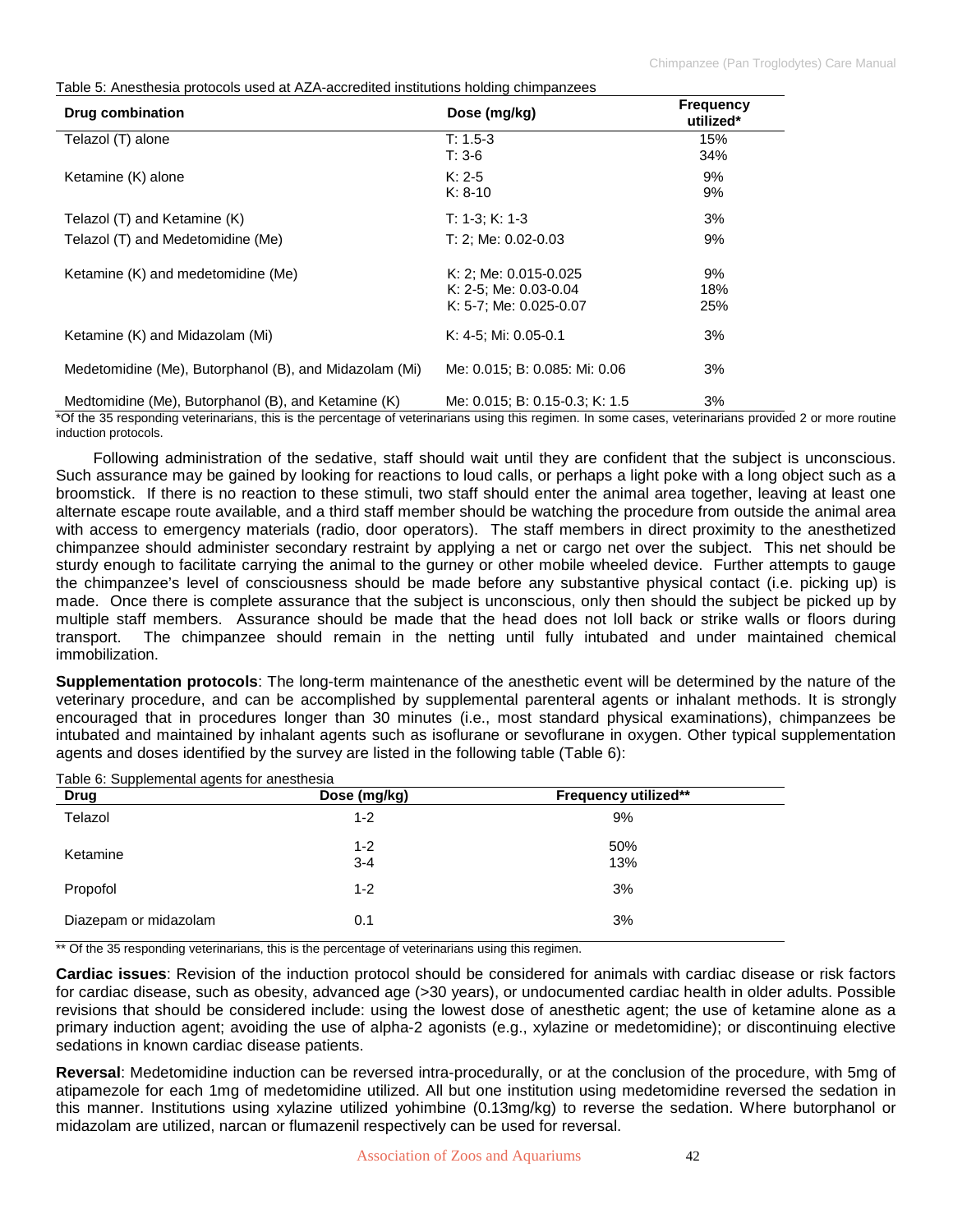Table 5: Anesthesia protocols used at AZA-accredited institutions holding chimpanzees

| Drug combination | Dose (mg/kg) | Frequency utilized* |
|---|---|---|
| Telazol (T) alone | T: 1.5-3<br>T: 3-6 | 15%<br>34% |
| Ketamine (K) alone | K: 2-5<br>K: 8-10 | 9%<br>9% |
| Telazol (T) and Ketamine (K) | T: 1-3; K: 1-3 | 3% |
| Telazol (T) and Medetomidine (Me) | T: 2; Me: 0.02-0.03 | 9% |
| Ketamine (K) and medetomidine (Me) | K: 2; Me: 0.015-0.025<br>K: 2-5; Me: 0.03-0.04<br>K: 5-7; Me: 0.025-0.07 | 9%<br>18%<br>25% |
| Ketamine (K) and Midazolam (Mi) | K: 4-5; Mi: 0.05-0.1 | 3% |
| Medetomidine (Me), Butorphanol (B), and Midazolam (Mi) | Me: 0.015; B: 0.085: Mi: 0.06 | 3% |
| Medtomidine (Me), Butorphanol (B), and Ketamine (K) | Me: 0.015; B: 0.15-0.3; K: 1.5 | 3% |

*Of the 35 responding veterinarians, this is the percentage of veterinarians using this regimen. In some cases, veterinarians provided 2 or more routine induction protocols.

Following administration of the sedative, staff should wait until they are confident that the subject is unconscious. Such assurance may be gained by looking for reactions to loud calls, or perhaps a light poke with a long object such as a broomstick. If there is no reaction to these stimuli, two staff should enter the animal area together, leaving at least one alternate escape route available, and a third staff member should be watching the procedure from outside the animal area with access to emergency materials (radio, door operators). The staff members in direct proximity to the anesthetized chimpanzee should administer secondary restraint by applying a net or cargo net over the subject. This net should be sturdy enough to facilitate carrying the animal to the gurney or other mobile wheeled device. Further attempts to gauge the chimpanzee's level of consciousness should be made before any substantive physical contact (i.e. picking up) is made. Once there is complete assurance that the subject is unconscious, only then should the subject be picked up by multiple staff members. Assurance should be made that the head does not loll back or strike walls or floors during transport. The chimpanzee should remain in the netting until fully intubated and under maintained chemical immobilization.

**Supplementation protocols**: The long-term maintenance of the anesthetic event will be determined by the nature of the veterinary procedure, and can be accomplished by supplemental parenteral agents or inhalant methods. It is strongly encouraged that in procedures longer than 30 minutes (i.e., most standard physical examinations), chimpanzees be intubated and maintained by inhalant agents such as isoflurane or sevoflurane in oxygen. Other typical supplementation agents and doses identified by the survey are listed in the following table (Table 6):

Table 6: Supplemental agents for anesthesia

| Drug | Dose (mg/kg) | Frequency utilized** |
|---|---|---|
| Telazol | 1-2 | 9% |
| Ketamine | 1-2<br>3-4 | 50%<br>13% |
| Propofol | 1-2 | 3% |
| Diazepam or midazolam | 0.1 | 3% |

** Of the 35 responding veterinarians, this is the percentage of veterinarians using this regimen.

**Cardiac issues**: Revision of the induction protocol should be considered for animals with cardiac disease or risk factors for cardiac disease, such as obesity, advanced age (>30 years), or undocumented cardiac health in older adults. Possible revisions that should be considered include: using the lowest dose of anesthetic agent; the use of ketamine alone as a primary induction agent; avoiding the use of alpha-2 agonists (e.g., xylazine or medetomidine); or discontinuing elective sedations in known cardiac disease patients.

**Reversal**: Medetomidine induction can be reversed intra-procedurally, or at the conclusion of the procedure, with 5mg of atipamezole for each 1mg of medetomidine utilized. All but one institution using medetomidine reversed the sedation in this manner. Institutions using xylazine utilized yohimbine (0.13mg/kg) to reverse the sedation. Where butorphanol or midazolam are utilized, narcan or flumazenil respectively can be used for reversal.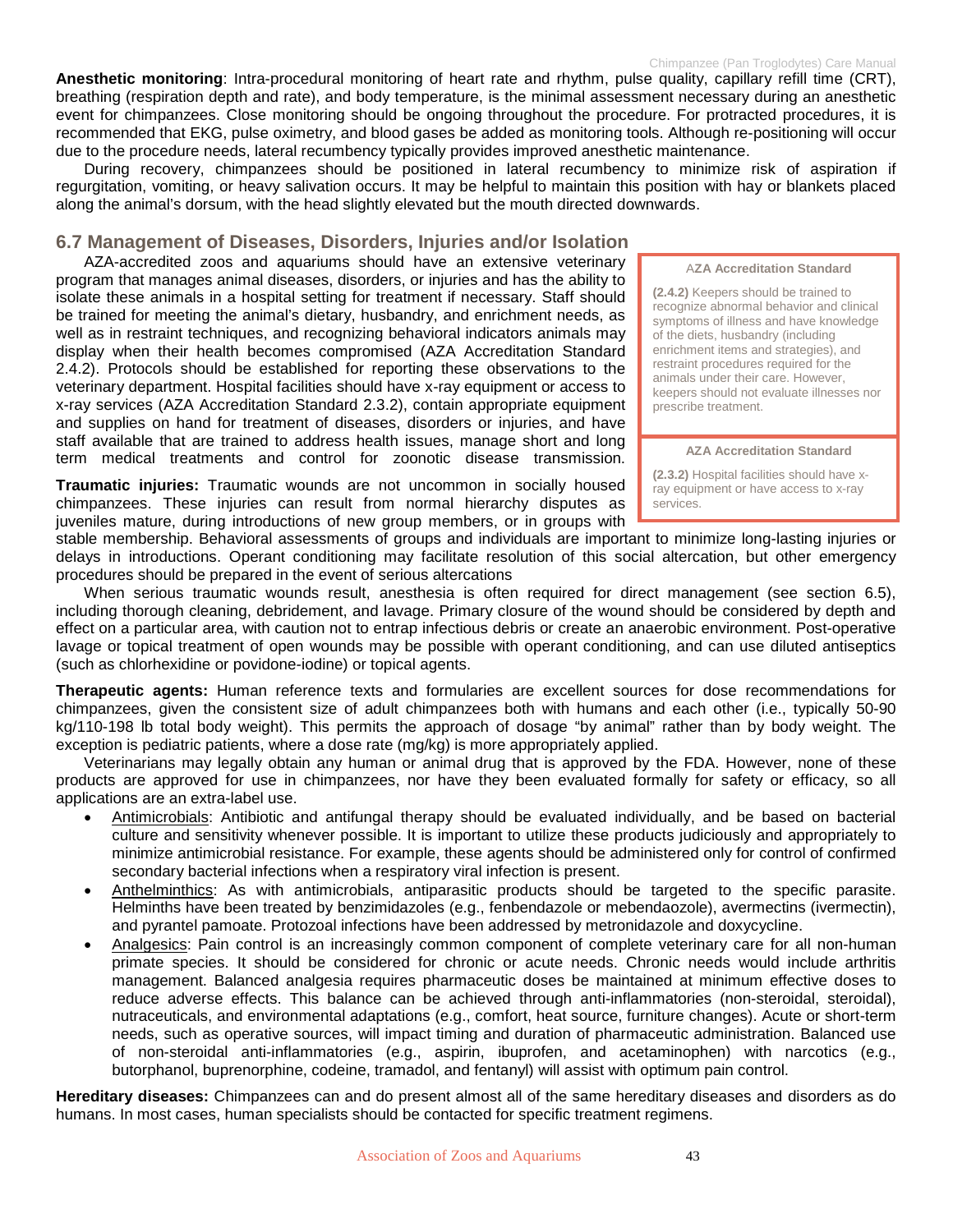**Anesthetic monitoring**: Intra-procedural monitoring of heart rate and rhythm, pulse quality, capillary refill time (CRT), breathing (respiration depth and rate), and body temperature, is the minimal assessment necessary during an anesthetic event for chimpanzees. Close monitoring should be ongoing throughout the procedure. For protracted procedures, it is recommended that EKG, pulse oximetry, and blood gases be added as monitoring tools. Although re-positioning will occur due to the procedure needs, lateral recumbency typically provides improved anesthetic maintenance.

During recovery, chimpanzees should be positioned in lateral recumbency to minimize risk of aspiration if regurgitation, vomiting, or heavy salivation occurs. It may be helpful to maintain this position with hay or blankets placed along the animal's dorsum, with the head slightly elevated but the mouth directed downwards.

## 6.7 Management of Diseases, Disorders, Injuries and/or Isolation

AZA-accredited zoos and aquariums should have an extensive veterinary program that manages animal diseases, disorders, or injuries and has the ability to isolate these animals in a hospital setting for treatment if necessary. Staff should be trained for meeting the animal's dietary, husbandry, and enrichment needs, as well as in restraint techniques, and recognizing behavioral indicators animals may display when their health becomes compromised (AZA Accreditation Standard 2.4.2). Protocols should be established for reporting these observations to the veterinary department. Hospital facilities should have x-ray equipment or access to x-ray services (AZA Accreditation Standard 2.3.2), contain appropriate equipment and supplies on hand for treatment of diseases, disorders or injuries, and have staff available that are trained to address health issues, manage short and long term medical treatments and control for zoonotic disease transmission.

> **AZA Accreditation Standard**
>
> **(2.4.2)** Keepers should be trained to recognize abnormal behavior and clinical symptoms of illness and have knowledge of the diets, husbandry (including enrichment items and strategies), and restraint procedures required for the animals under their care. However, keepers should not evaluate illnesses nor prescribe treatment.

> **AZA Accreditation Standard**
>
> **(2.3.2)** Hospital facilities should have x-ray equipment or have access to x-ray services.

**Traumatic injuries:** Traumatic wounds are not uncommon in socially housed chimpanzees. These injuries can result from normal hierarchy disputes as juveniles mature, during introductions of new group members, or in groups with stable membership. Behavioral assessments of groups and individuals are important to minimize long-lasting injuries or delays in introductions. Operant conditioning may facilitate resolution of this social altercation, but other emergency procedures should be prepared in the event of serious altercations

When serious traumatic wounds result, anesthesia is often required for direct management (see section 6.5), including thorough cleaning, debridement, and lavage. Primary closure of the wound should be considered by depth and effect on a particular area, with caution not to entrap infectious debris or create an anaerobic environment. Post-operative lavage or topical treatment of open wounds may be possible with operant conditioning, and can use diluted antiseptics (such as chlorhexidine or povidone-iodine) or topical agents.

**Therapeutic agents:** Human reference texts and formularies are excellent sources for dose recommendations for chimpanzees, given the consistent size of adult chimpanzees both with humans and each other (i.e., typically 50-90 kg/110-198 lb total body weight). This permits the approach of dosage "by animal" rather than by body weight. The exception is pediatric patients, where a dose rate (mg/kg) is more appropriately applied.

Veterinarians may legally obtain any human or animal drug that is approved by the FDA. However, none of these products are approved for use in chimpanzees, nor have they been evaluated formally for safety or efficacy, so all applications are an extra-label use.

- Antimicrobials: Antibiotic and antifungal therapy should be evaluated individually, and be based on bacterial culture and sensitivity whenever possible. It is important to utilize these products judiciously and appropriately to minimize antimicrobial resistance. For example, these agents should be administered only for control of confirmed secondary bacterial infections when a respiratory viral infection is present.
- Anthelminthics: As with antimicrobials, antiparasitic products should be targeted to the specific parasite. Helminths have been treated by benzimidazoles (e.g., fenbendazole or mebendaozole), avermectins (ivermectin), and pyrantel pamoate. Protozoal infections have been addressed by metronidazole and doxycycline.
- Analgesics: Pain control is an increasingly common component of complete veterinary care for all non-human primate species. It should be considered for chronic or acute needs. Chronic needs would include arthritis management. Balanced analgesia requires pharmaceutic doses be maintained at minimum effective doses to reduce adverse effects. This balance can be achieved through anti-inflammatories (non-steroidal, steroidal), nutraceuticals, and environmental adaptations (e.g., comfort, heat source, furniture changes). Acute or short-term needs, such as operative sources, will impact timing and duration of pharmaceutic administration. Balanced use of non-steroidal anti-inflammatories (e.g., aspirin, ibuprofen, and acetaminophen) with narcotics (e.g., butorphanol, buprenorphine, codeine, tramadol, and fentanyl) will assist with optimum pain control.

**Hereditary diseases:** Chimpanzees can and do present almost all of the same hereditary diseases and disorders as do humans. In most cases, human specialists should be contacted for specific treatment regimens.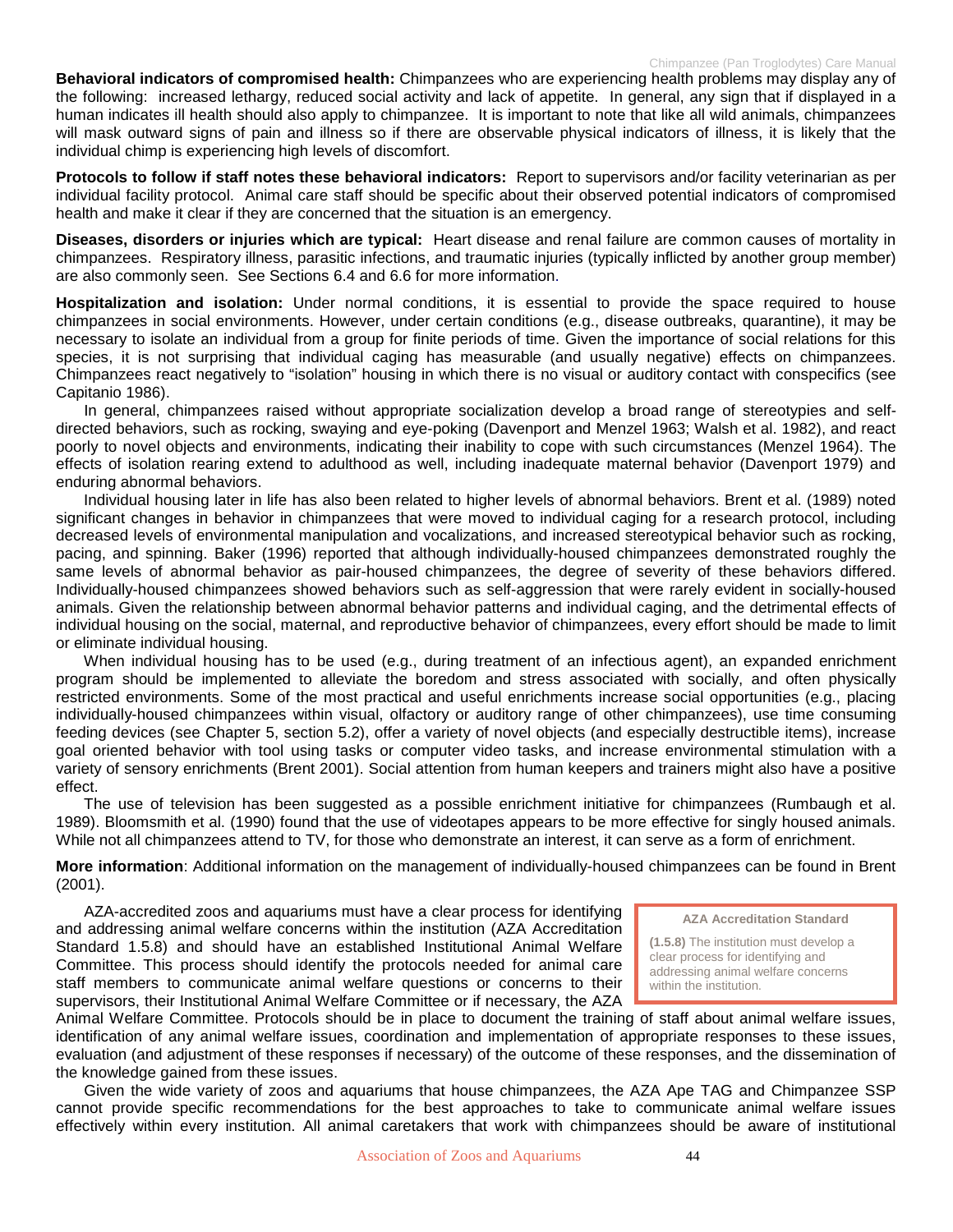**Behavioral indicators of compromised health:** Chimpanzees who are experiencing health problems may display any of the following: increased lethargy, reduced social activity and lack of appetite. In general, any sign that if displayed in a human indicates ill health should also apply to chimpanzee. It is important to note that like all wild animals, chimpanzees will mask outward signs of pain and illness so if there are observable physical indicators of illness, it is likely that the individual chimp is experiencing high levels of discomfort.

**Protocols to follow if staff notes these behavioral indicators:** Report to supervisors and/or facility veterinarian as per individual facility protocol. Animal care staff should be specific about their observed potential indicators of compromised health and make it clear if they are concerned that the situation is an emergency.

**Diseases, disorders or injuries which are typical:** Heart disease and renal failure are common causes of mortality in chimpanzees. Respiratory illness, parasitic infections, and traumatic injuries (typically inflicted by another group member) are also commonly seen. See Sections 6.4 and 6.6 for more information.

**Hospitalization and isolation:** Under normal conditions, it is essential to provide the space required to house chimpanzees in social environments. However, under certain conditions (e.g., disease outbreaks, quarantine), it may be necessary to isolate an individual from a group for finite periods of time. Given the importance of social relations for this species, it is not surprising that individual caging has measurable (and usually negative) effects on chimpanzees. Chimpanzees react negatively to "isolation" housing in which there is no visual or auditory contact with conspecifics (see Capitanio 1986).

In general, chimpanzees raised without appropriate socialization develop a broad range of stereotypies and self-directed behaviors, such as rocking, swaying and eye-poking (Davenport and Menzel 1963; Walsh et al. 1982), and react poorly to novel objects and environments, indicating their inability to cope with such circumstances (Menzel 1964). The effects of isolation rearing extend to adulthood as well, including inadequate maternal behavior (Davenport 1979) and enduring abnormal behaviors.

Individual housing later in life has also been related to higher levels of abnormal behaviors. Brent et al. (1989) noted significant changes in behavior in chimpanzees that were moved to individual caging for a research protocol, including decreased levels of environmental manipulation and vocalizations, and increased stereotypical behavior such as rocking, pacing, and spinning. Baker (1996) reported that although individually-housed chimpanzees demonstrated roughly the same levels of abnormal behavior as pair-housed chimpanzees, the degree of severity of these behaviors differed. Individually-housed chimpanzees showed behaviors such as self-aggression that were rarely evident in socially-housed animals. Given the relationship between abnormal behavior patterns and individual caging, and the detrimental effects of individual housing on the social, maternal, and reproductive behavior of chimpanzees, every effort should be made to limit or eliminate individual housing.

When individual housing has to be used (e.g., during treatment of an infectious agent), an expanded enrichment program should be implemented to alleviate the boredom and stress associated with socially, and often physically restricted environments. Some of the most practical and useful enrichments increase social opportunities (e.g., placing individually-housed chimpanzees within visual, olfactory or auditory range of other chimpanzees), use time consuming feeding devices (see Chapter 5, section 5.2), offer a variety of novel objects (and especially destructible items), increase goal oriented behavior with tool using tasks or computer video tasks, and increase environmental stimulation with a variety of sensory enrichments (Brent 2001). Social attention from human keepers and trainers might also have a positive effect.

The use of television has been suggested as a possible enrichment initiative for chimpanzees (Rumbaugh et al. 1989). Bloomsmith et al. (1990) found that the use of videotapes appears to be more effective for singly housed animals. While not all chimpanzees attend to TV, for those who demonstrate an interest, it can serve as a form of enrichment.

**More information**: Additional information on the management of individually-housed chimpanzees can be found in Brent (2001).

> **AZA Accreditation Standard**
>
> **(1.5.8)** The institution must develop a clear process for identifying and addressing animal welfare concerns within the institution.

AZA-accredited zoos and aquariums must have a clear process for identifying and addressing animal welfare concerns within the institution (AZA Accreditation Standard 1.5.8) and should have an established Institutional Animal Welfare Committee. This process should identify the protocols needed for animal care staff members to communicate animal welfare questions or concerns to their supervisors, their Institutional Animal Welfare Committee or if necessary, the AZA Animal Welfare Committee. Protocols should be in place to document the training of staff about animal welfare issues, identification of any animal welfare issues, coordination and implementation of appropriate responses to these issues, evaluation (and adjustment of these responses if necessary) of the outcome of these responses, and the dissemination of the knowledge gained from these issues.

Given the wide variety of zoos and aquariums that house chimpanzees, the AZA Ape TAG and Chimpanzee SSP cannot provide specific recommendations for the best approaches to take to communicate animal welfare issues effectively within every institution. All animal caretakers that work with chimpanzees should be aware of institutional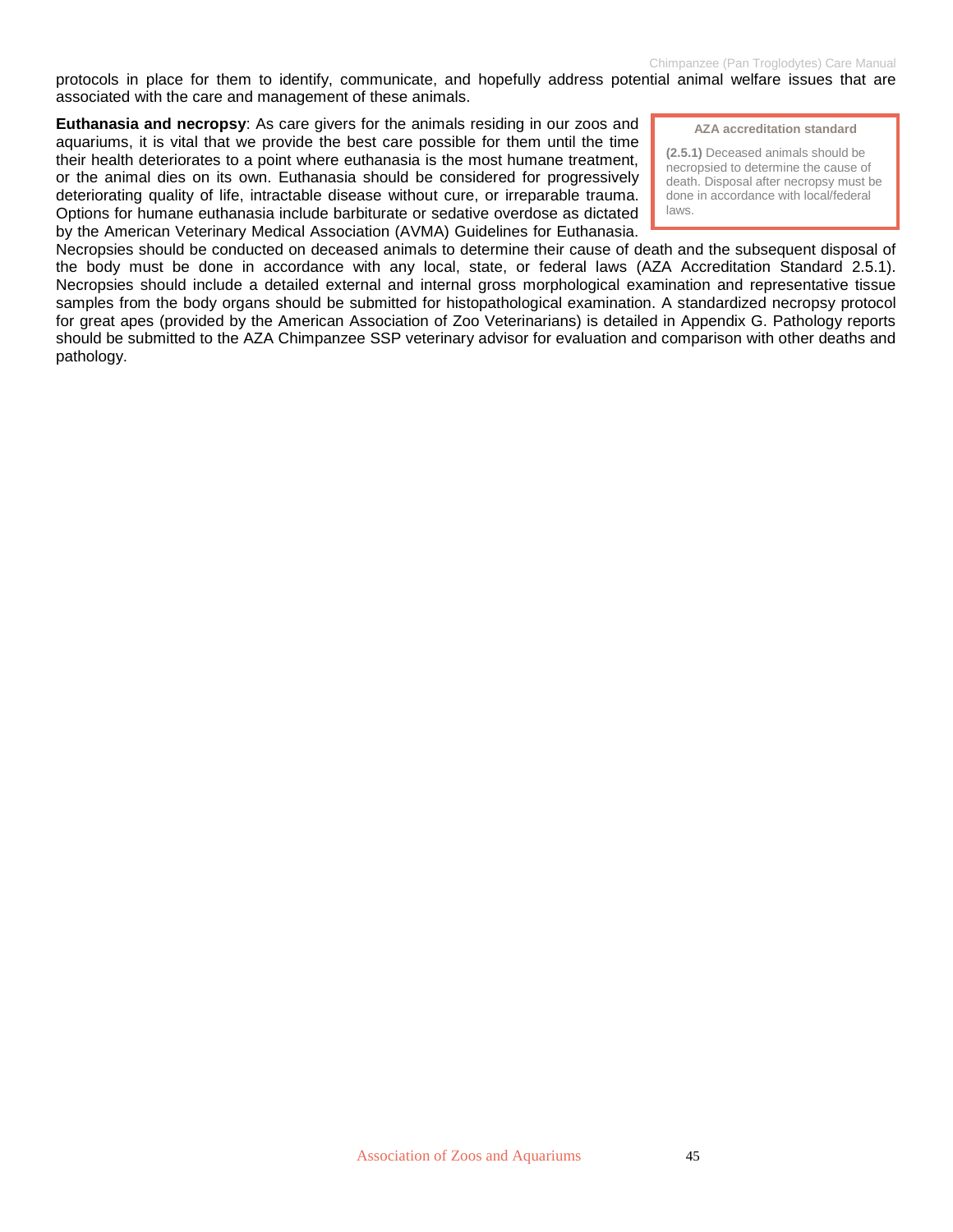protocols in place for them to identify, communicate, and hopefully address potential animal welfare issues that are associated with the care and management of these animals.

> **AZA accreditation standard**
>
> **(2.5.1)** Deceased animals should be necropsied to determine the cause of death. Disposal after necropsy must be done in accordance with local/federal laws.

**Euthanasia and necropsy**: As care givers for the animals residing in our zoos and aquariums, it is vital that we provide the best care possible for them until the time their health deteriorates to a point where euthanasia is the most humane treatment, or the animal dies on its own. Euthanasia should be considered for progressively deteriorating quality of life, intractable disease without cure, or irreparable trauma. Options for humane euthanasia include barbiturate or sedative overdose as dictated by the American Veterinary Medical Association (AVMA) Guidelines for Euthanasia. Necropsies should be conducted on deceased animals to determine their cause of death and the subsequent disposal of the body must be done in accordance with any local, state, or federal laws (AZA Accreditation Standard 2.5.1). Necropsies should include a detailed external and internal gross morphological examination and representative tissue samples from the body organs should be submitted for histopathological examination. A standardized necropsy protocol for great apes (provided by the American Association of Zoo Veterinarians) is detailed in Appendix G. Pathology reports should be submitted to the AZA Chimpanzee SSP veterinary advisor for evaluation and comparison with other deaths and pathology.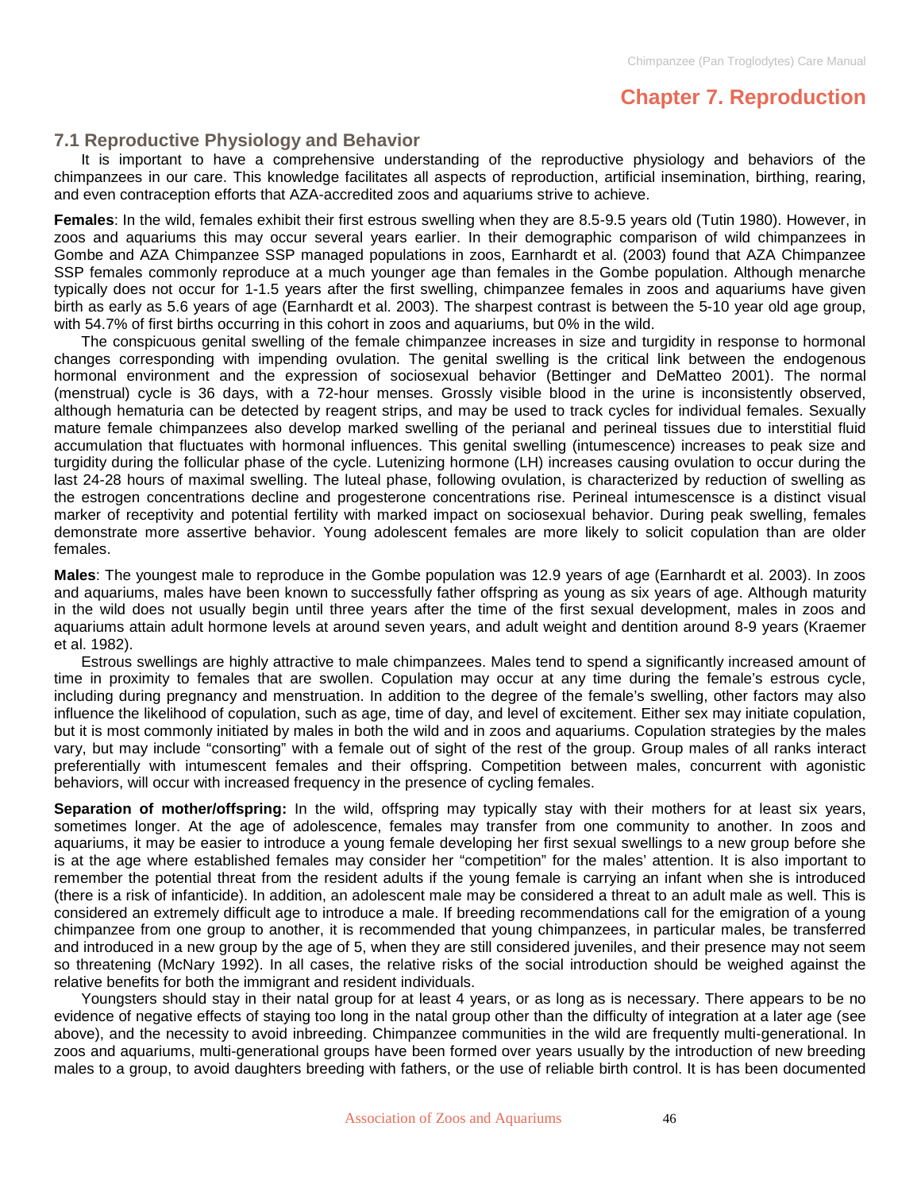# Chapter 7. Reproduction

## 7.1 Reproductive Physiology and Behavior

It is important to have a comprehensive understanding of the reproductive physiology and behaviors of the chimpanzees in our care. This knowledge facilitates all aspects of reproduction, artificial insemination, birthing, rearing, and even contraception efforts that AZA-accredited zoos and aquariums strive to achieve.

**Females**: In the wild, females exhibit their first estrous swelling when they are 8.5-9.5 years old (Tutin 1980). However, in zoos and aquariums this may occur several years earlier. In their demographic comparison of wild chimpanzees in Gombe and AZA Chimpanzee SSP managed populations in zoos, Earnhardt et al. (2003) found that AZA Chimpanzee SSP females commonly reproduce at a much younger age than females in the Gombe population. Although menarche typically does not occur for 1-1.5 years after the first swelling, chimpanzee females in zoos and aquariums have given birth as early as 5.6 years of age (Earnhardt et al. 2003). The sharpest contrast is between the 5-10 year old age group, with 54.7% of first births occurring in this cohort in zoos and aquariums, but 0% in the wild.

The conspicuous genital swelling of the female chimpanzee increases in size and turgidity in response to hormonal changes corresponding with impending ovulation. The genital swelling is the critical link between the endogenous hormonal environment and the expression of sociosexual behavior (Bettinger and DeMatteo 2001). The normal (menstrual) cycle is 36 days, with a 72-hour menses. Grossly visible blood in the urine is inconsistently observed, although hematuria can be detected by reagent strips, and may be used to track cycles for individual females. Sexually mature female chimpanzees also develop marked swelling of the perianal and perineal tissues due to interstitial fluid accumulation that fluctuates with hormonal influences. This genital swelling (intumescence) increases to peak size and turgidity during the follicular phase of the cycle. Lutenizing hormone (LH) increases causing ovulation to occur during the last 24-28 hours of maximal swelling. The luteal phase, following ovulation, is characterized by reduction of swelling as the estrogen concentrations decline and progesterone concentrations rise. Perineal intumescense is a distinct visual marker of receptivity and potential fertility with marked impact on sociosexual behavior. During peak swelling, females demonstrate more assertive behavior. Young adolescent females are more likely to solicit copulation than are older females.

**Males**: The youngest male to reproduce in the Gombe population was 12.9 years of age (Earnhardt et al. 2003). In zoos and aquariums, males have been known to successfully father offspring as young as six years of age. Although maturity in the wild does not usually begin until three years after the time of the first sexual development, males in zoos and aquariums attain adult hormone levels at around seven years, and adult weight and dentition around 8-9 years (Kraemer et al. 1982).

Estrous swellings are highly attractive to male chimpanzees. Males tend to spend a significantly increased amount of time in proximity to females that are swollen. Copulation may occur at any time during the female's estrous cycle, including during pregnancy and menstruation. In addition to the degree of the female's swelling, other factors may also influence the likelihood of copulation, such as age, time of day, and level of excitement. Either sex may initiate copulation, but it is most commonly initiated by males in both the wild and in zoos and aquariums. Copulation strategies by the males vary, but may include "consorting" with a female out of sight of the rest of the group. Group males of all ranks interact preferentially with intumescent females and their offspring. Competition between males, concurrent with agonistic behaviors, will occur with increased frequency in the presence of cycling females.

**Separation of mother/offspring:** In the wild, offspring may typically stay with their mothers for at least six years, sometimes longer. At the age of adolescence, females may transfer from one community to another. In zoos and aquariums, it may be easier to introduce a young female developing her first sexual swellings to a new group before she is at the age where established females may consider her "competition" for the males' attention. It is also important to remember the potential threat from the resident adults if the young female is carrying an infant when she is introduced (there is a risk of infanticide). In addition, an adolescent male may be considered a threat to an adult male as well. This is considered an extremely difficult age to introduce a male. If breeding recommendations call for the emigration of a young chimpanzee from one group to another, it is recommended that young chimpanzees, in particular males, be transferred and introduced in a new group by the age of 5, when they are still considered juveniles, and their presence may not seem so threatening (McNary 1992). In all cases, the relative risks of the social introduction should be weighed against the relative benefits for both the immigrant and resident individuals.

Youngsters should stay in their natal group for at least 4 years, or as long as is necessary. There appears to be no evidence of negative effects of staying too long in the natal group other than the difficulty of integration at a later age (see above), and the necessity to avoid inbreeding. Chimpanzee communities in the wild are frequently multi-generational. In zoos and aquariums, multi-generational groups have been formed over years usually by the introduction of new breeding males to a group, to avoid daughters breeding with fathers, or the use of reliable birth control. It is has been documented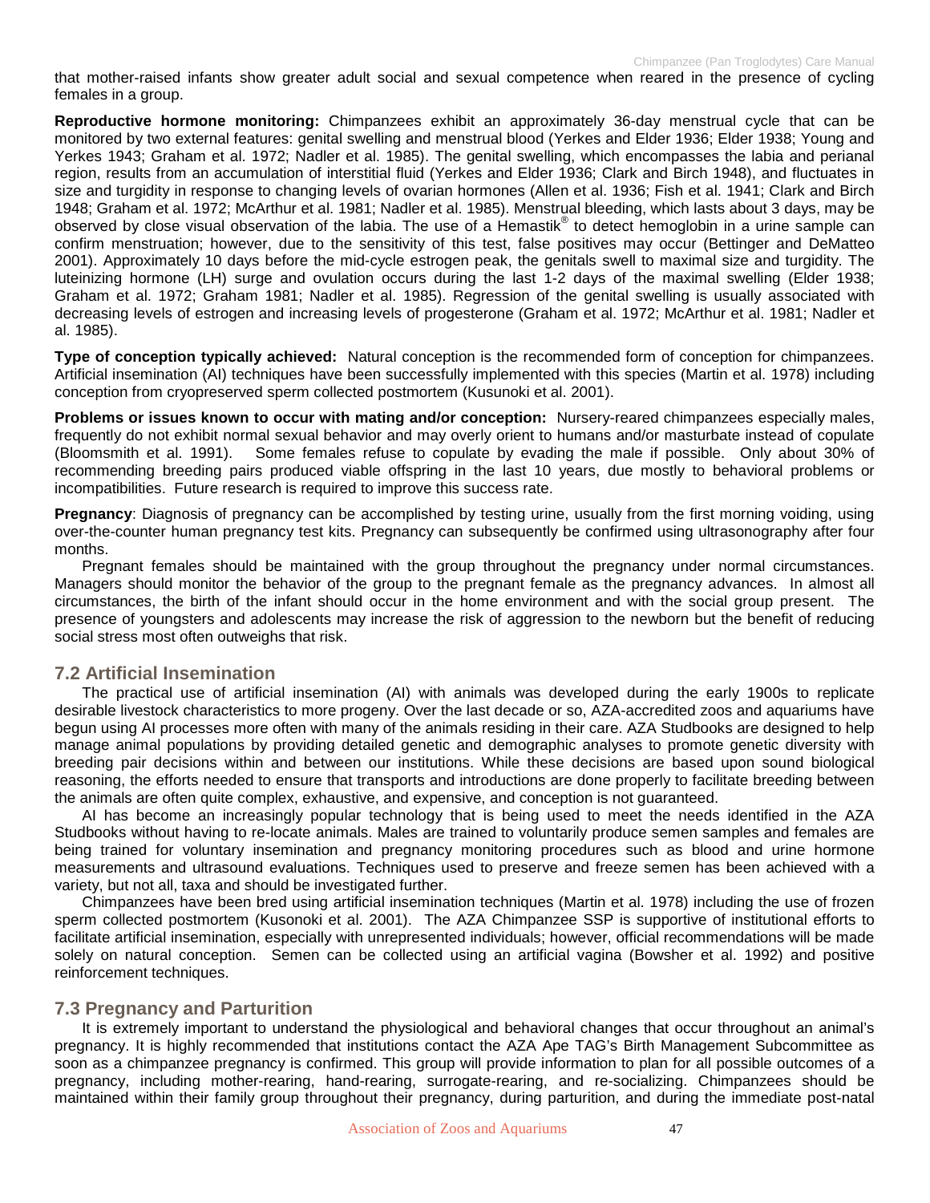that mother-raised infants show greater adult social and sexual competence when reared in the presence of cycling females in a group.

**Reproductive hormone monitoring:** Chimpanzees exhibit an approximately 36-day menstrual cycle that can be monitored by two external features: genital swelling and menstrual blood (Yerkes and Elder 1936; Elder 1938; Young and Yerkes 1943; Graham et al. 1972; Nadler et al. 1985). The genital swelling, which encompasses the labia and perianal region, results from an accumulation of interstitial fluid (Yerkes and Elder 1936; Clark and Birch 1948), and fluctuates in size and turgidity in response to changing levels of ovarian hormones (Allen et al. 1936; Fish et al. 1941; Clark and Birch 1948; Graham et al. 1972; McArthur et al. 1981; Nadler et al. 1985). Menstrual bleeding, which lasts about 3 days, may be observed by close visual observation of the labia. The use of a Hemastik® to detect hemoglobin in a urine sample can confirm menstruation; however, due to the sensitivity of this test, false positives may occur (Bettinger and DeMatteo 2001). Approximately 10 days before the mid-cycle estrogen peak, the genitals swell to maximal size and turgidity. The luteinizing hormone (LH) surge and ovulation occurs during the last 1-2 days of the maximal swelling (Elder 1938; Graham et al. 1972; Graham 1981; Nadler et al. 1985). Regression of the genital swelling is usually associated with decreasing levels of estrogen and increasing levels of progesterone (Graham et al. 1972; McArthur et al. 1981; Nadler et al. 1985).

**Type of conception typically achieved:** Natural conception is the recommended form of conception for chimpanzees. Artificial insemination (AI) techniques have been successfully implemented with this species (Martin et al. 1978) including conception from cryopreserved sperm collected postmortem (Kusunoki et al. 2001).

**Problems or issues known to occur with mating and/or conception:** Nursery-reared chimpanzees especially males, frequently do not exhibit normal sexual behavior and may overly orient to humans and/or masturbate instead of copulate (Bloomsmith et al. 1991). Some females refuse to copulate by evading the male if possible. Only about 30% of recommending breeding pairs produced viable offspring in the last 10 years, due mostly to behavioral problems or incompatibilities. Future research is required to improve this success rate.

**Pregnancy**: Diagnosis of pregnancy can be accomplished by testing urine, usually from the first morning voiding, using over-the-counter human pregnancy test kits. Pregnancy can subsequently be confirmed using ultrasonography after four months.

Pregnant females should be maintained with the group throughout the pregnancy under normal circumstances. Managers should monitor the behavior of the group to the pregnant female as the pregnancy advances. In almost all circumstances, the birth of the infant should occur in the home environment and with the social group present. The presence of youngsters and adolescents may increase the risk of aggression to the newborn but the benefit of reducing social stress most often outweighs that risk.

## 7.2 Artificial Insemination

The practical use of artificial insemination (AI) with animals was developed during the early 1900s to replicate desirable livestock characteristics to more progeny. Over the last decade or so, AZA-accredited zoos and aquariums have begun using AI processes more often with many of the animals residing in their care. AZA Studbooks are designed to help manage animal populations by providing detailed genetic and demographic analyses to promote genetic diversity with breeding pair decisions within and between our institutions. While these decisions are based upon sound biological reasoning, the efforts needed to ensure that transports and introductions are done properly to facilitate breeding between the animals are often quite complex, exhaustive, and expensive, and conception is not guaranteed.

AI has become an increasingly popular technology that is being used to meet the needs identified in the AZA Studbooks without having to re-locate animals. Males are trained to voluntarily produce semen samples and females are being trained for voluntary insemination and pregnancy monitoring procedures such as blood and urine hormone measurements and ultrasound evaluations. Techniques used to preserve and freeze semen has been achieved with a variety, but not all, taxa and should be investigated further.

Chimpanzees have been bred using artificial insemination techniques (Martin et al. 1978) including the use of frozen sperm collected postmortem (Kusonoki et al. 2001). The AZA Chimpanzee SSP is supportive of institutional efforts to facilitate artificial insemination, especially with unrepresented individuals; however, official recommendations will be made solely on natural conception. Semen can be collected using an artificial vagina (Bowsher et al. 1992) and positive reinforcement techniques.

## 7.3 Pregnancy and Parturition

It is extremely important to understand the physiological and behavioral changes that occur throughout an animal's pregnancy. It is highly recommended that institutions contact the AZA Ape TAG's Birth Management Subcommittee as soon as a chimpanzee pregnancy is confirmed. This group will provide information to plan for all possible outcomes of a pregnancy, including mother-rearing, hand-rearing, surrogate-rearing, and re-socializing. Chimpanzees should be maintained within their family group throughout their pregnancy, during parturition, and during the immediate post-natal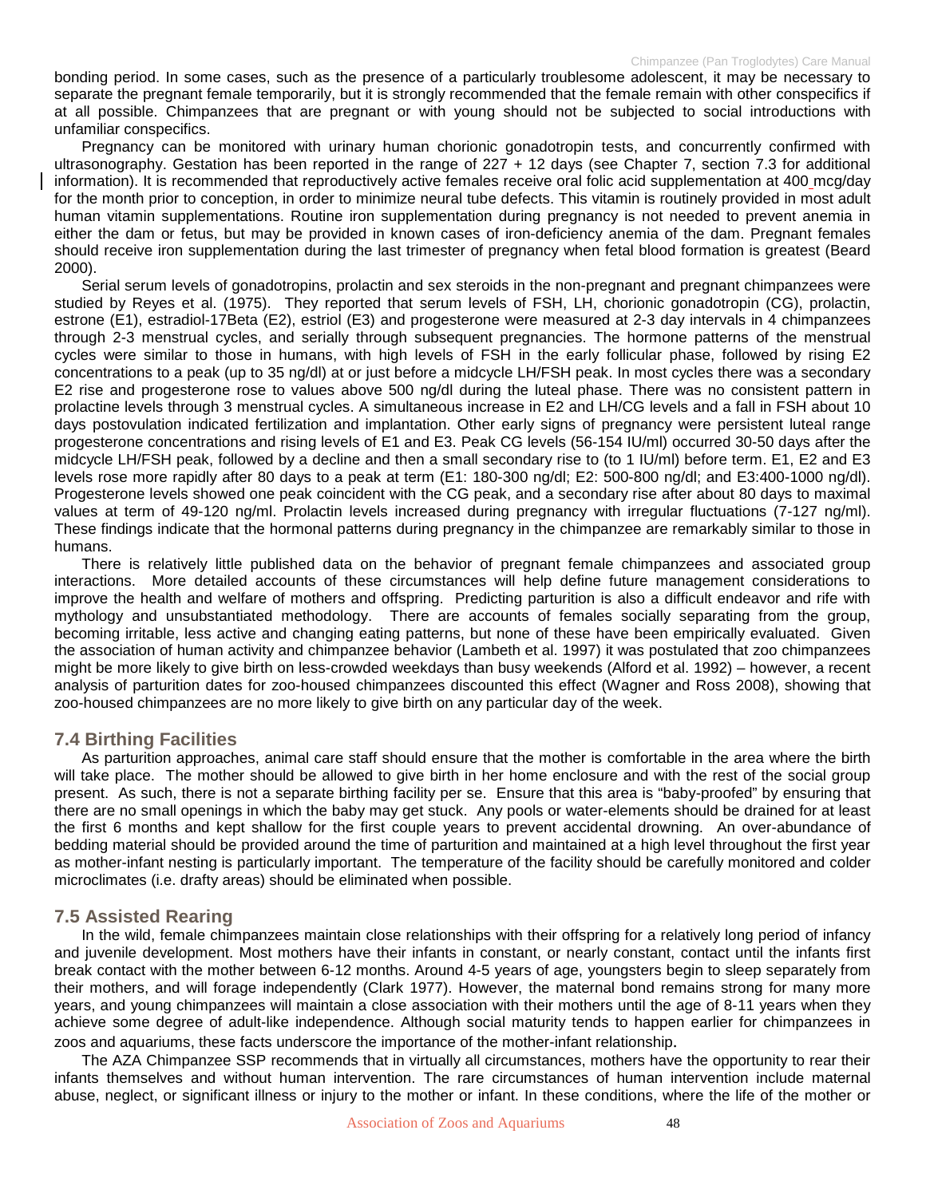bonding period. In some cases, such as the presence of a particularly troublesome adolescent, it may be necessary to separate the pregnant female temporarily, but it is strongly recommended that the female remain with other conspecifics if at all possible. Chimpanzees that are pregnant or with young should not be subjected to social introductions with unfamiliar conspecifics.

Pregnancy can be monitored with urinary human chorionic gonadotropin tests, and concurrently confirmed with ultrasonography. Gestation has been reported in the range of 227 + 12 days (see Chapter 7, section 7.3 for additional information). It is recommended that reproductively active females receive oral folic acid supplementation at 400 mcg/day for the month prior to conception, in order to minimize neural tube defects. This vitamin is routinely provided in most adult human vitamin supplementations. Routine iron supplementation during pregnancy is not needed to prevent anemia in either the dam or fetus, but may be provided in known cases of iron-deficiency anemia of the dam. Pregnant females should receive iron supplementation during the last trimester of pregnancy when fetal blood formation is greatest (Beard 2000).

Serial serum levels of gonadotropins, prolactin and sex steroids in the non-pregnant and pregnant chimpanzees were studied by Reyes et al. (1975). They reported that serum levels of FSH, LH, chorionic gonadotropin (CG), prolactin, estrone (E1), estradiol-17Beta (E2), estriol (E3) and progesterone were measured at 2-3 day intervals in 4 chimpanzees through 2-3 menstrual cycles, and serially through subsequent pregnancies. The hormone patterns of the menstrual cycles were similar to those in humans, with high levels of FSH in the early follicular phase, followed by rising E2 concentrations to a peak (up to 35 ng/dl) at or just before a midcycle LH/FSH peak. In most cycles there was a secondary E2 rise and progesterone rose to values above 500 ng/dl during the luteal phase. There was no consistent pattern in prolactine levels through 3 menstrual cycles. A simultaneous increase in E2 and LH/CG levels and a fall in FSH about 10 days postovulation indicated fertilization and implantation. Other early signs of pregnancy were persistent luteal range progesterone concentrations and rising levels of E1 and E3. Peak CG levels (56-154 IU/ml) occurred 30-50 days after the midcycle LH/FSH peak, followed by a decline and then a small secondary rise to (to 1 IU/ml) before term. E1, E2 and E3 levels rose more rapidly after 80 days to a peak at term (E1: 180-300 ng/dl; E2: 500-800 ng/dl; and E3:400-1000 ng/dl). Progesterone levels showed one peak coincident with the CG peak, and a secondary rise after about 80 days to maximal values at term of 49-120 ng/ml. Prolactin levels increased during pregnancy with irregular fluctuations (7-127 ng/ml). These findings indicate that the hormonal patterns during pregnancy in the chimpanzee are remarkably similar to those in humans.

There is relatively little published data on the behavior of pregnant female chimpanzees and associated group interactions. More detailed accounts of these circumstances will help define future management considerations to improve the health and welfare of mothers and offspring. Predicting parturition is also a difficult endeavor and rife with mythology and unsubstantiated methodology. There are accounts of females socially separating from the group, becoming irritable, less active and changing eating patterns, but none of these have been empirically evaluated. Given the association of human activity and chimpanzee behavior (Lambeth et al. 1997) it was postulated that zoo chimpanzees might be more likely to give birth on less-crowded weekdays than busy weekends (Alford et al. 1992) – however, a recent analysis of parturition dates for zoo-housed chimpanzees discounted this effect (Wagner and Ross 2008), showing that zoo-housed chimpanzees are no more likely to give birth on any particular day of the week.

## 7.4 Birthing Facilities

As parturition approaches, animal care staff should ensure that the mother is comfortable in the area where the birth will take place. The mother should be allowed to give birth in her home enclosure and with the rest of the social group present. As such, there is not a separate birthing facility per se. Ensure that this area is "baby-proofed" by ensuring that there are no small openings in which the baby may get stuck. Any pools or water-elements should be drained for at least the first 6 months and kept shallow for the first couple years to prevent accidental drowning. An over-abundance of bedding material should be provided around the time of parturition and maintained at a high level throughout the first year as mother-infant nesting is particularly important. The temperature of the facility should be carefully monitored and colder microclimates (i.e. drafty areas) should be eliminated when possible.

## 7.5 Assisted Rearing

In the wild, female chimpanzees maintain close relationships with their offspring for a relatively long period of infancy and juvenile development. Most mothers have their infants in constant, or nearly constant, contact until the infants first break contact with the mother between 6-12 months. Around 4-5 years of age, youngsters begin to sleep separately from their mothers, and will forage independently (Clark 1977). However, the maternal bond remains strong for many more years, and young chimpanzees will maintain a close association with their mothers until the age of 8-11 years when they achieve some degree of adult-like independence. Although social maturity tends to happen earlier for chimpanzees in zoos and aquariums, these facts underscore the importance of the mother-infant relationship.

The AZA Chimpanzee SSP recommends that in virtually all circumstances, mothers have the opportunity to rear their infants themselves and without human intervention. The rare circumstances of human intervention include maternal abuse, neglect, or significant illness or injury to the mother or infant. In these conditions, where the life of the mother or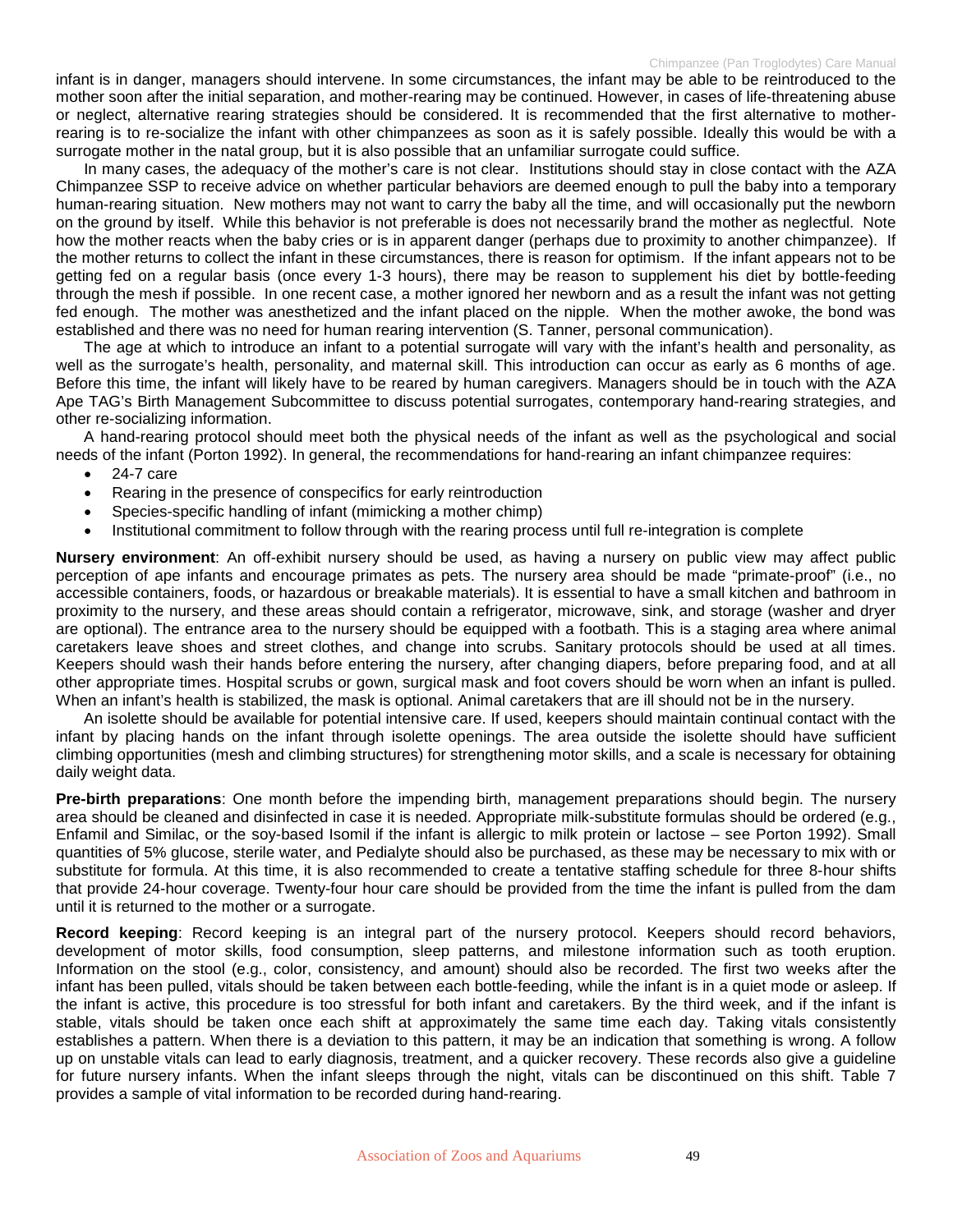infant is in danger, managers should intervene. In some circumstances, the infant may be able to be reintroduced to the mother soon after the initial separation, and mother-rearing may be continued. However, in cases of life-threatening abuse or neglect, alternative rearing strategies should be considered. It is recommended that the first alternative to mother-rearing is to re-socialize the infant with other chimpanzees as soon as it is safely possible. Ideally this would be with a surrogate mother in the natal group, but it is also possible that an unfamiliar surrogate could suffice.

In many cases, the adequacy of the mother's care is not clear. Institutions should stay in close contact with the AZA Chimpanzee SSP to receive advice on whether particular behaviors are deemed enough to pull the baby into a temporary human-rearing situation. New mothers may not want to carry the baby all the time, and will occasionally put the newborn on the ground by itself. While this behavior is not preferable is does not necessarily brand the mother as neglectful. Note how the mother reacts when the baby cries or is in apparent danger (perhaps due to proximity to another chimpanzee). If the mother returns to collect the infant in these circumstances, there is reason for optimism. If the infant appears not to be getting fed on a regular basis (once every 1-3 hours), there may be reason to supplement his diet by bottle-feeding through the mesh if possible. In one recent case, a mother ignored her newborn and as a result the infant was not getting fed enough. The mother was anesthetized and the infant placed on the nipple. When the mother awoke, the bond was established and there was no need for human rearing intervention (S. Tanner, personal communication).

The age at which to introduce an infant to a potential surrogate will vary with the infant's health and personality, as well as the surrogate's health, personality, and maternal skill. This introduction can occur as early as 6 months of age. Before this time, the infant will likely have to be reared by human caregivers. Managers should be in touch with the AZA Ape TAG's Birth Management Subcommittee to discuss potential surrogates, contemporary hand-rearing strategies, and other re-socializing information.

A hand-rearing protocol should meet both the physical needs of the infant as well as the psychological and social needs of the infant (Porton 1992). In general, the recommendations for hand-rearing an infant chimpanzee requires:

- 24-7 care
- Rearing in the presence of conspecifics for early reintroduction
- Species-specific handling of infant (mimicking a mother chimp)
- Institutional commitment to follow through with the rearing process until full re-integration is complete

**Nursery environment**: An off-exhibit nursery should be used, as having a nursery on public view may affect public perception of ape infants and encourage primates as pets. The nursery area should be made "primate-proof" (i.e., no accessible containers, foods, or hazardous or breakable materials). It is essential to have a small kitchen and bathroom in proximity to the nursery, and these areas should contain a refrigerator, microwave, sink, and storage (washer and dryer are optional). The entrance area to the nursery should be equipped with a footbath. This is a staging area where animal caretakers leave shoes and street clothes, and change into scrubs. Sanitary protocols should be used at all times. Keepers should wash their hands before entering the nursery, after changing diapers, before preparing food, and at all other appropriate times. Hospital scrubs or gown, surgical mask and foot covers should be worn when an infant is pulled. When an infant's health is stabilized, the mask is optional. Animal caretakers that are ill should not be in the nursery.

An isolette should be available for potential intensive care. If used, keepers should maintain continual contact with the infant by placing hands on the infant through isolette openings. The area outside the isolette should have sufficient climbing opportunities (mesh and climbing structures) for strengthening motor skills, and a scale is necessary for obtaining daily weight data.

**Pre-birth preparations**: One month before the impending birth, management preparations should begin. The nursery area should be cleaned and disinfected in case it is needed. Appropriate milk-substitute formulas should be ordered (e.g., Enfamil and Similac, or the soy-based Isomil if the infant is allergic to milk protein or lactose – see Porton 1992). Small quantities of 5% glucose, sterile water, and Pedialyte should also be purchased, as these may be necessary to mix with or substitute for formula. At this time, it is also recommended to create a tentative staffing schedule for three 8-hour shifts that provide 24-hour coverage. Twenty-four hour care should be provided from the time the infant is pulled from the dam until it is returned to the mother or a surrogate.

**Record keeping**: Record keeping is an integral part of the nursery protocol. Keepers should record behaviors, development of motor skills, food consumption, sleep patterns, and milestone information such as tooth eruption. Information on the stool (e.g., color, consistency, and amount) should also be recorded. The first two weeks after the infant has been pulled, vitals should be taken between each bottle-feeding, while the infant is in a quiet mode or asleep. If the infant is active, this procedure is too stressful for both infant and caretakers. By the third week, and if the infant is stable, vitals should be taken once each shift at approximately the same time each day. Taking vitals consistently establishes a pattern. When there is a deviation to this pattern, it may be an indication that something is wrong. A follow up on unstable vitals can lead to early diagnosis, treatment, and a quicker recovery. These records also give a guideline for future nursery infants. When the infant sleeps through the night, vitals can be discontinued on this shift. Table 7 provides a sample of vital information to be recorded during hand-rearing.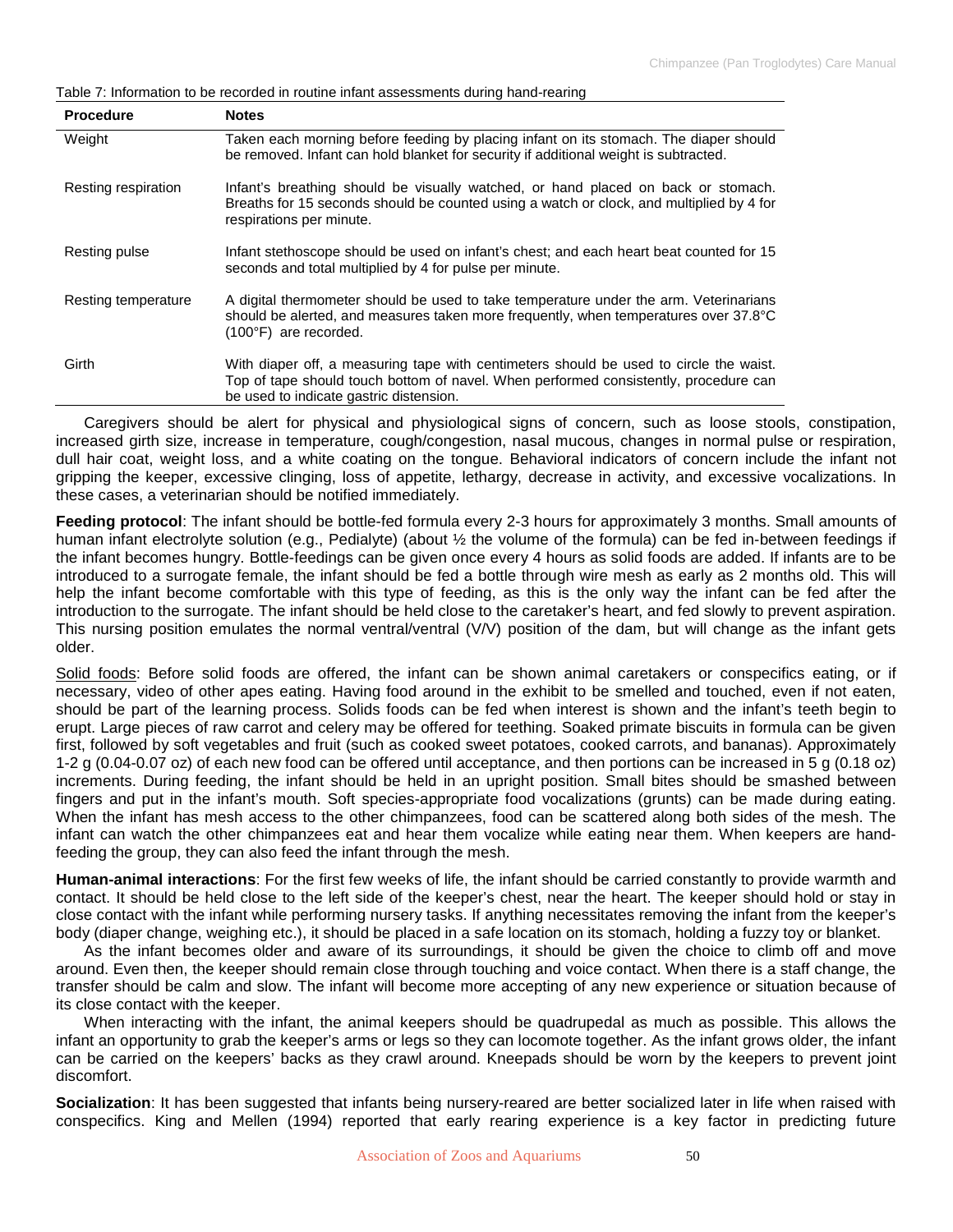Table 7: Information to be recorded in routine infant assessments during hand-rearing

| Procedure | Notes |
|---|---|
| Weight | Taken each morning before feeding by placing infant on its stomach. The diaper should be removed. Infant can hold blanket for security if additional weight is subtracted. |
| Resting respiration | Infant's breathing should be visually watched, or hand placed on back or stomach. Breaths for 15 seconds should be counted using a watch or clock, and multiplied by 4 for respirations per minute. |
| Resting pulse | Infant stethoscope should be used on infant's chest; and each heart beat counted for 15 seconds and total multiplied by 4 for pulse per minute. |
| Resting temperature | A digital thermometer should be used to take temperature under the arm. Veterinarians should be alerted, and measures taken more frequently, when temperatures over 37.8°C (100°F) are recorded. |
| Girth | With diaper off, a measuring tape with centimeters should be used to circle the waist. Top of tape should touch bottom of navel. When performed consistently, procedure can be used to indicate gastric distension. |

Caregivers should be alert for physical and physiological signs of concern, such as loose stools, constipation, increased girth size, increase in temperature, cough/congestion, nasal mucous, changes in normal pulse or respiration, dull hair coat, weight loss, and a white coating on the tongue. Behavioral indicators of concern include the infant not gripping the keeper, excessive clinging, loss of appetite, lethargy, decrease in activity, and excessive vocalizations. In these cases, a veterinarian should be notified immediately.

**Feeding protocol**: The infant should be bottle-fed formula every 2-3 hours for approximately 3 months. Small amounts of human infant electrolyte solution (e.g., Pedialyte) (about ½ the volume of the formula) can be fed in-between feedings if the infant becomes hungry. Bottle-feedings can be given once every 4 hours as solid foods are added. If infants are to be introduced to a surrogate female, the infant should be fed a bottle through wire mesh as early as 2 months old. This will help the infant become comfortable with this type of feeding, as this is the only way the infant can be fed after the introduction to the surrogate. The infant should be held close to the caretaker's heart, and fed slowly to prevent aspiration. This nursing position emulates the normal ventral/ventral (V/V) position of the dam, but will change as the infant gets older.

Solid foods: Before solid foods are offered, the infant can be shown animal caretakers or conspecifics eating, or if necessary, video of other apes eating. Having food around in the exhibit to be smelled and touched, even if not eaten, should be part of the learning process. Solids foods can be fed when interest is shown and the infant's teeth begin to erupt. Large pieces of raw carrot and celery may be offered for teething. Soaked primate biscuits in formula can be given first, followed by soft vegetables and fruit (such as cooked sweet potatoes, cooked carrots, and bananas). Approximately 1-2 g (0.04-0.07 oz) of each new food can be offered until acceptance, and then portions can be increased in 5 g (0.18 oz) increments. During feeding, the infant should be held in an upright position. Small bites should be smashed between fingers and put in the infant's mouth. Soft species-appropriate food vocalizations (grunts) can be made during eating. When the infant has mesh access to the other chimpanzees, food can be scattered along both sides of the mesh. The infant can watch the other chimpanzees eat and hear them vocalize while eating near them. When keepers are hand-feeding the group, they can also feed the infant through the mesh.

**Human-animal interactions**: For the first few weeks of life, the infant should be carried constantly to provide warmth and contact. It should be held close to the left side of the keeper's chest, near the heart. The keeper should hold or stay in close contact with the infant while performing nursery tasks. If anything necessitates removing the infant from the keeper's body (diaper change, weighing etc.), it should be placed in a safe location on its stomach, holding a fuzzy toy or blanket.

As the infant becomes older and aware of its surroundings, it should be given the choice to climb off and move around. Even then, the keeper should remain close through touching and voice contact. When there is a staff change, the transfer should be calm and slow. The infant will become more accepting of any new experience or situation because of its close contact with the keeper.

When interacting with the infant, the animal keepers should be quadrupedal as much as possible. This allows the infant an opportunity to grab the keeper's arms or legs so they can locomote together. As the infant grows older, the infant can be carried on the keepers' backs as they crawl around. Kneepads should be worn by the keepers to prevent joint discomfort.

**Socialization**: It has been suggested that infants being nursery-reared are better socialized later in life when raised with conspecifics. King and Mellen (1994) reported that early rearing experience is a key factor in predicting future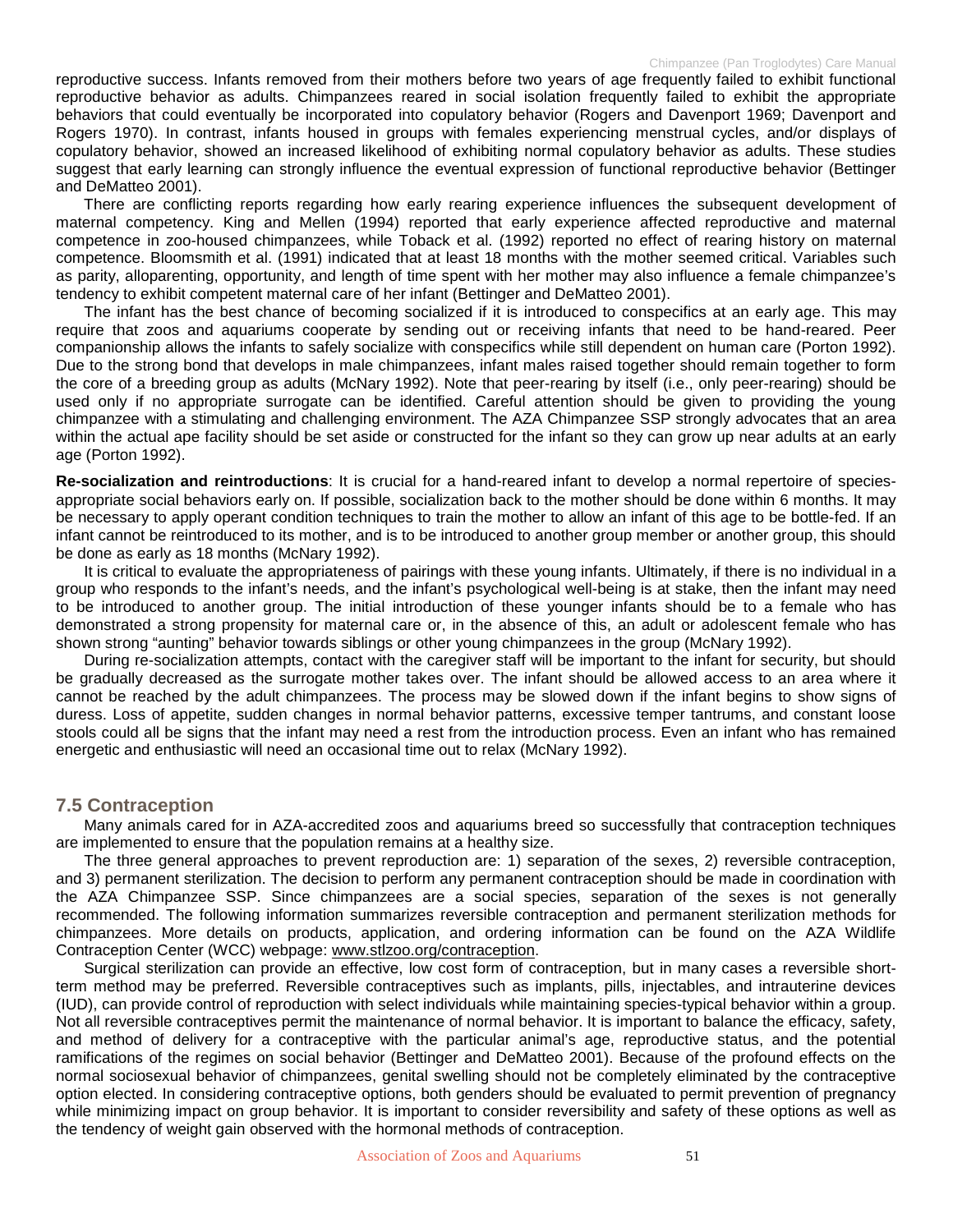reproductive success. Infants removed from their mothers before two years of age frequently failed to exhibit functional reproductive behavior as adults. Chimpanzees reared in social isolation frequently failed to exhibit the appropriate behaviors that could eventually be incorporated into copulatory behavior (Rogers and Davenport 1969; Davenport and Rogers 1970). In contrast, infants housed in groups with females experiencing menstrual cycles, and/or displays of copulatory behavior, showed an increased likelihood of exhibiting normal copulatory behavior as adults. These studies suggest that early learning can strongly influence the eventual expression of functional reproductive behavior (Bettinger and DeMatteo 2001).

There are conflicting reports regarding how early rearing experience influences the subsequent development of maternal competency. King and Mellen (1994) reported that early experience affected reproductive and maternal competence in zoo-housed chimpanzees, while Toback et al. (1992) reported no effect of rearing history on maternal competence. Bloomsmith et al. (1991) indicated that at least 18 months with the mother seemed critical. Variables such as parity, alloparenting, opportunity, and length of time spent with her mother may also influence a female chimpanzee's tendency to exhibit competent maternal care of her infant (Bettinger and DeMatteo 2001).

The infant has the best chance of becoming socialized if it is introduced to conspecifics at an early age. This may require that zoos and aquariums cooperate by sending out or receiving infants that need to be hand-reared. Peer companionship allows the infants to safely socialize with conspecifics while still dependent on human care (Porton 1992). Due to the strong bond that develops in male chimpanzees, infant males raised together should remain together to form the core of a breeding group as adults (McNary 1992). Note that peer-rearing by itself (i.e., only peer-rearing) should be used only if no appropriate surrogate can be identified. Careful attention should be given to providing the young chimpanzee with a stimulating and challenging environment. The AZA Chimpanzee SSP strongly advocates that an area within the actual ape facility should be set aside or constructed for the infant so they can grow up near adults at an early age (Porton 1992).

**Re-socialization and reintroductions**: It is crucial for a hand-reared infant to develop a normal repertoire of species-appropriate social behaviors early on. If possible, socialization back to the mother should be done within 6 months. It may be necessary to apply operant condition techniques to train the mother to allow an infant of this age to be bottle-fed. If an infant cannot be reintroduced to its mother, and is to be introduced to another group member or another group, this should be done as early as 18 months (McNary 1992).

It is critical to evaluate the appropriateness of pairings with these young infants. Ultimately, if there is no individual in a group who responds to the infant's needs, and the infant's psychological well-being is at stake, then the infant may need to be introduced to another group. The initial introduction of these younger infants should be to a female who has demonstrated a strong propensity for maternal care or, in the absence of this, an adult or adolescent female who has shown strong "aunting" behavior towards siblings or other young chimpanzees in the group (McNary 1992).

During re-socialization attempts, contact with the caregiver staff will be important to the infant for security, but should be gradually decreased as the surrogate mother takes over. The infant should be allowed access to an area where it cannot be reached by the adult chimpanzees. The process may be slowed down if the infant begins to show signs of duress. Loss of appetite, sudden changes in normal behavior patterns, excessive temper tantrums, and constant loose stools could all be signs that the infant may need a rest from the introduction process. Even an infant who has remained energetic and enthusiastic will need an occasional time out to relax (McNary 1992).

## 7.5 Contraception

Many animals cared for in AZA-accredited zoos and aquariums breed so successfully that contraception techniques are implemented to ensure that the population remains at a healthy size.

The three general approaches to prevent reproduction are: 1) separation of the sexes, 2) reversible contraception, and 3) permanent sterilization. The decision to perform any permanent contraception should be made in coordination with the AZA Chimpanzee SSP. Since chimpanzees are a social species, separation of the sexes is not generally recommended. The following information summarizes reversible contraception and permanent sterilization methods for chimpanzees. More details on products, application, and ordering information can be found on the AZA Wildlife Contraception Center (WCC) webpage: www.stlzoo.org/contraception.

Surgical sterilization can provide an effective, low cost form of contraception, but in many cases a reversible short-term method may be preferred. Reversible contraceptives such as implants, pills, injectables, and intrauterine devices (IUD), can provide control of reproduction with select individuals while maintaining species-typical behavior within a group. Not all reversible contraceptives permit the maintenance of normal behavior. It is important to balance the efficacy, safety, and method of delivery for a contraceptive with the particular animal's age, reproductive status, and the potential ramifications of the regimes on social behavior (Bettinger and DeMatteo 2001). Because of the profound effects on the normal sociosexual behavior of chimpanzees, genital swelling should not be completely eliminated by the contraceptive option elected. In considering contraceptive options, both genders should be evaluated to permit prevention of pregnancy while minimizing impact on group behavior. It is important to consider reversibility and safety of these options as well as the tendency of weight gain observed with the hormonal methods of contraception.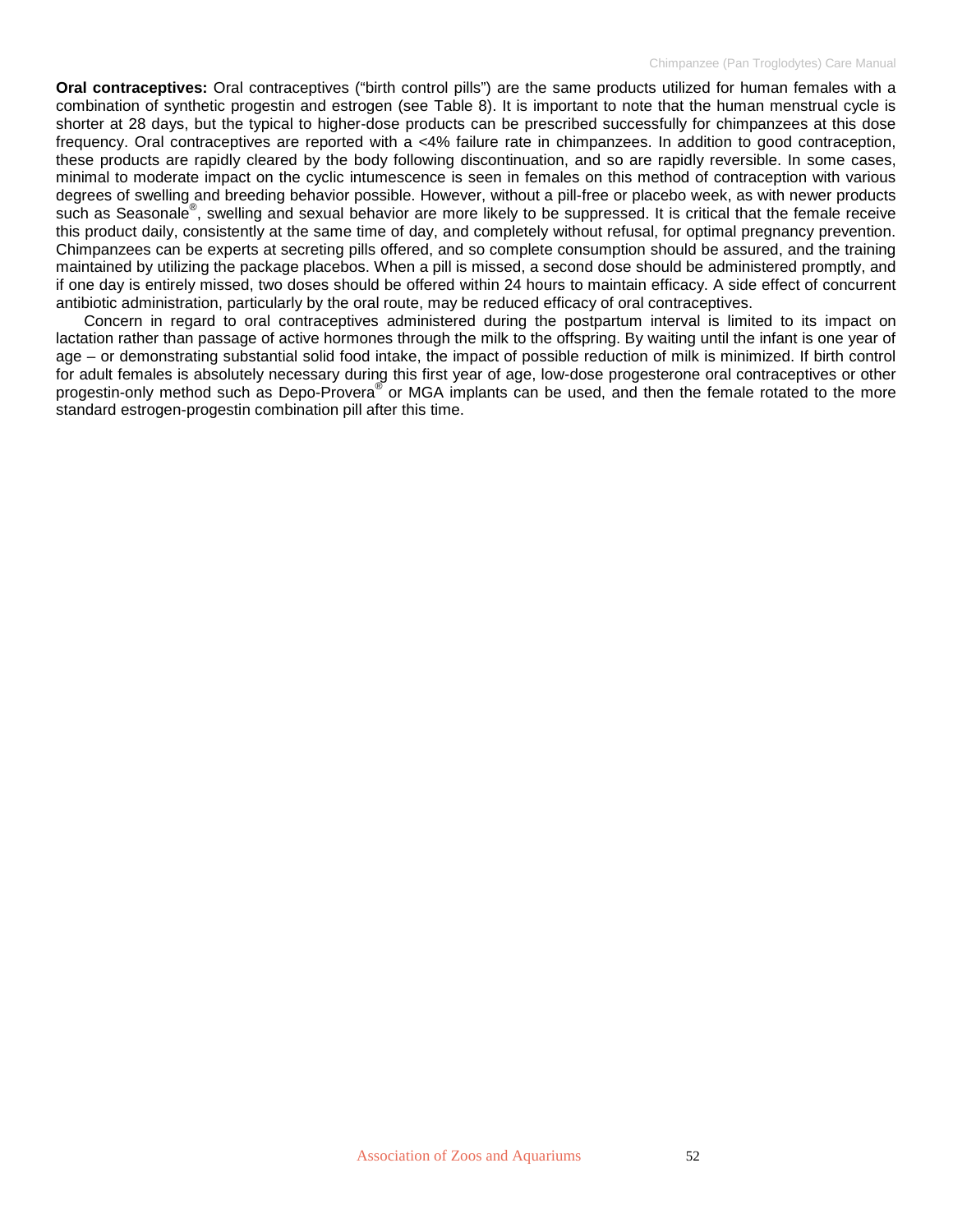**Oral contraceptives:** Oral contraceptives ("birth control pills") are the same products utilized for human females with a combination of synthetic progestin and estrogen (see Table 8). It is important to note that the human menstrual cycle is shorter at 28 days, but the typical to higher-dose products can be prescribed successfully for chimpanzees at this dose frequency. Oral contraceptives are reported with a <4% failure rate in chimpanzees. In addition to good contraception, these products are rapidly cleared by the body following discontinuation, and so are rapidly reversible. In some cases, minimal to moderate impact on the cyclic intumescence is seen in females on this method of contraception with various degrees of swelling and breeding behavior possible. However, without a pill-free or placebo week, as with newer products such as Seasonale®, swelling and sexual behavior are more likely to be suppressed. It is critical that the female receive this product daily, consistently at the same time of day, and completely without refusal, for optimal pregnancy prevention. Chimpanzees can be experts at secreting pills offered, and so complete consumption should be assured, and the training maintained by utilizing the package placebos. When a pill is missed, a second dose should be administered promptly, and if one day is entirely missed, two doses should be offered within 24 hours to maintain efficacy. A side effect of concurrent antibiotic administration, particularly by the oral route, may be reduced efficacy of oral contraceptives.

Concern in regard to oral contraceptives administered during the postpartum interval is limited to its impact on lactation rather than passage of active hormones through the milk to the offspring. By waiting until the infant is one year of age – or demonstrating substantial solid food intake, the impact of possible reduction of milk is minimized. If birth control for adult females is absolutely necessary during this first year of age, low-dose progesterone oral contraceptives or other progestin-only method such as Depo-Provera® or MGA implants can be used, and then the female rotated to the more standard estrogen-progestin combination pill after this time.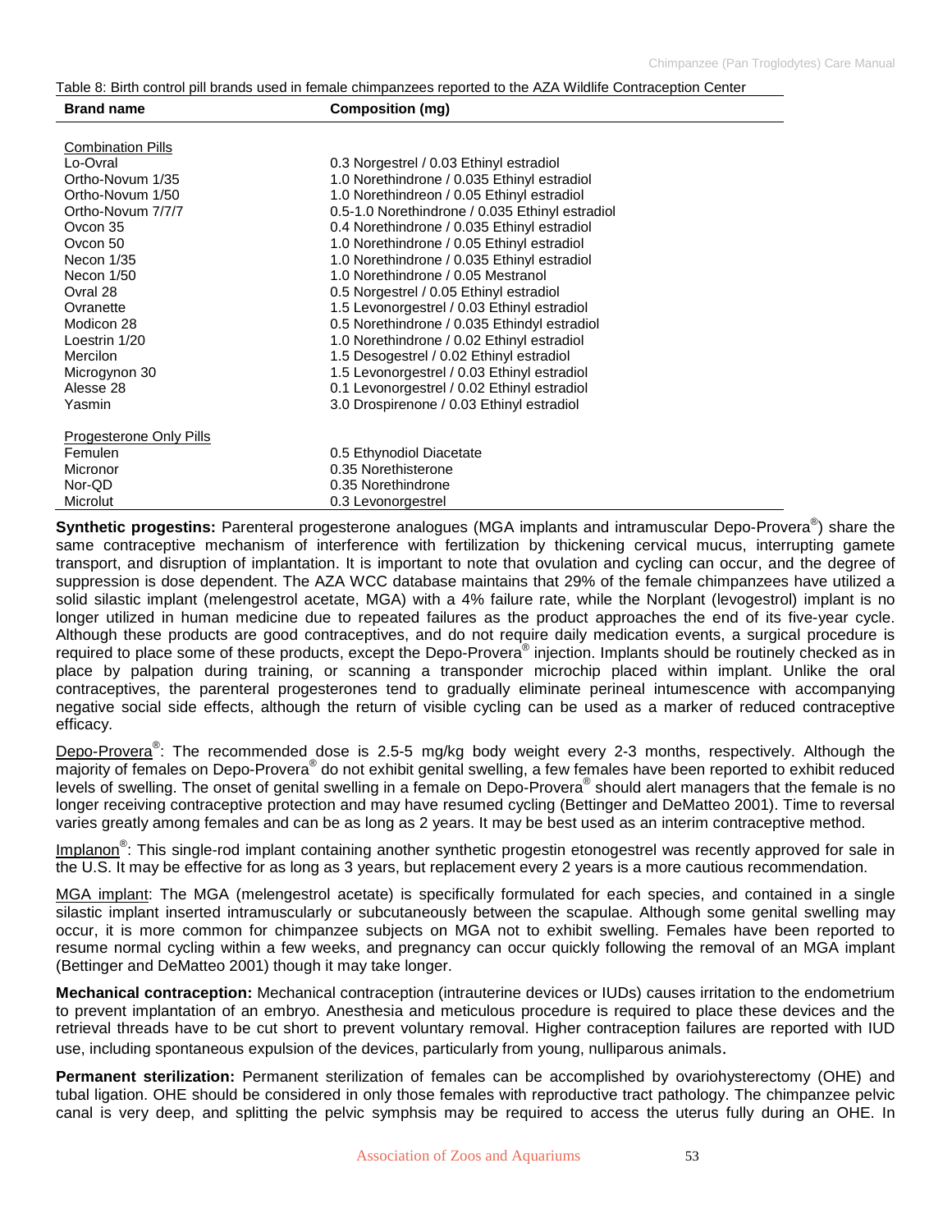Table 8: Birth control pill brands used in female chimpanzees reported to the AZA Wildlife Contraception Center

| Brand name | Composition (mg) |
|---|---|
| Combination Pills | |
| Lo-Ovral | 0.3 Norgestrel / 0.03 Ethinyl estradiol |
| Ortho-Novum 1/35 | 1.0 Norethindrone / 0.035 Ethinyl estradiol |
| Ortho-Novum 1/50 | 1.0 Norethindreon / 0.05 Ethinyl estradiol |
| Ortho-Novum 7/7/7 | 0.5-1.0 Norethindrone / 0.035 Ethinyl estradiol |
| Ovcon 35 | 0.4 Norethindrone / 0.035 Ethinyl estradiol |
| Ovcon 50 | 1.0 Norethindrone / 0.05 Ethinyl estradiol |
| Necon 1/35 | 1.0 Norethindrone / 0.035 Ethinyl estradiol |
| Necon 1/50 | 1.0 Norethindrone / 0.05 Mestranol |
| Ovral 28 | 0.5 Norgestrel / 0.05 Ethinyl estradiol |
| Ovranette | 1.5 Levonorgestrel / 0.03 Ethinyl estradiol |
| Modicon 28 | 0.5 Norethindrone / 0.035 Ethindyl estradiol |
| Loestrin 1/20 | 1.0 Norethindrone / 0.02 Ethinyl estradiol |
| Mercilon | 1.5 Desogestrel / 0.02 Ethinyl estradiol |
| Microgynon 30 | 1.5 Levonorgestrel / 0.03 Ethinyl estradiol |
| Alesse 28 | 0.1 Levonorgestrel / 0.02 Ethinyl estradiol |
| Yasmin | 3.0 Drospirenone / 0.03 Ethinyl estradiol |
| Progesterone Only Pills | |
| Femulen | 0.5 Ethynodiol Diacetate |
| Micronor | 0.35 Norethisterone |
| Nor-QD | 0.35 Norethindrone |
| Microlut | 0.3 Levonorgestrel |

**Synthetic progestins:** Parenteral progesterone analogues (MGA implants and intramuscular Depo-Provera®) share the same contraceptive mechanism of interference with fertilization by thickening cervical mucus, interrupting gamete transport, and disruption of implantation. It is important to note that ovulation and cycling can occur, and the degree of suppression is dose dependent. The AZA WCC database maintains that 29% of the female chimpanzees have utilized a solid silastic implant (melengestrol acetate, MGA) with a 4% failure rate, while the Norplant (levogestrol) implant is no longer utilized in human medicine due to repeated failures as the product approaches the end of its five-year cycle. Although these products are good contraceptives, and do not require daily medication events, a surgical procedure is required to place some of these products, except the Depo-Provera® injection. Implants should be routinely checked as in place by palpation during training, or scanning a transponder microchip placed within implant. Unlike the oral contraceptives, the parenteral progesterones tend to gradually eliminate perineal intumescence with accompanying negative social side effects, although the return of visible cycling can be used as a marker of reduced contraceptive efficacy.

Depo-Provera®: The recommended dose is 2.5-5 mg/kg body weight every 2-3 months, respectively. Although the majority of females on Depo-Provera® do not exhibit genital swelling, a few females have been reported to exhibit reduced levels of swelling. The onset of genital swelling in a female on Depo-Provera® should alert managers that the female is no longer receiving contraceptive protection and may have resumed cycling (Bettinger and DeMatteo 2001). Time to reversal varies greatly among females and can be as long as 2 years. It may be best used as an interim contraceptive method.

Implanon®: This single-rod implant containing another synthetic progestin etonogestrel was recently approved for sale in the U.S. It may be effective for as long as 3 years, but replacement every 2 years is a more cautious recommendation.

MGA implant: The MGA (melengestrol acetate) is specifically formulated for each species, and contained in a single silastic implant inserted intramuscularly or subcutaneously between the scapulae. Although some genital swelling may occur, it is more common for chimpanzee subjects on MGA not to exhibit swelling. Females have been reported to resume normal cycling within a few weeks, and pregnancy can occur quickly following the removal of an MGA implant (Bettinger and DeMatteo 2001) though it may take longer.

**Mechanical contraception:** Mechanical contraception (intrauterine devices or IUDs) causes irritation to the endometrium to prevent implantation of an embryo. Anesthesia and meticulous procedure is required to place these devices and the retrieval threads have to be cut short to prevent voluntary removal. Higher contraception failures are reported with IUD use, including spontaneous expulsion of the devices, particularly from young, nulliparous animals.

**Permanent sterilization:** Permanent sterilization of females can be accomplished by ovariohysterectomy (OHE) and tubal ligation. OHE should be considered in only those females with reproductive tract pathology. The chimpanzee pelvic canal is very deep, and splitting the pelvic symphsis may be required to access the uterus fully during an OHE. In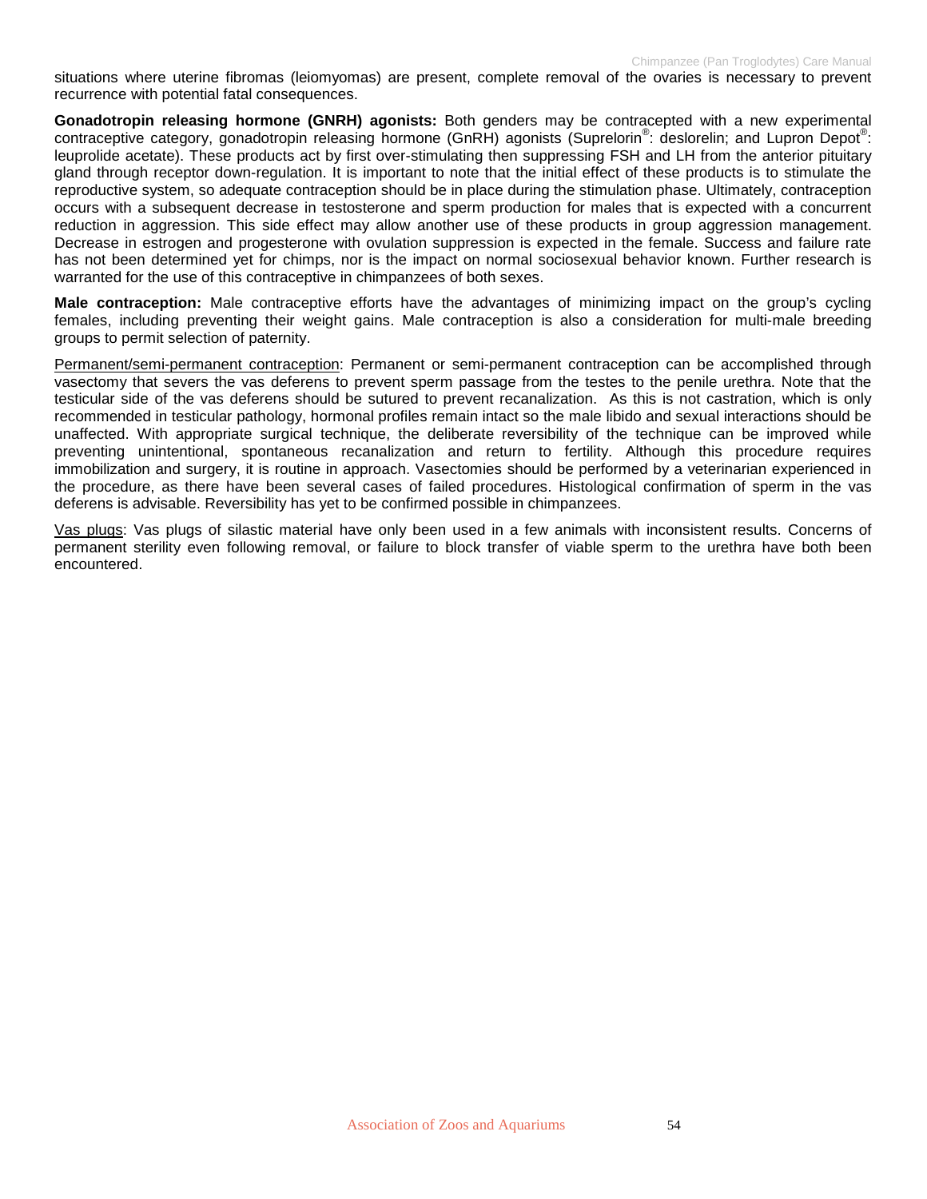situations where uterine fibromas (leiomyomas) are present, complete removal of the ovaries is necessary to prevent recurrence with potential fatal consequences.

**Gonadotropin releasing hormone (GNRH) agonists:** Both genders may be contracepted with a new experimental contraceptive category, gonadotropin releasing hormone (GnRH) agonists (Suprelorin®: deslorelin; and Lupron Depot®: leuprolide acetate). These products act by first over-stimulating then suppressing FSH and LH from the anterior pituitary gland through receptor down-regulation. It is important to note that the initial effect of these products is to stimulate the reproductive system, so adequate contraception should be in place during the stimulation phase. Ultimately, contraception occurs with a subsequent decrease in testosterone and sperm production for males that is expected with a concurrent reduction in aggression. This side effect may allow another use of these products in group aggression management. Decrease in estrogen and progesterone with ovulation suppression is expected in the female. Success and failure rate has not been determined yet for chimps, nor is the impact on normal sociosexual behavior known. Further research is warranted for the use of this contraceptive in chimpanzees of both sexes.

**Male contraception:** Male contraceptive efforts have the advantages of minimizing impact on the group's cycling females, including preventing their weight gains. Male contraception is also a consideration for multi-male breeding groups to permit selection of paternity.

Permanent/semi-permanent contraception: Permanent or semi-permanent contraception can be accomplished through vasectomy that severs the vas deferens to prevent sperm passage from the testes to the penile urethra. Note that the testicular side of the vas deferens should be sutured to prevent recanalization. As this is not castration, which is only recommended in testicular pathology, hormonal profiles remain intact so the male libido and sexual interactions should be unaffected. With appropriate surgical technique, the deliberate reversibility of the technique can be improved while preventing unintentional, spontaneous recanalization and return to fertility. Although this procedure requires immobilization and surgery, it is routine in approach. Vasectomies should be performed by a veterinarian experienced in the procedure, as there have been several cases of failed procedures. Histological confirmation of sperm in the vas deferens is advisable. Reversibility has yet to be confirmed possible in chimpanzees.

Vas plugs: Vas plugs of silastic material have only been used in a few animals with inconsistent results. Concerns of permanent sterility even following removal, or failure to block transfer of viable sperm to the urethra have both been encountered.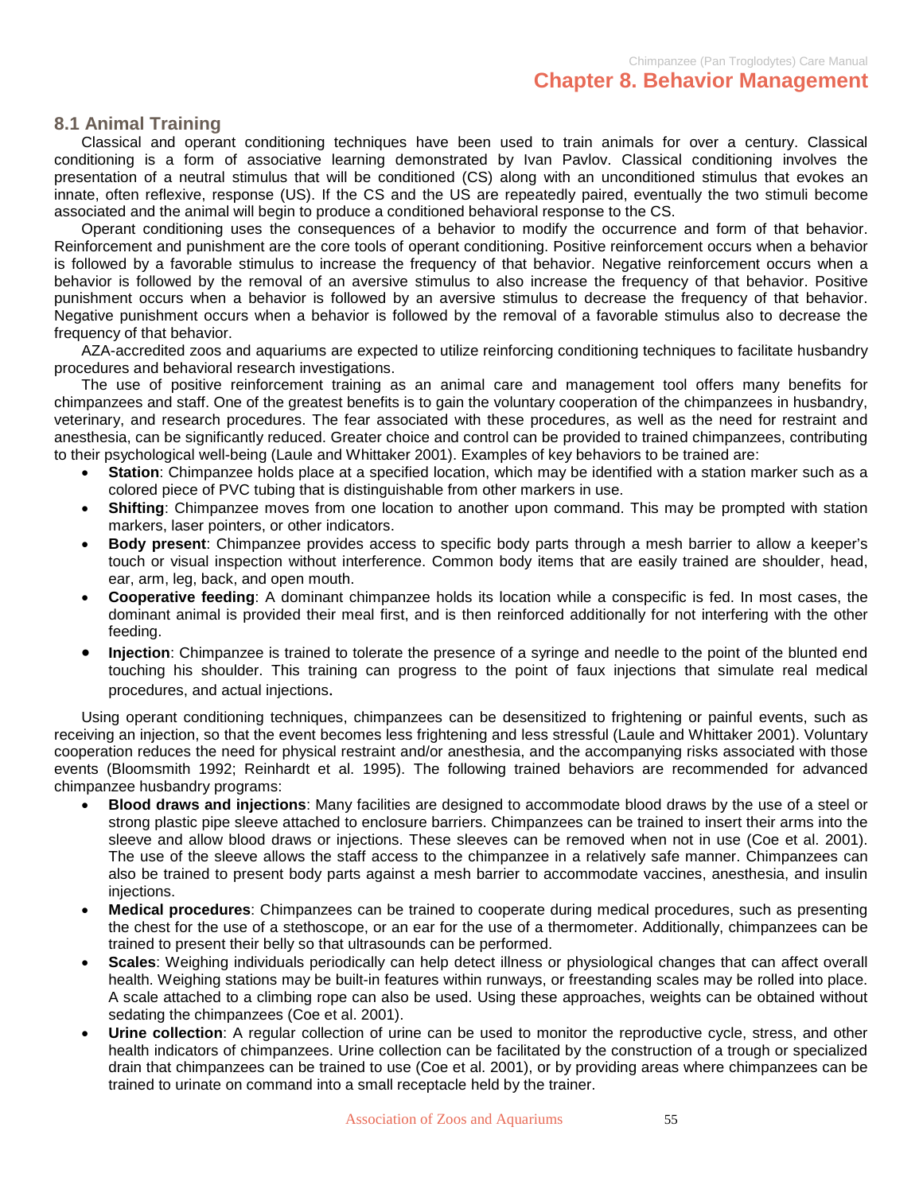# Chapter 8. Behavior Management

## 8.1 Animal Training

Classical and operant conditioning techniques have been used to train animals for over a century. Classical conditioning is a form of associative learning demonstrated by Ivan Pavlov. Classical conditioning involves the presentation of a neutral stimulus that will be conditioned (CS) along with an unconditioned stimulus that evokes an innate, often reflexive, response (US). If the CS and the US are repeatedly paired, eventually the two stimuli become associated and the animal will begin to produce a conditioned behavioral response to the CS.

Operant conditioning uses the consequences of a behavior to modify the occurrence and form of that behavior. Reinforcement and punishment are the core tools of operant conditioning. Positive reinforcement occurs when a behavior is followed by a favorable stimulus to increase the frequency of that behavior. Negative reinforcement occurs when a behavior is followed by the removal of an aversive stimulus to also increase the frequency of that behavior. Positive punishment occurs when a behavior is followed by an aversive stimulus to decrease the frequency of that behavior. Negative punishment occurs when a behavior is followed by the removal of a favorable stimulus also to decrease the frequency of that behavior.

AZA-accredited zoos and aquariums are expected to utilize reinforcing conditioning techniques to facilitate husbandry procedures and behavioral research investigations.

The use of positive reinforcement training as an animal care and management tool offers many benefits for chimpanzees and staff. One of the greatest benefits is to gain the voluntary cooperation of the chimpanzees in husbandry, veterinary, and research procedures. The fear associated with these procedures, as well as the need for restraint and anesthesia, can be significantly reduced. Greater choice and control can be provided to trained chimpanzees, contributing to their psychological well-being (Laule and Whittaker 2001). Examples of key behaviors to be trained are:

- **Station**: Chimpanzee holds place at a specified location, which may be identified with a station marker such as a colored piece of PVC tubing that is distinguishable from other markers in use.
- **Shifting**: Chimpanzee moves from one location to another upon command. This may be prompted with station markers, laser pointers, or other indicators.
- **Body present**: Chimpanzee provides access to specific body parts through a mesh barrier to allow a keeper's touch or visual inspection without interference. Common body items that are easily trained are shoulder, head, ear, arm, leg, back, and open mouth.
- **Cooperative feeding**: A dominant chimpanzee holds its location while a conspecific is fed. In most cases, the dominant animal is provided their meal first, and is then reinforced additionally for not interfering with the other feeding.
- **Injection**: Chimpanzee is trained to tolerate the presence of a syringe and needle to the point of the blunted end touching his shoulder. This training can progress to the point of faux injections that simulate real medical procedures, and actual injections.

Using operant conditioning techniques, chimpanzees can be desensitized to frightening or painful events, such as receiving an injection, so that the event becomes less frightening and less stressful (Laule and Whittaker 2001). Voluntary cooperation reduces the need for physical restraint and/or anesthesia, and the accompanying risks associated with those events (Bloomsmith 1992; Reinhardt et al. 1995). The following trained behaviors are recommended for advanced chimpanzee husbandry programs:

- **Blood draws and injections**: Many facilities are designed to accommodate blood draws by the use of a steel or strong plastic pipe sleeve attached to enclosure barriers. Chimpanzees can be trained to insert their arms into the sleeve and allow blood draws or injections. These sleeves can be removed when not in use (Coe et al. 2001). The use of the sleeve allows the staff access to the chimpanzee in a relatively safe manner. Chimpanzees can also be trained to present body parts against a mesh barrier to accommodate vaccines, anesthesia, and insulin injections.
- **Medical procedures**: Chimpanzees can be trained to cooperate during medical procedures, such as presenting the chest for the use of a stethoscope, or an ear for the use of a thermometer. Additionally, chimpanzees can be trained to present their belly so that ultrasounds can be performed.
- **Scales**: Weighing individuals periodically can help detect illness or physiological changes that can affect overall health. Weighing stations may be built-in features within runways, or freestanding scales may be rolled into place. A scale attached to a climbing rope can also be used. Using these approaches, weights can be obtained without sedating the chimpanzees (Coe et al. 2001).
- **Urine collection**: A regular collection of urine can be used to monitor the reproductive cycle, stress, and other health indicators of chimpanzees. Urine collection can be facilitated by the construction of a trough or specialized drain that chimpanzees can be trained to use (Coe et al. 2001), or by providing areas where chimpanzees can be trained to urinate on command into a small receptacle held by the trainer.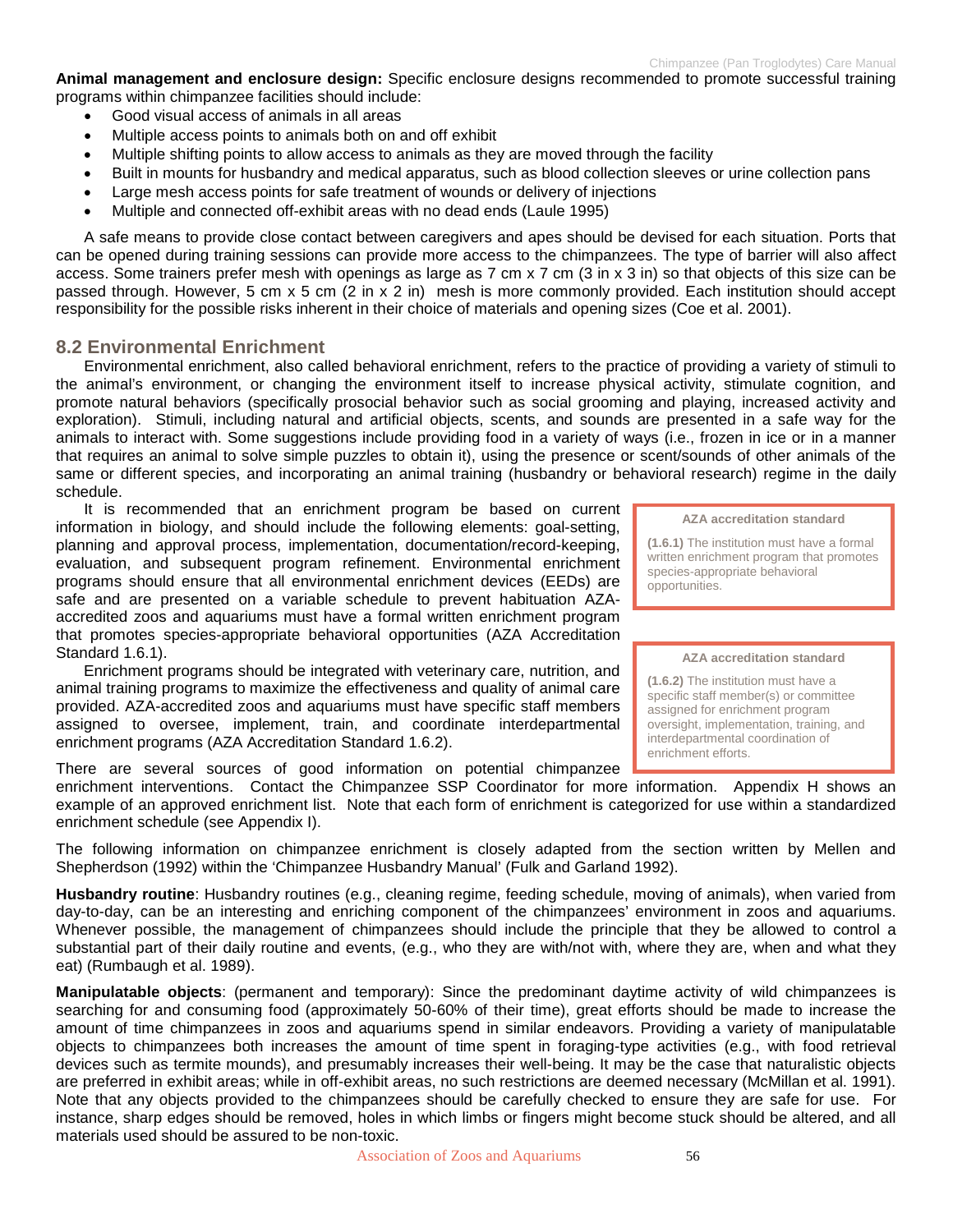**Animal management and enclosure design:** Specific enclosure designs recommended to promote successful training programs within chimpanzee facilities should include:

- Good visual access of animals in all areas
- Multiple access points to animals both on and off exhibit
- Multiple shifting points to allow access to animals as they are moved through the facility
- Built in mounts for husbandry and medical apparatus, such as blood collection sleeves or urine collection pans
- Large mesh access points for safe treatment of wounds or delivery of injections
- Multiple and connected off-exhibit areas with no dead ends (Laule 1995)

A safe means to provide close contact between caregivers and apes should be devised for each situation. Ports that can be opened during training sessions can provide more access to the chimpanzees. The type of barrier will also affect access. Some trainers prefer mesh with openings as large as 7 cm x 7 cm (3 in x 3 in) so that objects of this size can be passed through. However, 5 cm x 5 cm (2 in x 2 in) mesh is more commonly provided. Each institution should accept responsibility for the possible risks inherent in their choice of materials and opening sizes (Coe et al. 2001).

## 8.2 Environmental Enrichment

Environmental enrichment, also called behavioral enrichment, refers to the practice of providing a variety of stimuli to the animal's environment, or changing the environment itself to increase physical activity, stimulate cognition, and promote natural behaviors (specifically prosocial behavior such as social grooming and playing, increased activity and exploration). Stimuli, including natural and artificial objects, scents, and sounds are presented in a safe way for the animals to interact with. Some suggestions include providing food in a variety of ways (i.e., frozen in ice or in a manner that requires an animal to solve simple puzzles to obtain it), using the presence or scent/sounds of other animals of the same or different species, and incorporating an animal training (husbandry or behavioral research) regime in the daily schedule.

It is recommended that an enrichment program be based on current information in biology, and should include the following elements: goal-setting, planning and approval process, implementation, documentation/record-keeping, evaluation, and subsequent program refinement. Environmental enrichment programs should ensure that all environmental enrichment devices (EEDs) are safe and are presented on a variable schedule to prevent habituation AZA-accredited zoos and aquariums must have a formal written enrichment program that promotes species-appropriate behavioral opportunities (AZA Accreditation Standard 1.6.1).

> **AZA accreditation standard**
>
> **(1.6.1)** The institution must have a formal written enrichment program that promotes species-appropriate behavioral opportunities.

Enrichment programs should be integrated with veterinary care, nutrition, and animal training programs to maximize the effectiveness and quality of animal care provided. AZA-accredited zoos and aquariums must have specific staff members assigned to oversee, implement, train, and coordinate interdepartmental enrichment programs (AZA Accreditation Standard 1.6.2).

> **AZA accreditation standard**
>
> **(1.6.2)** The institution must have a specific staff member(s) or committee assigned for enrichment program oversight, implementation, training, and interdepartmental coordination of enrichment efforts.

There are several sources of good information on potential chimpanzee enrichment interventions. Contact the Chimpanzee SSP Coordinator for more information. Appendix H shows an example of an approved enrichment list. Note that each form of enrichment is categorized for use within a standardized enrichment schedule (see Appendix I).

The following information on chimpanzee enrichment is closely adapted from the section written by Mellen and Shepherdson (1992) within the 'Chimpanzee Husbandry Manual' (Fulk and Garland 1992).

**Husbandry routine**: Husbandry routines (e.g., cleaning regime, feeding schedule, moving of animals), when varied from day-to-day, can be an interesting and enriching component of the chimpanzees' environment in zoos and aquariums. Whenever possible, the management of chimpanzees should include the principle that they be allowed to control a substantial part of their daily routine and events, (e.g., who they are with/not with, where they are, when and what they eat) (Rumbaugh et al. 1989).

**Manipulatable objects**: (permanent and temporary): Since the predominant daytime activity of wild chimpanzees is searching for and consuming food (approximately 50-60% of their time), great efforts should be made to increase the amount of time chimpanzees in zoos and aquariums spend in similar endeavors. Providing a variety of manipulatable objects to chimpanzees both increases the amount of time spent in foraging-type activities (e.g., with food retrieval devices such as termite mounds), and presumably increases their well-being. It may be the case that naturalistic objects are preferred in exhibit areas; while in off-exhibit areas, no such restrictions are deemed necessary (McMillan et al. 1991). Note that any objects provided to the chimpanzees should be carefully checked to ensure they are safe for use. For instance, sharp edges should be removed, holes in which limbs or fingers might become stuck should be altered, and all materials used should be assured to be non-toxic.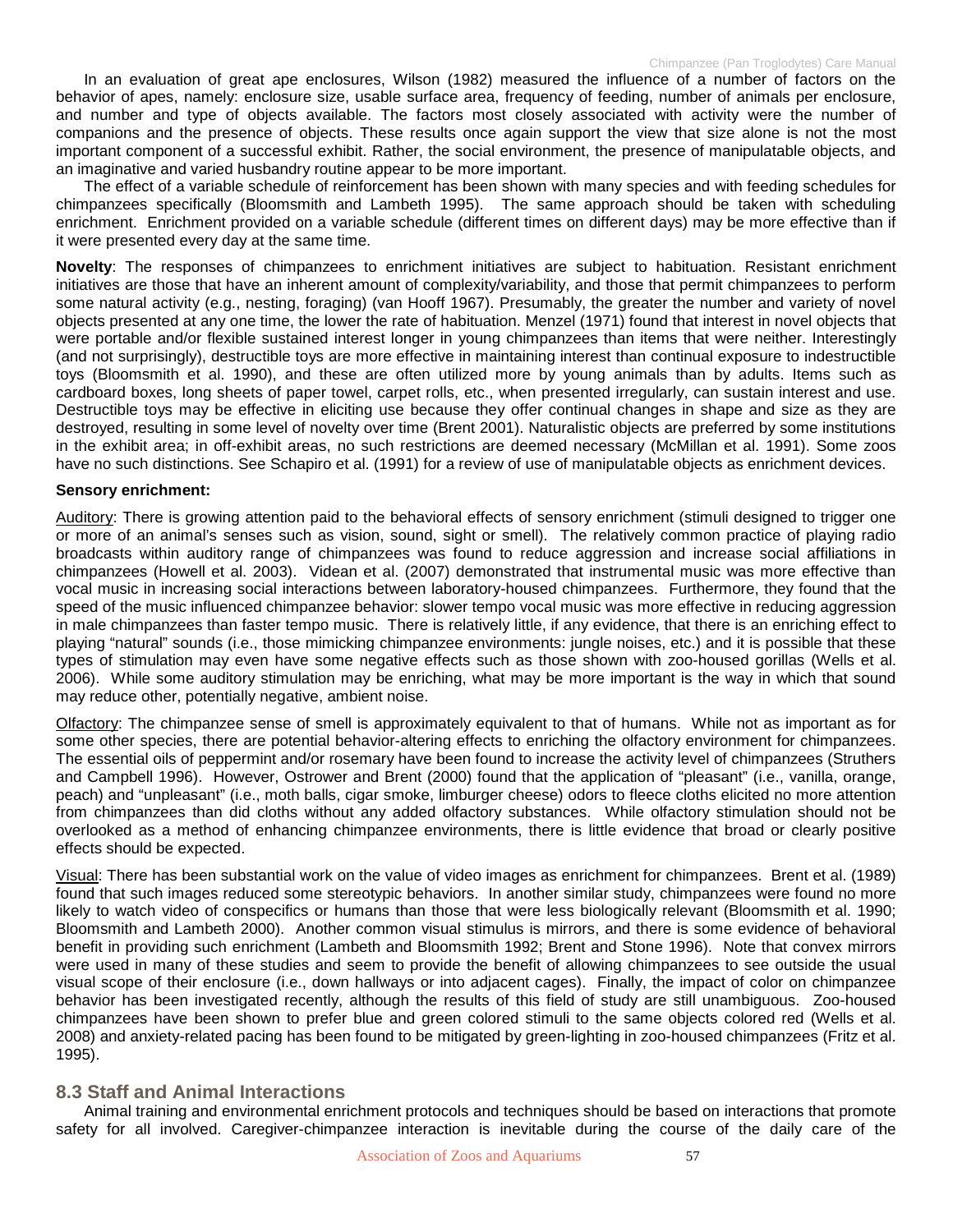In an evaluation of great ape enclosures, Wilson (1982) measured the influence of a number of factors on the behavior of apes, namely: enclosure size, usable surface area, frequency of feeding, number of animals per enclosure, and number and type of objects available. The factors most closely associated with activity were the number of companions and the presence of objects. These results once again support the view that size alone is not the most important component of a successful exhibit. Rather, the social environment, the presence of manipulatable objects, and an imaginative and varied husbandry routine appear to be more important.

The effect of a variable schedule of reinforcement has been shown with many species and with feeding schedules for chimpanzees specifically (Bloomsmith and Lambeth 1995). The same approach should be taken with scheduling enrichment. Enrichment provided on a variable schedule (different times on different days) may be more effective than if it were presented every day at the same time.

**Novelty**: The responses of chimpanzees to enrichment initiatives are subject to habituation. Resistant enrichment initiatives are those that have an inherent amount of complexity/variability, and those that permit chimpanzees to perform some natural activity (e.g., nesting, foraging) (van Hooff 1967). Presumably, the greater the number and variety of novel objects presented at any one time, the lower the rate of habituation. Menzel (1971) found that interest in novel objects that were portable and/or flexible sustained interest longer in young chimpanzees than items that were neither. Interestingly (and not surprisingly), destructible toys are more effective in maintaining interest than continual exposure to indestructible toys (Bloomsmith et al. 1990), and these are often utilized more by young animals than by adults. Items such as cardboard boxes, long sheets of paper towel, carpet rolls, etc., when presented irregularly, can sustain interest and use. Destructible toys may be effective in eliciting use because they offer continual changes in shape and size as they are destroyed, resulting in some level of novelty over time (Brent 2001). Naturalistic objects are preferred by some institutions in the exhibit area; in off-exhibit areas, no such restrictions are deemed necessary (McMillan et al. 1991). Some zoos have no such distinctions. See Schapiro et al. (1991) for a review of use of manipulatable objects as enrichment devices.

**Sensory enrichment:**

Auditory: There is growing attention paid to the behavioral effects of sensory enrichment (stimuli designed to trigger one or more of an animal's senses such as vision, sound, sight or smell). The relatively common practice of playing radio broadcasts within auditory range of chimpanzees was found to reduce aggression and increase social affiliations in chimpanzees (Howell et al. 2003). Videan et al. (2007) demonstrated that instrumental music was more effective than vocal music in increasing social interactions between laboratory-housed chimpanzees. Furthermore, they found that the speed of the music influenced chimpanzee behavior: slower tempo vocal music was more effective in reducing aggression in male chimpanzees than faster tempo music. There is relatively little, if any evidence, that there is an enriching effect to playing "natural" sounds (i.e., those mimicking chimpanzee environments: jungle noises, etc.) and it is possible that these types of stimulation may even have some negative effects such as those shown with zoo-housed gorillas (Wells et al. 2006). While some auditory stimulation may be enriching, what may be more important is the way in which that sound may reduce other, potentially negative, ambient noise.

Olfactory: The chimpanzee sense of smell is approximately equivalent to that of humans. While not as important as for some other species, there are potential behavior-altering effects to enriching the olfactory environment for chimpanzees. The essential oils of peppermint and/or rosemary have been found to increase the activity level of chimpanzees (Struthers and Campbell 1996). However, Ostrower and Brent (2000) found that the application of "pleasant" (i.e., vanilla, orange, peach) and "unpleasant" (i.e., moth balls, cigar smoke, limburger cheese) odors to fleece cloths elicited no more attention from chimpanzees than did cloths without any added olfactory substances. While olfactory stimulation should not be overlooked as a method of enhancing chimpanzee environments, there is little evidence that broad or clearly positive effects should be expected.

Visual: There has been substantial work on the value of video images as enrichment for chimpanzees. Brent et al. (1989) found that such images reduced some stereotypic behaviors. In another similar study, chimpanzees were found no more likely to watch video of conspecifics or humans than those that were less biologically relevant (Bloomsmith et al. 1990; Bloomsmith and Lambeth 2000). Another common visual stimulus is mirrors, and there is some evidence of behavioral benefit in providing such enrichment (Lambeth and Bloomsmith 1992; Brent and Stone 1996). Note that convex mirrors were used in many of these studies and seem to provide the benefit of allowing chimpanzees to see outside the usual visual scope of their enclosure (i.e., down hallways or into adjacent cages). Finally, the impact of color on chimpanzee behavior has been investigated recently, although the results of this field of study are still unambiguous. Zoo-housed chimpanzees have been shown to prefer blue and green colored stimuli to the same objects colored red (Wells et al. 2008) and anxiety-related pacing has been found to be mitigated by green-lighting in zoo-housed chimpanzees (Fritz et al. 1995).

## 8.3 Staff and Animal Interactions

Animal training and environmental enrichment protocols and techniques should be based on interactions that promote safety for all involved. Caregiver-chimpanzee interaction is inevitable during the course of the daily care of the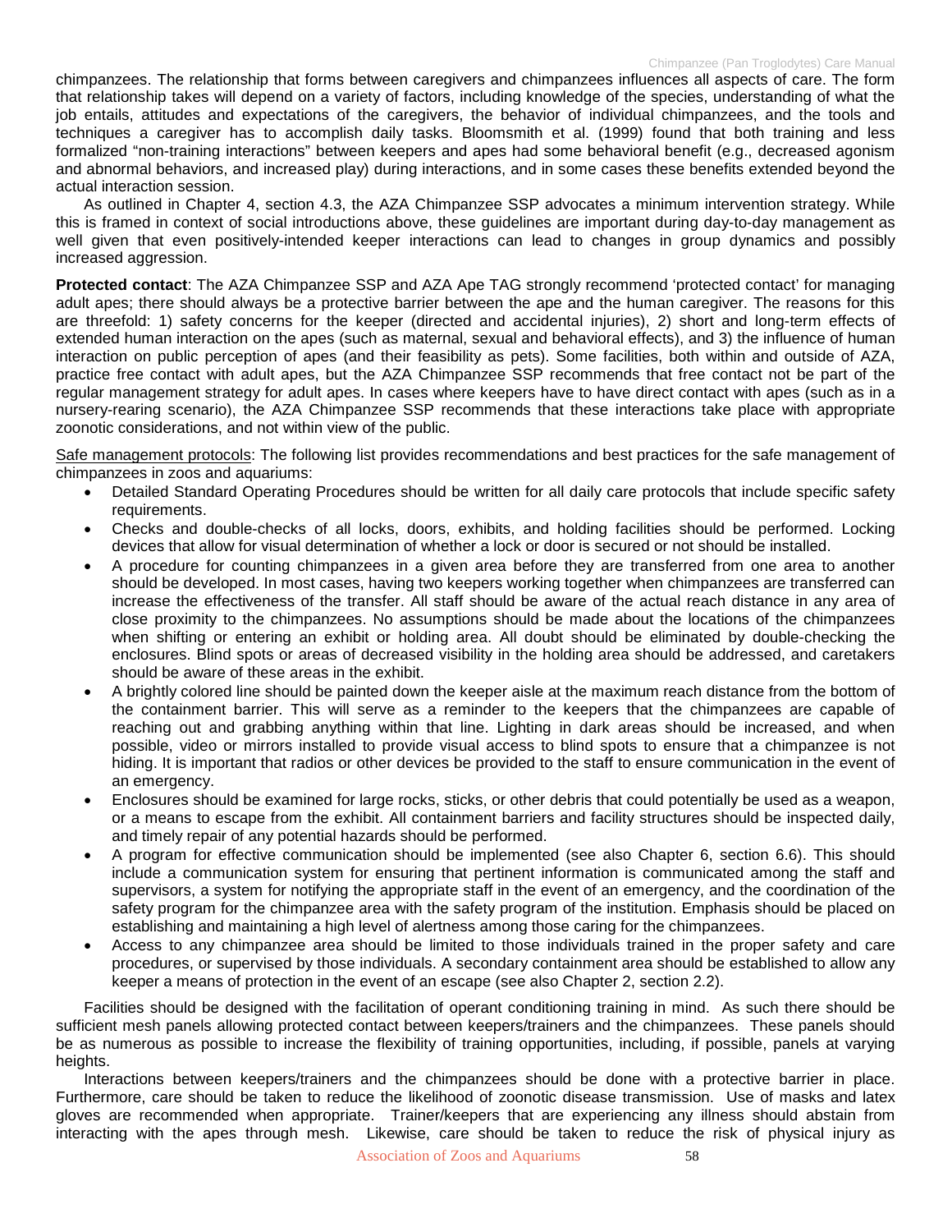chimpanzees. The relationship that forms between caregivers and chimpanzees influences all aspects of care. The form that relationship takes will depend on a variety of factors, including knowledge of the species, understanding of what the job entails, attitudes and expectations of the caregivers, the behavior of individual chimpanzees, and the tools and techniques a caregiver has to accomplish daily tasks. Bloomsmith et al. (1999) found that both training and less formalized "non-training interactions" between keepers and apes had some behavioral benefit (e.g., decreased agonism and abnormal behaviors, and increased play) during interactions, and in some cases these benefits extended beyond the actual interaction session.

As outlined in Chapter 4, section 4.3, the AZA Chimpanzee SSP advocates a minimum intervention strategy. While this is framed in context of social introductions above, these guidelines are important during day-to-day management as well given that even positively-intended keeper interactions can lead to changes in group dynamics and possibly increased aggression.

**Protected contact**: The AZA Chimpanzee SSP and AZA Ape TAG strongly recommend 'protected contact' for managing adult apes; there should always be a protective barrier between the ape and the human caregiver. The reasons for this are threefold: 1) safety concerns for the keeper (directed and accidental injuries), 2) short and long-term effects of extended human interaction on the apes (such as maternal, sexual and behavioral effects), and 3) the influence of human interaction on public perception of apes (and their feasibility as pets). Some facilities, both within and outside of AZA, practice free contact with adult apes, but the AZA Chimpanzee SSP recommends that free contact not be part of the regular management strategy for adult apes. In cases where keepers have to have direct contact with apes (such as in a nursery-rearing scenario), the AZA Chimpanzee SSP recommends that these interactions take place with appropriate zoonotic considerations, and not within view of the public.

<u>Safe management protocols</u>: The following list provides recommendations and best practices for the safe management of chimpanzees in zoos and aquariums:

- Detailed Standard Operating Procedures should be written for all daily care protocols that include specific safety requirements.
- Checks and double-checks of all locks, doors, exhibits, and holding facilities should be performed. Locking devices that allow for visual determination of whether a lock or door is secured or not should be installed.
- A procedure for counting chimpanzees in a given area before they are transferred from one area to another should be developed. In most cases, having two keepers working together when chimpanzees are transferred can increase the effectiveness of the transfer. All staff should be aware of the actual reach distance in any area of close proximity to the chimpanzees. No assumptions should be made about the locations of the chimpanzees when shifting or entering an exhibit or holding area. All doubt should be eliminated by double-checking the enclosures. Blind spots or areas of decreased visibility in the holding area should be addressed, and caretakers should be aware of these areas in the exhibit.
- A brightly colored line should be painted down the keeper aisle at the maximum reach distance from the bottom of the containment barrier. This will serve as a reminder to the keepers that the chimpanzees are capable of reaching out and grabbing anything within that line. Lighting in dark areas should be increased, and when possible, video or mirrors installed to provide visual access to blind spots to ensure that a chimpanzee is not hiding. It is important that radios or other devices be provided to the staff to ensure communication in the event of an emergency.
- Enclosures should be examined for large rocks, sticks, or other debris that could potentially be used as a weapon, or a means to escape from the exhibit. All containment barriers and facility structures should be inspected daily, and timely repair of any potential hazards should be performed.
- A program for effective communication should be implemented (see also Chapter 6, section 6.6). This should include a communication system for ensuring that pertinent information is communicated among the staff and supervisors, a system for notifying the appropriate staff in the event of an emergency, and the coordination of the safety program for the chimpanzee area with the safety program of the institution. Emphasis should be placed on establishing and maintaining a high level of alertness among those caring for the chimpanzees.
- Access to any chimpanzee area should be limited to those individuals trained in the proper safety and care procedures, or supervised by those individuals. A secondary containment area should be established to allow any keeper a means of protection in the event of an escape (see also Chapter 2, section 2.2).

Facilities should be designed with the facilitation of operant conditioning training in mind. As such there should be sufficient mesh panels allowing protected contact between keepers/trainers and the chimpanzees. These panels should be as numerous as possible to increase the flexibility of training opportunities, including, if possible, panels at varying heights.

Interactions between keepers/trainers and the chimpanzees should be done with a protective barrier in place. Furthermore, care should be taken to reduce the likelihood of zoonotic disease transmission. Use of masks and latex gloves are recommended when appropriate. Trainer/keepers that are experiencing any illness should abstain from interacting with the apes through mesh. Likewise, care should be taken to reduce the risk of physical injury as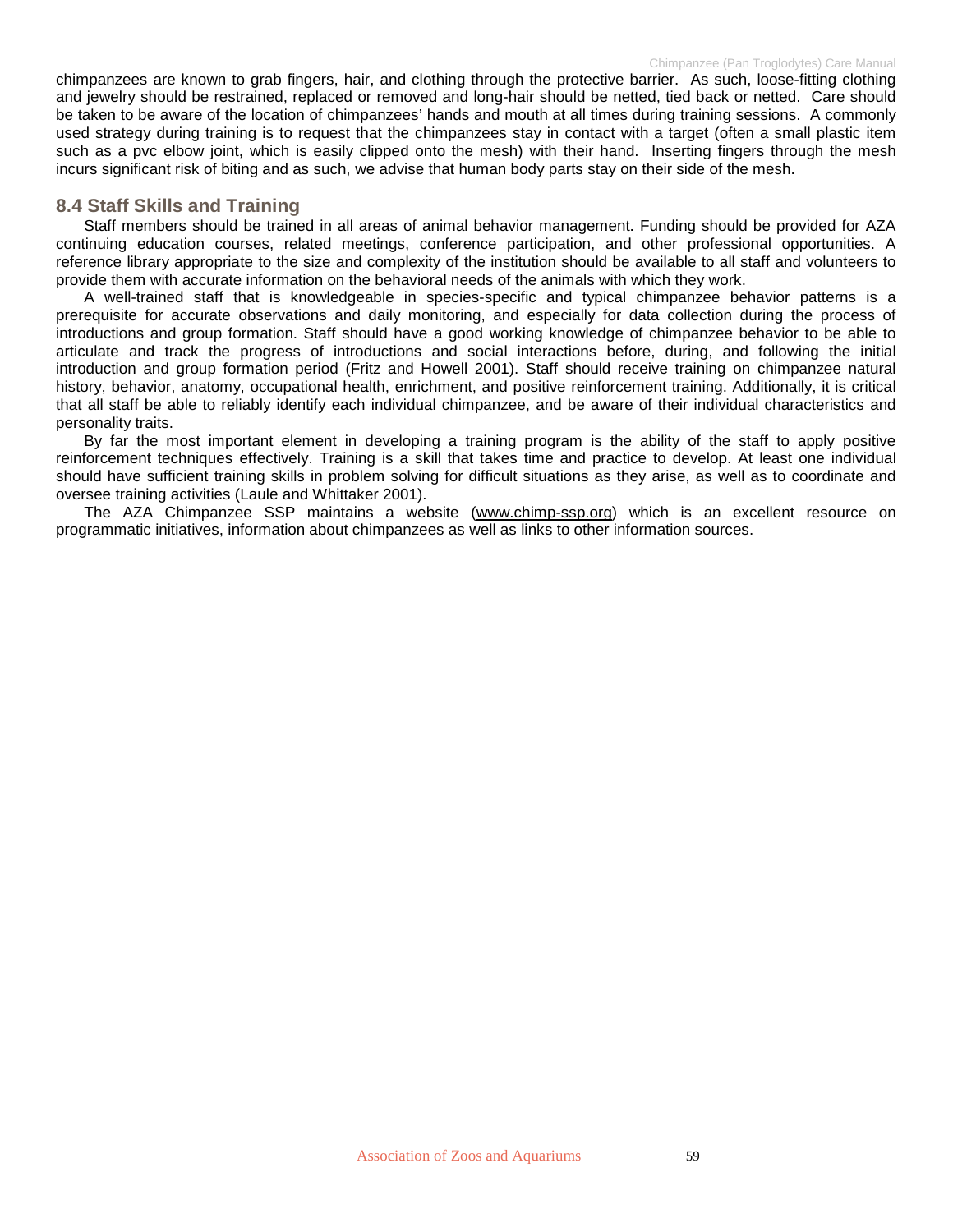chimpanzees are known to grab fingers, hair, and clothing through the protective barrier. As such, loose-fitting clothing and jewelry should be restrained, replaced or removed and long-hair should be netted, tied back or netted. Care should be taken to be aware of the location of chimpanzees' hands and mouth at all times during training sessions. A commonly used strategy during training is to request that the chimpanzees stay in contact with a target (often a small plastic item such as a pvc elbow joint, which is easily clipped onto the mesh) with their hand. Inserting fingers through the mesh incurs significant risk of biting and as such, we advise that human body parts stay on their side of the mesh.

## 8.4 Staff Skills and Training

Staff members should be trained in all areas of animal behavior management. Funding should be provided for AZA continuing education courses, related meetings, conference participation, and other professional opportunities. A reference library appropriate to the size and complexity of the institution should be available to all staff and volunteers to provide them with accurate information on the behavioral needs of the animals with which they work.

A well-trained staff that is knowledgeable in species-specific and typical chimpanzee behavior patterns is a prerequisite for accurate observations and daily monitoring, and especially for data collection during the process of introductions and group formation. Staff should have a good working knowledge of chimpanzee behavior to be able to articulate and track the progress of introductions and social interactions before, during, and following the initial introduction and group formation period (Fritz and Howell 2001). Staff should receive training on chimpanzee natural history, behavior, anatomy, occupational health, enrichment, and positive reinforcement training. Additionally, it is critical that all staff be able to reliably identify each individual chimpanzee, and be aware of their individual characteristics and personality traits.

By far the most important element in developing a training program is the ability of the staff to apply positive reinforcement techniques effectively. Training is a skill that takes time and practice to develop. At least one individual should have sufficient training skills in problem solving for difficult situations as they arise, as well as to coordinate and oversee training activities (Laule and Whittaker 2001).

The AZA Chimpanzee SSP maintains a website (www.chimp-ssp.org) which is an excellent resource on programmatic initiatives, information about chimpanzees as well as links to other information sources.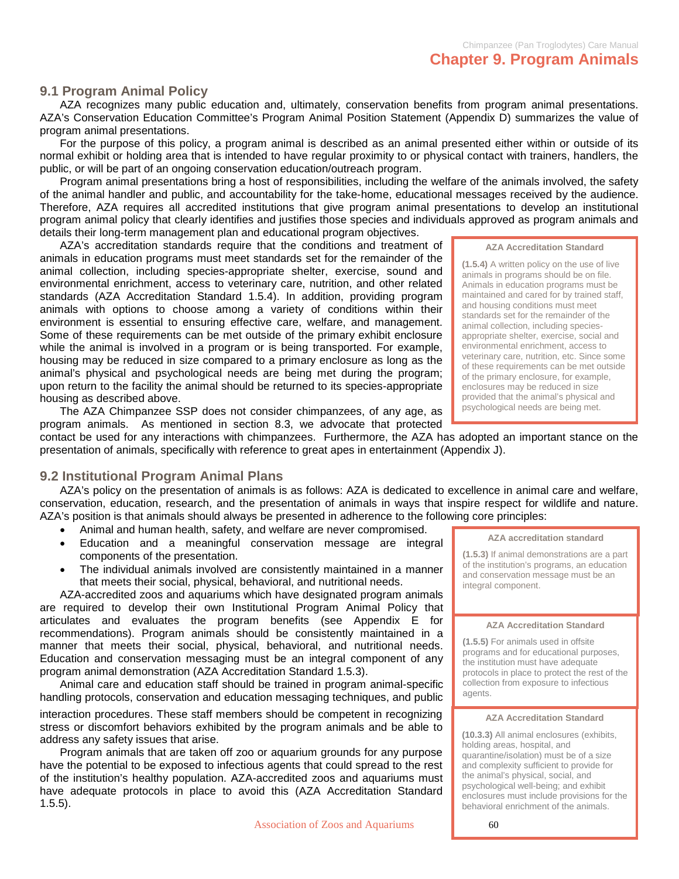# Chapter 9. Program Animals

## 9.1 Program Animal Policy

AZA recognizes many public education and, ultimately, conservation benefits from program animal presentations. AZA's Conservation Education Committee's Program Animal Position Statement (Appendix D) summarizes the value of program animal presentations.

For the purpose of this policy, a program animal is described as an animal presented either within or outside of its normal exhibit or holding area that is intended to have regular proximity to or physical contact with trainers, handlers, the public, or will be part of an ongoing conservation education/outreach program.

Program animal presentations bring a host of responsibilities, including the welfare of the animals involved, the safety of the animal handler and public, and accountability for the take-home, educational messages received by the audience. Therefore, AZA requires all accredited institutions that give program animal presentations to develop an institutional program animal policy that clearly identifies and justifies those species and individuals approved as program animals and details their long-term management plan and educational program objectives.

AZA's accreditation standards require that the conditions and treatment of animals in education programs must meet standards set for the remainder of the animal collection, including species-appropriate shelter, exercise, sound and environmental enrichment, access to veterinary care, nutrition, and other related standards (AZA Accreditation Standard 1.5.4). In addition, providing program animals with options to choose among a variety of conditions within their environment is essential to ensuring effective care, welfare, and management. Some of these requirements can be met outside of the primary exhibit enclosure while the animal is involved in a program or is being transported. For example, housing may be reduced in size compared to a primary enclosure as long as the animal's physical and psychological needs are being met during the program; upon return to the facility the animal should be returned to its species-appropriate housing as described above.

> **AZA Accreditation Standard**
>
> **(1.5.4)** A written policy on the use of live animals in programs should be on file. Animals in education programs must be maintained and cared for by trained staff, and housing conditions must meet standards set for the remainder of the animal collection, including species-appropriate shelter, exercise, social and environmental enrichment, access to veterinary care, nutrition, etc. Since some of these requirements can be met outside of the primary enclosure, for example, enclosures may be reduced in size provided that the animal's physical and psychological needs are being met.

The AZA Chimpanzee SSP does not consider chimpanzees, of any age, as program animals. As mentioned in section 8.3, we advocate that protected contact be used for any interactions with chimpanzees. Furthermore, the AZA has adopted an important stance on the presentation of animals, specifically with reference to great apes in entertainment (Appendix J).

## 9.2 Institutional Program Animal Plans

AZA's policy on the presentation of animals is as follows: AZA is dedicated to excellence in animal care and welfare, conservation, education, research, and the presentation of animals in ways that inspire respect for wildlife and nature. AZA's position is that animals should always be presented in adherence to the following core principles:

- Animal and human health, safety, and welfare are never compromised.
- Education and a meaningful conservation message are integral components of the presentation.
- The individual animals involved are consistently maintained in a manner that meets their social, physical, behavioral, and nutritional needs.

AZA-accredited zoos and aquariums which have designated program animals are required to develop their own Institutional Program Animal Policy that articulates and evaluates the program benefits (see Appendix E for recommendations). Program animals should be consistently maintained in a manner that meets their social, physical, behavioral, and nutritional needs. Education and conservation messaging must be an integral component of any program animal demonstration (AZA Accreditation Standard 1.5.3).

Animal care and education staff should be trained in program animal-specific handling protocols, conservation and education messaging techniques, and public interaction procedures. These staff members should be competent in recognizing stress or discomfort behaviors exhibited by the program animals and be able to address any safety issues that arise.

Program animals that are taken off zoo or aquarium grounds for any purpose have the potential to be exposed to infectious agents that could spread to the rest of the institution's healthy population. AZA-accredited zoos and aquariums must have adequate protocols in place to avoid this (AZA Accreditation Standard 1.5.5).

> **AZA accreditation standard**
>
> **(1.5.3)** If animal demonstrations are a part of the institution's programs, an education and conservation message must be an integral component.

> **AZA Accreditation Standard**
>
> **(1.5.5)** For animals used in offsite programs and for educational purposes, the institution must have adequate protocols in place to protect the rest of the collection from exposure to infectious agents.

> **AZA Accreditation Standard**
>
> **(10.3.3)** All animal enclosures (exhibits, holding areas, hospital, and quarantine/isolation) must be of a size and complexity sufficient to provide for the animal's physical, social, and psychological well-being; and exhibit enclosures must include provisions for the behavioral enrichment of the animals.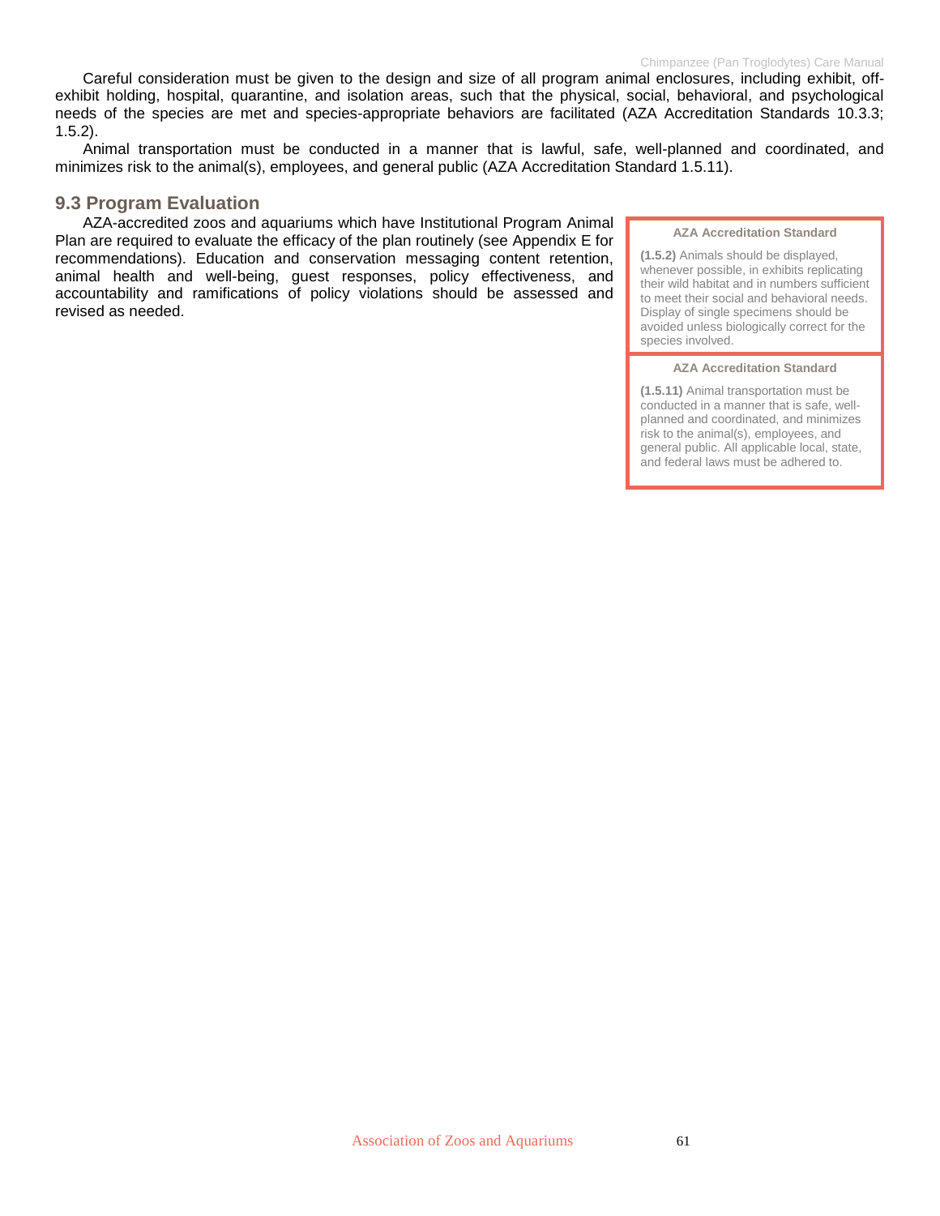Careful consideration must be given to the design and size of all program animal enclosures, including exhibit, off-exhibit holding, hospital, quarantine, and isolation areas, such that the physical, social, behavioral, and psychological needs of the species are met and species-appropriate behaviors are facilitated (AZA Accreditation Standards 10.3.3; 1.5.2).

Animal transportation must be conducted in a manner that is lawful, safe, well-planned and coordinated, and minimizes risk to the animal(s), employees, and general public (AZA Accreditation Standard 1.5.11).

## 9.3 Program Evaluation

AZA-accredited zoos and aquariums which have Institutional Program Animal Plan are required to evaluate the efficacy of the plan routinely (see Appendix E for recommendations). Education and conservation messaging content retention, animal health and well-being, guest responses, policy effectiveness, and accountability and ramifications of policy violations should be assessed and revised as needed.

> **AZA Accreditation Standard**
>
> **(1.5.2)** Animals should be displayed, whenever possible, in exhibits replicating their wild habitat and in numbers sufficient to meet their social and behavioral needs. Display of single specimens should be avoided unless biologically correct for the species involved.

> **AZA Accreditation Standard**
>
> **(1.5.11)** Animal transportation must be conducted in a manner that is safe, well-planned and coordinated, and minimizes risk to the animal(s), employees, and general public. All applicable local, state, and federal laws must be adhered to.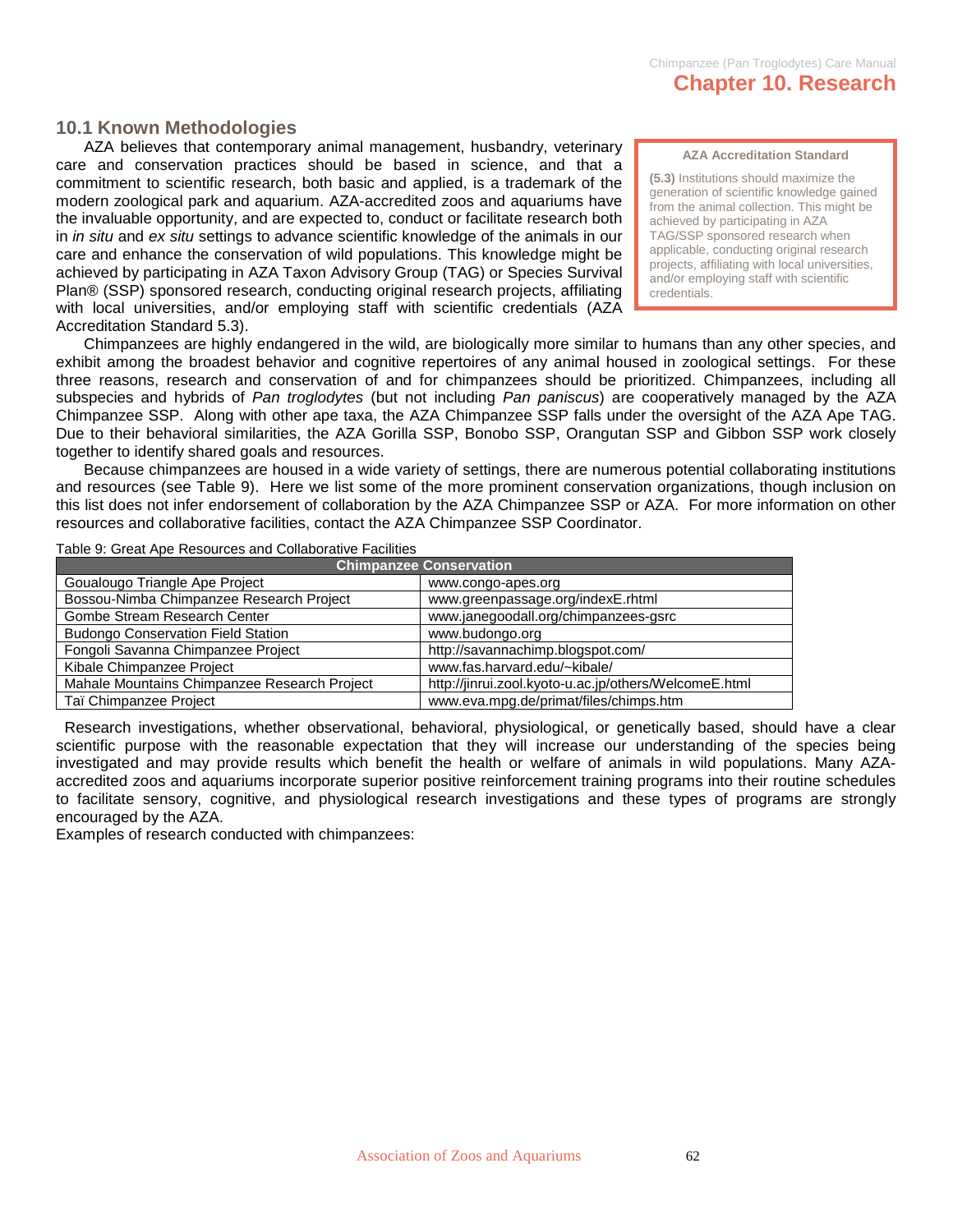# Chapter 10. Research

## 10.1 Known Methodologies

AZA believes that contemporary animal management, husbandry, veterinary care and conservation practices should be based in science, and that a commitment to scientific research, both basic and applied, is a trademark of the modern zoological park and aquarium. AZA-accredited zoos and aquariums have the invaluable opportunity, and are expected to, conduct or facilitate research both in *in situ* and *ex situ* settings to advance scientific knowledge of the animals in our care and enhance the conservation of wild populations. This knowledge might be achieved by participating in AZA Taxon Advisory Group (TAG) or Species Survival Plan® (SSP) sponsored research, conducting original research projects, affiliating with local universities, and/or employing staff with scientific credentials (AZA Accreditation Standard 5.3).

> **AZA Accreditation Standard**
>
> **(5.3)** Institutions should maximize the generation of scientific knowledge gained from the animal collection. This might be achieved by participating in AZA TAG/SSP sponsored research when applicable, conducting original research projects, affiliating with local universities, and/or employing staff with scientific credentials.

Chimpanzees are highly endangered in the wild, are biologically more similar to humans than any other species, and exhibit among the broadest behavior and cognitive repertoires of any animal housed in zoological settings. For these three reasons, research and conservation of and for chimpanzees should be prioritized. Chimpanzees, including all subspecies and hybrids of *Pan troglodytes* (but not including *Pan paniscus*) are cooperatively managed by the AZA Chimpanzee SSP. Along with other ape taxa, the AZA Chimpanzee SSP falls under the oversight of the AZA Ape TAG. Due to their behavioral similarities, the AZA Gorilla SSP, Bonobo SSP, Orangutan SSP and Gibbon SSP work closely together to identify shared goals and resources.

Because chimpanzees are housed in a wide variety of settings, there are numerous potential collaborating institutions and resources (see Table 9). Here we list some of the more prominent conservation organizations, though inclusion on this list does not infer endorsement of collaboration by the AZA Chimpanzee SSP or AZA. For more information on other resources and collaborative facilities, contact the AZA Chimpanzee SSP Coordinator.

Table 9: Great Ape Resources and Collaborative Facilities

| Chimpanzee Conservation | |
|---|---|
| Goualougo Triangle Ape Project | www.congo-apes.org |
| Bossou-Nimba Chimpanzee Research Project | www.greenpassage.org/indexE.rhtml |
| Gombe Stream Research Center | www.janegoodall.org/chimpanzees-gsrc |
| Budongo Conservation Field Station | www.budongo.org |
| Fongoli Savanna Chimpanzee Project | http://savannachimp.blogspot.com/ |
| Kibale Chimpanzee Project | www.fas.harvard.edu/~kibale/ |
| Mahale Mountains Chimpanzee Research Project | http://jinrui.zool.kyoto-u.ac.jp/others/WelcomeE.html |
| Taï Chimpanzee Project | www.eva.mpg.de/primat/files/chimps.htm |

Research investigations, whether observational, behavioral, physiological, or genetically based, should have a clear scientific purpose with the reasonable expectation that they will increase our understanding of the species being investigated and may provide results which benefit the health or welfare of animals in wild populations. Many AZA-accredited zoos and aquariums incorporate superior positive reinforcement training programs into their routine schedules to facilitate sensory, cognitive, and physiological research investigations and these types of programs are strongly encouraged by the AZA.

Examples of research conducted with chimpanzees: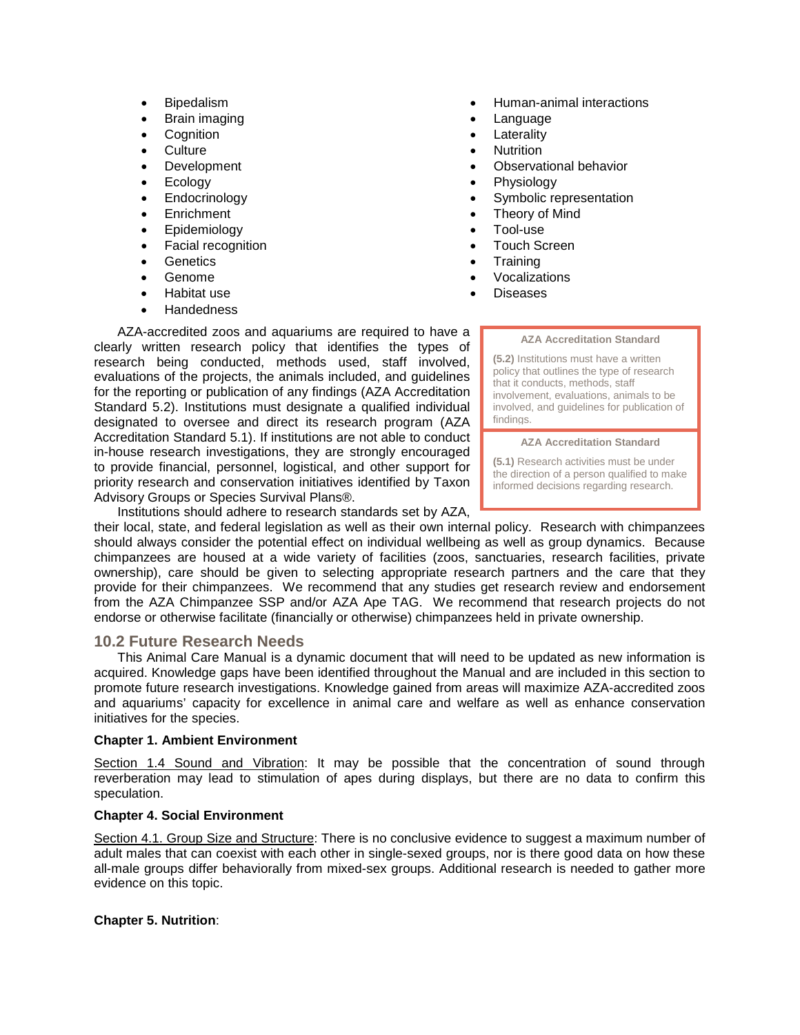- Bipedalism
- Brain imaging
- Cognition
- Culture
- Development
- Ecology
- Endocrinology
- Enrichment
- Epidemiology
- Facial recognition
- Genetics
- Genome
- Habitat use
- Handedness
- Human-animal interactions
- Language
- Laterality
- Nutrition
- Observational behavior
- Physiology
- Symbolic representation
- Theory of Mind
- Tool-use
- Touch Screen
- Training
- Vocalizations
- Diseases

AZA-accredited zoos and aquariums are required to have a clearly written research policy that identifies the types of research being conducted, methods used, staff involved, evaluations of the projects, the animals included, and guidelines for the reporting or publication of any findings (AZA Accreditation Standard 5.2). Institutions must designate a qualified individual designated to oversee and direct its research program (AZA Accreditation Standard 5.1). If institutions are not able to conduct in-house research investigations, they are strongly encouraged to provide financial, personnel, logistical, and other support for priority research and conservation initiatives identified by Taxon Advisory Groups or Species Survival Plans®.

> **AZA Accreditation Standard**
>
> **(5.2)** Institutions must have a written policy that outlines the type of research that it conducts, methods, staff involvement, evaluations, animals to be involved, and guidelines for publication of findings.

> **AZA Accreditation Standard**
>
> **(5.1)** Research activities must be under the direction of a person qualified to make informed decisions regarding research.

Institutions should adhere to research standards set by AZA, their local, state, and federal legislation as well as their own internal policy. Research with chimpanzees should always consider the potential effect on individual wellbeing as well as group dynamics. Because chimpanzees are housed at a wide variety of facilities (zoos, sanctuaries, research facilities, private ownership), care should be given to selecting appropriate research partners and the care that they provide for their chimpanzees. We recommend that any studies get research review and endorsement from the AZA Chimpanzee SSP and/or AZA Ape TAG. We recommend that research projects do not endorse or otherwise facilitate (financially or otherwise) chimpanzees held in private ownership.

## 10.2 Future Research Needs

This Animal Care Manual is a dynamic document that will need to be updated as new information is acquired. Knowledge gaps have been identified throughout the Manual and are included in this section to promote future research investigations. Knowledge gained from areas will maximize AZA-accredited zoos and aquariums' capacity for excellence in animal care and welfare as well as enhance conservation initiatives for the species.

**Chapter 1. Ambient Environment**

Section 1.4 Sound and Vibration: It may be possible that the concentration of sound through reverberation may lead to stimulation of apes during displays, but there are no data to confirm this speculation.

**Chapter 4. Social Environment**

Section 4.1. Group Size and Structure: There is no conclusive evidence to suggest a maximum number of adult males that can coexist with each other in single-sexed groups, nor is there good data on how these all-male groups differ behaviorally from mixed-sex groups. Additional research is needed to gather more evidence on this topic.

**Chapter 5. Nutrition**: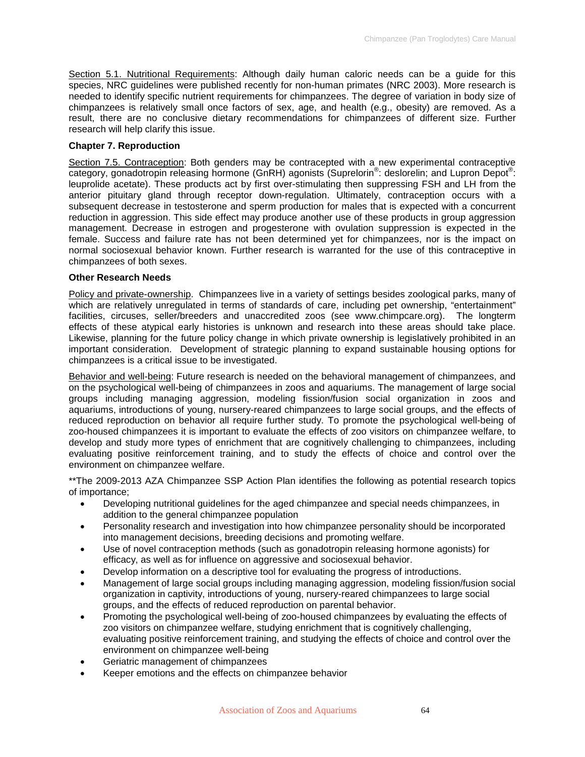Section 5.1. Nutritional Requirements: Although daily human caloric needs can be a guide for this species, NRC guidelines were published recently for non-human primates (NRC 2003). More research is needed to identify specific nutrient requirements for chimpanzees. The degree of variation in body size of chimpanzees is relatively small once factors of sex, age, and health (e.g., obesity) are removed. As a result, there are no conclusive dietary recommendations for chimpanzees of different size. Further research will help clarify this issue.

**Chapter 7. Reproduction**

Section 7.5. Contraception: Both genders may be contracepted with a new experimental contraceptive category, gonadotropin releasing hormone (GnRH) agonists (Suprelorin®: deslorelin; and Lupron Depot®: leuprolide acetate). These products act by first over-stimulating then suppressing FSH and LH from the anterior pituitary gland through receptor down-regulation. Ultimately, contraception occurs with a subsequent decrease in testosterone and sperm production for males that is expected with a concurrent reduction in aggression. This side effect may produce another use of these products in group aggression management. Decrease in estrogen and progesterone with ovulation suppression is expected in the female. Success and failure rate has not been determined yet for chimpanzees, nor is the impact on normal sociosexual behavior known. Further research is warranted for the use of this contraceptive in chimpanzees of both sexes.

**Other Research Needs**

Policy and private-ownership. Chimpanzees live in a variety of settings besides zoological parks, many of which are relatively unregulated in terms of standards of care, including pet ownership, "entertainment" facilities, circuses, seller/breeders and unaccredited zoos (see www.chimpcare.org). The longterm effects of these atypical early histories is unknown and research into these areas should take place. Likewise, planning for the future policy change in which private ownership is legislatively prohibited in an important consideration. Development of strategic planning to expand sustainable housing options for chimpanzees is a critical issue to be investigated.

Behavior and well-being: Future research is needed on the behavioral management of chimpanzees, and on the psychological well-being of chimpanzees in zoos and aquariums. The management of large social groups including managing aggression, modeling fission/fusion social organization in zoos and aquariums, introductions of young, nursery-reared chimpanzees to large social groups, and the effects of reduced reproduction on behavior all require further study. To promote the psychological well-being of zoo-housed chimpanzees it is important to evaluate the effects of zoo visitors on chimpanzee welfare, to develop and study more types of enrichment that are cognitively challenging to chimpanzees, including evaluating positive reinforcement training, and to study the effects of choice and control over the environment on chimpanzee welfare.

**The 2009-2013 AZA Chimpanzee SSP Action Plan identifies the following as potential research topics of importance;

- Developing nutritional guidelines for the aged chimpanzee and special needs chimpanzees, in addition to the general chimpanzee population
- Personality research and investigation into how chimpanzee personality should be incorporated into management decisions, breeding decisions and promoting welfare.
- Use of novel contraception methods (such as gonadotropin releasing hormone agonists) for efficacy, as well as for influence on aggressive and sociosexual behavior.
- Develop information on a descriptive tool for evaluating the progress of introductions.
- Management of large social groups including managing aggression, modeling fission/fusion social organization in captivity, introductions of young, nursery-reared chimpanzees to large social groups, and the effects of reduced reproduction on parental behavior.
- Promoting the psychological well-being of zoo-housed chimpanzees by evaluating the effects of zoo visitors on chimpanzee welfare, studying enrichment that is cognitively challenging, evaluating positive reinforcement training, and studying the effects of choice and control over the environment on chimpanzee well-being
- Geriatric management of chimpanzees
- Keeper emotions and the effects on chimpanzee behavior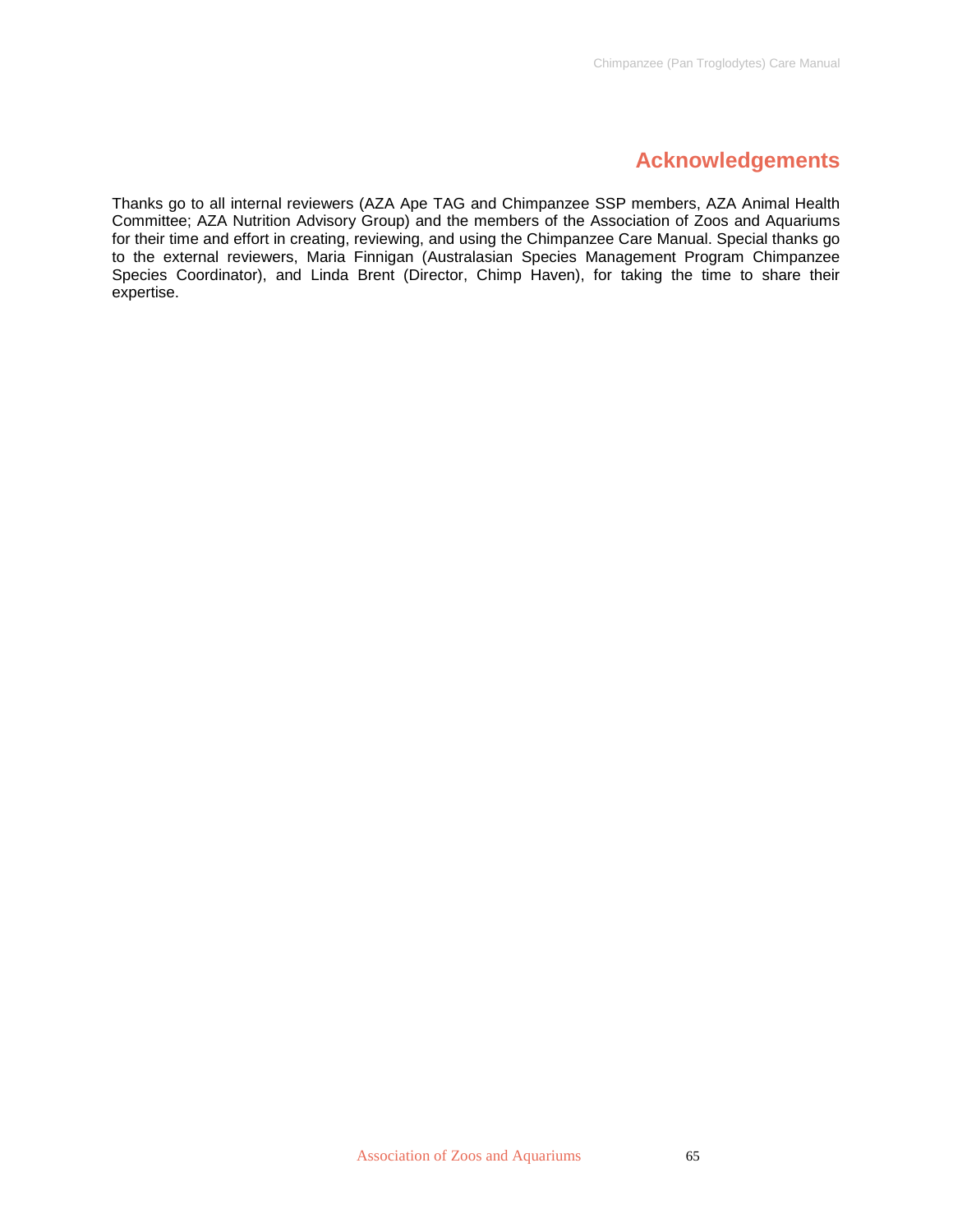# Acknowledgements

Thanks go to all internal reviewers (AZA Ape TAG and Chimpanzee SSP members, AZA Animal Health Committee; AZA Nutrition Advisory Group) and the members of the Association of Zoos and Aquariums for their time and effort in creating, reviewing, and using the Chimpanzee Care Manual. Special thanks go to the external reviewers, Maria Finnigan (Australasian Species Management Program Chimpanzee Species Coordinator), and Linda Brent (Director, Chimp Haven), for taking the time to share their expertise.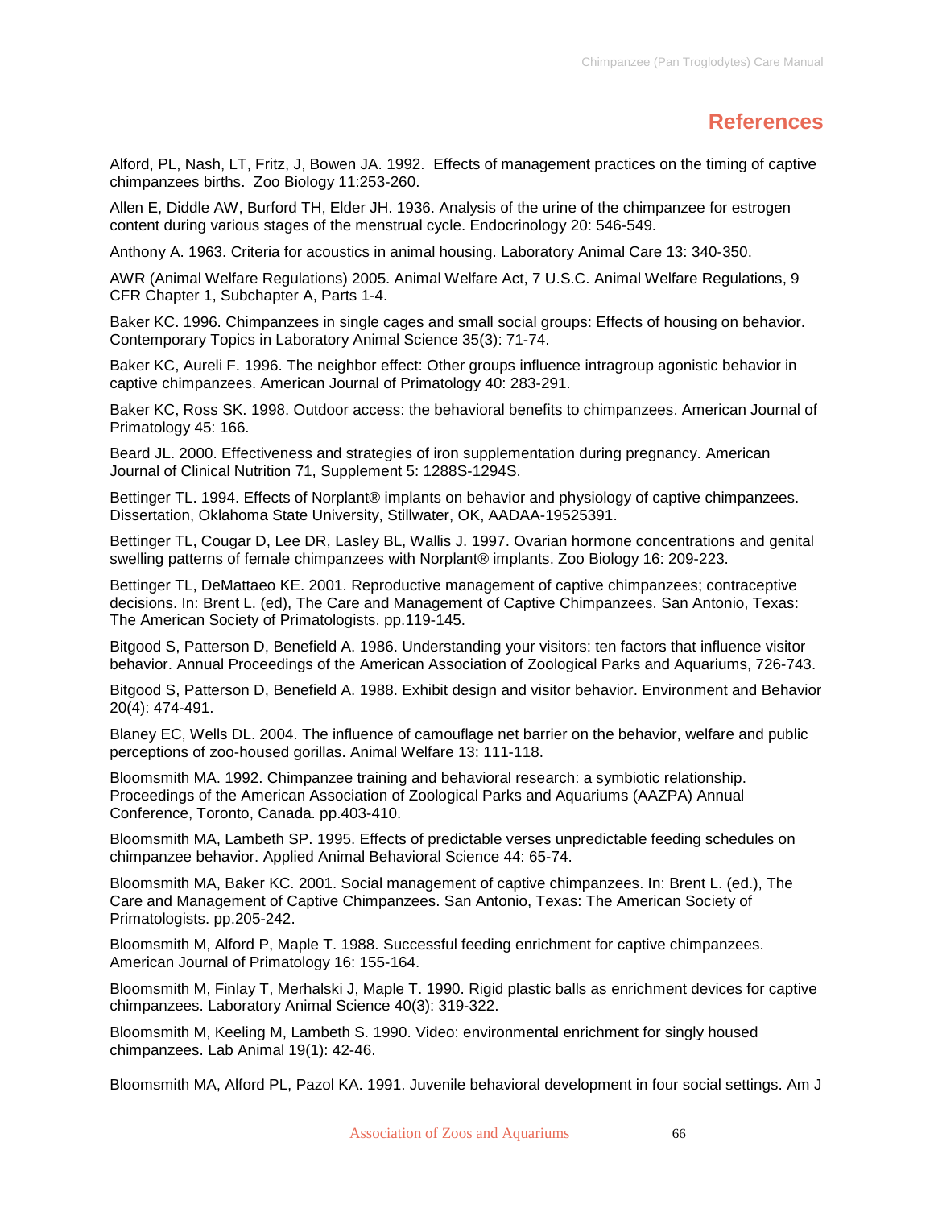## References

Alford, PL, Nash, LT, Fritz, J, Bowen JA. 1992. Effects of management practices on the timing of captive chimpanzees births. Zoo Biology 11:253-260.

Allen E, Diddle AW, Burford TH, Elder JH. 1936. Analysis of the urine of the chimpanzee for estrogen content during various stages of the menstrual cycle. Endocrinology 20: 546-549.

Anthony A. 1963. Criteria for acoustics in animal housing. Laboratory Animal Care 13: 340-350.

AWR (Animal Welfare Regulations) 2005. Animal Welfare Act, 7 U.S.C. Animal Welfare Regulations, 9 CFR Chapter 1, Subchapter A, Parts 1-4.

Baker KC. 1996. Chimpanzees in single cages and small social groups: Effects of housing on behavior. Contemporary Topics in Laboratory Animal Science 35(3): 71-74.

Baker KC, Aureli F. 1996. The neighbor effect: Other groups influence intragroup agonistic behavior in captive chimpanzees. American Journal of Primatology 40: 283-291.

Baker KC, Ross SK. 1998. Outdoor access: the behavioral benefits to chimpanzees. American Journal of Primatology 45: 166.

Beard JL. 2000. Effectiveness and strategies of iron supplementation during pregnancy. American Journal of Clinical Nutrition 71, Supplement 5: 1288S-1294S.

Bettinger TL. 1994. Effects of Norplant® implants on behavior and physiology of captive chimpanzees. Dissertation, Oklahoma State University, Stillwater, OK, AADAA-19525391.

Bettinger TL, Cougar D, Lee DR, Lasley BL, Wallis J. 1997. Ovarian hormone concentrations and genital swelling patterns of female chimpanzees with Norplant® implants. Zoo Biology 16: 209-223.

Bettinger TL, DeMattaeo KE. 2001. Reproductive management of captive chimpanzees; contraceptive decisions. In: Brent L. (ed), The Care and Management of Captive Chimpanzees. San Antonio, Texas: The American Society of Primatologists. pp.119-145.

Bitgood S, Patterson D, Benefield A. 1986. Understanding your visitors: ten factors that influence visitor behavior. Annual Proceedings of the American Association of Zoological Parks and Aquariums, 726-743.

Bitgood S, Patterson D, Benefield A. 1988. Exhibit design and visitor behavior. Environment and Behavior 20(4): 474-491.

Blaney EC, Wells DL. 2004. The influence of camouflage net barrier on the behavior, welfare and public perceptions of zoo-housed gorillas. Animal Welfare 13: 111-118.

Bloomsmith MA. 1992. Chimpanzee training and behavioral research: a symbiotic relationship. Proceedings of the American Association of Zoological Parks and Aquariums (AAZPA) Annual Conference, Toronto, Canada. pp.403-410.

Bloomsmith MA, Lambeth SP. 1995. Effects of predictable verses unpredictable feeding schedules on chimpanzee behavior. Applied Animal Behavioral Science 44: 65-74.

Bloomsmith MA, Baker KC. 2001. Social management of captive chimpanzees. In: Brent L. (ed.), The Care and Management of Captive Chimpanzees. San Antonio, Texas: The American Society of Primatologists. pp.205-242.

Bloomsmith M, Alford P, Maple T. 1988. Successful feeding enrichment for captive chimpanzees. American Journal of Primatology 16: 155-164.

Bloomsmith M, Finlay T, Merhalski J, Maple T. 1990. Rigid plastic balls as enrichment devices for captive chimpanzees. Laboratory Animal Science 40(3): 319-322.

Bloomsmith M, Keeling M, Lambeth S. 1990. Video: environmental enrichment for singly housed chimpanzees. Lab Animal 19(1): 42-46.

Bloomsmith MA, Alford PL, Pazol KA. 1991. Juvenile behavioral development in four social settings. Am J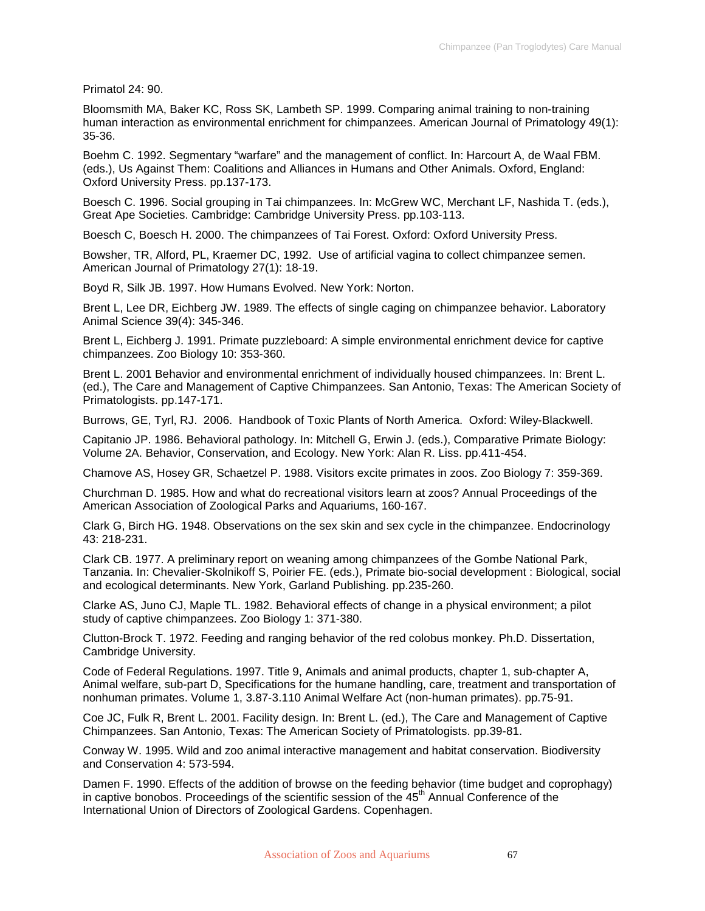Primatol 24: 90.

Bloomsmith MA, Baker KC, Ross SK, Lambeth SP. 1999. Comparing animal training to non-training human interaction as environmental enrichment for chimpanzees. American Journal of Primatology 49(1): 35-36.

Boehm C. 1992. Segmentary "warfare" and the management of conflict. In: Harcourt A, de Waal FBM. (eds.), Us Against Them: Coalitions and Alliances in Humans and Other Animals. Oxford, England: Oxford University Press. pp.137-173.

Boesch C. 1996. Social grouping in Tai chimpanzees. In: McGrew WC, Merchant LF, Nashida T. (eds.), Great Ape Societies. Cambridge: Cambridge University Press. pp.103-113.

Boesch C, Boesch H. 2000. The chimpanzees of Tai Forest. Oxford: Oxford University Press.

Bowsher, TR, Alford, PL, Kraemer DC, 1992. Use of artificial vagina to collect chimpanzee semen. American Journal of Primatology 27(1): 18-19.

Boyd R, Silk JB. 1997. How Humans Evolved. New York: Norton.

Brent L, Lee DR, Eichberg JW. 1989. The effects of single caging on chimpanzee behavior. Laboratory Animal Science 39(4): 345-346.

Brent L, Eichberg J. 1991. Primate puzzleboard: A simple environmental enrichment device for captive chimpanzees. Zoo Biology 10: 353-360.

Brent L. 2001 Behavior and environmental enrichment of individually housed chimpanzees. In: Brent L. (ed.), The Care and Management of Captive Chimpanzees. San Antonio, Texas: The American Society of Primatologists. pp.147-171.

Burrows, GE, Tyrl, RJ. 2006. Handbook of Toxic Plants of North America. Oxford: Wiley-Blackwell.

Capitanio JP. 1986. Behavioral pathology. In: Mitchell G, Erwin J. (eds.), Comparative Primate Biology: Volume 2A. Behavior, Conservation, and Ecology. New York: Alan R. Liss. pp.411-454.

Chamove AS, Hosey GR, Schaetzel P. 1988. Visitors excite primates in zoos. Zoo Biology 7: 359-369.

Churchman D. 1985. How and what do recreational visitors learn at zoos? Annual Proceedings of the American Association of Zoological Parks and Aquariums, 160-167.

Clark G, Birch HG. 1948. Observations on the sex skin and sex cycle in the chimpanzee. Endocrinology 43: 218-231.

Clark CB. 1977. A preliminary report on weaning among chimpanzees of the Gombe National Park, Tanzania. In: Chevalier-Skolnikoff S, Poirier FE. (eds.), Primate bio-social development : Biological, social and ecological determinants. New York, Garland Publishing. pp.235-260.

Clarke AS, Juno CJ, Maple TL. 1982. Behavioral effects of change in a physical environment; a pilot study of captive chimpanzees. Zoo Biology 1: 371-380.

Clutton-Brock T. 1972. Feeding and ranging behavior of the red colobus monkey. Ph.D. Dissertation, Cambridge University.

Code of Federal Regulations. 1997. Title 9, Animals and animal products, chapter 1, sub-chapter A, Animal welfare, sub-part D, Specifications for the humane handling, care, treatment and transportation of nonhuman primates. Volume 1, 3.87-3.110 Animal Welfare Act (non-human primates). pp.75-91.

Coe JC, Fulk R, Brent L. 2001. Facility design. In: Brent L. (ed.), The Care and Management of Captive Chimpanzees. San Antonio, Texas: The American Society of Primatologists. pp.39-81.

Conway W. 1995. Wild and zoo animal interactive management and habitat conservation. Biodiversity and Conservation 4: 573-594.

Damen F. 1990. Effects of the addition of browse on the feeding behavior (time budget and coprophagy) in captive bonobos. Proceedings of the scientific session of the 45th Annual Conference of the International Union of Directors of Zoological Gardens. Copenhagen.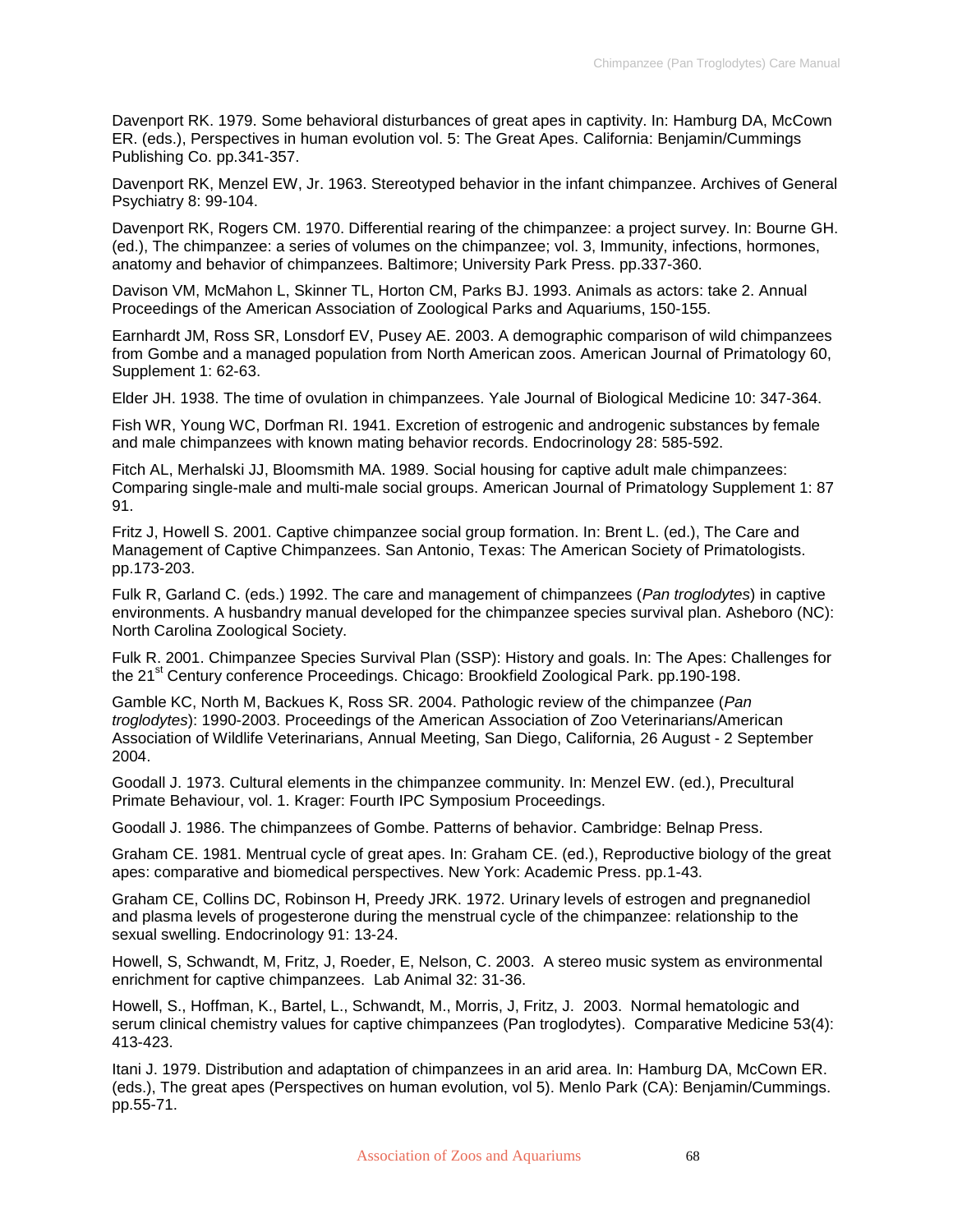Davenport RK. 1979. Some behavioral disturbances of great apes in captivity. In: Hamburg DA, McCown ER. (eds.), Perspectives in human evolution vol. 5: The Great Apes. California: Benjamin/Cummings Publishing Co. pp.341-357.

Davenport RK, Menzel EW, Jr. 1963. Stereotyped behavior in the infant chimpanzee. Archives of General Psychiatry 8: 99-104.

Davenport RK, Rogers CM. 1970. Differential rearing of the chimpanzee: a project survey. In: Bourne GH. (ed.), The chimpanzee: a series of volumes on the chimpanzee; vol. 3, Immunity, infections, hormones, anatomy and behavior of chimpanzees. Baltimore; University Park Press. pp.337-360.

Davison VM, McMahon L, Skinner TL, Horton CM, Parks BJ. 1993. Animals as actors: take 2. Annual Proceedings of the American Association of Zoological Parks and Aquariums, 150-155.

Earnhardt JM, Ross SR, Lonsdorf EV, Pusey AE. 2003. A demographic comparison of wild chimpanzees from Gombe and a managed population from North American zoos. American Journal of Primatology 60, Supplement 1: 62-63.

Elder JH. 1938. The time of ovulation in chimpanzees. Yale Journal of Biological Medicine 10: 347-364.

Fish WR, Young WC, Dorfman RI. 1941. Excretion of estrogenic and androgenic substances by female and male chimpanzees with known mating behavior records. Endocrinology 28: 585-592.

Fitch AL, Merhalski JJ, Bloomsmith MA. 1989. Social housing for captive adult male chimpanzees: Comparing single-male and multi-male social groups. American Journal of Primatology Supplement 1: 87 91.

Fritz J, Howell S. 2001. Captive chimpanzee social group formation. In: Brent L. (ed.), The Care and Management of Captive Chimpanzees. San Antonio, Texas: The American Society of Primatologists. pp.173-203.

Fulk R, Garland C. (eds.) 1992. The care and management of chimpanzees (*Pan troglodytes*) in captive environments. A husbandry manual developed for the chimpanzee species survival plan. Asheboro (NC): North Carolina Zoological Society.

Fulk R. 2001. Chimpanzee Species Survival Plan (SSP): History and goals. In: The Apes: Challenges for the 21st Century conference Proceedings. Chicago: Brookfield Zoological Park. pp.190-198.

Gamble KC, North M, Backues K, Ross SR. 2004. Pathologic review of the chimpanzee (*Pan troglodytes*): 1990-2003. Proceedings of the American Association of Zoo Veterinarians/American Association of Wildlife Veterinarians, Annual Meeting, San Diego, California, 26 August - 2 September 2004.

Goodall J. 1973. Cultural elements in the chimpanzee community. In: Menzel EW. (ed.), Precultural Primate Behaviour, vol. 1. Krager: Fourth IPC Symposium Proceedings.

Goodall J. 1986. The chimpanzees of Gombe. Patterns of behavior. Cambridge: Belnap Press.

Graham CE. 1981. Mentrual cycle of great apes. In: Graham CE. (ed.), Reproductive biology of the great apes: comparative and biomedical perspectives. New York: Academic Press. pp.1-43.

Graham CE, Collins DC, Robinson H, Preedy JRK. 1972. Urinary levels of estrogen and pregnanediol and plasma levels of progesterone during the menstrual cycle of the chimpanzee: relationship to the sexual swelling. Endocrinology 91: 13-24.

Howell, S, Schwandt, M, Fritz, J, Roeder, E, Nelson, C. 2003. A stereo music system as environmental enrichment for captive chimpanzees. Lab Animal 32: 31-36.

Howell, S., Hoffman, K., Bartel, L., Schwandt, M., Morris, J, Fritz, J. 2003. Normal hematologic and serum clinical chemistry values for captive chimpanzees (Pan troglodytes). Comparative Medicine 53(4): 413-423.

Itani J. 1979. Distribution and adaptation of chimpanzees in an arid area. In: Hamburg DA, McCown ER. (eds.), The great apes (Perspectives on human evolution, vol 5). Menlo Park (CA): Benjamin/Cummings. pp.55-71.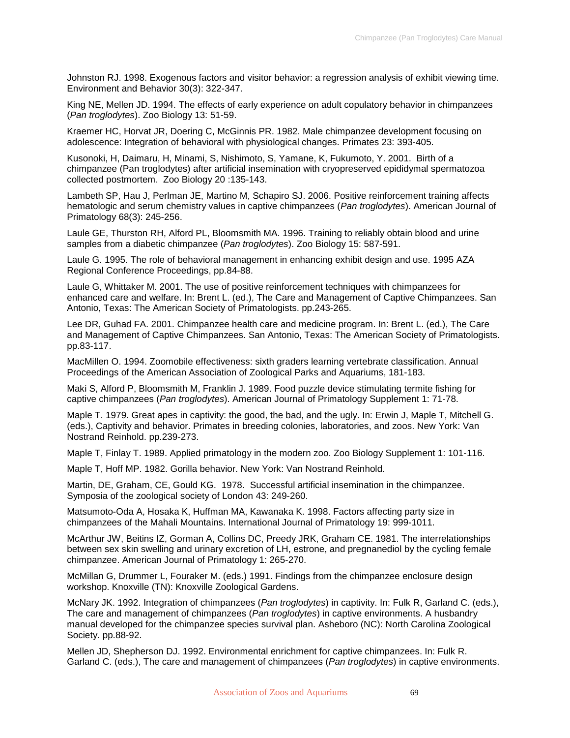Johnston RJ. 1998. Exogenous factors and visitor behavior: a regression analysis of exhibit viewing time. Environment and Behavior 30(3): 322-347.

King NE, Mellen JD. 1994. The effects of early experience on adult copulatory behavior in chimpanzees (*Pan troglodytes*). Zoo Biology 13: 51-59.

Kraemer HC, Horvat JR, Doering C, McGinnis PR. 1982. Male chimpanzee development focusing on adolescence: Integration of behavioral with physiological changes. Primates 23: 393-405.

Kusonoki, H, Daimaru, H, Minami, S, Nishimoto, S, Yamane, K, Fukumoto, Y. 2001. Birth of a chimpanzee (Pan troglodytes) after artificial insemination with cryopreserved epididymal spermatozoa collected postmortem. Zoo Biology 20 :135-143.

Lambeth SP, Hau J, Perlman JE, Martino M, Schapiro SJ. 2006. Positive reinforcement training affects hematologic and serum chemistry values in captive chimpanzees (*Pan troglodytes*). American Journal of Primatology 68(3): 245-256.

Laule GE, Thurston RH, Alford PL, Bloomsmith MA. 1996. Training to reliably obtain blood and urine samples from a diabetic chimpanzee (*Pan troglodytes*). Zoo Biology 15: 587-591.

Laule G. 1995. The role of behavioral management in enhancing exhibit design and use. 1995 AZA Regional Conference Proceedings, pp.84-88.

Laule G, Whittaker M. 2001. The use of positive reinforcement techniques with chimpanzees for enhanced care and welfare. In: Brent L. (ed.), The Care and Management of Captive Chimpanzees. San Antonio, Texas: The American Society of Primatologists. pp.243-265.

Lee DR, Guhad FA. 2001. Chimpanzee health care and medicine program. In: Brent L. (ed.), The Care and Management of Captive Chimpanzees. San Antonio, Texas: The American Society of Primatologists. pp.83-117.

MacMillen O. 1994. Zoomobile effectiveness: sixth graders learning vertebrate classification. Annual Proceedings of the American Association of Zoological Parks and Aquariums, 181-183.

Maki S, Alford P, Bloomsmith M, Franklin J. 1989. Food puzzle device stimulating termite fishing for captive chimpanzees (*Pan troglodytes*). American Journal of Primatology Supplement 1: 71-78.

Maple T. 1979. Great apes in captivity: the good, the bad, and the ugly. In: Erwin J, Maple T, Mitchell G. (eds.), Captivity and behavior. Primates in breeding colonies, laboratories, and zoos. New York: Van Nostrand Reinhold. pp.239-273.

Maple T, Finlay T. 1989. Applied primatology in the modern zoo. Zoo Biology Supplement 1: 101-116.

Maple T, Hoff MP. 1982. Gorilla behavior. New York: Van Nostrand Reinhold.

Martin, DE, Graham, CE, Gould KG. 1978. Successful artificial insemination in the chimpanzee. Symposia of the zoological society of London 43: 249-260.

Matsumoto-Oda A, Hosaka K, Huffman MA, Kawanaka K. 1998. Factors affecting party size in chimpanzees of the Mahali Mountains. International Journal of Primatology 19: 999-1011.

McArthur JW, Beitins IZ, Gorman A, Collins DC, Preedy JRK, Graham CE. 1981. The interrelationships between sex skin swelling and urinary excretion of LH, estrone, and pregnanediol by the cycling female chimpanzee. American Journal of Primatology 1: 265-270.

McMillan G, Drummer L, Fouraker M. (eds.) 1991. Findings from the chimpanzee enclosure design workshop. Knoxville (TN): Knoxville Zoological Gardens.

McNary JK. 1992. Integration of chimpanzees (*Pan troglodytes*) in captivity. In: Fulk R, Garland C. (eds.), The care and management of chimpanzees (*Pan troglodytes*) in captive environments. A husbandry manual developed for the chimpanzee species survival plan. Asheboro (NC): North Carolina Zoological Society. pp.88-92.

Mellen JD, Shepherson DJ. 1992. Environmental enrichment for captive chimpanzees. In: Fulk R. Garland C. (eds.), The care and management of chimpanzees (*Pan troglodytes*) in captive environments.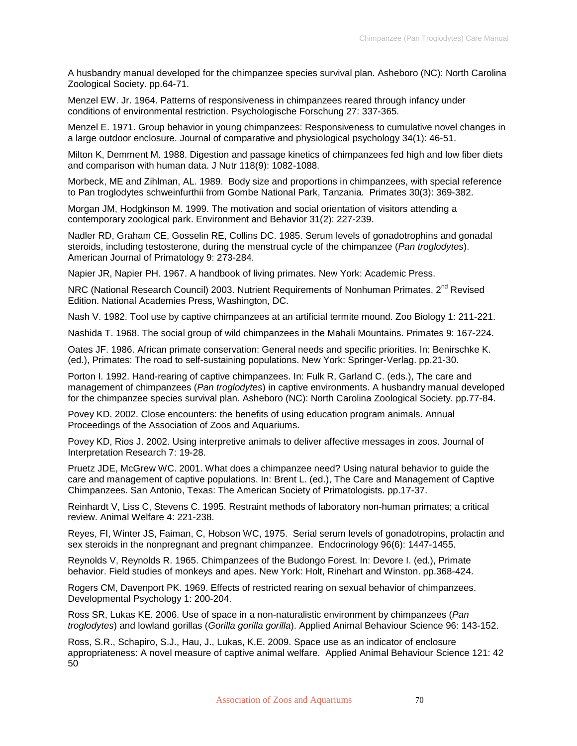A husbandry manual developed for the chimpanzee species survival plan. Asheboro (NC): North Carolina Zoological Society. pp.64-71.

Menzel EW. Jr. 1964. Patterns of responsiveness in chimpanzees reared through infancy under conditions of environmental restriction. Psychologische Forschung 27: 337-365.

Menzel E. 1971. Group behavior in young chimpanzees: Responsiveness to cumulative novel changes in a large outdoor enclosure. Journal of comparative and physiological psychology 34(1): 46-51.

Milton K, Demment M. 1988. Digestion and passage kinetics of chimpanzees fed high and low fiber diets and comparison with human data. J Nutr 118(9): 1082-1088.

Morbeck, ME and Zihlman, AL. 1989. Body size and proportions in chimpanzees, with special reference to Pan troglodytes schweinfurthii from Gombe National Park, Tanzania. Primates 30(3): 369-382.

Morgan JM, Hodgkinson M. 1999. The motivation and social orientation of visitors attending a contemporary zoological park. Environment and Behavior 31(2): 227-239.

Nadler RD, Graham CE, Gosselin RE, Collins DC. 1985. Serum levels of gonadotrophins and gonadal steroids, including testosterone, during the menstrual cycle of the chimpanzee (*Pan troglodytes*). American Journal of Primatology 9: 273-284.

Napier JR, Napier PH. 1967. A handbook of living primates. New York: Academic Press.

NRC (National Research Council) 2003. Nutrient Requirements of Nonhuman Primates. 2nd Revised Edition. National Academies Press, Washington, DC.

Nash V. 1982. Tool use by captive chimpanzees at an artificial termite mound. Zoo Biology 1: 211-221.

Nashida T. 1968. The social group of wild chimpanzees in the Mahali Mountains. Primates 9: 167-224.

Oates JF. 1986. African primate conservation: General needs and specific priorities. In: Benirschke K. (ed.), Primates: The road to self-sustaining populations. New York: Springer-Verlag. pp.21-30.

Porton I. 1992. Hand-rearing of captive chimpanzees. In: Fulk R, Garland C. (eds.), The care and management of chimpanzees (*Pan troglodytes*) in captive environments. A husbandry manual developed for the chimpanzee species survival plan. Asheboro (NC): North Carolina Zoological Society. pp.77-84.

Povey KD. 2002. Close encounters: the benefits of using education program animals. Annual Proceedings of the Association of Zoos and Aquariums.

Povey KD, Rios J. 2002. Using interpretive animals to deliver affective messages in zoos. Journal of Interpretation Research 7: 19-28.

Pruetz JDE, McGrew WC. 2001. What does a chimpanzee need? Using natural behavior to guide the care and management of captive populations. In: Brent L. (ed.), The Care and Management of Captive Chimpanzees. San Antonio, Texas: The American Society of Primatologists. pp.17-37.

Reinhardt V, Liss C, Stevens C. 1995. Restraint methods of laboratory non-human primates; a critical review. Animal Welfare 4: 221-238.

Reyes, FI, Winter JS, Faiman, C, Hobson WC, 1975. Serial serum levels of gonadotropins, prolactin and sex steroids in the nonpregnant and pregnant chimpanzee. Endocrinology 96(6): 1447-1455.

Reynolds V, Reynolds R. 1965. Chimpanzees of the Budongo Forest. In: Devore I. (ed.), Primate behavior. Field studies of monkeys and apes. New York: Holt, Rinehart and Winston. pp.368-424.

Rogers CM, Davenport PK. 1969. Effects of restricted rearing on sexual behavior of chimpanzees. Developmental Psychology 1: 200-204.

Ross SR, Lukas KE. 2006. Use of space in a non-naturalistic environment by chimpanzees (*Pan troglodytes*) and lowland gorillas (*Gorilla gorilla gorilla*). Applied Animal Behaviour Science 96: 143-152.

Ross, S.R., Schapiro, S.J., Hau, J., Lukas, K.E. 2009. Space use as an indicator of enclosure appropriateness: A novel measure of captive animal welfare. Applied Animal Behaviour Science 121: 42 50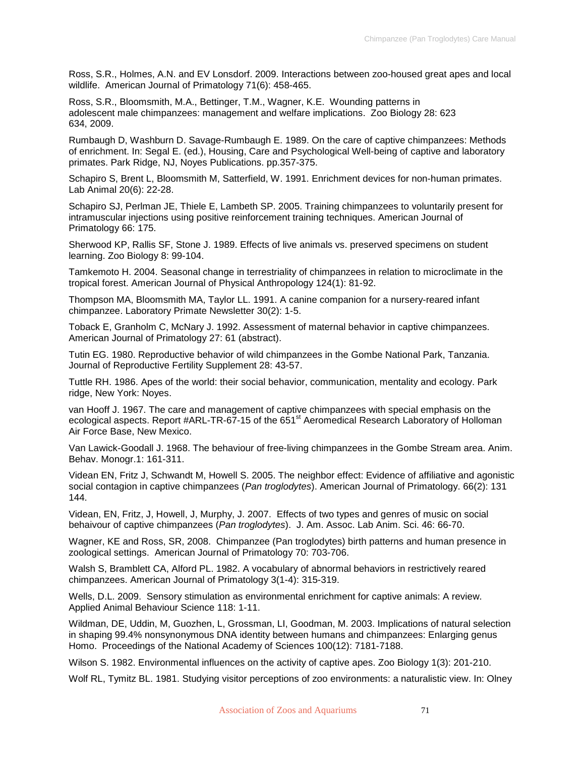Ross, S.R., Holmes, A.N. and EV Lonsdorf. 2009. Interactions between zoo-housed great apes and local wildlife. American Journal of Primatology 71(6): 458-465.

Ross, S.R., Bloomsmith, M.A., Bettinger, T.M., Wagner, K.E. Wounding patterns in adolescent male chimpanzees: management and welfare implications. Zoo Biology 28: 623 634, 2009.

Rumbaugh D, Washburn D. Savage-Rumbaugh E. 1989. On the care of captive chimpanzees: Methods of enrichment. In: Segal E. (ed.), Housing, Care and Psychological Well-being of captive and laboratory primates. Park Ridge, NJ, Noyes Publications. pp.357-375.

Schapiro S, Brent L, Bloomsmith M, Satterfield, W. 1991. Enrichment devices for non-human primates. Lab Animal 20(6): 22-28.

Schapiro SJ, Perlman JE, Thiele E, Lambeth SP. 2005. Training chimpanzees to voluntarily present for intramuscular injections using positive reinforcement training techniques. American Journal of Primatology 66: 175.

Sherwood KP, Rallis SF, Stone J. 1989. Effects of live animals vs. preserved specimens on student learning. Zoo Biology 8: 99-104.

Tamkemoto H. 2004. Seasonal change in terrestriality of chimpanzees in relation to microclimate in the tropical forest. American Journal of Physical Anthropology 124(1): 81-92.

Thompson MA, Bloomsmith MA, Taylor LL. 1991. A canine companion for a nursery-reared infant chimpanzee. Laboratory Primate Newsletter 30(2): 1-5.

Toback E, Granholm C, McNary J. 1992. Assessment of maternal behavior in captive chimpanzees. American Journal of Primatology 27: 61 (abstract).

Tutin EG. 1980. Reproductive behavior of wild chimpanzees in the Gombe National Park, Tanzania. Journal of Reproductive Fertility Supplement 28: 43-57.

Tuttle RH. 1986. Apes of the world: their social behavior, communication, mentality and ecology. Park ridge, New York: Noyes.

van Hooff J. 1967. The care and management of captive chimpanzees with special emphasis on the ecological aspects. Report #ARL-TR-67-15 of the 651st Aeromedical Research Laboratory of Holloman Air Force Base, New Mexico.

Van Lawick-Goodall J. 1968. The behaviour of free-living chimpanzees in the Gombe Stream area. Anim. Behav. Monogr.1: 161-311.

Videan EN, Fritz J, Schwandt M, Howell S. 2005. The neighbor effect: Evidence of affiliative and agonistic social contagion in captive chimpanzees (*Pan troglodytes*). American Journal of Primatology. 66(2): 131 144.

Videan, EN, Fritz, J, Howell, J, Murphy, J. 2007. Effects of two types and genres of music on social behaivour of captive chimpanzees (*Pan troglodytes*). J. Am. Assoc. Lab Anim. Sci. 46: 66-70.

Wagner, KE and Ross, SR, 2008. Chimpanzee (Pan troglodytes) birth patterns and human presence in zoological settings. American Journal of Primatology 70: 703-706.

Walsh S, Bramblett CA, Alford PL. 1982. A vocabulary of abnormal behaviors in restrictively reared chimpanzees. American Journal of Primatology 3(1-4): 315-319.

Wells, D.L. 2009. Sensory stimulation as environmental enrichment for captive animals: A review. Applied Animal Behaviour Science 118: 1-11.

Wildman, DE, Uddin, M, Guozhen, L, Grossman, LI, Goodman, M. 2003. Implications of natural selection in shaping 99.4% nonsynonymous DNA identity between humans and chimpanzees: Enlarging genus Homo. Proceedings of the National Academy of Sciences 100(12): 7181-7188.

Wilson S. 1982. Environmental influences on the activity of captive apes. Zoo Biology 1(3): 201-210.

Wolf RL, Tymitz BL. 1981. Studying visitor perceptions of zoo environments: a naturalistic view. In: Olney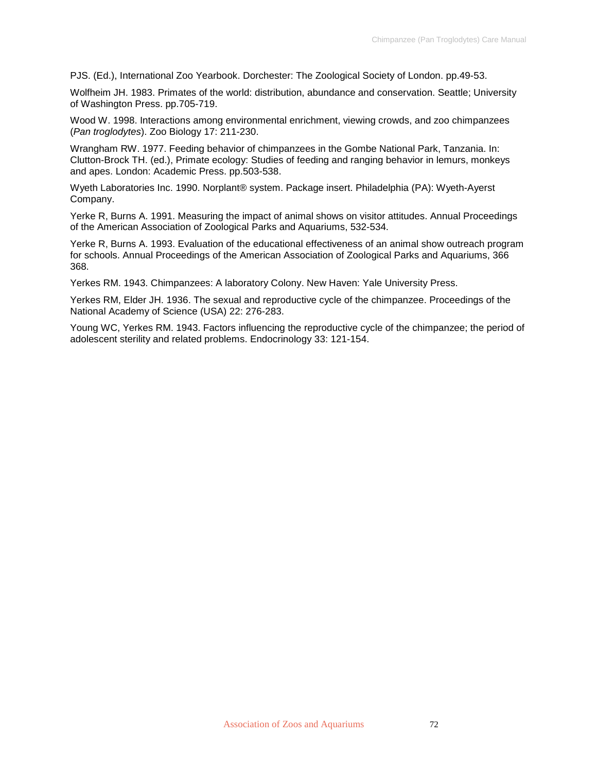PJS. (Ed.), International Zoo Yearbook. Dorchester: The Zoological Society of London. pp.49-53.

Wolfheim JH. 1983. Primates of the world: distribution, abundance and conservation. Seattle; University of Washington Press. pp.705-719.

Wood W. 1998. Interactions among environmental enrichment, viewing crowds, and zoo chimpanzees (*Pan troglodytes*). Zoo Biology 17: 211-230.

Wrangham RW. 1977. Feeding behavior of chimpanzees in the Gombe National Park, Tanzania. In: Clutton-Brock TH. (ed.), Primate ecology: Studies of feeding and ranging behavior in lemurs, monkeys and apes. London: Academic Press. pp.503-538.

Wyeth Laboratories Inc. 1990. Norplant® system. Package insert. Philadelphia (PA): Wyeth-Ayerst Company.

Yerke R, Burns A. 1991. Measuring the impact of animal shows on visitor attitudes. Annual Proceedings of the American Association of Zoological Parks and Aquariums, 532-534.

Yerke R, Burns A. 1993. Evaluation of the educational effectiveness of an animal show outreach program for schools. Annual Proceedings of the American Association of Zoological Parks and Aquariums, 366 368.

Yerkes RM. 1943. Chimpanzees: A laboratory Colony. New Haven: Yale University Press.

Yerkes RM, Elder JH. 1936. The sexual and reproductive cycle of the chimpanzee. Proceedings of the National Academy of Science (USA) 22: 276-283.

Young WC, Yerkes RM. 1943. Factors influencing the reproductive cycle of the chimpanzee; the period of adolescent sterility and related problems. Endocrinology 33: 121-154.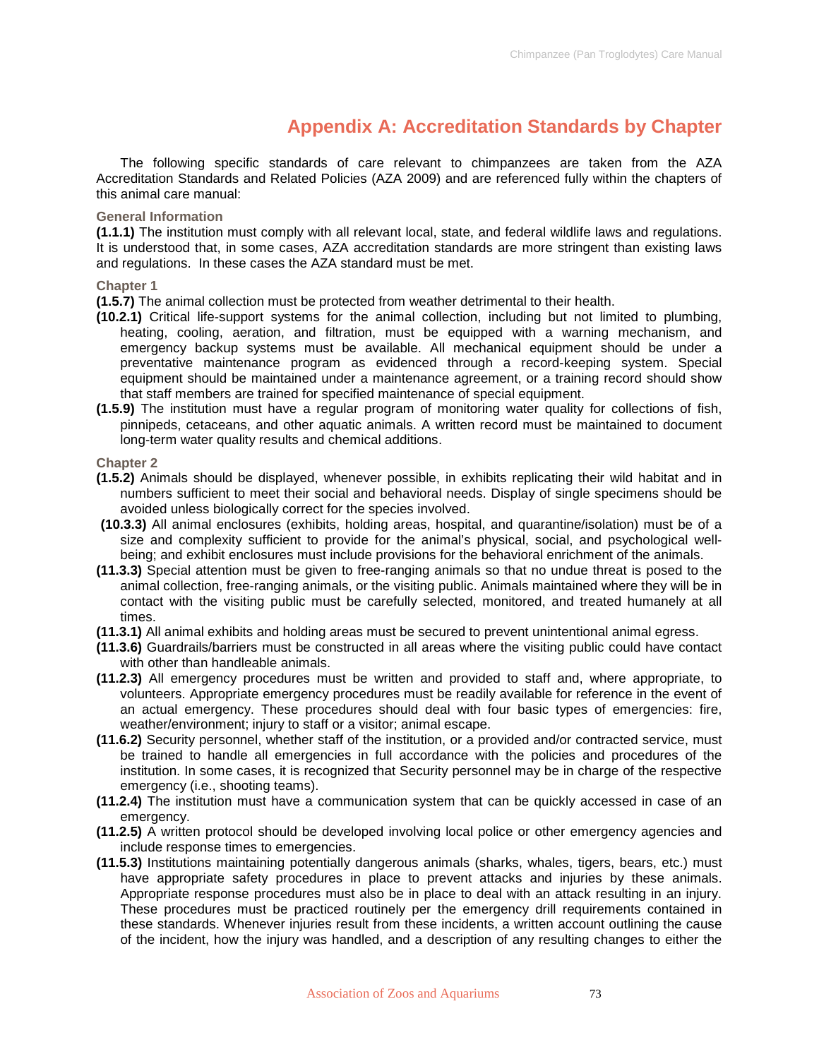# Appendix A: Accreditation Standards by Chapter

The following specific standards of care relevant to chimpanzees are taken from the AZA Accreditation Standards and Related Policies (AZA 2009) and are referenced fully within the chapters of this animal care manual:

### General Information

**(1.1.1)** The institution must comply with all relevant local, state, and federal wildlife laws and regulations. It is understood that, in some cases, AZA accreditation standards are more stringent than existing laws and regulations. In these cases the AZA standard must be met.

### Chapter 1

**(1.5.7)** The animal collection must be protected from weather detrimental to their health.

**(10.2.1)** Critical life-support systems for the animal collection, including but not limited to plumbing, heating, cooling, aeration, and filtration, must be equipped with a warning mechanism, and emergency backup systems must be available. All mechanical equipment should be under a preventative maintenance program as evidenced through a record-keeping system. Special equipment should be maintained under a maintenance agreement, or a training record should show that staff members are trained for specified maintenance of special equipment.

**(1.5.9)** The institution must have a regular program of monitoring water quality for collections of fish, pinnipeds, cetaceans, and other aquatic animals. A written record must be maintained to document long-term water quality results and chemical additions.

### Chapter 2

**(1.5.2)** Animals should be displayed, whenever possible, in exhibits replicating their wild habitat and in numbers sufficient to meet their social and behavioral needs. Display of single specimens should be avoided unless biologically correct for the species involved.

**(10.3.3)** All animal enclosures (exhibits, holding areas, hospital, and quarantine/isolation) must be of a size and complexity sufficient to provide for the animal's physical, social, and psychological well-being; and exhibit enclosures must include provisions for the behavioral enrichment of the animals.

**(11.3.3)** Special attention must be given to free-ranging animals so that no undue threat is posed to the animal collection, free-ranging animals, or the visiting public. Animals maintained where they will be in contact with the visiting public must be carefully selected, monitored, and treated humanely at all times.

**(11.3.1)** All animal exhibits and holding areas must be secured to prevent unintentional animal egress.

**(11.3.6)** Guardrails/barriers must be constructed in all areas where the visiting public could have contact with other than handleable animals.

**(11.2.3)** All emergency procedures must be written and provided to staff and, where appropriate, to volunteers. Appropriate emergency procedures must be readily available for reference in the event of an actual emergency. These procedures should deal with four basic types of emergencies: fire, weather/environment; injury to staff or a visitor; animal escape.

**(11.6.2)** Security personnel, whether staff of the institution, or a provided and/or contracted service, must be trained to handle all emergencies in full accordance with the policies and procedures of the institution. In some cases, it is recognized that Security personnel may be in charge of the respective emergency (i.e., shooting teams).

**(11.2.4)** The institution must have a communication system that can be quickly accessed in case of an emergency.

**(11.2.5)** A written protocol should be developed involving local police or other emergency agencies and include response times to emergencies.

**(11.5.3)** Institutions maintaining potentially dangerous animals (sharks, whales, tigers, bears, etc.) must have appropriate safety procedures in place to prevent attacks and injuries by these animals. Appropriate response procedures must also be in place to deal with an attack resulting in an injury. These procedures must be practiced routinely per the emergency drill requirements contained in these standards. Whenever injuries result from these incidents, a written account outlining the cause of the incident, how the injury was handled, and a description of any resulting changes to either the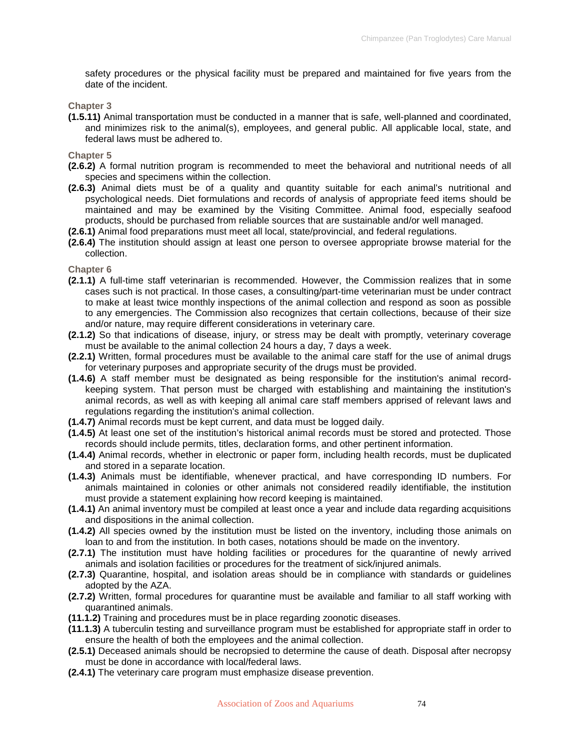safety procedures or the physical facility must be prepared and maintained for five years from the date of the incident.

### Chapter 3

**(1.5.11)** Animal transportation must be conducted in a manner that is safe, well-planned and coordinated, and minimizes risk to the animal(s), employees, and general public. All applicable local, state, and federal laws must be adhered to.

### Chapter 5

**(2.6.2)** A formal nutrition program is recommended to meet the behavioral and nutritional needs of all species and specimens within the collection.

**(2.6.3)** Animal diets must be of a quality and quantity suitable for each animal's nutritional and psychological needs. Diet formulations and records of analysis of appropriate feed items should be maintained and may be examined by the Visiting Committee. Animal food, especially seafood products, should be purchased from reliable sources that are sustainable and/or well managed.

**(2.6.1)** Animal food preparations must meet all local, state/provincial, and federal regulations.

**(2.6.4)** The institution should assign at least one person to oversee appropriate browse material for the collection.

### Chapter 6

**(2.1.1)** A full-time staff veterinarian is recommended. However, the Commission realizes that in some cases such is not practical. In those cases, a consulting/part-time veterinarian must be under contract to make at least twice monthly inspections of the animal collection and respond as soon as possible to any emergencies. The Commission also recognizes that certain collections, because of their size and/or nature, may require different considerations in veterinary care.

**(2.1.2)** So that indications of disease, injury, or stress may be dealt with promptly, veterinary coverage must be available to the animal collection 24 hours a day, 7 days a week.

**(2.2.1)** Written, formal procedures must be available to the animal care staff for the use of animal drugs for veterinary purposes and appropriate security of the drugs must be provided.

**(1.4.6)** A staff member must be designated as being responsible for the institution's animal record-keeping system. That person must be charged with establishing and maintaining the institution's animal records, as well as with keeping all animal care staff members apprised of relevant laws and regulations regarding the institution's animal collection.

**(1.4.7)** Animal records must be kept current, and data must be logged daily.

**(1.4.5)** At least one set of the institution's historical animal records must be stored and protected. Those records should include permits, titles, declaration forms, and other pertinent information.

**(1.4.4)** Animal records, whether in electronic or paper form, including health records, must be duplicated and stored in a separate location.

**(1.4.3)** Animals must be identifiable, whenever practical, and have corresponding ID numbers. For animals maintained in colonies or other animals not considered readily identifiable, the institution must provide a statement explaining how record keeping is maintained.

**(1.4.1)** An animal inventory must be compiled at least once a year and include data regarding acquisitions and dispositions in the animal collection.

**(1.4.2)** All species owned by the institution must be listed on the inventory, including those animals on loan to and from the institution. In both cases, notations should be made on the inventory.

**(2.7.1)** The institution must have holding facilities or procedures for the quarantine of newly arrived animals and isolation facilities or procedures for the treatment of sick/injured animals.

**(2.7.3)** Quarantine, hospital, and isolation areas should be in compliance with standards or guidelines adopted by the AZA.

**(2.7.2)** Written, formal procedures for quarantine must be available and familiar to all staff working with quarantined animals.

**(11.1.2)** Training and procedures must be in place regarding zoonotic diseases.

**(11.1.3)** A tuberculin testing and surveillance program must be established for appropriate staff in order to ensure the health of both the employees and the animal collection.

**(2.5.1)** Deceased animals should be necropsied to determine the cause of death. Disposal after necropsy must be done in accordance with local/federal laws.

**(2.4.1)** The veterinary care program must emphasize disease prevention.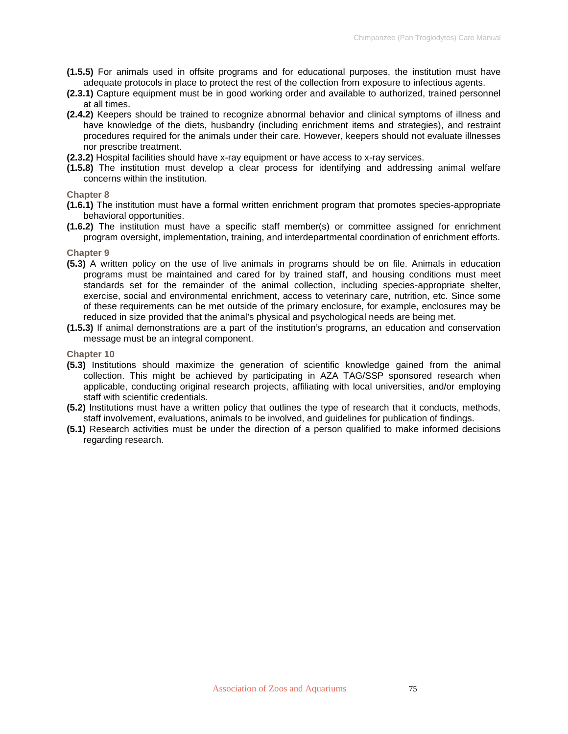**(1.5.5)** For animals used in offsite programs and for educational purposes, the institution must have adequate protocols in place to protect the rest of the collection from exposure to infectious agents.

**(2.3.1)** Capture equipment must be in good working order and available to authorized, trained personnel at all times.

**(2.4.2)** Keepers should be trained to recognize abnormal behavior and clinical symptoms of illness and have knowledge of the diets, husbandry (including enrichment items and strategies), and restraint procedures required for the animals under their care. However, keepers should not evaluate illnesses nor prescribe treatment.

**(2.3.2)** Hospital facilities should have x-ray equipment or have access to x-ray services.

**(1.5.8)** The institution must develop a clear process for identifying and addressing animal welfare concerns within the institution.

**Chapter 8**

**(1.6.1)** The institution must have a formal written enrichment program that promotes species-appropriate behavioral opportunities.

**(1.6.2)** The institution must have a specific staff member(s) or committee assigned for enrichment program oversight, implementation, training, and interdepartmental coordination of enrichment efforts.

**Chapter 9**

**(5.3)** A written policy on the use of live animals in programs should be on file. Animals in education programs must be maintained and cared for by trained staff, and housing conditions must meet standards set for the remainder of the animal collection, including species-appropriate shelter, exercise, social and environmental enrichment, access to veterinary care, nutrition, etc. Since some of these requirements can be met outside of the primary enclosure, for example, enclosures may be reduced in size provided that the animal's physical and psychological needs are being met.

**(1.5.3)** If animal demonstrations are a part of the institution's programs, an education and conservation message must be an integral component.

**Chapter 10**

**(5.3)** Institutions should maximize the generation of scientific knowledge gained from the animal collection. This might be achieved by participating in AZA TAG/SSP sponsored research when applicable, conducting original research projects, affiliating with local universities, and/or employing staff with scientific credentials.

**(5.2)** Institutions must have a written policy that outlines the type of research that it conducts, methods, staff involvement, evaluations, animals to be involved, and guidelines for publication of findings.

**(5.1)** Research activities must be under the direction of a person qualified to make informed decisions regarding research.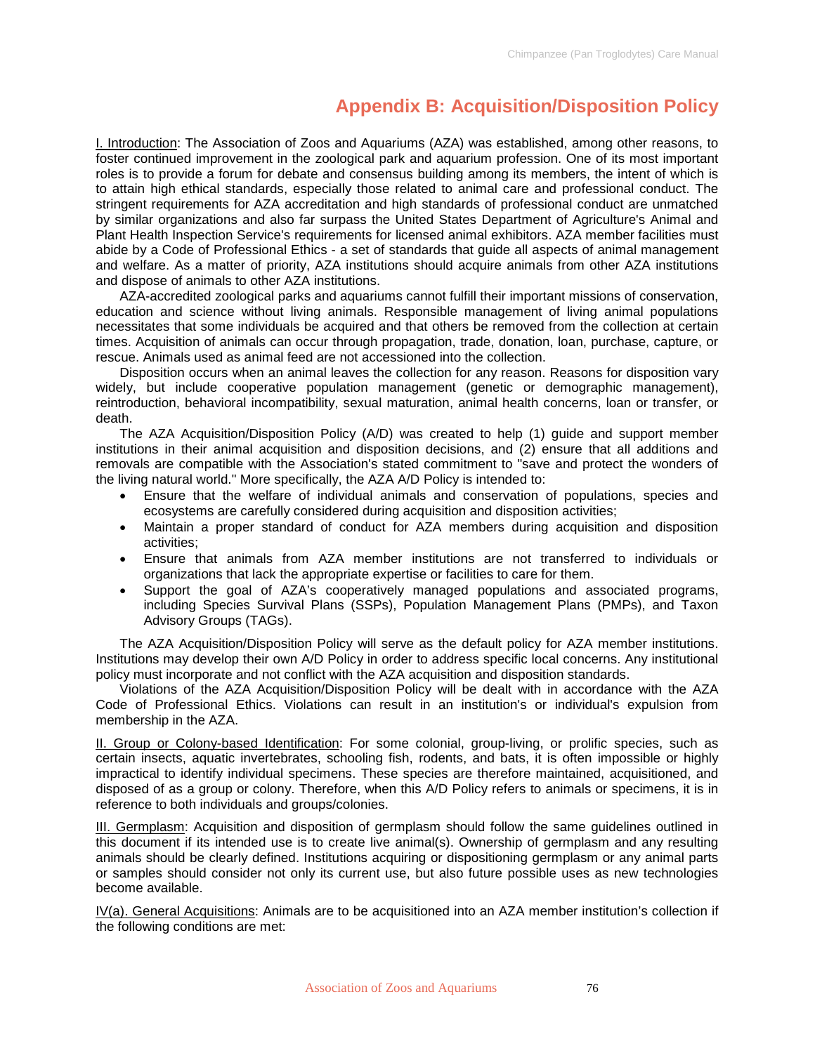# Appendix B: Acquisition/Disposition Policy

<u>I. Introduction</u>: The Association of Zoos and Aquariums (AZA) was established, among other reasons, to foster continued improvement in the zoological park and aquarium profession. One of its most important roles is to provide a forum for debate and consensus building among its members, the intent of which is to attain high ethical standards, especially those related to animal care and professional conduct. The stringent requirements for AZA accreditation and high standards of professional conduct are unmatched by similar organizations and also far surpass the United States Department of Agriculture's Animal and Plant Health Inspection Service's requirements for licensed animal exhibitors. AZA member facilities must abide by a Code of Professional Ethics - a set of standards that guide all aspects of animal management and welfare. As a matter of priority, AZA institutions should acquire animals from other AZA institutions and dispose of animals to other AZA institutions.

AZA-accredited zoological parks and aquariums cannot fulfill their important missions of conservation, education and science without living animals. Responsible management of living animal populations necessitates that some individuals be acquired and that others be removed from the collection at certain times. Acquisition of animals can occur through propagation, trade, donation, loan, purchase, capture, or rescue. Animals used as animal feed are not accessioned into the collection.

Disposition occurs when an animal leaves the collection for any reason. Reasons for disposition vary widely, but include cooperative population management (genetic or demographic management), reintroduction, behavioral incompatibility, sexual maturation, animal health concerns, loan or transfer, or death.

The AZA Acquisition/Disposition Policy (A/D) was created to help (1) guide and support member institutions in their animal acquisition and disposition decisions, and (2) ensure that all additions and removals are compatible with the Association's stated commitment to "save and protect the wonders of the living natural world." More specifically, the AZA A/D Policy is intended to:

- Ensure that the welfare of individual animals and conservation of populations, species and ecosystems are carefully considered during acquisition and disposition activities;
- Maintain a proper standard of conduct for AZA members during acquisition and disposition activities;
- Ensure that animals from AZA member institutions are not transferred to individuals or organizations that lack the appropriate expertise or facilities to care for them.
- Support the goal of AZA's cooperatively managed populations and associated programs, including Species Survival Plans (SSPs), Population Management Plans (PMPs), and Taxon Advisory Groups (TAGs).

The AZA Acquisition/Disposition Policy will serve as the default policy for AZA member institutions. Institutions may develop their own A/D Policy in order to address specific local concerns. Any institutional policy must incorporate and not conflict with the AZA acquisition and disposition standards.

Violations of the AZA Acquisition/Disposition Policy will be dealt with in accordance with the AZA Code of Professional Ethics. Violations can result in an institution's or individual's expulsion from membership in the AZA.

<u>II. Group or Colony-based Identification</u>: For some colonial, group-living, or prolific species, such as certain insects, aquatic invertebrates, schooling fish, rodents, and bats, it is often impossible or highly impractical to identify individual specimens. These species are therefore maintained, acquisitioned, and disposed of as a group or colony. Therefore, when this A/D Policy refers to animals or specimens, it is in reference to both individuals and groups/colonies.

<u>III. Germplasm</u>: Acquisition and disposition of germplasm should follow the same guidelines outlined in this document if its intended use is to create live animal(s). Ownership of germplasm and any resulting animals should be clearly defined. Institutions acquiring or dispositioning germplasm or any animal parts or samples should consider not only its current use, but also future possible uses as new technologies become available.

<u>IV(a). General Acquisitions</u>: Animals are to be acquisitioned into an AZA member institution's collection if the following conditions are met: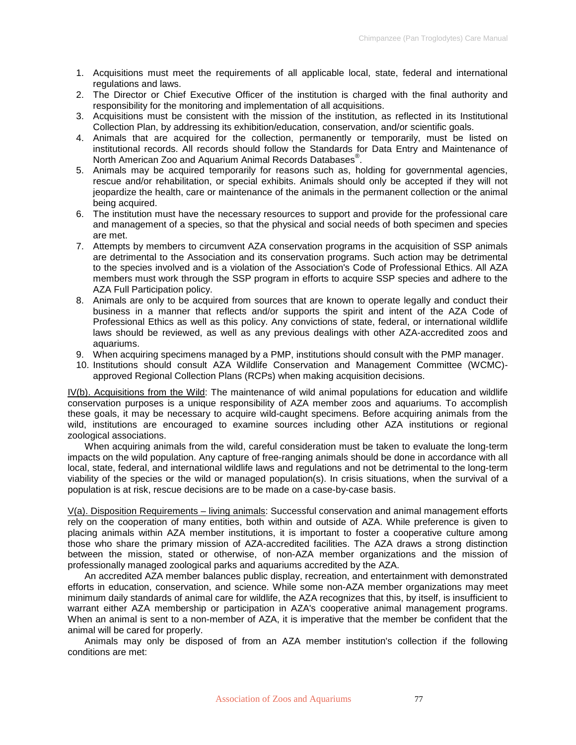1. Acquisitions must meet the requirements of all applicable local, state, federal and international regulations and laws.
2. The Director or Chief Executive Officer of the institution is charged with the final authority and responsibility for the monitoring and implementation of all acquisitions.
3. Acquisitions must be consistent with the mission of the institution, as reflected in its Institutional Collection Plan, by addressing its exhibition/education, conservation, and/or scientific goals.
4. Animals that are acquired for the collection, permanently or temporarily, must be listed on institutional records. All records should follow the Standards for Data Entry and Maintenance of North American Zoo and Aquarium Animal Records Databases®.
5. Animals may be acquired temporarily for reasons such as, holding for governmental agencies, rescue and/or rehabilitation, or special exhibits. Animals should only be accepted if they will not jeopardize the health, care or maintenance of the animals in the permanent collection or the animal being acquired.
6. The institution must have the necessary resources to support and provide for the professional care and management of a species, so that the physical and social needs of both specimen and species are met.
7. Attempts by members to circumvent AZA conservation programs in the acquisition of SSP animals are detrimental to the Association and its conservation programs. Such action may be detrimental to the species involved and is a violation of the Association's Code of Professional Ethics. All AZA members must work through the SSP program in efforts to acquire SSP species and adhere to the AZA Full Participation policy.
8. Animals are only to be acquired from sources that are known to operate legally and conduct their business in a manner that reflects and/or supports the spirit and intent of the AZA Code of Professional Ethics as well as this policy. Any convictions of state, federal, or international wildlife laws should be reviewed, as well as any previous dealings with other AZA-accredited zoos and aquariums.
9. When acquiring specimens managed by a PMP, institutions should consult with the PMP manager.
10. Institutions should consult AZA Wildlife Conservation and Management Committee (WCMC)-approved Regional Collection Plans (RCPs) when making acquisition decisions.

IV(b). Acquisitions from the Wild: The maintenance of wild animal populations for education and wildlife conservation purposes is a unique responsibility of AZA member zoos and aquariums. To accomplish these goals, it may be necessary to acquire wild-caught specimens. Before acquiring animals from the wild, institutions are encouraged to examine sources including other AZA institutions or regional zoological associations.

When acquiring animals from the wild, careful consideration must be taken to evaluate the long-term impacts on the wild population. Any capture of free-ranging animals should be done in accordance with all local, state, federal, and international wildlife laws and regulations and not be detrimental to the long-term viability of the species or the wild or managed population(s). In crisis situations, when the survival of a population is at risk, rescue decisions are to be made on a case-by-case basis.

V(a). Disposition Requirements – living animals: Successful conservation and animal management efforts rely on the cooperation of many entities, both within and outside of AZA. While preference is given to placing animals within AZA member institutions, it is important to foster a cooperative culture among those who share the primary mission of AZA-accredited facilities. The AZA draws a strong distinction between the mission, stated or otherwise, of non-AZA member organizations and the mission of professionally managed zoological parks and aquariums accredited by the AZA.

An accredited AZA member balances public display, recreation, and entertainment with demonstrated efforts in education, conservation, and science. While some non-AZA member organizations may meet minimum daily standards of animal care for wildlife, the AZA recognizes that this, by itself, is insufficient to warrant either AZA membership or participation in AZA's cooperative animal management programs. When an animal is sent to a non-member of AZA, it is imperative that the member be confident that the animal will be cared for properly.

Animals may only be disposed of from an AZA member institution's collection if the following conditions are met: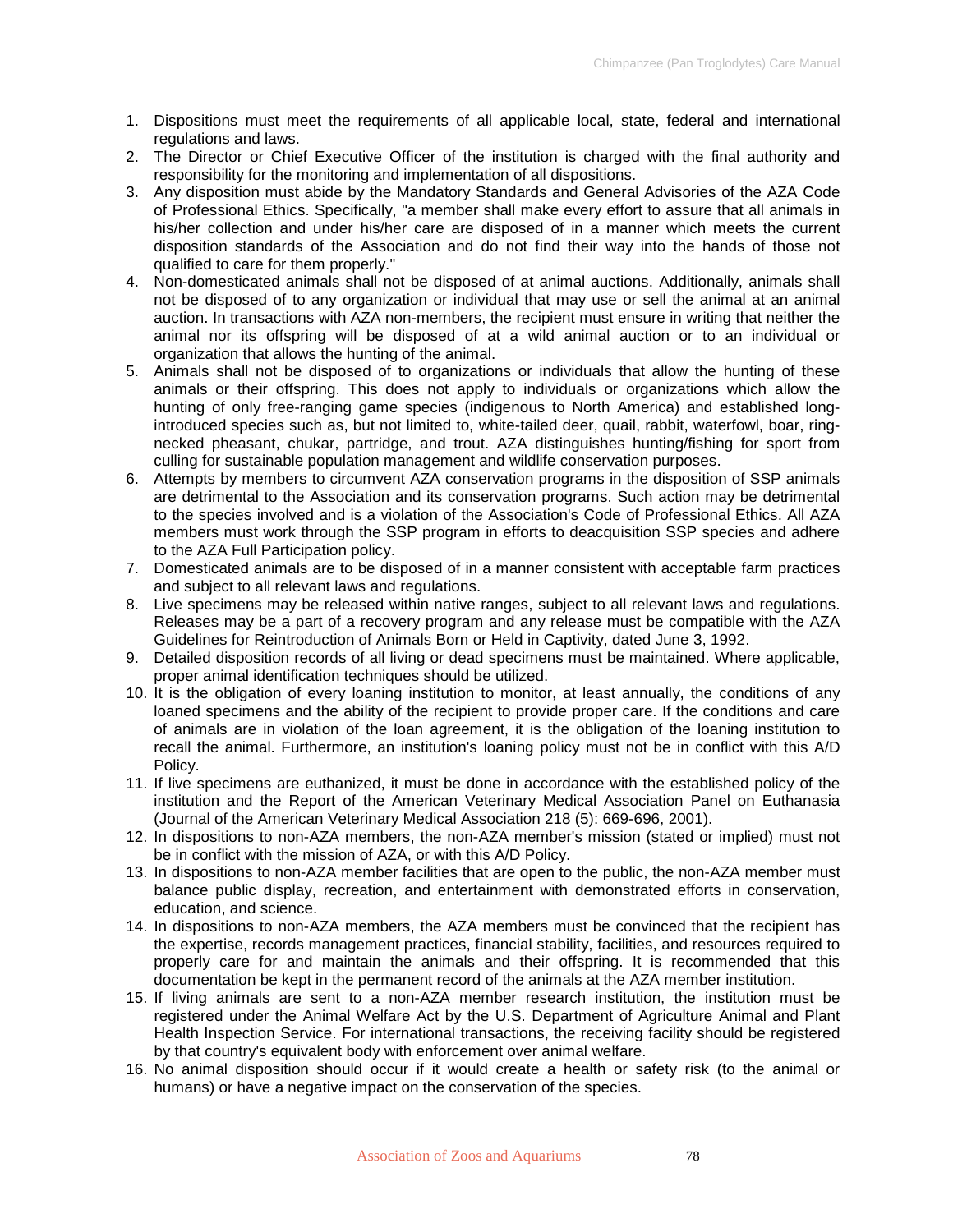1. Dispositions must meet the requirements of all applicable local, state, federal and international regulations and laws.
2. The Director or Chief Executive Officer of the institution is charged with the final authority and responsibility for the monitoring and implementation of all dispositions.
3. Any disposition must abide by the Mandatory Standards and General Advisories of the AZA Code of Professional Ethics. Specifically, "a member shall make every effort to assure that all animals in his/her collection and under his/her care are disposed of in a manner which meets the current disposition standards of the Association and do not find their way into the hands of those not qualified to care for them properly."
4. Non-domesticated animals shall not be disposed of at animal auctions. Additionally, animals shall not be disposed of to any organization or individual that may use or sell the animal at an animal auction. In transactions with AZA non-members, the recipient must ensure in writing that neither the animal nor its offspring will be disposed of at a wild animal auction or to an individual or organization that allows the hunting of the animal.
5. Animals shall not be disposed of to organizations or individuals that allow the hunting of these animals or their offspring. This does not apply to individuals or organizations which allow the hunting of only free-ranging game species (indigenous to North America) and established long-introduced species such as, but not limited to, white-tailed deer, quail, rabbit, waterfowl, boar, ring-necked pheasant, chukar, partridge, and trout. AZA distinguishes hunting/fishing for sport from culling for sustainable population management and wildlife conservation purposes.
6. Attempts by members to circumvent AZA conservation programs in the disposition of SSP animals are detrimental to the Association and its conservation programs. Such action may be detrimental to the species involved and is a violation of the Association's Code of Professional Ethics. All AZA members must work through the SSP program in efforts to deacquisition SSP species and adhere to the AZA Full Participation policy.
7. Domesticated animals are to be disposed of in a manner consistent with acceptable farm practices and subject to all relevant laws and regulations.
8. Live specimens may be released within native ranges, subject to all relevant laws and regulations. Releases may be a part of a recovery program and any release must be compatible with the AZA Guidelines for Reintroduction of Animals Born or Held in Captivity, dated June 3, 1992.
9. Detailed disposition records of all living or dead specimens must be maintained. Where applicable, proper animal identification techniques should be utilized.
10. It is the obligation of every loaning institution to monitor, at least annually, the conditions of any loaned specimens and the ability of the recipient to provide proper care. If the conditions and care of animals are in violation of the loan agreement, it is the obligation of the loaning institution to recall the animal. Furthermore, an institution's loaning policy must not be in conflict with this A/D Policy.
11. If live specimens are euthanized, it must be done in accordance with the established policy of the institution and the Report of the American Veterinary Medical Association Panel on Euthanasia (Journal of the American Veterinary Medical Association 218 (5): 669-696, 2001).
12. In dispositions to non-AZA members, the non-AZA member's mission (stated or implied) must not be in conflict with the mission of AZA, or with this A/D Policy.
13. In dispositions to non-AZA member facilities that are open to the public, the non-AZA member must balance public display, recreation, and entertainment with demonstrated efforts in conservation, education, and science.
14. In dispositions to non-AZA members, the AZA members must be convinced that the recipient has the expertise, records management practices, financial stability, facilities, and resources required to properly care for and maintain the animals and their offspring. It is recommended that this documentation be kept in the permanent record of the animals at the AZA member institution.
15. If living animals are sent to a non-AZA member research institution, the institution must be registered under the Animal Welfare Act by the U.S. Department of Agriculture Animal and Plant Health Inspection Service. For international transactions, the receiving facility should be registered by that country's equivalent body with enforcement over animal welfare.
16. No animal disposition should occur if it would create a health or safety risk (to the animal or humans) or have a negative impact on the conservation of the species.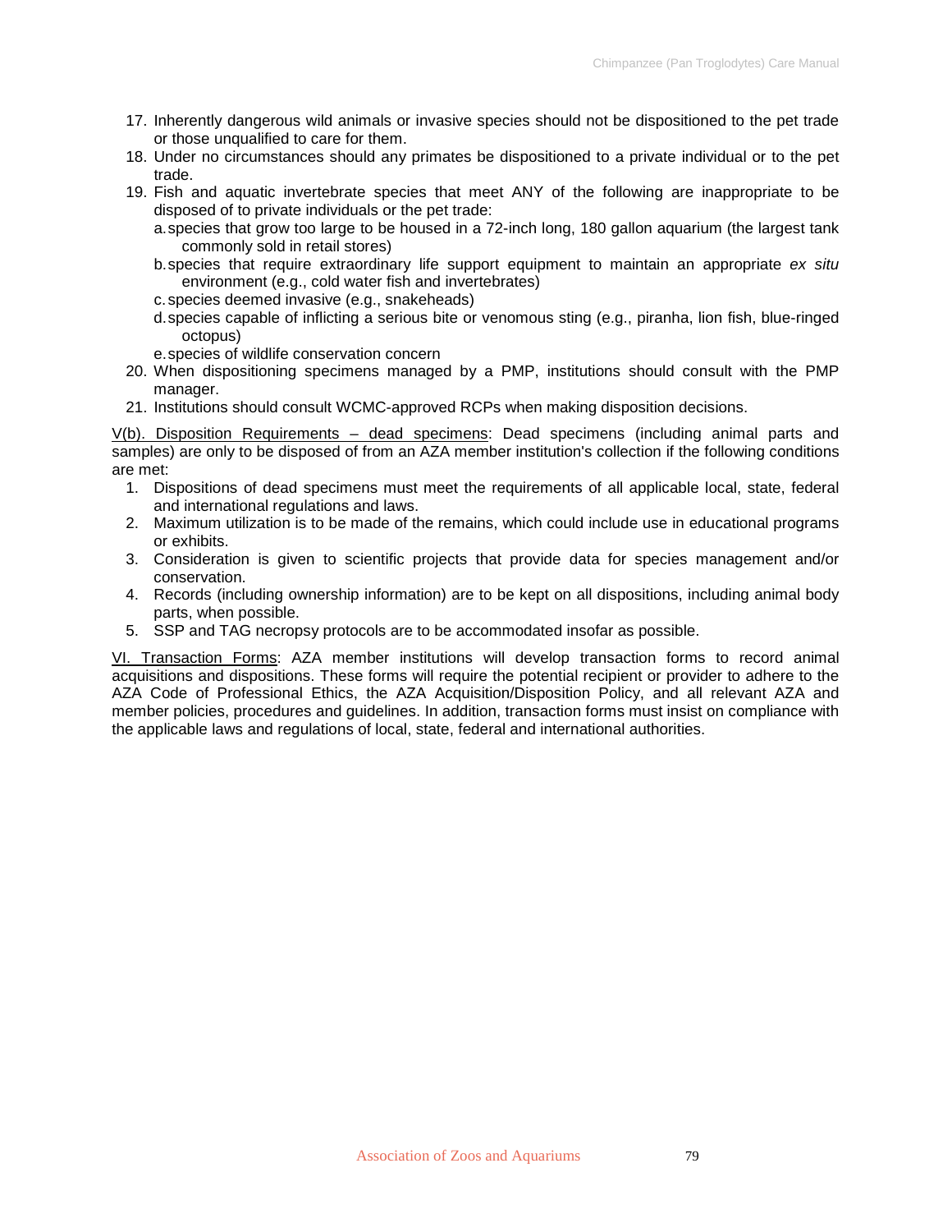17. Inherently dangerous wild animals or invasive species should not be dispositioned to the pet trade or those unqualified to care for them.
18. Under no circumstances should any primates be dispositioned to a private individual or to the pet trade.
19. Fish and aquatic invertebrate species that meet ANY of the following are inappropriate to be disposed of to private individuals or the pet trade:
    a. species that grow too large to be housed in a 72-inch long, 180 gallon aquarium (the largest tank commonly sold in retail stores)
    b. species that require extraordinary life support equipment to maintain an appropriate *ex situ* environment (e.g., cold water fish and invertebrates)
    c. species deemed invasive (e.g., snakeheads)
    d. species capable of inflicting a serious bite or venomous sting (e.g., piranha, lion fish, blue-ringed octopus)
    e. species of wildlife conservation concern
20. When dispositioning specimens managed by a PMP, institutions should consult with the PMP manager.
21. Institutions should consult WCMC-approved RCPs when making disposition decisions.

<u>V(b). Disposition Requirements – dead specimens</u>: Dead specimens (including animal parts and samples) are only to be disposed of from an AZA member institution's collection if the following conditions are met:

1. Dispositions of dead specimens must meet the requirements of all applicable local, state, federal and international regulations and laws.
2. Maximum utilization is to be made of the remains, which could include use in educational programs or exhibits.
3. Consideration is given to scientific projects that provide data for species management and/or conservation.
4. Records (including ownership information) are to be kept on all dispositions, including animal body parts, when possible.
5. SSP and TAG necropsy protocols are to be accommodated insofar as possible.

<u>VI. Transaction Forms</u>: AZA member institutions will develop transaction forms to record animal acquisitions and dispositions. These forms will require the potential recipient or provider to adhere to the AZA Code of Professional Ethics, the AZA Acquisition/Disposition Policy, and all relevant AZA and member policies, procedures and guidelines. In addition, transaction forms must insist on compliance with the applicable laws and regulations of local, state, federal and international authorities.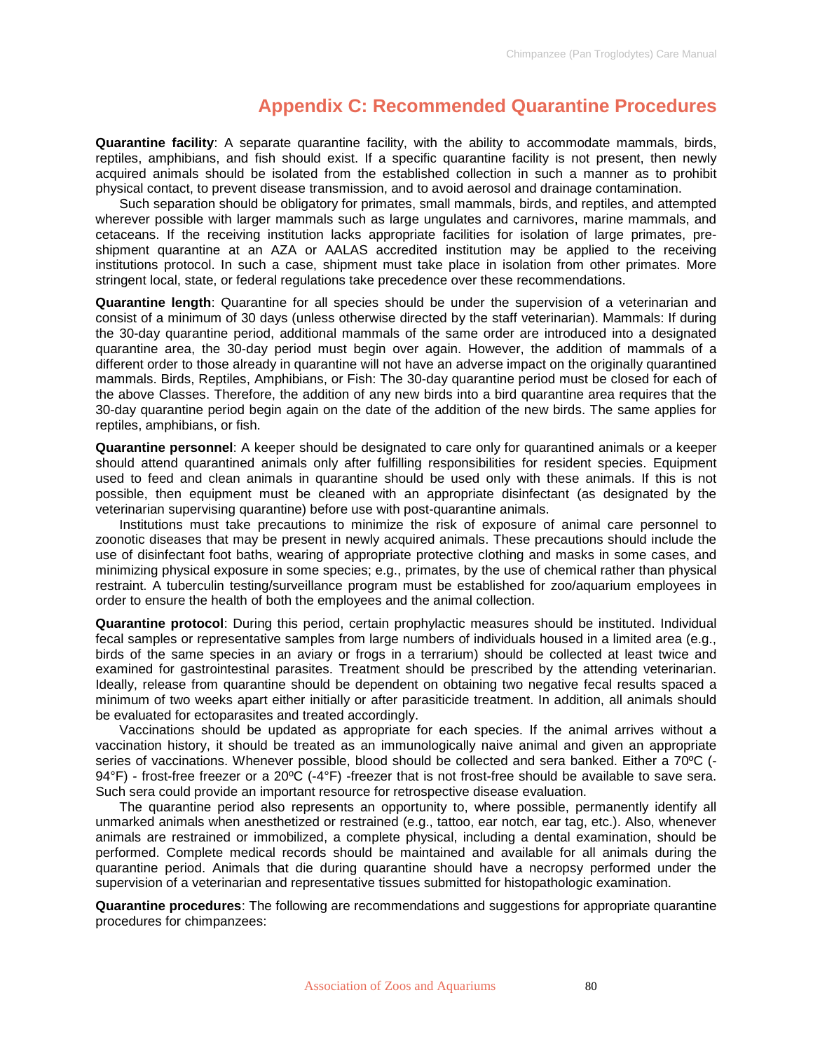# Appendix C: Recommended Quarantine Procedures

**Quarantine facility**: A separate quarantine facility, with the ability to accommodate mammals, birds, reptiles, amphibians, and fish should exist. If a specific quarantine facility is not present, then newly acquired animals should be isolated from the established collection in such a manner as to prohibit physical contact, to prevent disease transmission, and to avoid aerosol and drainage contamination.

Such separation should be obligatory for primates, small mammals, birds, and reptiles, and attempted wherever possible with larger mammals such as large ungulates and carnivores, marine mammals, and cetaceans. If the receiving institution lacks appropriate facilities for isolation of large primates, pre-shipment quarantine at an AZA or AALAS accredited institution may be applied to the receiving institutions protocol. In such a case, shipment must take place in isolation from other primates. More stringent local, state, or federal regulations take precedence over these recommendations.

**Quarantine length**: Quarantine for all species should be under the supervision of a veterinarian and consist of a minimum of 30 days (unless otherwise directed by the staff veterinarian). Mammals: If during the 30-day quarantine period, additional mammals of the same order are introduced into a designated quarantine area, the 30-day period must begin over again. However, the addition of mammals of a different order to those already in quarantine will not have an adverse impact on the originally quarantined mammals. Birds, Reptiles, Amphibians, or Fish: The 30-day quarantine period must be closed for each of the above Classes. Therefore, the addition of any new birds into a bird quarantine area requires that the 30-day quarantine period begin again on the date of the addition of the new birds. The same applies for reptiles, amphibians, or fish.

**Quarantine personnel**: A keeper should be designated to care only for quarantined animals or a keeper should attend quarantined animals only after fulfilling responsibilities for resident species. Equipment used to feed and clean animals in quarantine should be used only with these animals. If this is not possible, then equipment must be cleaned with an appropriate disinfectant (as designated by the veterinarian supervising quarantine) before use with post-quarantine animals.

Institutions must take precautions to minimize the risk of exposure of animal care personnel to zoonotic diseases that may be present in newly acquired animals. These precautions should include the use of disinfectant foot baths, wearing of appropriate protective clothing and masks in some cases, and minimizing physical exposure in some species; e.g., primates, by the use of chemical rather than physical restraint. A tuberculin testing/surveillance program must be established for zoo/aquarium employees in order to ensure the health of both the employees and the animal collection.

**Quarantine protocol**: During this period, certain prophylactic measures should be instituted. Individual fecal samples or representative samples from large numbers of individuals housed in a limited area (e.g., birds of the same species in an aviary or frogs in a terrarium) should be collected at least twice and examined for gastrointestinal parasites. Treatment should be prescribed by the attending veterinarian. Ideally, release from quarantine should be dependent on obtaining two negative fecal results spaced a minimum of two weeks apart either initially or after parasiticide treatment. In addition, all animals should be evaluated for ectoparasites and treated accordingly.

Vaccinations should be updated as appropriate for each species. If the animal arrives without a vaccination history, it should be treated as an immunologically naive animal and given an appropriate series of vaccinations. Whenever possible, blood should be collected and sera banked. Either a 70ºC (-94°F) - frost-free freezer or a 20ºC (-4°F) -freezer that is not frost-free should be available to save sera. Such sera could provide an important resource for retrospective disease evaluation.

The quarantine period also represents an opportunity to, where possible, permanently identify all unmarked animals when anesthetized or restrained (e.g., tattoo, ear notch, ear tag, etc.). Also, whenever animals are restrained or immobilized, a complete physical, including a dental examination, should be performed. Complete medical records should be maintained and available for all animals during the quarantine period. Animals that die during quarantine should have a necropsy performed under the supervision of a veterinarian and representative tissues submitted for histopathologic examination.

**Quarantine procedures**: The following are recommendations and suggestions for appropriate quarantine procedures for chimpanzees: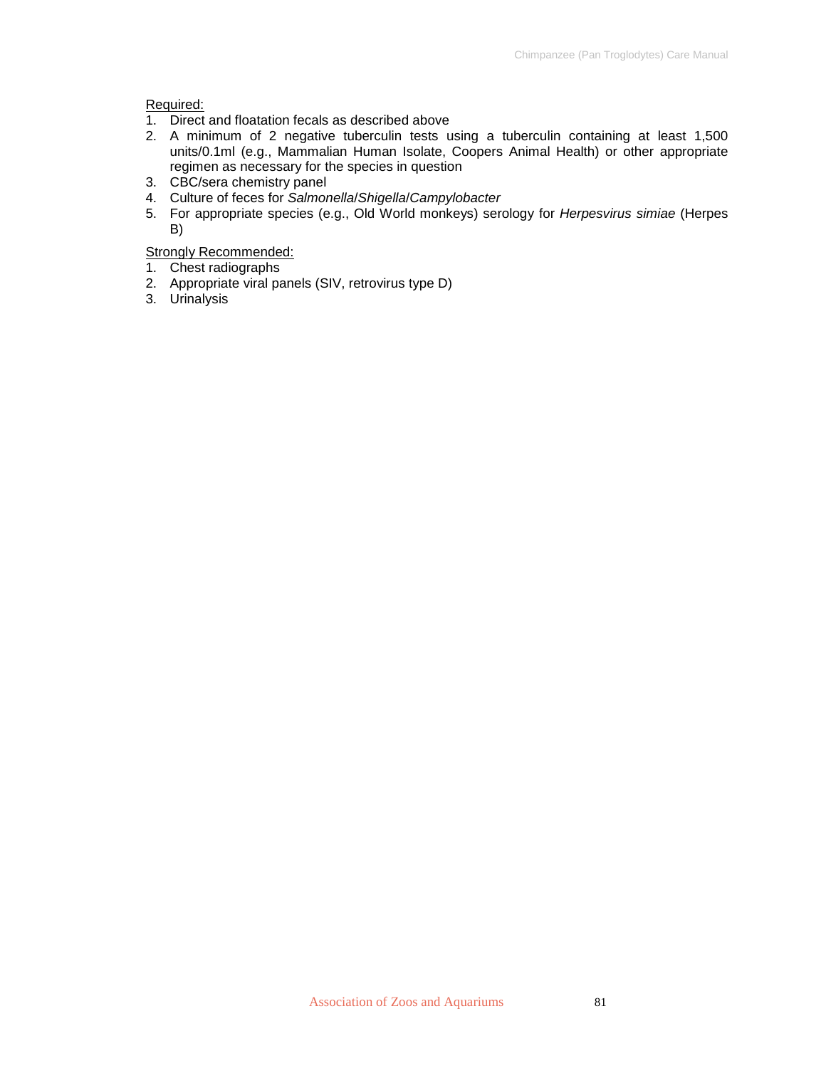Required:

1. Direct and floatation fecals as described above
2. A minimum of 2 negative tuberculin tests using a tuberculin containing at least 1,500 units/0.1ml (e.g., Mammalian Human Isolate, Coopers Animal Health) or other appropriate regimen as necessary for the species in question
3. CBC/sera chemistry panel
4. Culture of feces for *Salmonella*/*Shigella*/*Campylobacter*
5. For appropriate species (e.g., Old World monkeys) serology for *Herpesvirus simiae* (Herpes B)

Strongly Recommended:

1. Chest radiographs
2. Appropriate viral panels (SIV, retrovirus type D)
3. Urinalysis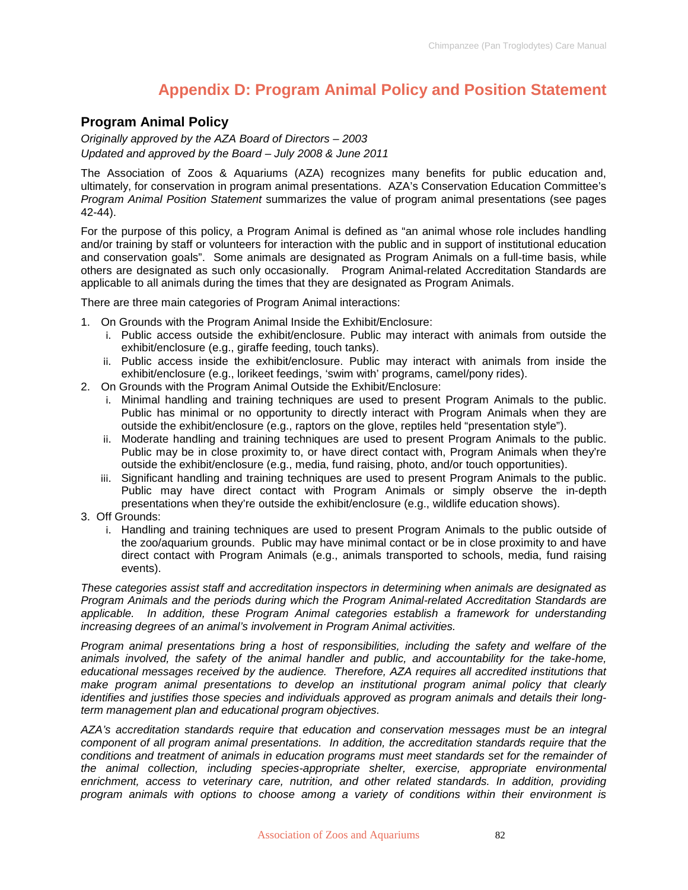# Appendix D: Program Animal Policy and Position Statement

## Program Animal Policy

*Originally approved by the AZA Board of Directors – 2003*
*Updated and approved by the Board – July 2008 & June 2011*

The Association of Zoos & Aquariums (AZA) recognizes many benefits for public education and, ultimately, for conservation in program animal presentations. AZA's Conservation Education Committee's *Program Animal Position Statement* summarizes the value of program animal presentations (see pages 42-44).

For the purpose of this policy, a Program Animal is defined as "an animal whose role includes handling and/or training by staff or volunteers for interaction with the public and in support of institutional education and conservation goals". Some animals are designated as Program Animals on a full-time basis, while others are designated as such only occasionally. Program Animal-related Accreditation Standards are applicable to all animals during the times that they are designated as Program Animals.

There are three main categories of Program Animal interactions:

1. On Grounds with the Program Animal Inside the Exhibit/Enclosure:
   i. Public access outside the exhibit/enclosure. Public may interact with animals from outside the exhibit/enclosure (e.g., giraffe feeding, touch tanks).
   ii. Public access inside the exhibit/enclosure. Public may interact with animals from inside the exhibit/enclosure (e.g., lorikeet feedings, 'swim with' programs, camel/pony rides).
2. On Grounds with the Program Animal Outside the Exhibit/Enclosure:
   i. Minimal handling and training techniques are used to present Program Animals to the public. Public has minimal or no opportunity to directly interact with Program Animals when they are outside the exhibit/enclosure (e.g., raptors on the glove, reptiles held "presentation style").
   ii. Moderate handling and training techniques are used to present Program Animals to the public. Public may be in close proximity to, or have direct contact with, Program Animals when they're outside the exhibit/enclosure (e.g., media, fund raising, photo, and/or touch opportunities).
   iii. Significant handling and training techniques are used to present Program Animals to the public. Public may have direct contact with Program Animals or simply observe the in-depth presentations when they're outside the exhibit/enclosure (e.g., wildlife education shows).
3. Off Grounds:
   i. Handling and training techniques are used to present Program Animals to the public outside of the zoo/aquarium grounds. Public may have minimal contact or be in close proximity to and have direct contact with Program Animals (e.g., animals transported to schools, media, fund raising events).

*These categories assist staff and accreditation inspectors in determining when animals are designated as Program Animals and the periods during which the Program Animal-related Accreditation Standards are applicable. In addition, these Program Animal categories establish a framework for understanding increasing degrees of an animal's involvement in Program Animal activities.*

*Program animal presentations bring a host of responsibilities, including the safety and welfare of the animals involved, the safety of the animal handler and public, and accountability for the take-home, educational messages received by the audience. Therefore, AZA requires all accredited institutions that make program animal presentations to develop an institutional program animal policy that clearly identifies and justifies those species and individuals approved as program animals and details their long-term management plan and educational program objectives.*

*AZA's accreditation standards require that education and conservation messages must be an integral component of all program animal presentations. In addition, the accreditation standards require that the conditions and treatment of animals in education programs must meet standards set for the remainder of the animal collection, including species-appropriate shelter, exercise, appropriate environmental enrichment, access to veterinary care, nutrition, and other related standards. In addition, providing program animals with options to choose among a variety of conditions within their environment is*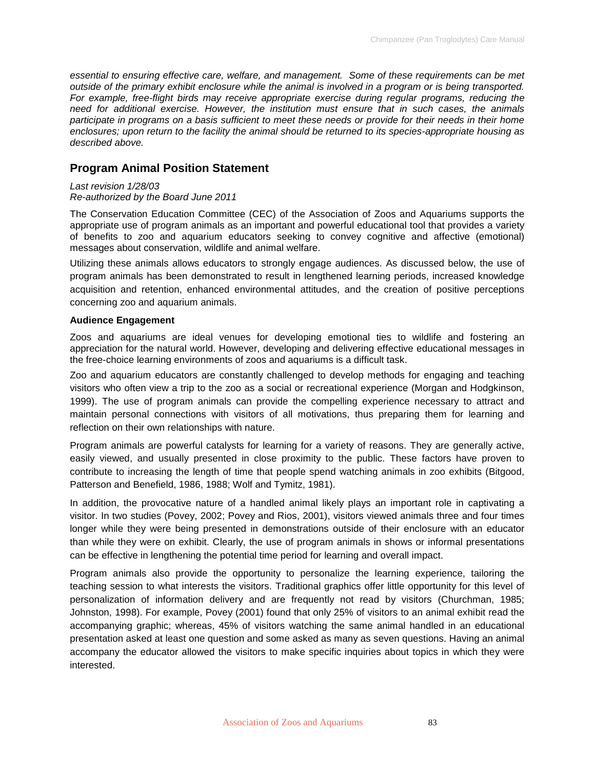*essential to ensuring effective care, welfare, and management. Some of these requirements can be met outside of the primary exhibit enclosure while the animal is involved in a program or is being transported. For example, free-flight birds may receive appropriate exercise during regular programs, reducing the need for additional exercise. However, the institution must ensure that in such cases, the animals participate in programs on a basis sufficient to meet these needs or provide for their needs in their home enclosures; upon return to the facility the animal should be returned to its species-appropriate housing as described above.*

## Program Animal Position Statement

*Last revision 1/28/03*
*Re-authorized by the Board June 2011*

The Conservation Education Committee (CEC) of the Association of Zoos and Aquariums supports the appropriate use of program animals as an important and powerful educational tool that provides a variety of benefits to zoo and aquarium educators seeking to convey cognitive and affective (emotional) messages about conservation, wildlife and animal welfare.

Utilizing these animals allows educators to strongly engage audiences. As discussed below, the use of program animals has been demonstrated to result in lengthened learning periods, increased knowledge acquisition and retention, enhanced environmental attitudes, and the creation of positive perceptions concerning zoo and aquarium animals.

**Audience Engagement**

Zoos and aquariums are ideal venues for developing emotional ties to wildlife and fostering an appreciation for the natural world. However, developing and delivering effective educational messages in the free-choice learning environments of zoos and aquariums is a difficult task.

Zoo and aquarium educators are constantly challenged to develop methods for engaging and teaching visitors who often view a trip to the zoo as a social or recreational experience (Morgan and Hodgkinson, 1999). The use of program animals can provide the compelling experience necessary to attract and maintain personal connections with visitors of all motivations, thus preparing them for learning and reflection on their own relationships with nature.

Program animals are powerful catalysts for learning for a variety of reasons. They are generally active, easily viewed, and usually presented in close proximity to the public. These factors have proven to contribute to increasing the length of time that people spend watching animals in zoo exhibits (Bitgood, Patterson and Benefield, 1986, 1988; Wolf and Tymitz, 1981).

In addition, the provocative nature of a handled animal likely plays an important role in captivating a visitor. In two studies (Povey, 2002; Povey and Rios, 2001), visitors viewed animals three and four times longer while they were being presented in demonstrations outside of their enclosure with an educator than while they were on exhibit. Clearly, the use of program animals in shows or informal presentations can be effective in lengthening the potential time period for learning and overall impact.

Program animals also provide the opportunity to personalize the learning experience, tailoring the teaching session to what interests the visitors. Traditional graphics offer little opportunity for this level of personalization of information delivery and are frequently not read by visitors (Churchman, 1985; Johnston, 1998). For example, Povey (2001) found that only 25% of visitors to an animal exhibit read the accompanying graphic; whereas, 45% of visitors watching the same animal handled in an educational presentation asked at least one question and some asked as many as seven questions. Having an animal accompany the educator allowed the visitors to make specific inquiries about topics in which they were interested.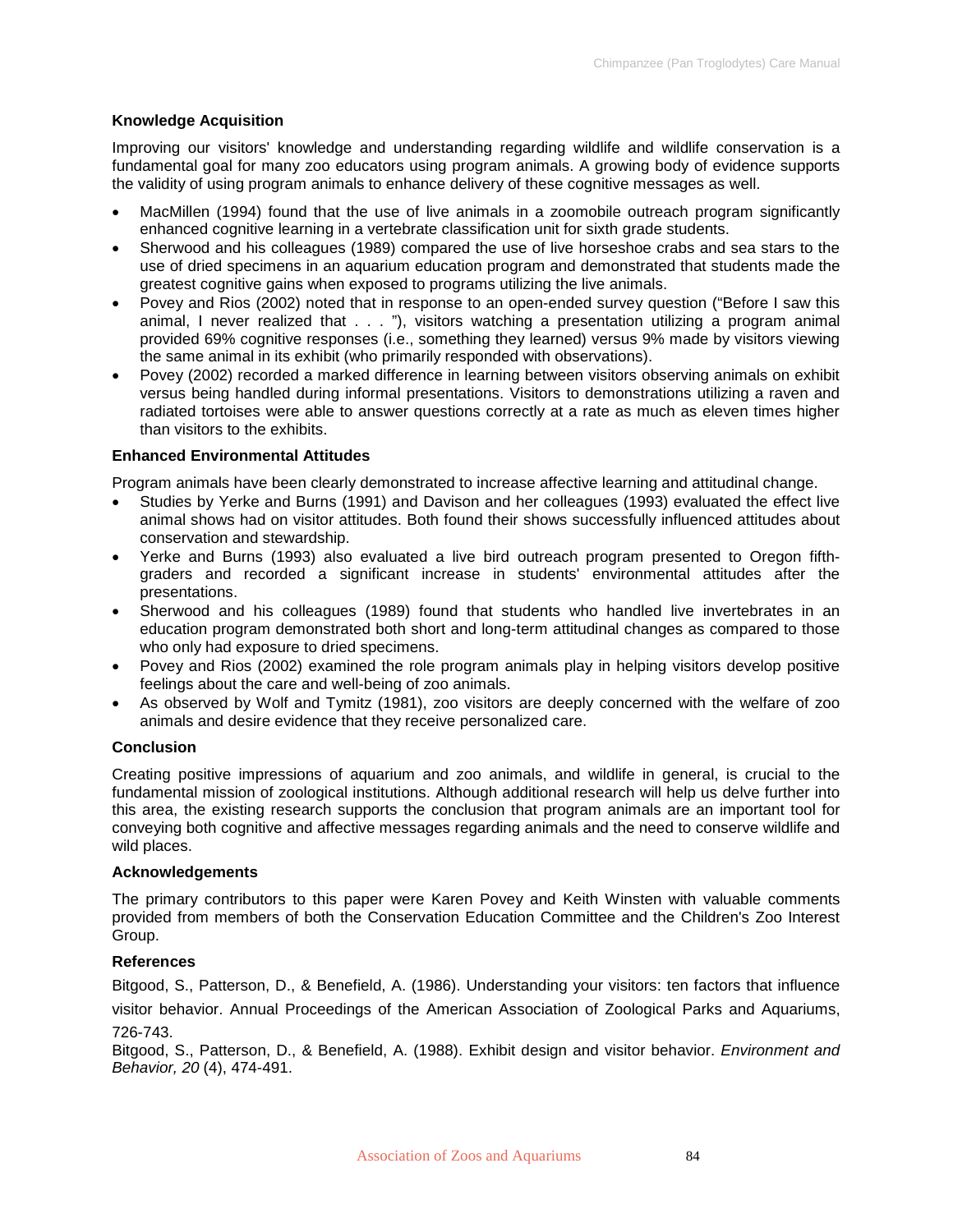**Knowledge Acquisition**

Improving our visitors' knowledge and understanding regarding wildlife and wildlife conservation is a fundamental goal for many zoo educators using program animals. A growing body of evidence supports the validity of using program animals to enhance delivery of these cognitive messages as well.

- MacMillen (1994) found that the use of live animals in a zoomobile outreach program significantly enhanced cognitive learning in a vertebrate classification unit for sixth grade students.
- Sherwood and his colleagues (1989) compared the use of live horseshoe crabs and sea stars to the use of dried specimens in an aquarium education program and demonstrated that students made the greatest cognitive gains when exposed to programs utilizing the live animals.
- Povey and Rios (2002) noted that in response to an open-ended survey question ("Before I saw this animal, I never realized that . . . "), visitors watching a presentation utilizing a program animal provided 69% cognitive responses (i.e., something they learned) versus 9% made by visitors viewing the same animal in its exhibit (who primarily responded with observations).
- Povey (2002) recorded a marked difference in learning between visitors observing animals on exhibit versus being handled during informal presentations. Visitors to demonstrations utilizing a raven and radiated tortoises were able to answer questions correctly at a rate as much as eleven times higher than visitors to the exhibits.

**Enhanced Environmental Attitudes**

Program animals have been clearly demonstrated to increase affective learning and attitudinal change.

- Studies by Yerke and Burns (1991) and Davison and her colleagues (1993) evaluated the effect live animal shows had on visitor attitudes. Both found their shows successfully influenced attitudes about conservation and stewardship.
- Yerke and Burns (1993) also evaluated a live bird outreach program presented to Oregon fifth-graders and recorded a significant increase in students' environmental attitudes after the presentations.
- Sherwood and his colleagues (1989) found that students who handled live invertebrates in an education program demonstrated both short and long-term attitudinal changes as compared to those who only had exposure to dried specimens.
- Povey and Rios (2002) examined the role program animals play in helping visitors develop positive feelings about the care and well-being of zoo animals.
- As observed by Wolf and Tymitz (1981), zoo visitors are deeply concerned with the welfare of zoo animals and desire evidence that they receive personalized care.

**Conclusion**

Creating positive impressions of aquarium and zoo animals, and wildlife in general, is crucial to the fundamental mission of zoological institutions. Although additional research will help us delve further into this area, the existing research supports the conclusion that program animals are an important tool for conveying both cognitive and affective messages regarding animals and the need to conserve wildlife and wild places.

**Acknowledgements**

The primary contributors to this paper were Karen Povey and Keith Winsten with valuable comments provided from members of both the Conservation Education Committee and the Children's Zoo Interest Group.

**References**

Bitgood, S., Patterson, D., & Benefield, A. (1986). Understanding your visitors: ten factors that influence visitor behavior. Annual Proceedings of the American Association of Zoological Parks and Aquariums, 726-743.

Bitgood, S., Patterson, D., & Benefield, A. (1988). Exhibit design and visitor behavior. *Environment and Behavior, 20* (4), 474-491.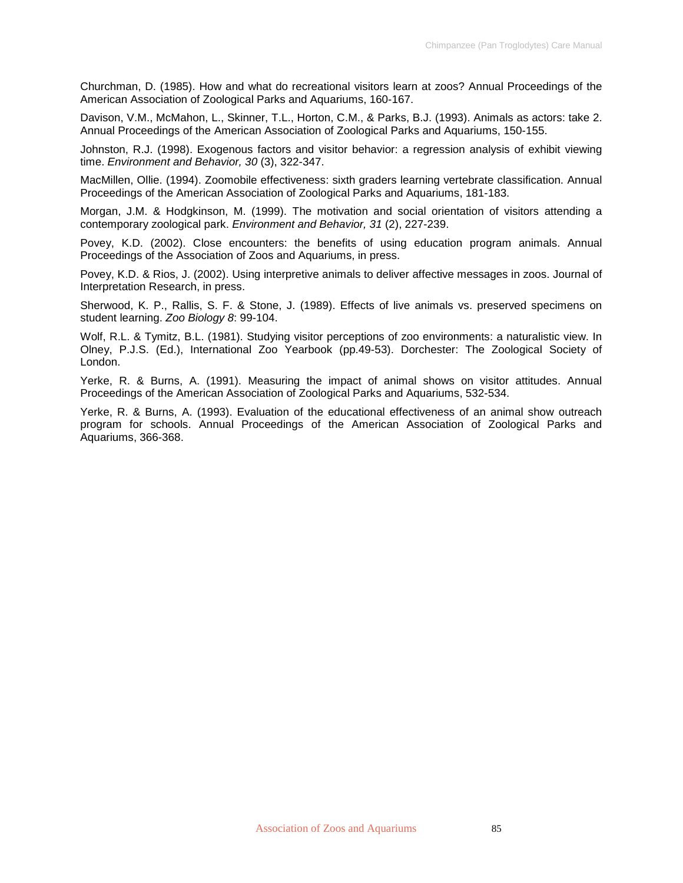Churchman, D. (1985). How and what do recreational visitors learn at zoos? Annual Proceedings of the American Association of Zoological Parks and Aquariums, 160-167.

Davison, V.M., McMahon, L., Skinner, T.L., Horton, C.M., & Parks, B.J. (1993). Animals as actors: take 2. Annual Proceedings of the American Association of Zoological Parks and Aquariums, 150-155.

Johnston, R.J. (1998). Exogenous factors and visitor behavior: a regression analysis of exhibit viewing time. *Environment and Behavior, 30* (3), 322-347.

MacMillen, Ollie. (1994). Zoomobile effectiveness: sixth graders learning vertebrate classification. Annual Proceedings of the American Association of Zoological Parks and Aquariums, 181-183.

Morgan, J.M. & Hodgkinson, M. (1999). The motivation and social orientation of visitors attending a contemporary zoological park. *Environment and Behavior, 31* (2), 227-239.

Povey, K.D. (2002). Close encounters: the benefits of using education program animals. Annual Proceedings of the Association of Zoos and Aquariums, in press.

Povey, K.D. & Rios, J. (2002). Using interpretive animals to deliver affective messages in zoos. Journal of Interpretation Research, in press.

Sherwood, K. P., Rallis, S. F. & Stone, J. (1989). Effects of live animals vs. preserved specimens on student learning. *Zoo Biology 8*: 99-104.

Wolf, R.L. & Tymitz, B.L. (1981). Studying visitor perceptions of zoo environments: a naturalistic view. In Olney, P.J.S. (Ed.), International Zoo Yearbook (pp.49-53). Dorchester: The Zoological Society of London.

Yerke, R. & Burns, A. (1991). Measuring the impact of animal shows on visitor attitudes. Annual Proceedings of the American Association of Zoological Parks and Aquariums, 532-534.

Yerke, R. & Burns, A. (1993). Evaluation of the educational effectiveness of an animal show outreach program for schools. Annual Proceedings of the American Association of Zoological Parks and Aquariums, 366-368.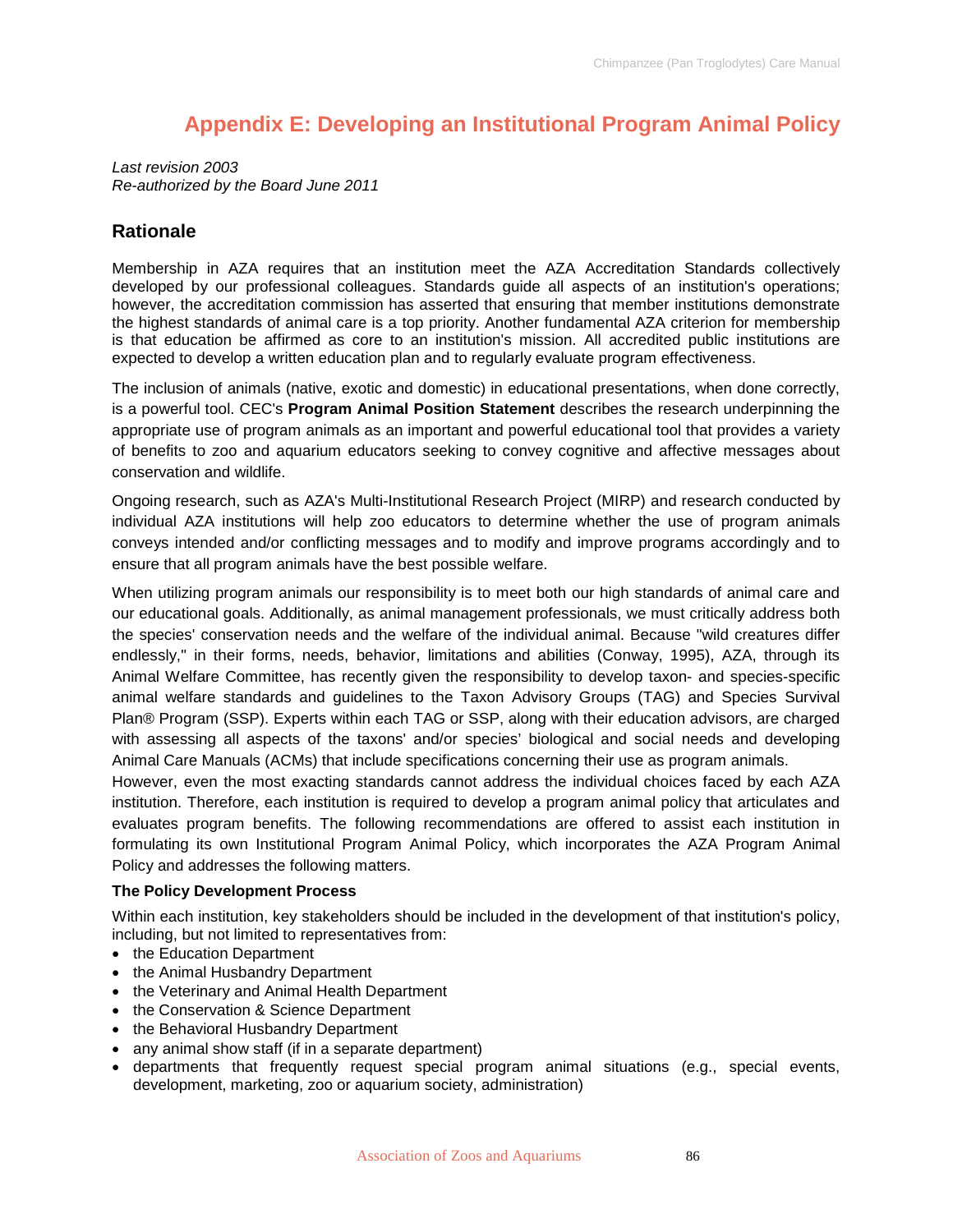# Appendix E: Developing an Institutional Program Animal Policy

*Last revision 2003*
*Re-authorized by the Board June 2011*

## Rationale

Membership in AZA requires that an institution meet the AZA Accreditation Standards collectively developed by our professional colleagues. Standards guide all aspects of an institution's operations; however, the accreditation commission has asserted that ensuring that member institutions demonstrate the highest standards of animal care is a top priority. Another fundamental AZA criterion for membership is that education be affirmed as core to an institution's mission. All accredited public institutions are expected to develop a written education plan and to regularly evaluate program effectiveness.

The inclusion of animals (native, exotic and domestic) in educational presentations, when done correctly, is a powerful tool. CEC's **Program Animal Position Statement** describes the research underpinning the appropriate use of program animals as an important and powerful educational tool that provides a variety of benefits to zoo and aquarium educators seeking to convey cognitive and affective messages about conservation and wildlife.

Ongoing research, such as AZA's Multi-Institutional Research Project (MIRP) and research conducted by individual AZA institutions will help zoo educators to determine whether the use of program animals conveys intended and/or conflicting messages and to modify and improve programs accordingly and to ensure that all program animals have the best possible welfare.

When utilizing program animals our responsibility is to meet both our high standards of animal care and our educational goals. Additionally, as animal management professionals, we must critically address both the species' conservation needs and the welfare of the individual animal. Because "wild creatures differ endlessly," in their forms, needs, behavior, limitations and abilities (Conway, 1995), AZA, through its Animal Welfare Committee, has recently given the responsibility to develop taxon- and species-specific animal welfare standards and guidelines to the Taxon Advisory Groups (TAG) and Species Survival Plan® Program (SSP). Experts within each TAG or SSP, along with their education advisors, are charged with assessing all aspects of the taxons' and/or species' biological and social needs and developing Animal Care Manuals (ACMs) that include specifications concerning their use as program animals.

However, even the most exacting standards cannot address the individual choices faced by each AZA institution. Therefore, each institution is required to develop a program animal policy that articulates and evaluates program benefits. The following recommendations are offered to assist each institution in formulating its own Institutional Program Animal Policy, which incorporates the AZA Program Animal Policy and addresses the following matters.

**The Policy Development Process**

Within each institution, key stakeholders should be included in the development of that institution's policy, including, but not limited to representatives from:

- the Education Department
- the Animal Husbandry Department
- the Veterinary and Animal Health Department
- the Conservation & Science Department
- the Behavioral Husbandry Department
- any animal show staff (if in a separate department)
- departments that frequently request special program animal situations (e.g., special events, development, marketing, zoo or aquarium society, administration)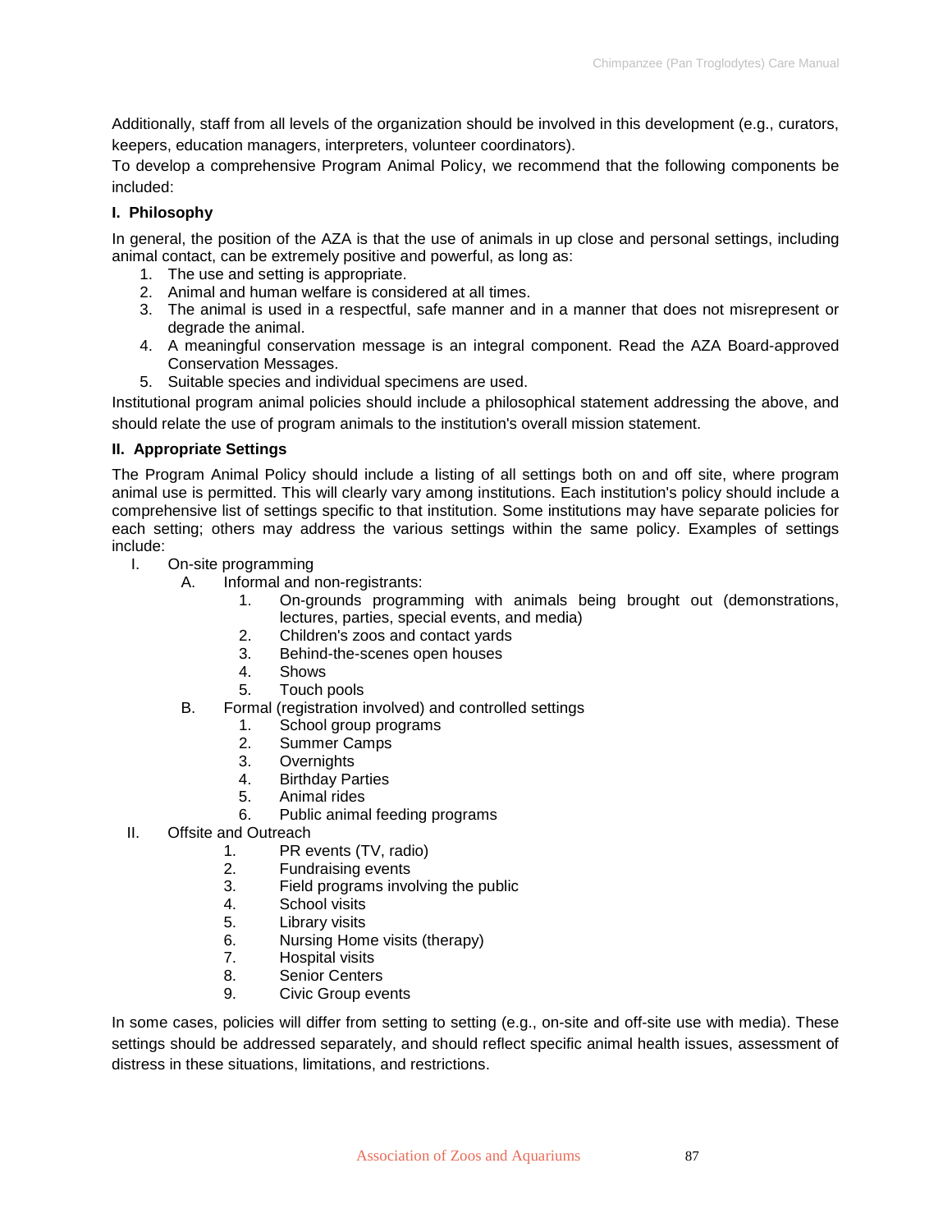Additionally, staff from all levels of the organization should be involved in this development (e.g., curators, keepers, education managers, interpreters, volunteer coordinators).

To develop a comprehensive Program Animal Policy, we recommend that the following components be included:

**I. Philosophy**

In general, the position of the AZA is that the use of animals in up close and personal settings, including animal contact, can be extremely positive and powerful, as long as:

1. The use and setting is appropriate.
2. Animal and human welfare is considered at all times.
3. The animal is used in a respectful, safe manner and in a manner that does not misrepresent or degrade the animal.
4. A meaningful conservation message is an integral component. Read the AZA Board-approved Conservation Messages.
5. Suitable species and individual specimens are used.

Institutional program animal policies should include a philosophical statement addressing the above, and should relate the use of program animals to the institution's overall mission statement.

**II. Appropriate Settings**

The Program Animal Policy should include a listing of all settings both on and off site, where program animal use is permitted. This will clearly vary among institutions. Each institution's policy should include a comprehensive list of settings specific to that institution. Some institutions may have separate policies for each setting; others may address the various settings within the same policy. Examples of settings include:

- I. On-site programming
  - A. Informal and non-registrants:
    1. On-grounds programming with animals being brought out (demonstrations, lectures, parties, special events, and media)
    2. Children's zoos and contact yards
    3. Behind-the-scenes open houses
    4. Shows
    5. Touch pools
  - B. Formal (registration involved) and controlled settings
    1. School group programs
    2. Summer Camps
    3. Overnights
    4. Birthday Parties
    5. Animal rides
    6. Public animal feeding programs
- II. Offsite and Outreach
  1. PR events (TV, radio)
  2. Fundraising events
  3. Field programs involving the public
  4. School visits
  5. Library visits
  6. Nursing Home visits (therapy)
  7. Hospital visits
  8. Senior Centers
  9. Civic Group events

In some cases, policies will differ from setting to setting (e.g., on-site and off-site use with media). These settings should be addressed separately, and should reflect specific animal health issues, assessment of distress in these situations, limitations, and restrictions.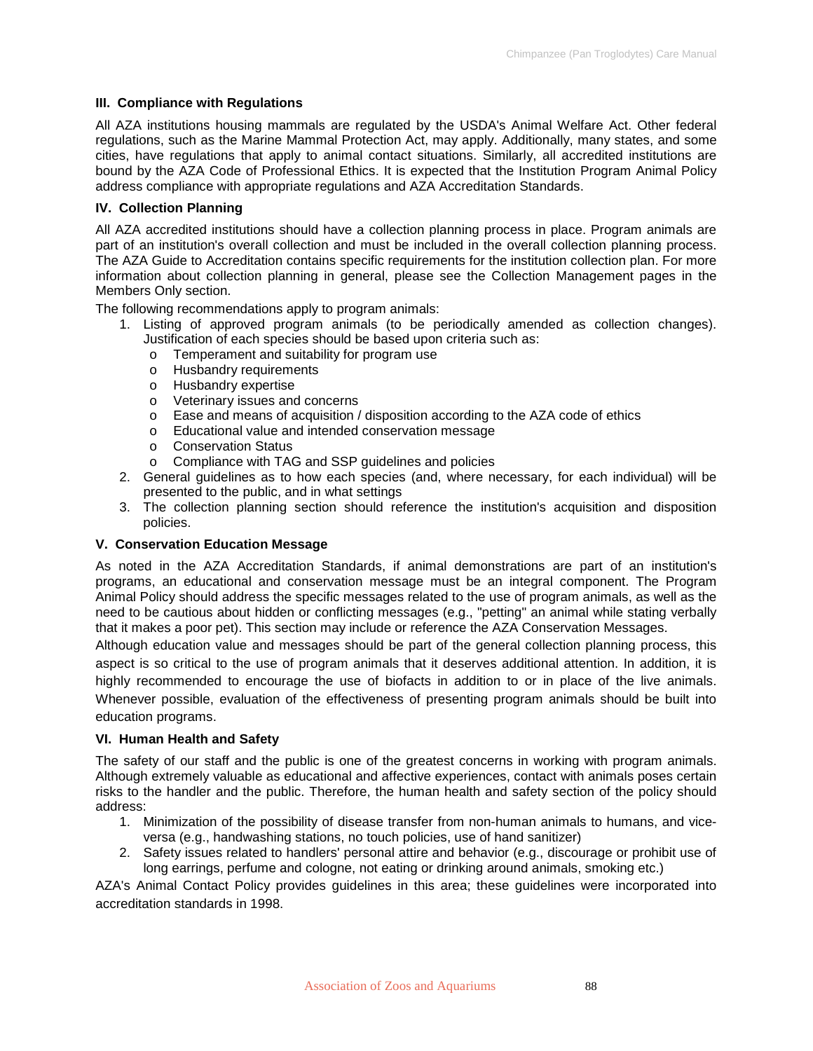### III. Compliance with Regulations

All AZA institutions housing mammals are regulated by the USDA's Animal Welfare Act. Other federal regulations, such as the Marine Mammal Protection Act, may apply. Additionally, many states, and some cities, have regulations that apply to animal contact situations. Similarly, all accredited institutions are bound by the AZA Code of Professional Ethics. It is expected that the Institution Program Animal Policy address compliance with appropriate regulations and AZA Accreditation Standards.

### IV. Collection Planning

All AZA accredited institutions should have a collection planning process in place. Program animals are part of an institution's overall collection and must be included in the overall collection planning process. The AZA Guide to Accreditation contains specific requirements for the institution collection plan. For more information about collection planning in general, please see the Collection Management pages in the Members Only section.

The following recommendations apply to program animals:

1. Listing of approved program animals (to be periodically amended as collection changes). Justification of each species should be based upon criteria such as:
   - Temperament and suitability for program use
   - Husbandry requirements
   - Husbandry expertise
   - Veterinary issues and concerns
   - Ease and means of acquisition / disposition according to the AZA code of ethics
   - Educational value and intended conservation message
   - Conservation Status
   - Compliance with TAG and SSP guidelines and policies
2. General guidelines as to how each species (and, where necessary, for each individual) will be presented to the public, and in what settings
3. The collection planning section should reference the institution's acquisition and disposition policies.

### V. Conservation Education Message

As noted in the AZA Accreditation Standards, if animal demonstrations are part of an institution's programs, an educational and conservation message must be an integral component. The Program Animal Policy should address the specific messages related to the use of program animals, as well as the need to be cautious about hidden or conflicting messages (e.g., "petting" an animal while stating verbally that it makes a poor pet). This section may include or reference the AZA Conservation Messages.

Although education value and messages should be part of the general collection planning process, this aspect is so critical to the use of program animals that it deserves additional attention. In addition, it is highly recommended to encourage the use of biofacts in addition to or in place of the live animals. Whenever possible, evaluation of the effectiveness of presenting program animals should be built into education programs.

### VI. Human Health and Safety

The safety of our staff and the public is one of the greatest concerns in working with program animals. Although extremely valuable as educational and affective experiences, contact with animals poses certain risks to the handler and the public. Therefore, the human health and safety section of the policy should address:

1. Minimization of the possibility of disease transfer from non-human animals to humans, and vice-versa (e.g., handwashing stations, no touch policies, use of hand sanitizer)
2. Safety issues related to handlers' personal attire and behavior (e.g., discourage or prohibit use of long earrings, perfume and cologne, not eating or drinking around animals, smoking etc.)

AZA's Animal Contact Policy provides guidelines in this area; these guidelines were incorporated into accreditation standards in 1998.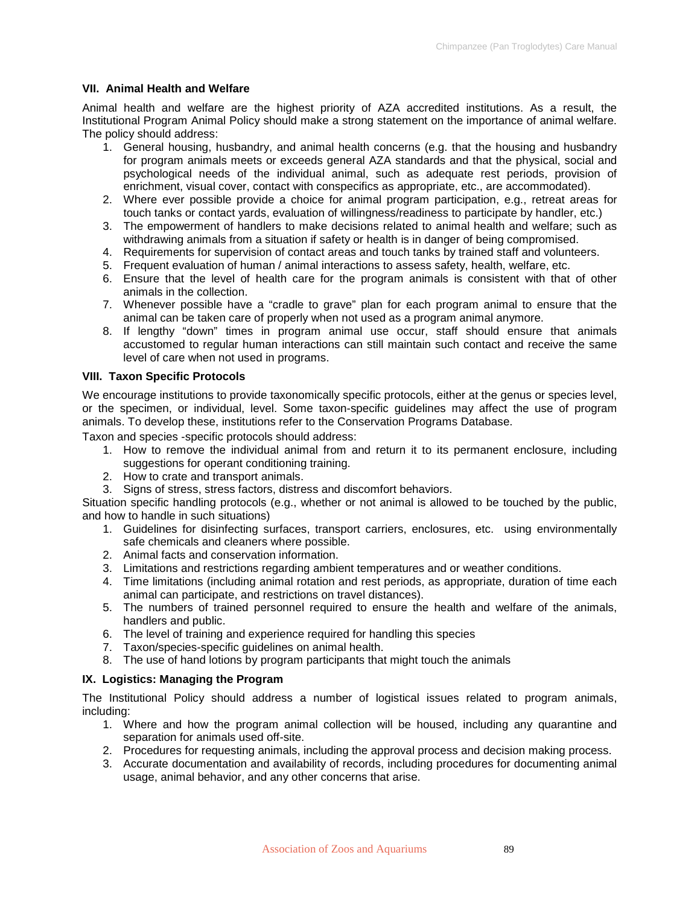### VII. Animal Health and Welfare

Animal health and welfare are the highest priority of AZA accredited institutions. As a result, the Institutional Program Animal Policy should make a strong statement on the importance of animal welfare. The policy should address:

1. General housing, husbandry, and animal health concerns (e.g. that the housing and husbandry for program animals meets or exceeds general AZA standards and that the physical, social and psychological needs of the individual animal, such as adequate rest periods, provision of enrichment, visual cover, contact with conspecifics as appropriate, etc., are accommodated).
2. Where ever possible provide a choice for animal program participation, e.g., retreat areas for touch tanks or contact yards, evaluation of willingness/readiness to participate by handler, etc.)
3. The empowerment of handlers to make decisions related to animal health and welfare; such as withdrawing animals from a situation if safety or health is in danger of being compromised.
4. Requirements for supervision of contact areas and touch tanks by trained staff and volunteers.
5. Frequent evaluation of human / animal interactions to assess safety, health, welfare, etc.
6. Ensure that the level of health care for the program animals is consistent with that of other animals in the collection.
7. Whenever possible have a "cradle to grave" plan for each program animal to ensure that the animal can be taken care of properly when not used as a program animal anymore.
8. If lengthy "down" times in program animal use occur, staff should ensure that animals accustomed to regular human interactions can still maintain such contact and receive the same level of care when not used in programs.

### VIII. Taxon Specific Protocols

We encourage institutions to provide taxonomically specific protocols, either at the genus or species level, or the specimen, or individual, level. Some taxon-specific guidelines may affect the use of program animals. To develop these, institutions refer to the Conservation Programs Database.

Taxon and species -specific protocols should address:

1. How to remove the individual animal from and return it to its permanent enclosure, including suggestions for operant conditioning training.
2. How to crate and transport animals.
3. Signs of stress, stress factors, distress and discomfort behaviors.

Situation specific handling protocols (e.g., whether or not animal is allowed to be touched by the public, and how to handle in such situations)

1. Guidelines for disinfecting surfaces, transport carriers, enclosures, etc. using environmentally safe chemicals and cleaners where possible.
2. Animal facts and conservation information.
3. Limitations and restrictions regarding ambient temperatures and or weather conditions.
4. Time limitations (including animal rotation and rest periods, as appropriate, duration of time each animal can participate, and restrictions on travel distances).
5. The numbers of trained personnel required to ensure the health and welfare of the animals, handlers and public.
6. The level of training and experience required for handling this species
7. Taxon/species-specific guidelines on animal health.
8. The use of hand lotions by program participants that might touch the animals

### IX. Logistics: Managing the Program

The Institutional Policy should address a number of logistical issues related to program animals, including:

1. Where and how the program animal collection will be housed, including any quarantine and separation for animals used off-site.
2. Procedures for requesting animals, including the approval process and decision making process.
3. Accurate documentation and availability of records, including procedures for documenting animal usage, animal behavior, and any other concerns that arise.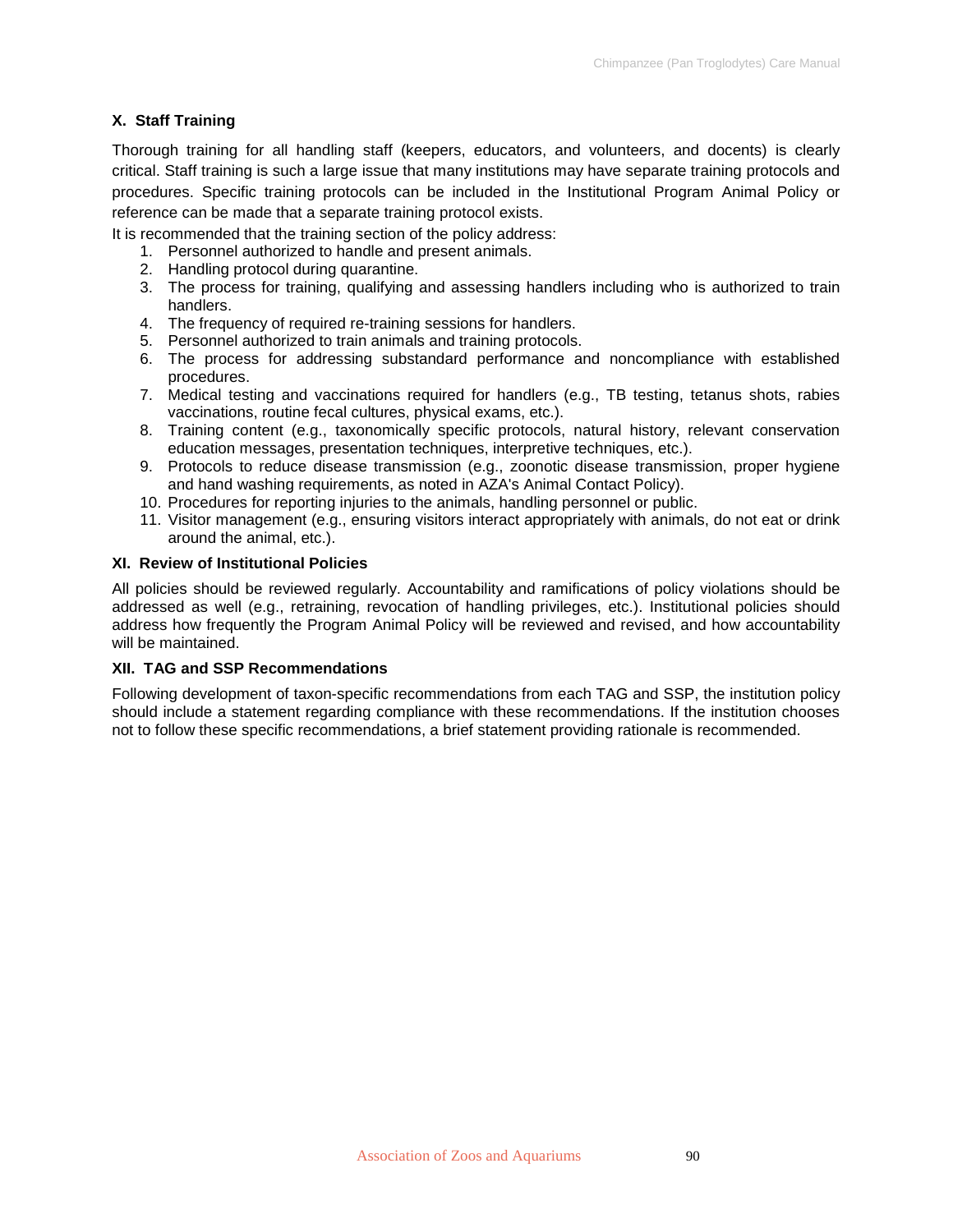### X. Staff Training

Thorough training for all handling staff (keepers, educators, and volunteers, and docents) is clearly critical. Staff training is such a large issue that many institutions may have separate training protocols and procedures. Specific training protocols can be included in the Institutional Program Animal Policy or reference can be made that a separate training protocol exists.

It is recommended that the training section of the policy address:

1. Personnel authorized to handle and present animals.
2. Handling protocol during quarantine.
3. The process for training, qualifying and assessing handlers including who is authorized to train handlers.
4. The frequency of required re-training sessions for handlers.
5. Personnel authorized to train animals and training protocols.
6. The process for addressing substandard performance and noncompliance with established procedures.
7. Medical testing and vaccinations required for handlers (e.g., TB testing, tetanus shots, rabies vaccinations, routine fecal cultures, physical exams, etc.).
8. Training content (e.g., taxonomically specific protocols, natural history, relevant conservation education messages, presentation techniques, interpretive techniques, etc.).
9. Protocols to reduce disease transmission (e.g., zoonotic disease transmission, proper hygiene and hand washing requirements, as noted in AZA's Animal Contact Policy).
10. Procedures for reporting injuries to the animals, handling personnel or public.
11. Visitor management (e.g., ensuring visitors interact appropriately with animals, do not eat or drink around the animal, etc.).

### XI. Review of Institutional Policies

All policies should be reviewed regularly. Accountability and ramifications of policy violations should be addressed as well (e.g., retraining, revocation of handling privileges, etc.). Institutional policies should address how frequently the Program Animal Policy will be reviewed and revised, and how accountability will be maintained.

### XII. TAG and SSP Recommendations

Following development of taxon-specific recommendations from each TAG and SSP, the institution policy should include a statement regarding compliance with these recommendations. If the institution chooses not to follow these specific recommendations, a brief statement providing rationale is recommended.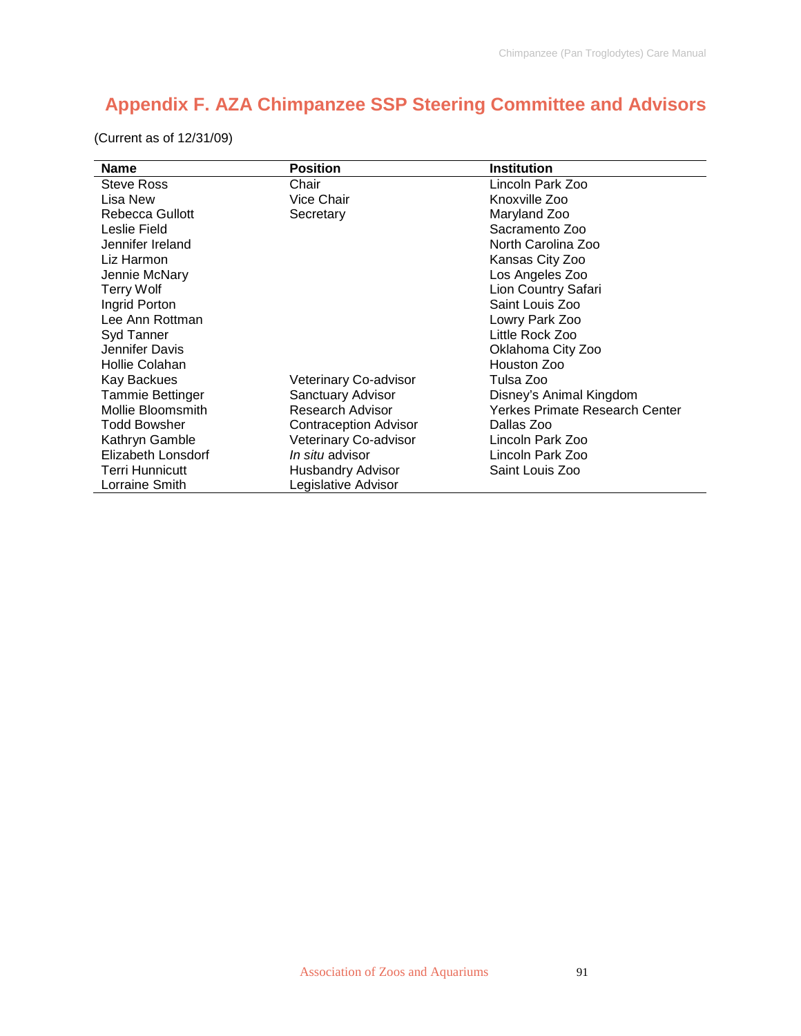# Appendix F. AZA Chimpanzee SSP Steering Committee and Advisors

(Current as of 12/31/09)

| Name | Position | Institution |
|---|---|---|
| Steve Ross | Chair | Lincoln Park Zoo |
| Lisa New | Vice Chair | Knoxville Zoo |
| Rebecca Gullott | Secretary | Maryland Zoo |
| Leslie Field | | Sacramento Zoo |
| Jennifer Ireland | | North Carolina Zoo |
| Liz Harmon | | Kansas City Zoo |
| Jennie McNary | | Los Angeles Zoo |
| Terry Wolf | | Lion Country Safari |
| Ingrid Porton | | Saint Louis Zoo |
| Lee Ann Rottman | | Lowry Park Zoo |
| Syd Tanner | | Little Rock Zoo |
| Jennifer Davis | | Oklahoma City Zoo |
| Hollie Colahan | | Houston Zoo |
| Kay Backues | Veterinary Co-advisor | Tulsa Zoo |
| Tammie Bettinger | Sanctuary Advisor | Disney's Animal Kingdom |
| Mollie Bloomsmith | Research Advisor | Yerkes Primate Research Center |
| Todd Bowsher | Contraception Advisor | Dallas Zoo |
| Kathryn Gamble | Veterinary Co-advisor | Lincoln Park Zoo |
| Elizabeth Lonsdorf | *In situ* advisor | Lincoln Park Zoo |
| Terri Hunnicutt | Husbandry Advisor | Saint Louis Zoo |
| Lorraine Smith | Legislative Advisor | |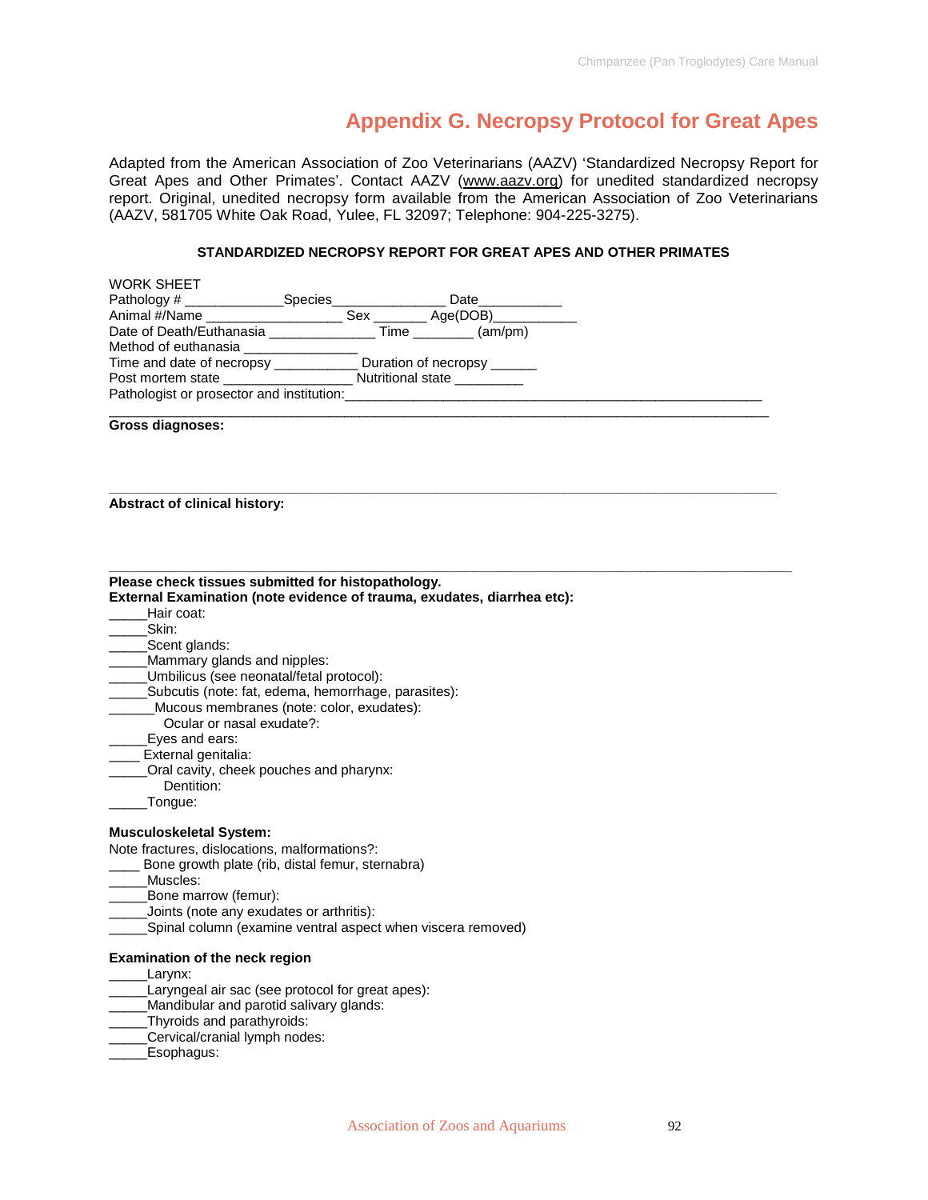# Appendix G. Necropsy Protocol for Great Apes

Adapted from the American Association of Zoo Veterinarians (AAZV) 'Standardized Necropsy Report for Great Apes and Other Primates'. Contact AAZV (www.aazv.org) for unedited standardized necropsy report. Original, unedited necropsy form available from the American Association of Zoo Veterinarians (AAZV, 581705 White Oak Road, Yulee, FL 32097; Telephone: 904-225-3275).

**STANDARDIZED NECROPSY REPORT FOR GREAT APES AND OTHER PRIMATES**

WORK SHEET
Pathology # _____________Species_______________ Date___________
Animal #/Name __________________ Sex _______ Age(DOB)___________
Date of Death/Euthanasia ______________ Time ________ (am/pm)
Method of euthanasia _______________
Time and date of necropsy ___________ Duration of necropsy ______
Post mortem state _________________ Nutritional state _________
Pathologist or prosector and institution:_________________________________________________________

_________________________________________________________________________________________

**Gross diagnoses:**

_________________________________________________________________________________________

**Abstract of clinical history:**

_________________________________________________________________________________________

**Please check tissues submitted for histopathology.**
**External Examination (note evidence of trauma, exudates, diarrhea etc):**

_____Hair coat:
_____Skin:
_____Scent glands:
_____Mammary glands and nipples:
_____Umbilicus (see neonatal/fetal protocol):
_____Subcutis (note: fat, edema, hemorrhage, parasites):
______Mucous membranes (note: color, exudates):
  Ocular or nasal exudate?:
_____Eyes and ears:
____ External genitalia:
_____Oral cavity, cheek pouches and pharynx:
  Dentition:
_____Tongue:

**Musculoskeletal System:**

Note fractures, dislocations, malformations?:
____ Bone growth plate (rib, distal femur, sternabra)
_____Muscles:
_____Bone marrow (femur):
_____Joints (note any exudates or arthritis):
_____Spinal column (examine ventral aspect when viscera removed)

**Examination of the neck region**

_____Larynx:
_____Laryngeal air sac (see protocol for great apes):
_____Mandibular and parotid salivary glands:
_____Thyroids and parathyroids:
_____Cervical/cranial lymph nodes:
_____Esophagus: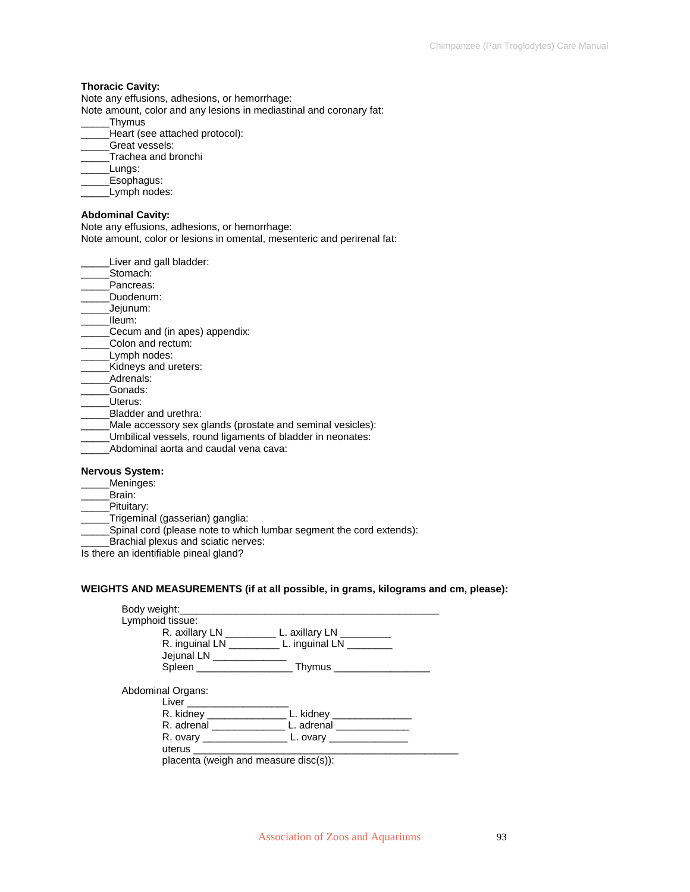**Thoracic Cavity:**
Note any effusions, adhesions, or hemorrhage:
Note amount, color and any lesions in mediastinal and coronary fat:

_____Thymus
_____Heart (see attached protocol):
_____Great vessels:
_____Trachea and bronchi
_____Lungs:
_____Esophagus:
_____Lymph nodes:

**Abdominal Cavity:**
Note any effusions, adhesions, or hemorrhage:
Note amount, color or lesions in omental, mesenteric and perirenal fat:

_____Liver and gall bladder:
_____Stomach:
_____Pancreas:
_____Duodenum:
_____Jejunum:
_____Ileum:
_____Cecum and (in apes) appendix:
_____Colon and rectum:
_____Lymph nodes:
_____Kidneys and ureters:
_____Adrenals:
_____Gonads:
_____Uterus:
_____Bladder and urethra:
_____Male accessory sex glands (prostate and seminal vesicles):
_____Umbilical vessels, round ligaments of bladder in neonates:
_____Abdominal aorta and caudal vena cava:

**Nervous System:**
_____Meninges:
_____Brain:
_____Pituitary:
_____Trigeminal (gasserian) ganglia:
_____Spinal cord (please note to which lumbar segment the cord extends):
_____Brachial plexus and sciatic nerves:
Is there an identifiable pineal gland?

**WEIGHTS AND MEASUREMENTS (if at all possible, in grams, kilograms and cm, please):**

Body weight:_______________________________________________

Lymphoid tissue:

R. axillary LN _________ L. axillary LN _________
R. inguinal LN _________ L. inguinal LN ________
Jejunal LN _____________
Spleen ________________ Thymus ________________

Abdominal Organs:

Liver __________________
R. kidney ______________ L. kidney ______________
R. adrenal _____________ L. adrenal _____________
R. ovary _______________ L. ovary ______________
uterus _________________________________________________
placenta (weigh and measure disc(s)):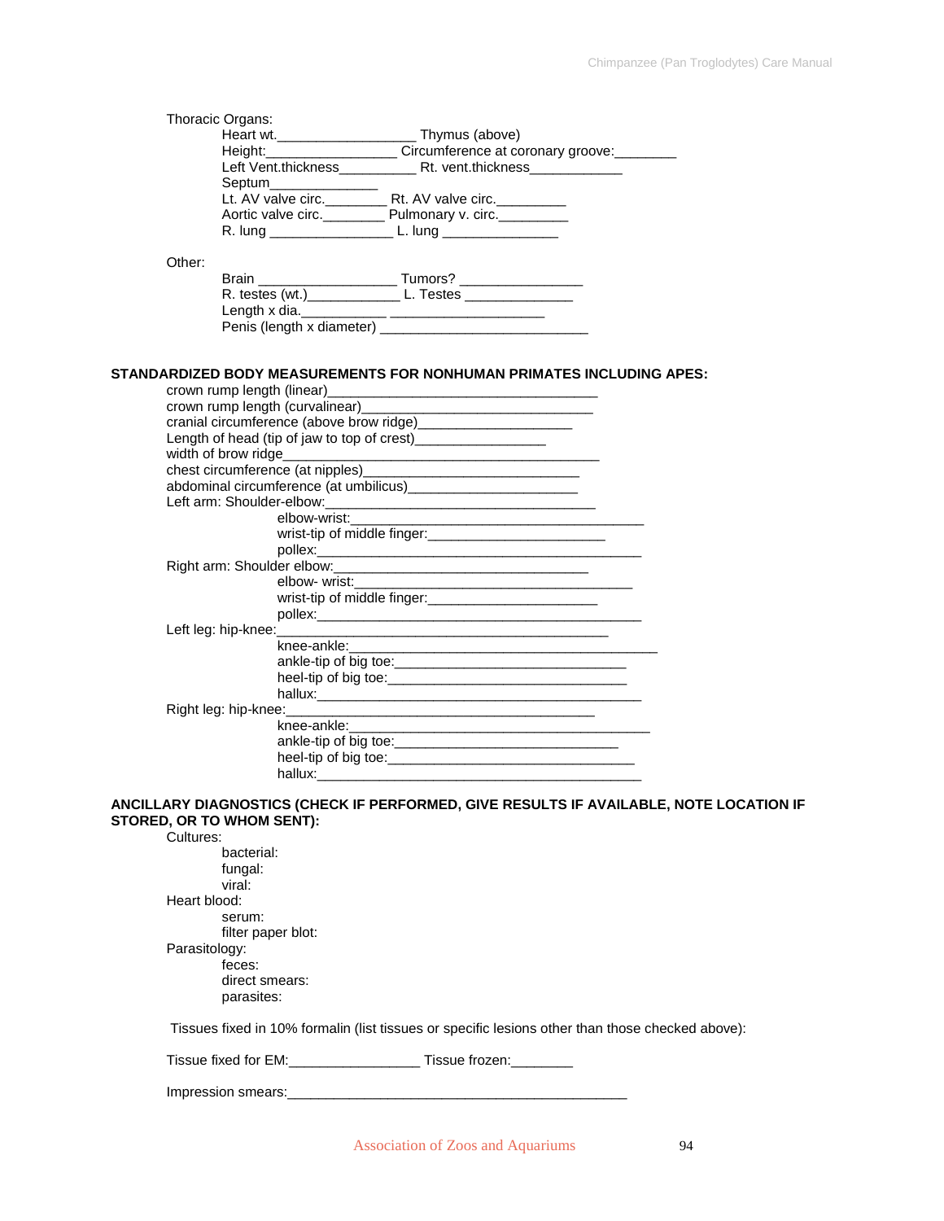Thoracic Organs:

Heart wt.__________________ Thymus (above)
Height:_________________ Circumference at coronary groove:________
Left Vent.thickness__________ Rt. vent.thickness____________
Septum______________
Lt. AV valve circ.________ Rt. AV valve circ._________
Aortic valve circ.________ Pulmonary v. circ._________
R. lung ________________ L. lung _______________

Other:

Brain __________________ Tumors? ________________
R. testes (wt.)____________ L. Testes ______________
Length x dia.___________ ____________________
Penis (length x diameter) ___________________________

**STANDARDIZED BODY MEASUREMENTS FOR NONHUMAN PRIMATES INCLUDING APES:**

crown rump length (linear)___________________________________
crown rump length (curvalinear)________________________________
cranial circumference (above brow ridge)____________________
Length of head (tip of jaw to top of crest)_________________
width of brow ridge_____________________________________________
chest circumference (at nipples)_____________________________
abdominal circumference (at umbilicus)______________________
Left arm: Shoulder-elbow:___________________________________

elbow-wrist:_________________________________________
wrist-tip of middle finger:________________________
pollex:______________________________________________

Right arm: Shoulder elbow:__________________________________

elbow- wrist:_______________________________________
wrist-tip of middle finger:_______________________
pollex:______________________________________________

Left leg: hip-knee:____________________________________________

knee-ankle:_____________________________________________
ankle-tip of big toe:______________________________
heel-tip of big toe:_______________________________
hallux:______________________________________________

Right leg: hip-knee:_________________________________________

knee-ankle:_________________________________________
ankle-tip of big toe:_____________________________
heel-tip of big toe:________________________________
hallux:______________________________________________

**ANCILLARY DIAGNOSTICS (CHECK IF PERFORMED, GIVE RESULTS IF AVAILABLE, NOTE LOCATION IF STORED, OR TO WHOM SENT):**

Cultures:

bacterial:
fungal:
viral:

Heart blood:

serum:
filter paper blot:

Parasitology:

feces:
direct smears:
parasites:

Tissues fixed in 10% formalin (list tissues or specific lesions other than those checked above):

Tissue fixed for EM:_________________ Tissue frozen:________

Impression smears:_______________________________________________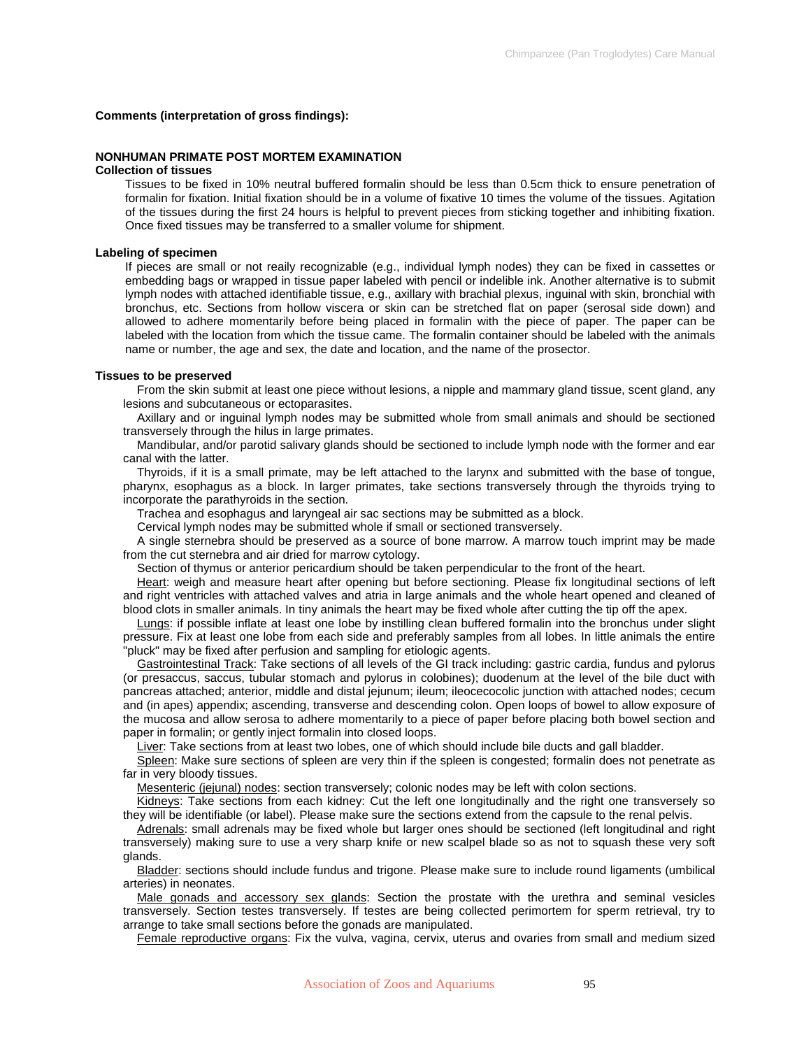**Comments (interpretation of gross findings):**

**NONHUMAN PRIMATE POST MORTEM EXAMINATION**

**Collection of tissues**

Tissues to be fixed in 10% neutral buffered formalin should be less than 0.5cm thick to ensure penetration of formalin for fixation. Initial fixation should be in a volume of fixative 10 times the volume of the tissues. Agitation of the tissues during the first 24 hours is helpful to prevent pieces from sticking together and inhibiting fixation. Once fixed tissues may be transferred to a smaller volume for shipment.

**Labeling of specimen**

If pieces are small or not reaily recognizable (e.g., individual lymph nodes) they can be fixed in cassettes or embedding bags or wrapped in tissue paper labeled with pencil or indelible ink. Another alternative is to submit lymph nodes with attached identifiable tissue, e.g., axillary with brachial plexus, inguinal with skin, bronchial with bronchus, etc. Sections from hollow viscera or skin can be stretched flat on paper (serosal side down) and allowed to adhere momentarily before being placed in formalin with the piece of paper. The paper can be labeled with the location from which the tissue came. The formalin container should be labeled with the animals name or number, the age and sex, the date and location, and the name of the prosector.

**Tissues to be preserved**

From the skin submit at least one piece without lesions, a nipple and mammary gland tissue, scent gland, any lesions and subcutaneous or ectoparasites.

Axillary and or inguinal lymph nodes may be submitted whole from small animals and should be sectioned transversely through the hilus in large primates.

Mandibular, and/or parotid salivary glands should be sectioned to include lymph node with the former and ear canal with the latter.

Thyroids, if it is a small primate, may be left attached to the larynx and submitted with the base of tongue, pharynx, esophagus as a block. In larger primates, take sections transversely through the thyroids trying to incorporate the parathyroids in the section.

Trachea and esophagus and laryngeal air sac sections may be submitted as a block.

Cervical lymph nodes may be submitted whole if small or sectioned transversely.

A single sternebra should be preserved as a source of bone marrow. A marrow touch imprint may be made from the cut sternebra and air dried for marrow cytology.

Section of thymus or anterior pericardium should be taken perpendicular to the front of the heart.

Heart: weigh and measure heart after opening but before sectioning. Please fix longitudinal sections of left and right ventricles with attached valves and atria in large animals and the whole heart opened and cleaned of blood clots in smaller animals. In tiny animals the heart may be fixed whole after cutting the tip off the apex.

Lungs: if possible inflate at least one lobe by instilling clean buffered formalin into the bronchus under slight pressure. Fix at least one lobe from each side and preferably samples from all lobes. In little animals the entire "pluck" may be fixed after perfusion and sampling for etiologic agents.

Gastrointestinal Track: Take sections of all levels of the GI track including: gastric cardia, fundus and pylorus (or presaccus, saccus, tubular stomach and pylorus in colobines); duodenum at the level of the bile duct with pancreas attached; anterior, middle and distal jejunum; ileum; ileocecocolic junction with attached nodes; cecum and (in apes) appendix; ascending, transverse and descending colon. Open loops of bowel to allow exposure of the mucosa and allow serosa to adhere momentarily to a piece of paper before placing both bowel section and paper in formalin; or gently inject formalin into closed loops.

Liver: Take sections from at least two lobes, one of which should include bile ducts and gall bladder.

Spleen: Make sure sections of spleen are very thin if the spleen is congested; formalin does not penetrate as far in very bloody tissues.

Mesenteric (jejunal) nodes: section transversely; colonic nodes may be left with colon sections.

Kidneys: Take sections from each kidney: Cut the left one longitudinally and the right one transversely so they will be identifiable (or label). Please make sure the sections extend from the capsule to the renal pelvis.

Adrenals: small adrenals may be fixed whole but larger ones should be sectioned (left longitudinal and right transversely) making sure to use a very sharp knife or new scalpel blade so as not to squash these very soft glands.

Bladder: sections should include fundus and trigone. Please make sure to include round ligaments (umbilical arteries) in neonates.

Male gonads and accessory sex glands: Section the prostate with the urethra and seminal vesicles transversely. Section testes transversely. If testes are being collected perimortem for sperm retrieval, try to arrange to take small sections before the gonads are manipulated.

Female reproductive organs: Fix the vulva, vagina, cervix, uterus and ovaries from small and medium sized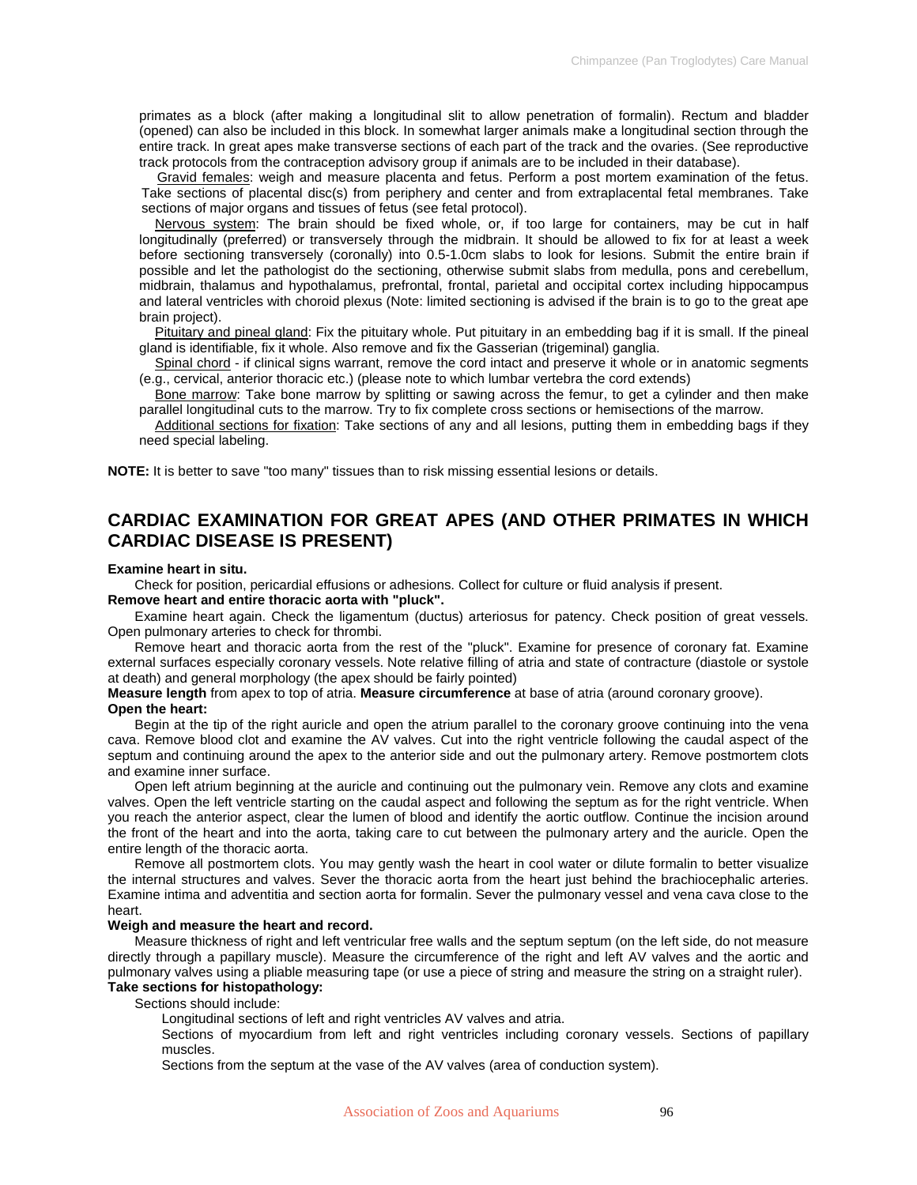primates as a block (after making a longitudinal slit to allow penetration of formalin). Rectum and bladder (opened) can also be included in this block. In somewhat larger animals make a longitudinal section through the entire track. In great apes make transverse sections of each part of the track and the ovaries. (See reproductive track protocols from the contraception advisory group if animals are to be included in their database).

Gravid females: weigh and measure placenta and fetus. Perform a post mortem examination of the fetus. Take sections of placental disc(s) from periphery and center and from extraplacental fetal membranes. Take sections of major organs and tissues of fetus (see fetal protocol).

Nervous system: The brain should be fixed whole, or, if too large for containers, may be cut in half longitudinally (preferred) or transversely through the midbrain. It should be allowed to fix for at least a week before sectioning transversely (coronally) into 0.5-1.0cm slabs to look for lesions. Submit the entire brain if possible and let the pathologist do the sectioning, otherwise submit slabs from medulla, pons and cerebellum, midbrain, thalamus and hypothalamus, prefrontal, frontal, parietal and occipital cortex including hippocampus and lateral ventricles with choroid plexus (Note: limited sectioning is advised if the brain is to go to the great ape brain project).

Pituitary and pineal gland: Fix the pituitary whole. Put pituitary in an embedding bag if it is small. If the pineal gland is identifiable, fix it whole. Also remove and fix the Gasserian (trigeminal) ganglia.

Spinal chord - if clinical signs warrant, remove the cord intact and preserve it whole or in anatomic segments (e.g., cervical, anterior thoracic etc.) (please note to which lumbar vertebra the cord extends)

Bone marrow: Take bone marrow by splitting or sawing across the femur, to get a cylinder and then make parallel longitudinal cuts to the marrow. Try to fix complete cross sections or hemisections of the marrow.

Additional sections for fixation: Take sections of any and all lesions, putting them in embedding bags if they need special labeling.

**NOTE:** It is better to save "too many" tissues than to risk missing essential lesions or details.

## CARDIAC EXAMINATION FOR GREAT APES (AND OTHER PRIMATES IN WHICH CARDIAC DISEASE IS PRESENT)

**Examine heart in situ.**

Check for position, pericardial effusions or adhesions. Collect for culture or fluid analysis if present.

**Remove heart and entire thoracic aorta with "pluck".**

Examine heart again. Check the ligamentum (ductus) arteriosus for patency. Check position of great vessels. Open pulmonary arteries to check for thrombi.

Remove heart and thoracic aorta from the rest of the "pluck". Examine for presence of coronary fat. Examine external surfaces especially coronary vessels. Note relative filling of atria and state of contracture (diastole or systole at death) and general morphology (the apex should be fairly pointed)

**Measure length** from apex to top of atria. **Measure circumference** at base of atria (around coronary groove).

**Open the heart:**

Begin at the tip of the right auricle and open the atrium parallel to the coronary groove continuing into the vena cava. Remove blood clot and examine the AV valves. Cut into the right ventricle following the caudal aspect of the septum and continuing around the apex to the anterior side and out the pulmonary artery. Remove postmortem clots and examine inner surface.

Open left atrium beginning at the auricle and continuing out the pulmonary vein. Remove any clots and examine valves. Open the left ventricle starting on the caudal aspect and following the septum as for the right ventricle. When you reach the anterior aspect, clear the lumen of blood and identify the aortic outflow. Continue the incision around the front of the heart and into the aorta, taking care to cut between the pulmonary artery and the auricle. Open the entire length of the thoracic aorta.

Remove all postmortem clots. You may gently wash the heart in cool water or dilute formalin to better visualize the internal structures and valves. Sever the thoracic aorta from the heart just behind the brachiocephalic arteries. Examine intima and adventitia and section aorta for formalin. Sever the pulmonary vessel and vena cava close to the heart.

**Weigh and measure the heart and record.**

Measure thickness of right and left ventricular free walls and the septum septum (on the left side, do not measure directly through a papillary muscle). Measure the circumference of the right and left AV valves and the aortic and pulmonary valves using a pliable measuring tape (or use a piece of string and measure the string on a straight ruler).

**Take sections for histopathology:**

Sections should include:

- Longitudinal sections of left and right ventricles AV valves and atria.
- Sections of myocardium from left and right ventricles including coronary vessels. Sections of papillary muscles.
- Sections from the septum at the vase of the AV valves (area of conduction system).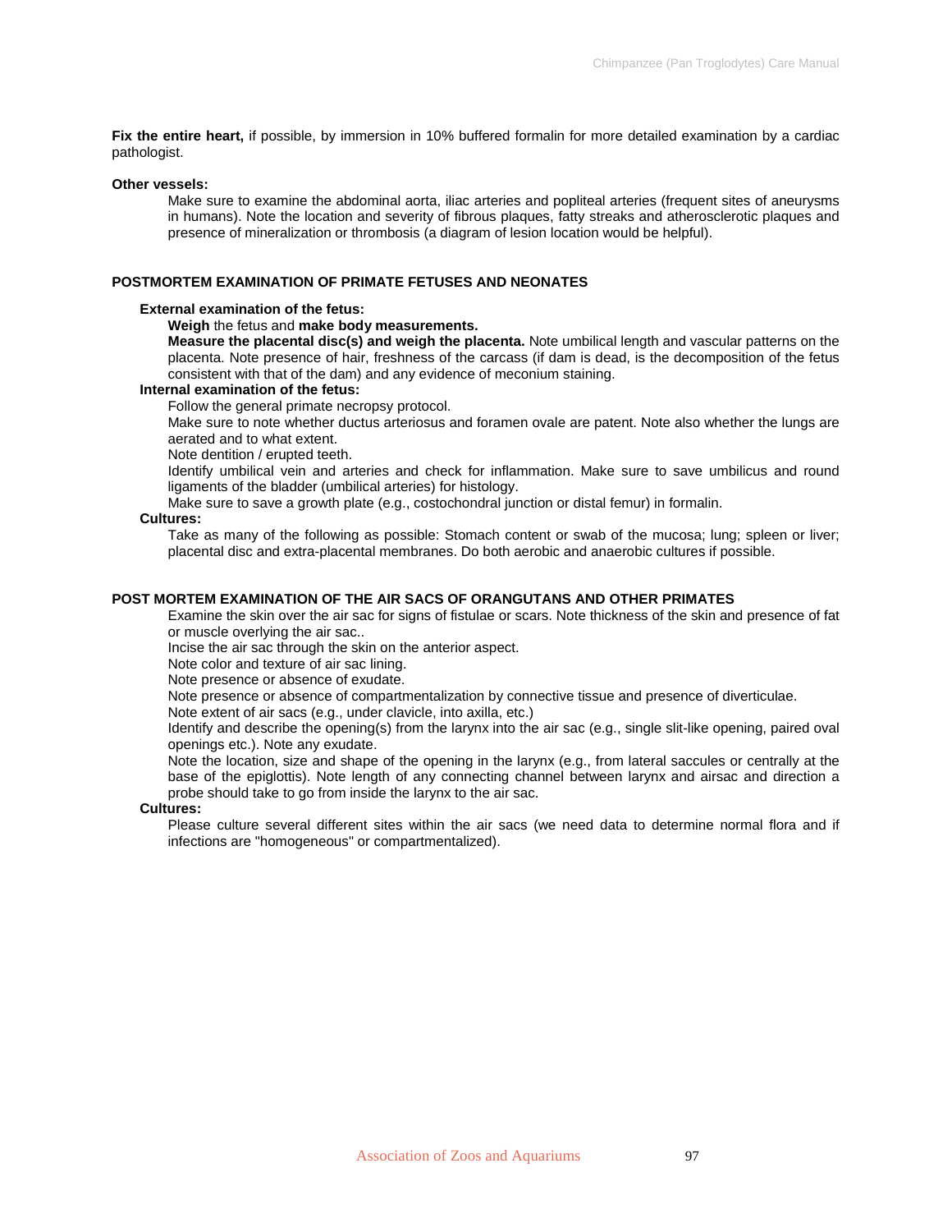**Fix the entire heart,** if possible, by immersion in 10% buffered formalin for more detailed examination by a cardiac pathologist.

**Other vessels:**

Make sure to examine the abdominal aorta, iliac arteries and popliteal arteries (frequent sites of aneurysms in humans). Note the location and severity of fibrous plaques, fatty streaks and atherosclerotic plaques and presence of mineralization or thrombosis (a diagram of lesion location would be helpful).

## POSTMORTEM EXAMINATION OF PRIMATE FETUSES AND NEONATES

**External examination of the fetus:**

**Weigh** the fetus and **make body measurements.**

**Measure the placental disc(s) and weigh the placenta.** Note umbilical length and vascular patterns on the placenta. Note presence of hair, freshness of the carcass (if dam is dead, is the decomposition of the fetus consistent with that of the dam) and any evidence of meconium staining.

**Internal examination of the fetus:**

Follow the general primate necropsy protocol.

Make sure to note whether ductus arteriosus and foramen ovale are patent. Note also whether the lungs are aerated and to what extent.

Note dentition / erupted teeth.

Identify umbilical vein and arteries and check for inflammation. Make sure to save umbilicus and round ligaments of the bladder (umbilical arteries) for histology.

Make sure to save a growth plate (e.g., costochondral junction or distal femur) in formalin.

**Cultures:**

Take as many of the following as possible: Stomach content or swab of the mucosa; lung; spleen or liver; placental disc and extra-placental membranes. Do both aerobic and anaerobic cultures if possible.

## POST MORTEM EXAMINATION OF THE AIR SACS OF ORANGUTANS AND OTHER PRIMATES

Examine the skin over the air sac for signs of fistulae or scars. Note thickness of the skin and presence of fat or muscle overlying the air sac..

Incise the air sac through the skin on the anterior aspect.

Note color and texture of air sac lining.

Note presence or absence of exudate.

Note presence or absence of compartmentalization by connective tissue and presence of diverticulae.

Note extent of air sacs (e.g., under clavicle, into axilla, etc.)

Identify and describe the opening(s) from the larynx into the air sac (e.g., single slit-like opening, paired oval openings etc.). Note any exudate.

Note the location, size and shape of the opening in the larynx (e.g., from lateral saccules or centrally at the base of the epiglottis). Note length of any connecting channel between larynx and airsac and direction a probe should take to go from inside the larynx to the air sac.

**Cultures:**

Please culture several different sites within the air sacs (we need data to determine normal flora and if infections are "homogeneous" or compartmentalized).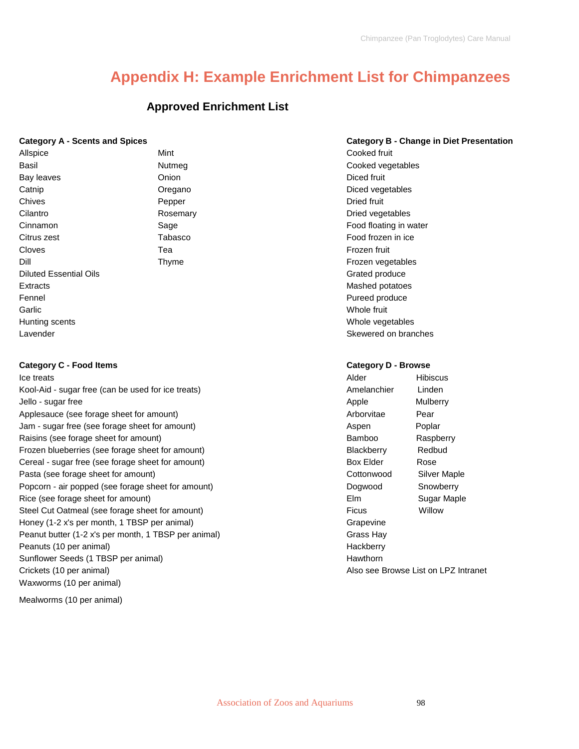# Appendix H: Example Enrichment List for Chimpanzees

## Approved Enrichment List

**Category A - Scents and Spices**

- Allspice
- Basil
- Bay leaves
- Catnip
- Chives
- Cilantro
- Cinnamon
- Citrus zest
- Cloves
- Dill
- Diluted Essential Oils
- Extracts
- Fennel
- Garlic
- Hunting scents
- Lavender
- Mint
- Nutmeg
- Onion
- Oregano
- Pepper
- Rosemary
- Sage
- Tabasco
- Tea
- Thyme

**Category B - Change in Diet Presentation**

- Cooked fruit
- Cooked vegetables
- Diced fruit
- Diced vegetables
- Dried fruit
- Dried vegetables
- Food floating in water
- Food frozen in ice
- Frozen fruit
- Frozen vegetables
- Grated produce
- Mashed potatoes
- Pureed produce
- Whole fruit
- Whole vegetables
- Skewered on branches

**Category C - Food Items**

- Ice treats
- Kool-Aid - sugar free (can be used for ice treats)
- Jello - sugar free
- Applesauce (see forage sheet for amount)
- Jam - sugar free (see forage sheet for amount)
- Raisins (see forage sheet for amount)
- Frozen blueberries (see forage sheet for amount)
- Cereal - sugar free (see forage sheet for amount)
- Pasta (see forage sheet for amount)
- Popcorn - air popped (see forage sheet for amount)
- Rice (see forage sheet for amount)
- Steel Cut Oatmeal (see forage sheet for amount)
- Honey (1-2 x's per month, 1 TBSP per animal)
- Peanut butter (1-2 x's per month, 1 TBSP per animal)
- Peanuts (10 per animal)
- Sunflower Seeds (1 TBSP per animal)
- Crickets (10 per animal)
- Waxworms (10 per animal)
- Mealworms (10 per animal)

**Category D - Browse**

- Alder
- Amelanchier
- Apple
- Arborvitae
- Aspen
- Bamboo
- Blackberry
- Box Elder
- Cottonwood
- Dogwood
- Elm
- Ficus
- Grapevine
- Grass Hay
- Hackberry
- Hawthorn
- Hibiscus
- Linden
- Mulberry
- Pear
- Poplar
- Raspberry
- Redbud
- Rose
- Silver Maple
- Snowberry
- Sugar Maple
- Willow

Also see Browse List on LPZ Intranet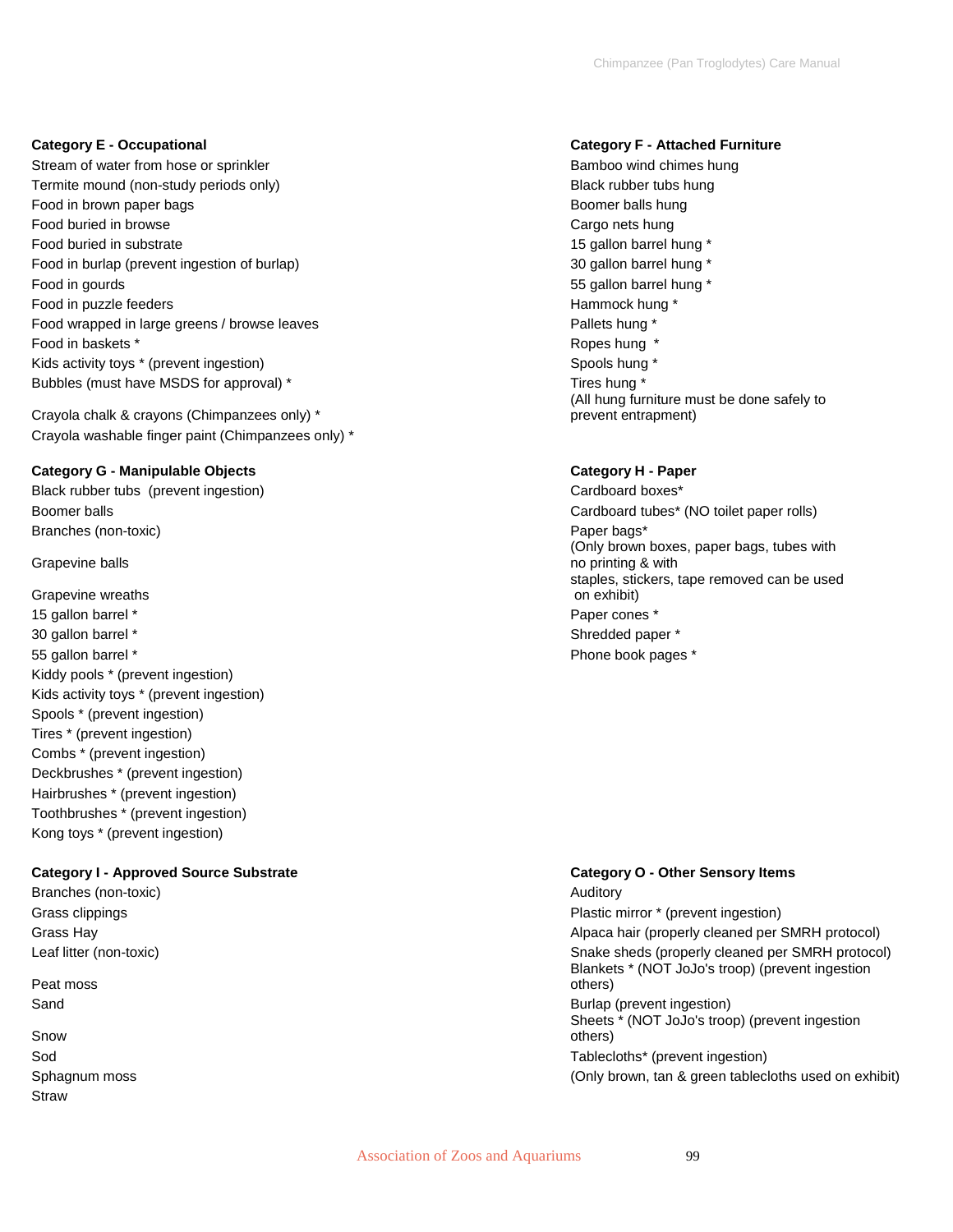**Category E - Occupational**

Stream of water from hose or sprinkler
Termite mound (non-study periods only)
Food in brown paper bags
Food buried in browse
Food buried in substrate
Food in burlap (prevent ingestion of burlap)
Food in gourds
Food in puzzle feeders
Food wrapped in large greens / browse leaves
Food in baskets *
Kids activity toys * (prevent ingestion)
Bubbles (must have MSDS for approval) *

Crayola chalk & crayons (Chimpanzees only) *
Crayola washable finger paint (Chimpanzees only) *

**Category F - Attached Furniture**

Bamboo wind chimes hung
Black rubber tubs hung
Boomer balls hung
Cargo nets hung
15 gallon barrel hung *
30 gallon barrel hung *
55 gallon barrel hung *
Hammock hung *
Pallets hung *
Ropes hung *
Spools hung *
Tires hung *
(All hung furniture must be done safely to prevent entrapment)

**Category G - Manipulable Objects**

Black rubber tubs (prevent ingestion)
Boomer balls
Branches (non-toxic)

Grapevine balls

Grapevine wreaths
15 gallon barrel *
30 gallon barrel *
55 gallon barrel *
Kiddy pools * (prevent ingestion)
Kids activity toys * (prevent ingestion)
Spools * (prevent ingestion)
Tires * (prevent ingestion)
Combs * (prevent ingestion)
Deckbrushes * (prevent ingestion)
Hairbrushes * (prevent ingestion)
Toothbrushes * (prevent ingestion)
Kong toys * (prevent ingestion)

**Category H - Paper**

Cardboard boxes*
Cardboard tubes* (NO toilet paper rolls)
Paper bags*
(Only brown boxes, paper bags, tubes with no printing & with staples, stickers, tape removed can be used on exhibit)
Paper cones *
Shredded paper *
Phone book pages *

**Category I - Approved Source Substrate**

Branches (non-toxic)
Grass clippings
Grass Hay
Leaf litter (non-toxic)

Peat moss
Sand

Snow
Sod
Sphagnum moss
Straw

**Category O - Other Sensory Items**

Auditory
Plastic mirror * (prevent ingestion)
Alpaca hair (properly cleaned per SMRH protocol)
Snake sheds (properly cleaned per SMRH protocol)
Blankets * (NOT JoJo's troop) (prevent ingestion others)
Burlap (prevent ingestion)
Sheets * (NOT JoJo's troop) (prevent ingestion others)
Tablecloths* (prevent ingestion)
(Only brown, tan & green tablecloths used on exhibit)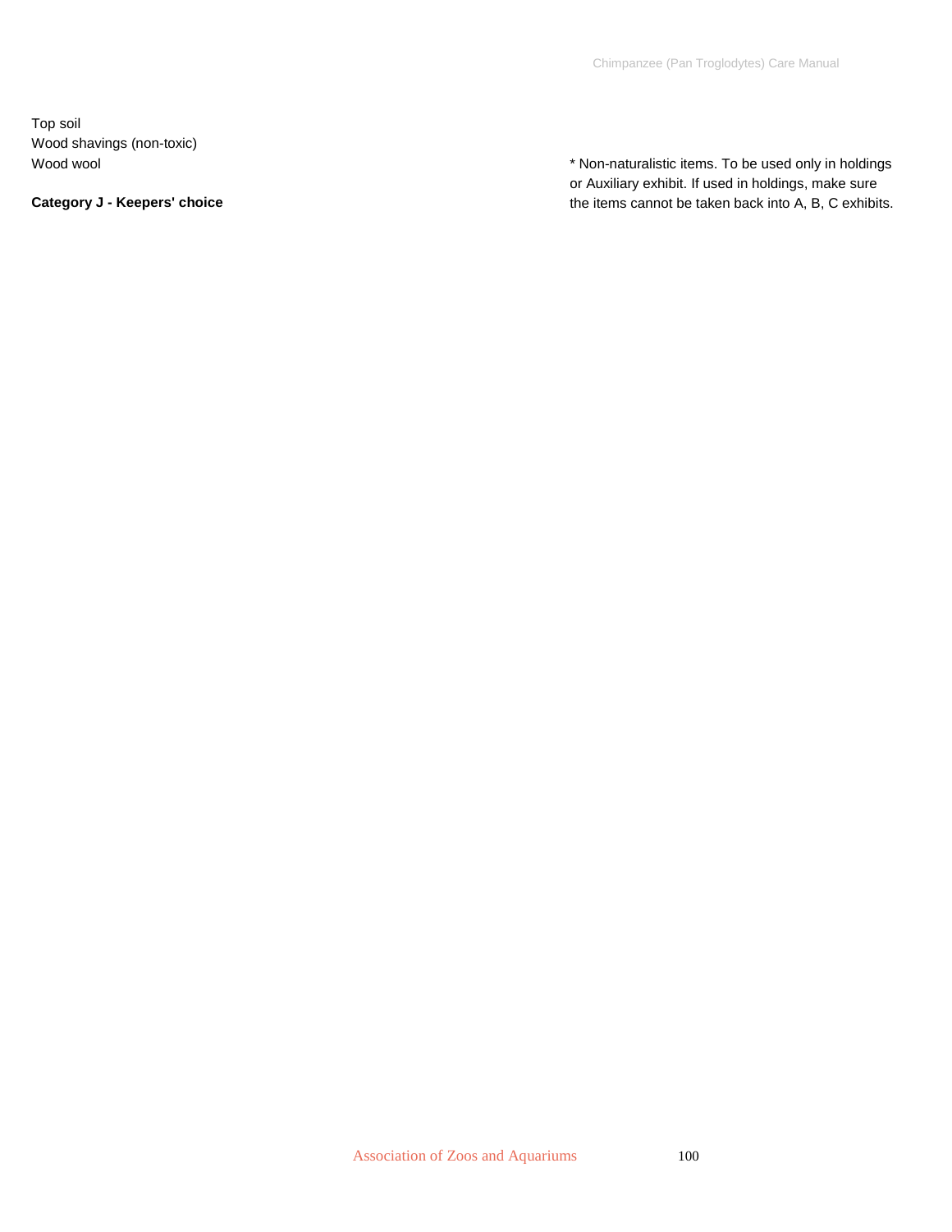Top soil
Wood shavings (non-toxic)
Wood wool

**Category J - Keepers' choice**

* Non-naturalistic items. To be used only in holdings or Auxiliary exhibit. If used in holdings, make sure the items cannot be taken back into A, B, C exhibits.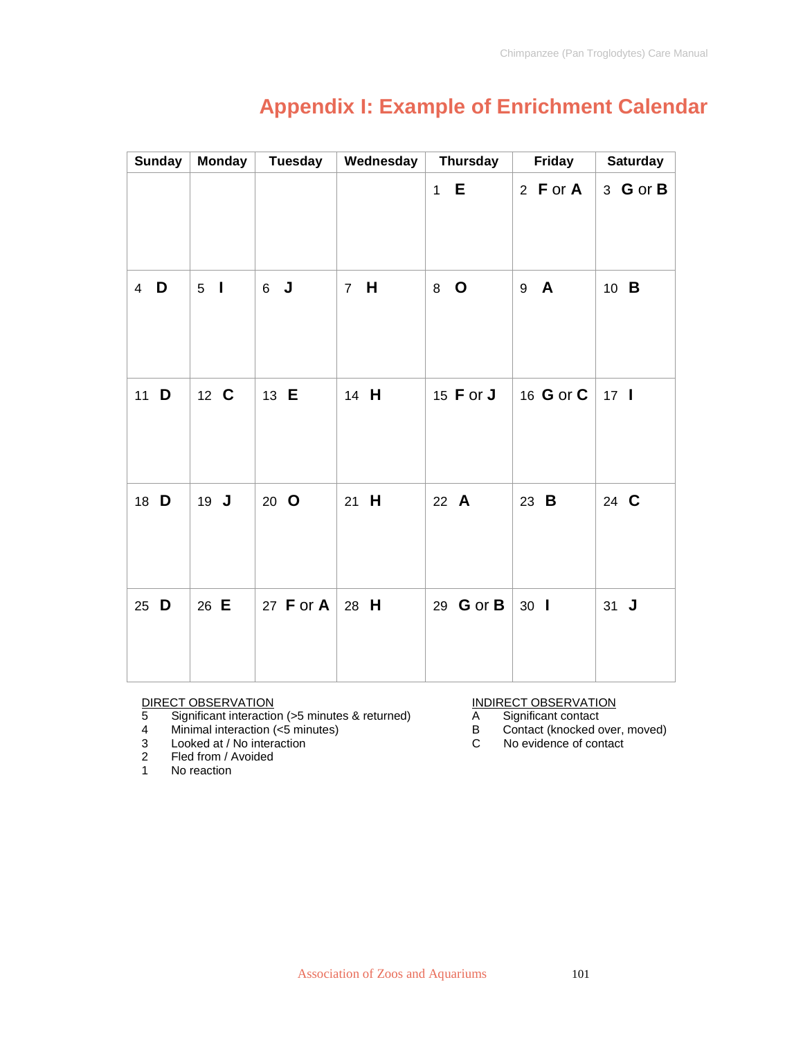## Appendix I: Example of Enrichment Calendar

| Sunday | Monday | Tuesday | Wednesday | Thursday | Friday | Saturday |
|---|---|---|---|---|---|---|
| | | | | 1 **E** | 2 **F** or **A** | 3 **G** or **B** |
| 4 **D** | 5 **I** | 6 **J** | 7 **H** | 8 **O** | 9 **A** | 10 **B** |
| 11 **D** | 12 **C** | 13 **E** | 14 **H** | 15 **F** or **J** | 16 **G** or **C** | 17 **I** |
| 18 **D** | 19 **J** | 20 **O** | 21 **H** | 22 **A** | 23 **B** | 24 **C** |
| 25 **D** | 26 **E** | 27 **F** or **A** | 28 **H** | 29 **G** or **B** | 30 **I** | 31 **J** |

DIRECT OBSERVATION

- 5 Significant interaction (>5 minutes & returned)
- 4 Minimal interaction (<5 minutes)
- 3 Looked at / No interaction
- 2 Fled from / Avoided
- 1 No reaction

INDIRECT OBSERVATION

- A Significant contact
- B Contact (knocked over, moved)
- C No evidence of contact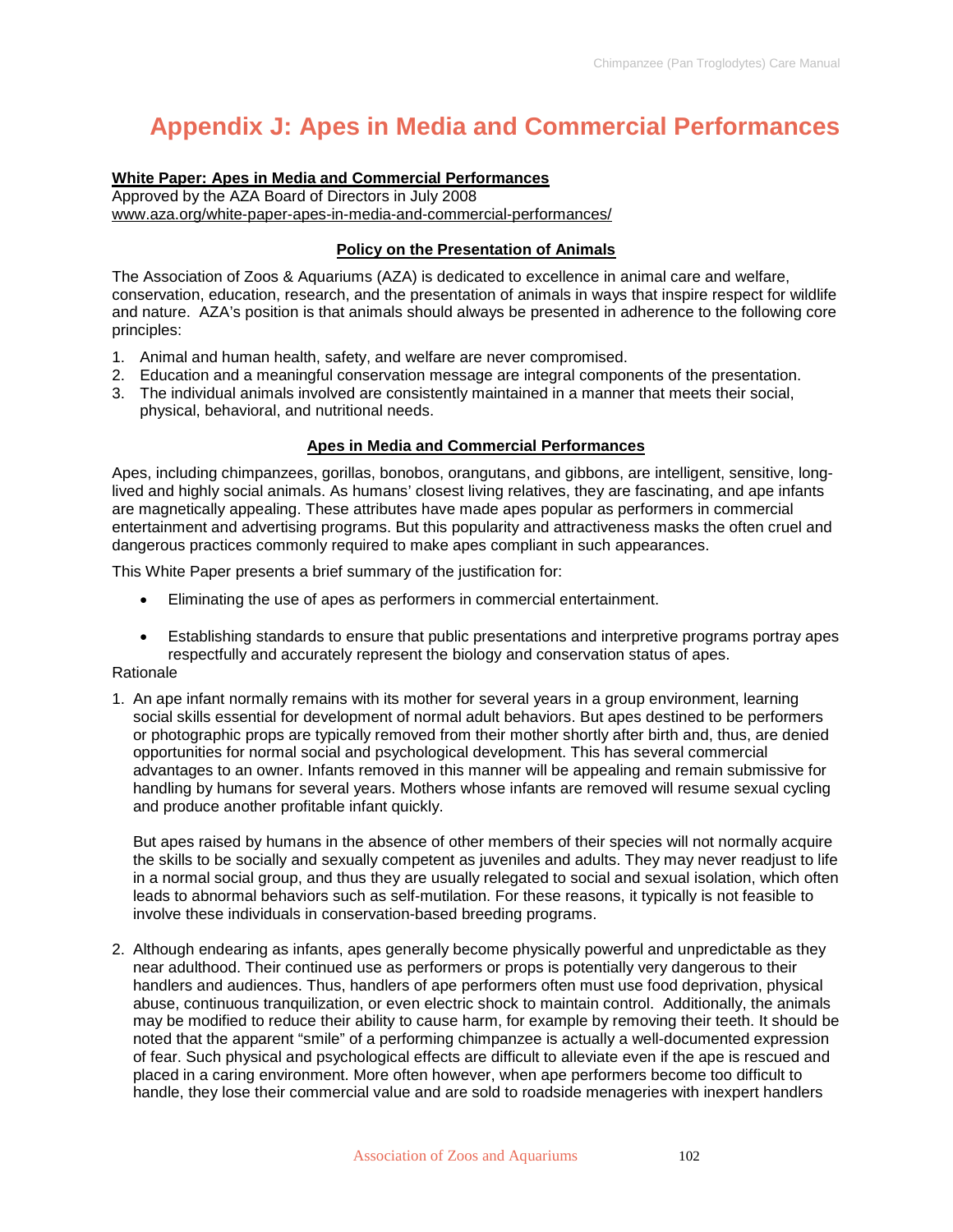# Appendix J: Apes in Media and Commercial Performances

**White Paper: Apes in Media and Commercial Performances**
Approved by the AZA Board of Directors in July 2008
www.aza.org/white-paper-apes-in-media-and-commercial-performances/

**Policy on the Presentation of Animals**

The Association of Zoos & Aquariums (AZA) is dedicated to excellence in animal care and welfare, conservation, education, research, and the presentation of animals in ways that inspire respect for wildlife and nature. AZA's position is that animals should always be presented in adherence to the following core principles:

1. Animal and human health, safety, and welfare are never compromised.
2. Education and a meaningful conservation message are integral components of the presentation.
3. The individual animals involved are consistently maintained in a manner that meets their social, physical, behavioral, and nutritional needs.

**Apes in Media and Commercial Performances**

Apes, including chimpanzees, gorillas, bonobos, orangutans, and gibbons, are intelligent, sensitive, long-lived and highly social animals. As humans' closest living relatives, they are fascinating, and ape infants are magnetically appealing. These attributes have made apes popular as performers in commercial entertainment and advertising programs. But this popularity and attractiveness masks the often cruel and dangerous practices commonly required to make apes compliant in such appearances.

This White Paper presents a brief summary of the justification for:

- Eliminating the use of apes as performers in commercial entertainment.
- Establishing standards to ensure that public presentations and interpretive programs portray apes respectfully and accurately represent the biology and conservation status of apes.

Rationale

1. An ape infant normally remains with its mother for several years in a group environment, learning social skills essential for development of normal adult behaviors. But apes destined to be performers or photographic props are typically removed from their mother shortly after birth and, thus, are denied opportunities for normal social and psychological development. This has several commercial advantages to an owner. Infants removed in this manner will be appealing and remain submissive for handling by humans for several years. Mothers whose infants are removed will resume sexual cycling and produce another profitable infant quickly.

   But apes raised by humans in the absence of other members of their species will not normally acquire the skills to be socially and sexually competent as juveniles and adults. They may never readjust to life in a normal social group, and thus they are usually relegated to social and sexual isolation, which often leads to abnormal behaviors such as self-mutilation. For these reasons, it typically is not feasible to involve these individuals in conservation-based breeding programs.

2. Although endearing as infants, apes generally become physically powerful and unpredictable as they near adulthood. Their continued use as performers or props is potentially very dangerous to their handlers and audiences. Thus, handlers of ape performers often must use food deprivation, physical abuse, continuous tranquilization, or even electric shock to maintain control. Additionally, the animals may be modified to reduce their ability to cause harm, for example by removing their teeth. It should be noted that the apparent "smile" of a performing chimpanzee is actually a well-documented expression of fear. Such physical and psychological effects are difficult to alleviate even if the ape is rescued and placed in a caring environment. More often however, when ape performers become too difficult to handle, they lose their commercial value and are sold to roadside menageries with inexpert handlers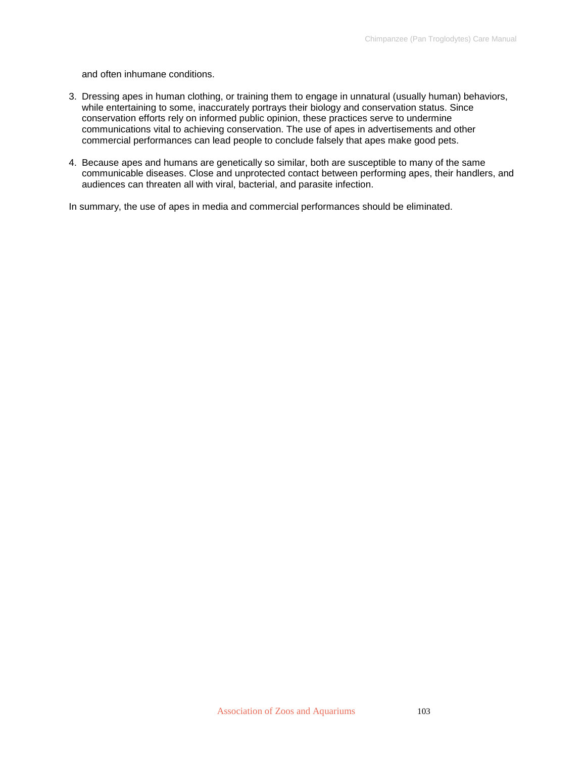and often inhumane conditions.

3. Dressing apes in human clothing, or training them to engage in unnatural (usually human) behaviors, while entertaining to some, inaccurately portrays their biology and conservation status. Since conservation efforts rely on informed public opinion, these practices serve to undermine communications vital to achieving conservation. The use of apes in advertisements and other commercial performances can lead people to conclude falsely that apes make good pets.

4. Because apes and humans are genetically so similar, both are susceptible to many of the same communicable diseases. Close and unprotected contact between performing apes, their handlers, and audiences can threaten all with viral, bacterial, and parasite infection.

In summary, the use of apes in media and commercial performances should be eliminated.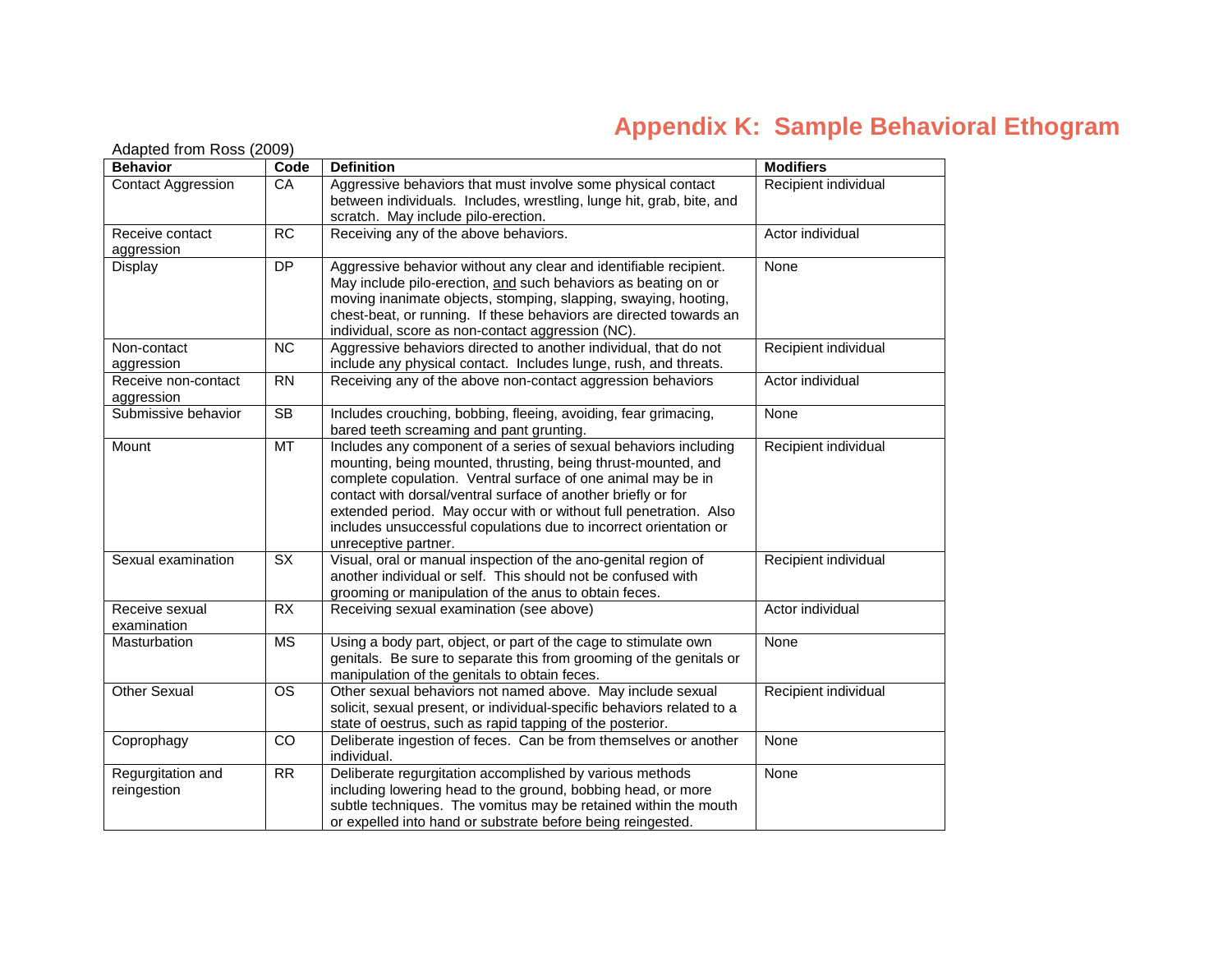# Appendix K: Sample Behavioral Ethogram

Adapted from Ross (2009)

| Behavior | Code | Definition | Modifiers |
|---|---|---|---|
| Contact Aggression | CA | Aggressive behaviors that must involve some physical contact between individuals. Includes, wrestling, lunge hit, grab, bite, and scratch. May include pilo-erection. | Recipient individual |
| Receive contact aggression | RC | Receiving any of the above behaviors. | Actor individual |
| Display | DP | Aggressive behavior without any clear and identifiable recipient. May include pilo-erection, and such behaviors as beating on or moving inanimate objects, stomping, slapping, swaying, hooting, chest-beat, or running. If these behaviors are directed towards an individual, score as non-contact aggression (NC). | None |
| Non-contact aggression | NC | Aggressive behaviors directed to another individual, that do not include any physical contact. Includes lunge, rush, and threats. | Recipient individual |
| Receive non-contact aggression | RN | Receiving any of the above non-contact aggression behaviors | Actor individual |
| Submissive behavior | SB | Includes crouching, bobbing, fleeing, avoiding, fear grimacing, bared teeth screaming and pant grunting. | None |
| Mount | MT | Includes any component of a series of sexual behaviors including mounting, being mounted, thrusting, being thrust-mounted, and complete copulation. Ventral surface of one animal may be in contact with dorsal/ventral surface of another briefly or for extended period. May occur with or without full penetration. Also includes unsuccessful copulations due to incorrect orientation or unreceptive partner. | Recipient individual |
| Sexual examination | SX | Visual, oral or manual inspection of the ano-genital region of another individual or self. This should not be confused with grooming or manipulation of the anus to obtain feces. | Recipient individual |
| Receive sexual examination | RX | Receiving sexual examination (see above) | Actor individual |
| Masturbation | MS | Using a body part, object, or part of the cage to stimulate own genitals. Be sure to separate this from grooming of the genitals or manipulation of the genitals to obtain feces. | None |
| Other Sexual | OS | Other sexual behaviors not named above. May include sexual solicit, sexual present, or individual-specific behaviors related to a state of oestrus, such as rapid tapping of the posterior. | Recipient individual |
| Coprophagy | CO | Deliberate ingestion of feces. Can be from themselves or another individual. | None |
| Regurgitation and reingestion | RR | Deliberate regurgitation accomplished by various methods including lowering head to the ground, bobbing head, or more subtle techniques. The vomitus may be retained within the mouth or expelled into hand or substrate before being reingested. | None |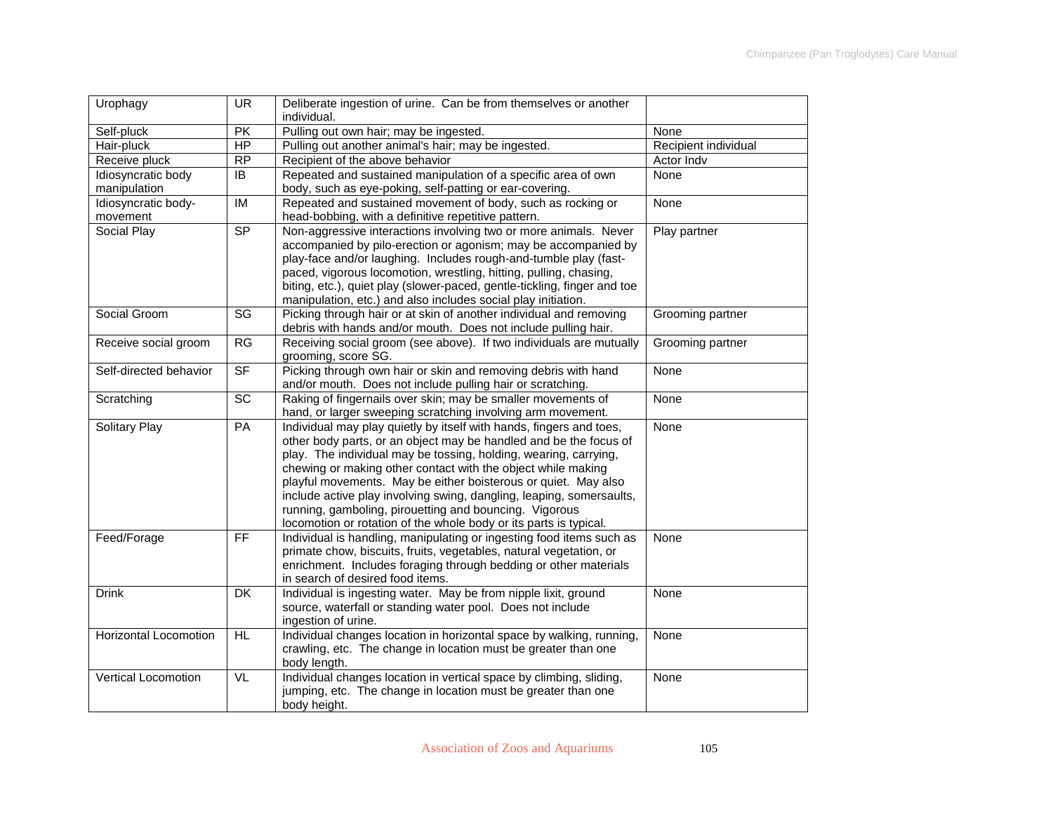| Urophagy | UR | Deliberate ingestion of urine. Can be from themselves or another individual. | |
|---|---|---|---|
| Self-pluck | PK | Pulling out own hair; may be ingested. | None |
| Hair-pluck | HP | Pulling out another animal's hair; may be ingested. | Recipient individual |
| Receive pluck | RP | Recipient of the above behavior | Actor Indv |
| Idiosyncratic body manipulation | IB | Repeated and sustained manipulation of a specific area of own body, such as eye-poking, self-patting or ear-covering. | None |
| Idiosyncratic body-movement | IM | Repeated and sustained movement of body, such as rocking or head-bobbing, with a definitive repetitive pattern. | None |
| Social Play | SP | Non-aggressive interactions involving two or more animals. Never accompanied by pilo-erection or agonism; may be accompanied by play-face and/or laughing. Includes rough-and-tumble play (fast-paced, vigorous locomotion, wrestling, hitting, pulling, chasing, biting, etc.), quiet play (slower-paced, gentle-tickling, finger and toe manipulation, etc.) and also includes social play initiation. | Play partner |
| Social Groom | SG | Picking through hair or at skin of another individual and removing debris with hands and/or mouth. Does not include pulling hair. | Grooming partner |
| Receive social groom | RG | Receiving social groom (see above). If two individuals are mutually grooming, score SG. | Grooming partner |
| Self-directed behavior | SF | Picking through own hair or skin and removing debris with hand and/or mouth. Does not include pulling hair or scratching. | None |
| Scratching | SC | Raking of fingernails over skin; may be smaller movements of hand, or larger sweeping scratching involving arm movement. | None |
| Solitary Play | PA | Individual may play quietly by itself with hands, fingers and toes, other body parts, or an object may be handled and be the focus of play. The individual may be tossing, holding, wearing, carrying, chewing or making other contact with the object while making playful movements. May be either boisterous or quiet. May also include active play involving swing, dangling, leaping, somersaults, running, gamboling, pirouetting and bouncing. Vigorous locomotion or rotation of the whole body or its parts is typical. | None |
| Feed/Forage | FF | Individual is handling, manipulating or ingesting food items such as primate chow, biscuits, fruits, vegetables, natural vegetation, or enrichment. Includes foraging through bedding or other materials in search of desired food items. | None |
| Drink | DK | Individual is ingesting water. May be from nipple lixit, ground source, waterfall or standing water pool. Does not include ingestion of urine. | None |
| Horizontal Locomotion | HL | Individual changes location in horizontal space by walking, running, crawling, etc. The change in location must be greater than one body length. | None |
| Vertical Locomotion | VL | Individual changes location in vertical space by climbing, sliding, jumping, etc. The change in location must be greater than one body height. | None |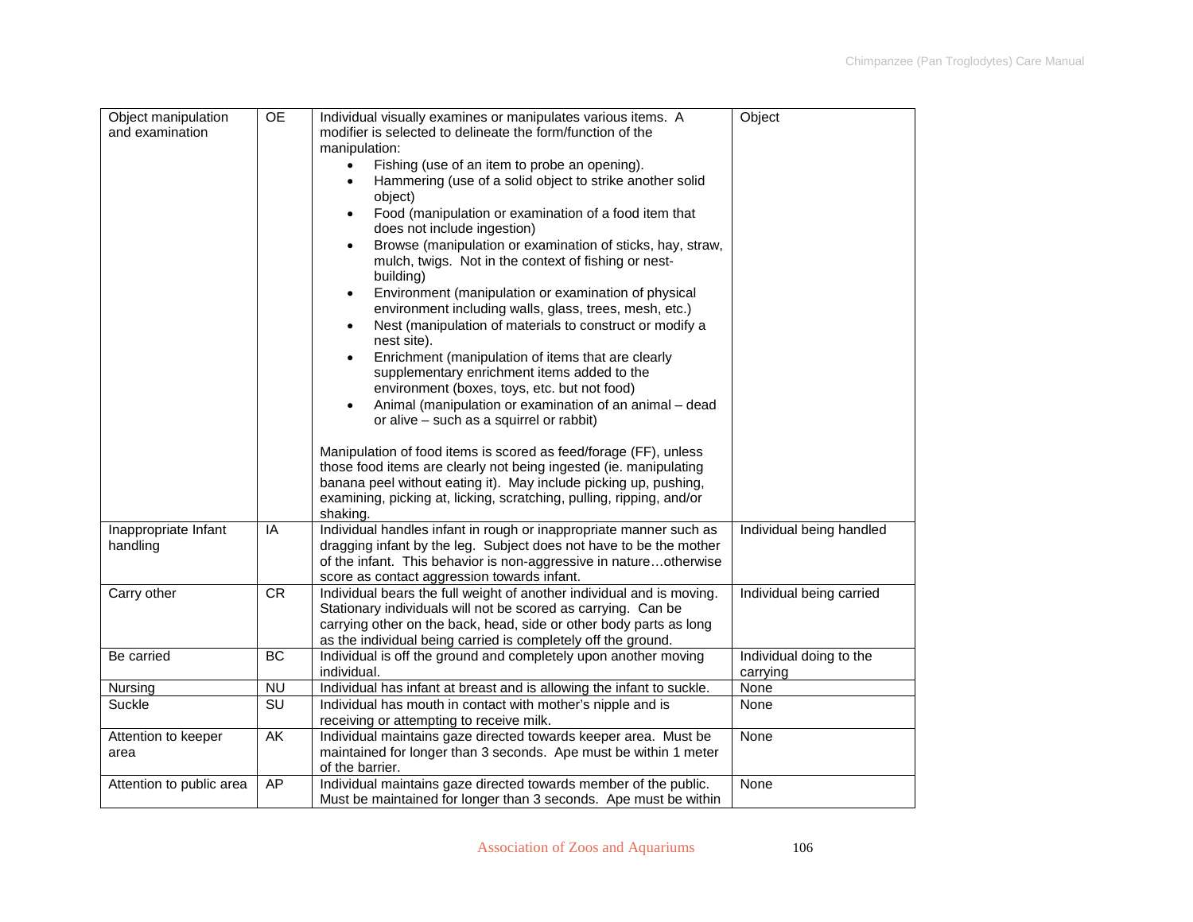| Object manipulation and examination | OE | Individual visually examines or manipulates various items. A modifier is selected to delineate the form/function of the manipulation:<br>• Fishing (use of an item to probe an opening).<br>• Hammering (use of a solid object to strike another solid object)<br>• Food (manipulation or examination of a food item that does not include ingestion)<br>• Browse (manipulation or examination of sticks, hay, straw, mulch, twigs. Not in the context of fishing or nest-building)<br>• Environment (manipulation or examination of physical environment including walls, glass, trees, mesh, etc.)<br>• Nest (manipulation of materials to construct or modify a nest site).<br>• Enrichment (manipulation of items that are clearly supplementary enrichment items added to the environment (boxes, toys, etc. but not food)<br>• Animal (manipulation or examination of an animal – dead or alive – such as a squirrel or rabbit)<br><br>Manipulation of food items is scored as feed/forage (FF), unless those food items are clearly not being ingested (ie. manipulating banana peel without eating it). May include picking up, pushing, examining, picking at, licking, scratching, pulling, ripping, and/or shaking. | Object |
|---|---|---|---|
| Inappropriate Infant handling | IA | Individual handles infant in rough or inappropriate manner such as dragging infant by the leg. Subject does not have to be the mother of the infant. This behavior is non-aggressive in nature…otherwise score as contact aggression towards infant. | Individual being handled |
| Carry other | CR | Individual bears the full weight of another individual and is moving. Stationary individuals will not be scored as carrying. Can be carrying other on the back, head, side or other body parts as long as the individual being carried is completely off the ground. | Individual being carried |
| Be carried | BC | Individual is off the ground and completely upon another moving individual. | Individual doing to the carrying |
| Nursing | NU | Individual has infant at breast and is allowing the infant to suckle. | None |
| Suckle | SU | Individual has mouth in contact with mother's nipple and is receiving or attempting to receive milk. | None |
| Attention to keeper area | AK | Individual maintains gaze directed towards keeper area. Must be maintained for longer than 3 seconds. Ape must be within 1 meter of the barrier. | None |
| Attention to public area | AP | Individual maintains gaze directed towards member of the public. Must be maintained for longer than 3 seconds. Ape must be within | None |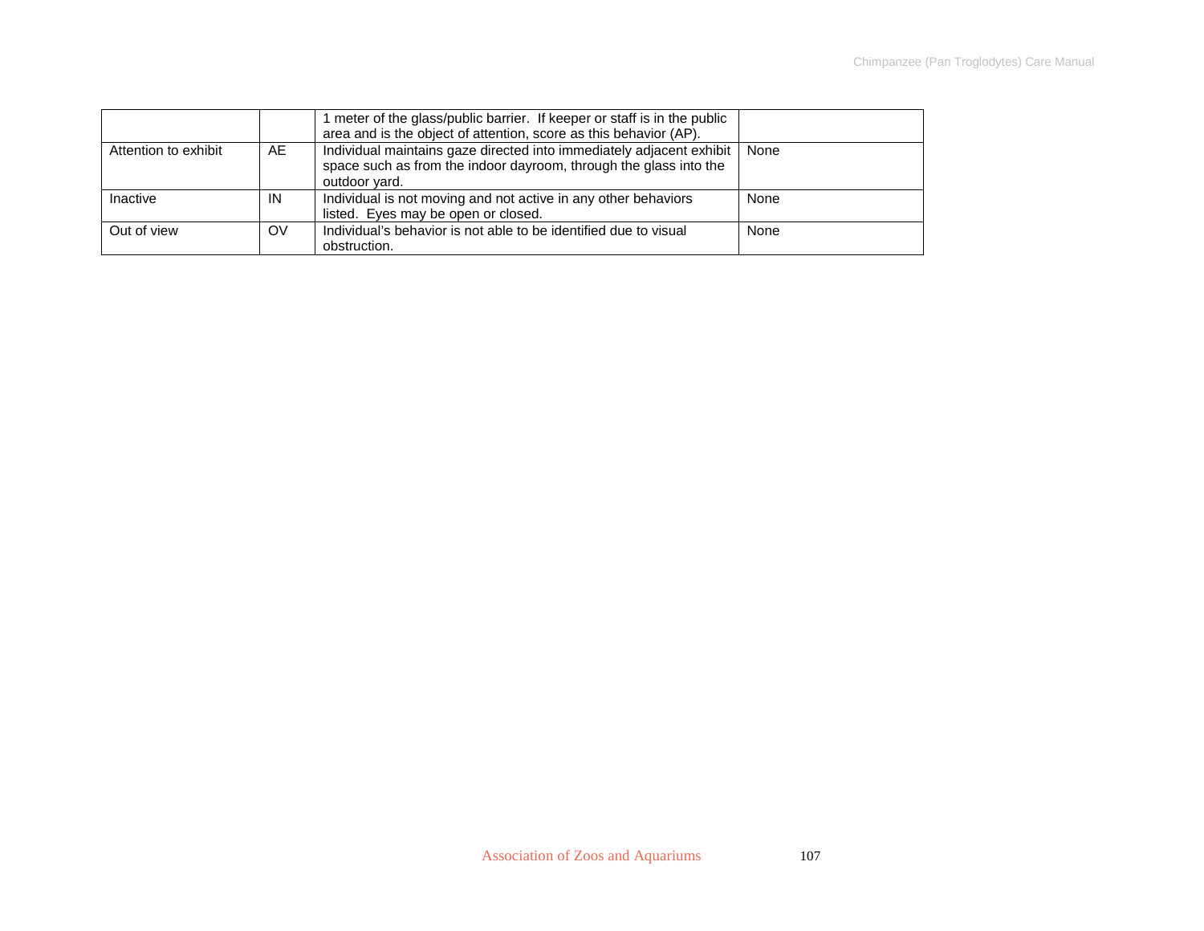| | | | |
|---|---|---|---|
| | | 1 meter of the glass/public barrier. If keeper or staff is in the public area and is the object of attention, score as this behavior (AP). | |
| Attention to exhibit | AE | Individual maintains gaze directed into immediately adjacent exhibit space such as from the indoor dayroom, through the glass into the outdoor yard. | None |
| Inactive | IN | Individual is not moving and not active in any other behaviors listed. Eyes may be open or closed. | None |
| Out of view | OV | Individual's behavior is not able to be identified due to visual obstruction. | None |